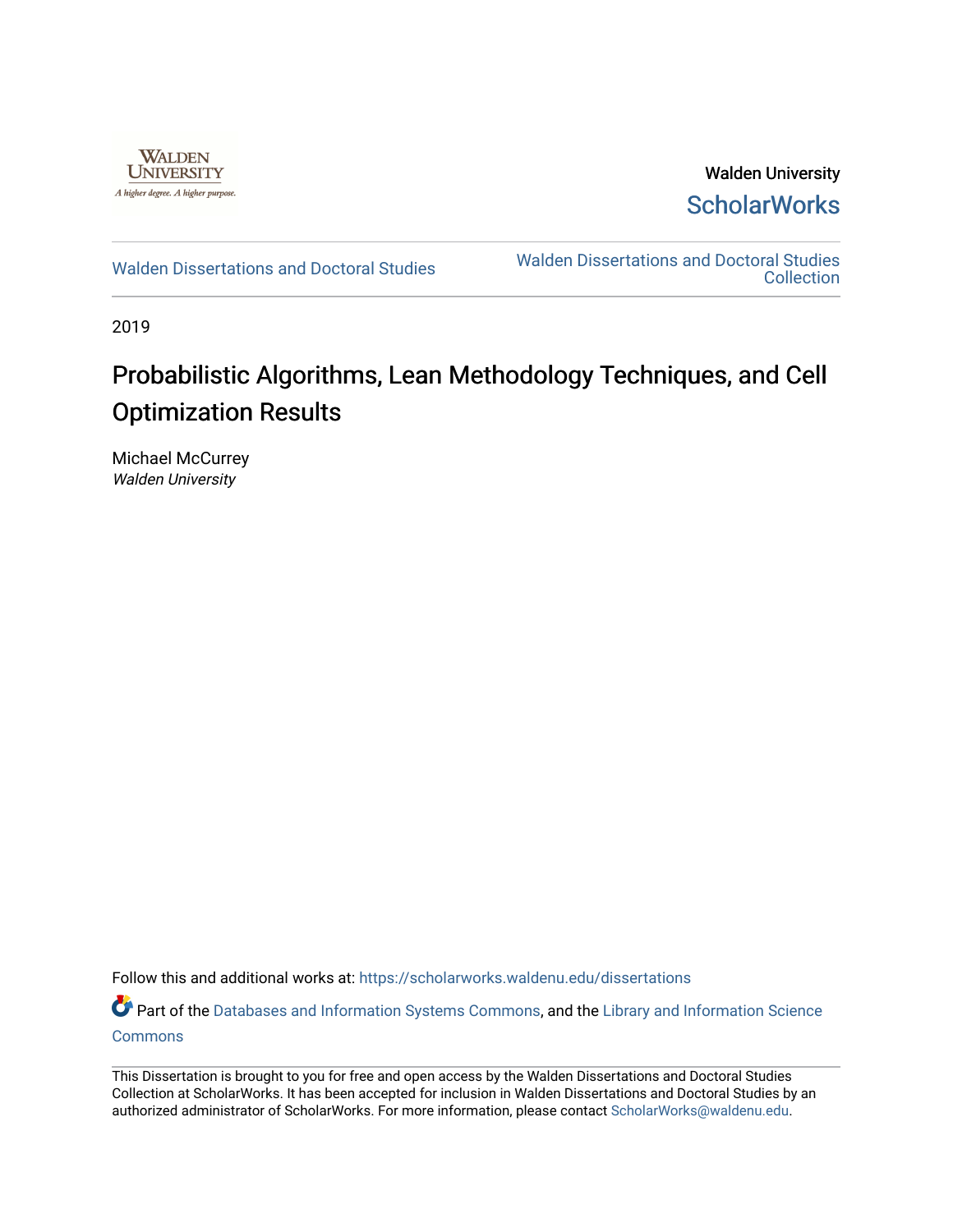Walden University

ScholarWorks

Walden Dissertations and Doctoral Studies

Walden Dissertations and Doctoral Studies Collection

2019

# Probabilistic Algorithms, Lean Methodology Techniques, and Cell Optimization Results

Michael McCurrey

*Walden University*

Follow this and additional works at: https://scholarworks.waldenu.edu/dissertations

Part of the Databases and Information Systems Commons, and the Library and Information Science Commons

This Dissertation is brought to you for free and open access by the Walden Dissertations and Doctoral Studies Collection at ScholarWorks. It has been accepted for inclusion in Walden Dissertations and Doctoral Studies by an authorized administrator of ScholarWorks. For more information, please contact ScholarWorks@waldenu.edu.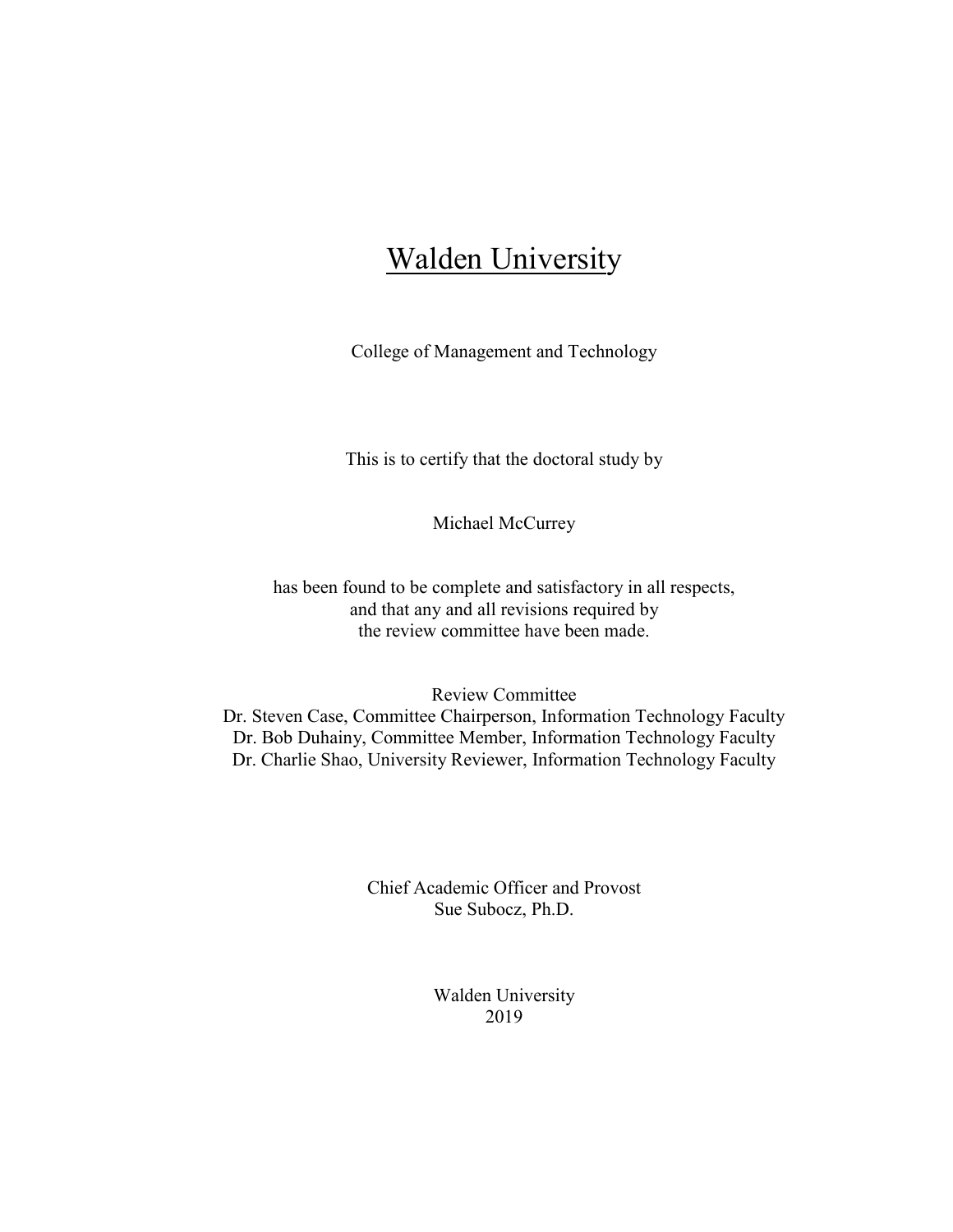# Walden University

College of Management and Technology

This is to certify that the doctoral study by

Michael McCurrey

has been found to be complete and satisfactory in all respects,
and that any and all revisions required by
the review committee have been made.

Review Committee
Dr. Steven Case, Committee Chairperson, Information Technology Faculty
Dr. Bob Duhainy, Committee Member, Information Technology Faculty
Dr. Charlie Shao, University Reviewer, Information Technology Faculty

Chief Academic Officer and Provost
Sue Subocz, Ph.D.

Walden University
2019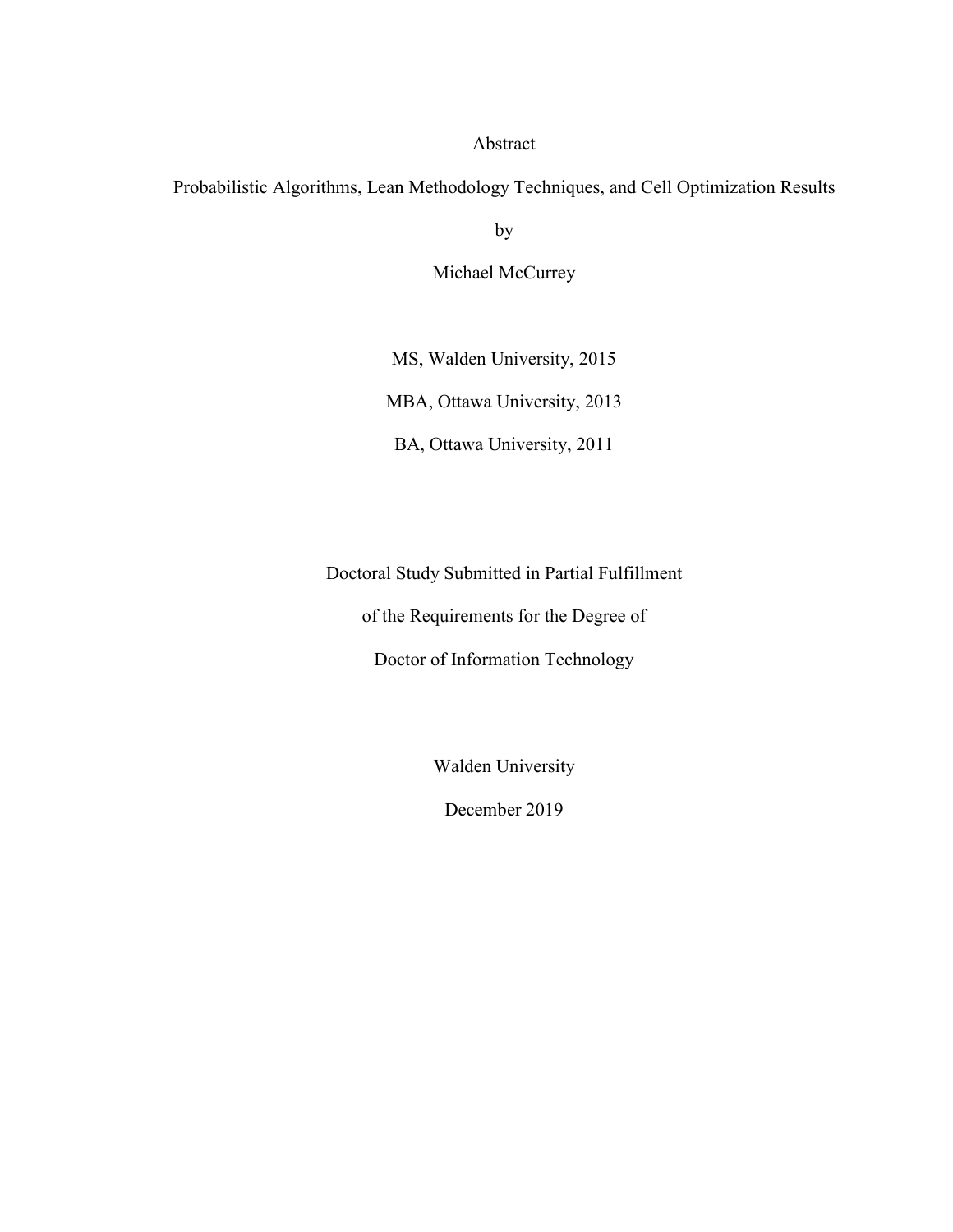Abstract

Probabilistic Algorithms, Lean Methodology Techniques, and Cell Optimization Results

by

Michael McCurrey

MS, Walden University, 2015

MBA, Ottawa University, 2013

BA, Ottawa University, 2011

Doctoral Study Submitted in Partial Fulfillment

of the Requirements for the Degree of

Doctor of Information Technology

Walden University

December 2019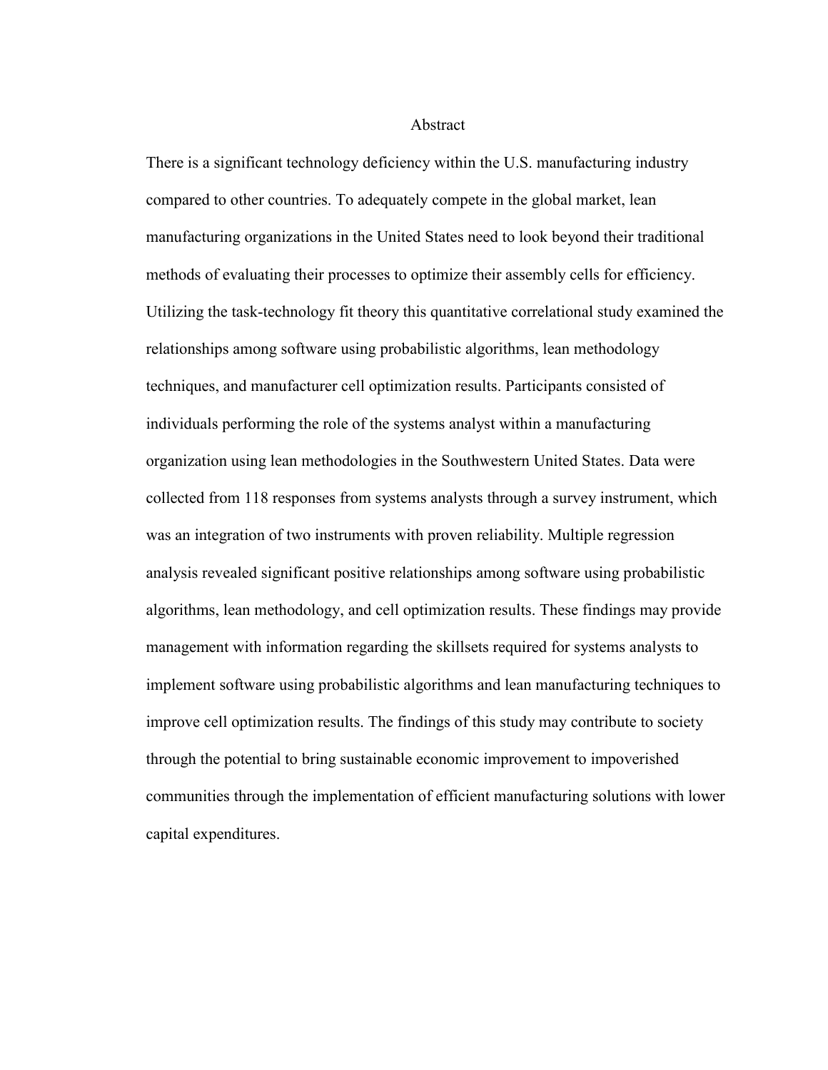# Abstract

There is a significant technology deficiency within the U.S. manufacturing industry compared to other countries. To adequately compete in the global market, lean manufacturing organizations in the United States need to look beyond their traditional methods of evaluating their processes to optimize their assembly cells for efficiency. Utilizing the task-technology fit theory this quantitative correlational study examined the relationships among software using probabilistic algorithms, lean methodology techniques, and manufacturer cell optimization results. Participants consisted of individuals performing the role of the systems analyst within a manufacturing organization using lean methodologies in the Southwestern United States. Data were collected from 118 responses from systems analysts through a survey instrument, which was an integration of two instruments with proven reliability. Multiple regression analysis revealed significant positive relationships among software using probabilistic algorithms, lean methodology, and cell optimization results. These findings may provide management with information regarding the skillsets required for systems analysts to implement software using probabilistic algorithms and lean manufacturing techniques to improve cell optimization results. The findings of this study may contribute to society through the potential to bring sustainable economic improvement to impoverished communities through the implementation of efficient manufacturing solutions with lower capital expenditures.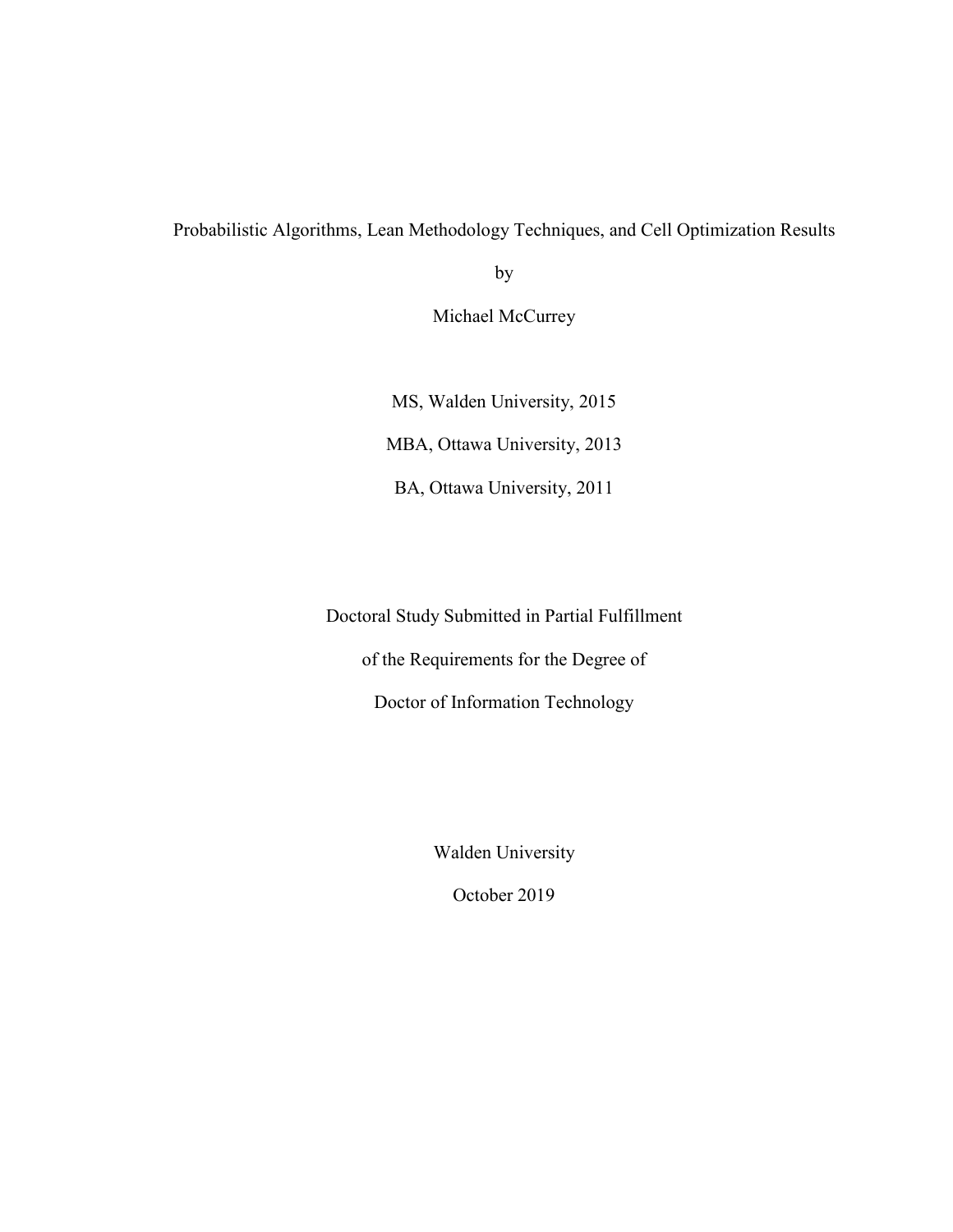# Probabilistic Algorithms, Lean Methodology Techniques, and Cell Optimization Results

by

Michael McCurrey

MS, Walden University, 2015

MBA, Ottawa University, 2013

BA, Ottawa University, 2011

Doctoral Study Submitted in Partial Fulfillment

of the Requirements for the Degree of

Doctor of Information Technology

Walden University

October 2019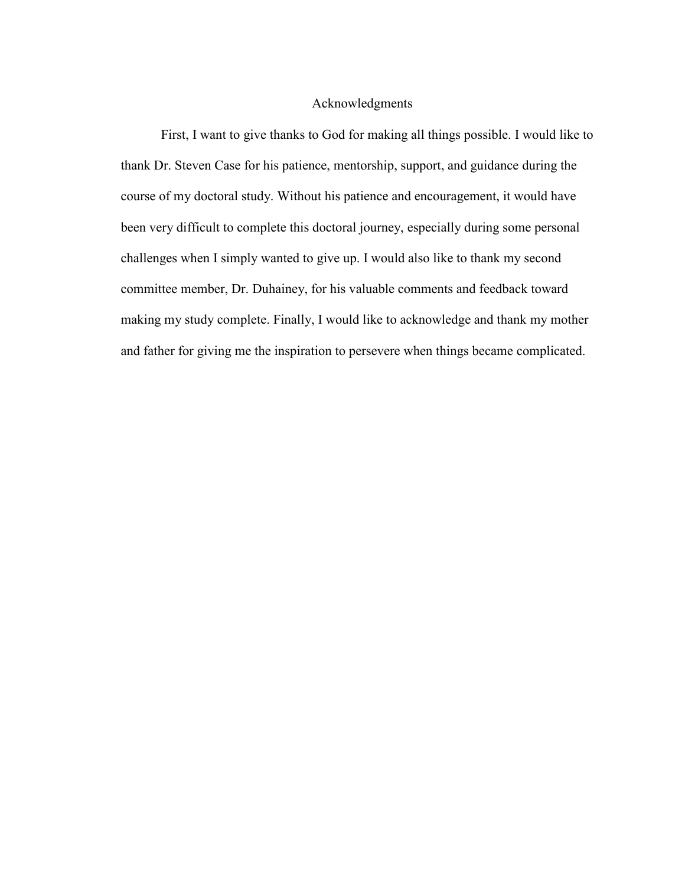# Acknowledgments

First, I want to give thanks to God for making all things possible. I would like to thank Dr. Steven Case for his patience, mentorship, support, and guidance during the course of my doctoral study. Without his patience and encouragement, it would have been very difficult to complete this doctoral journey, especially during some personal challenges when I simply wanted to give up. I would also like to thank my second committee member, Dr. Duhainey, for his valuable comments and feedback toward making my study complete. Finally, I would like to acknowledge and thank my mother and father for giving me the inspiration to persevere when things became complicated.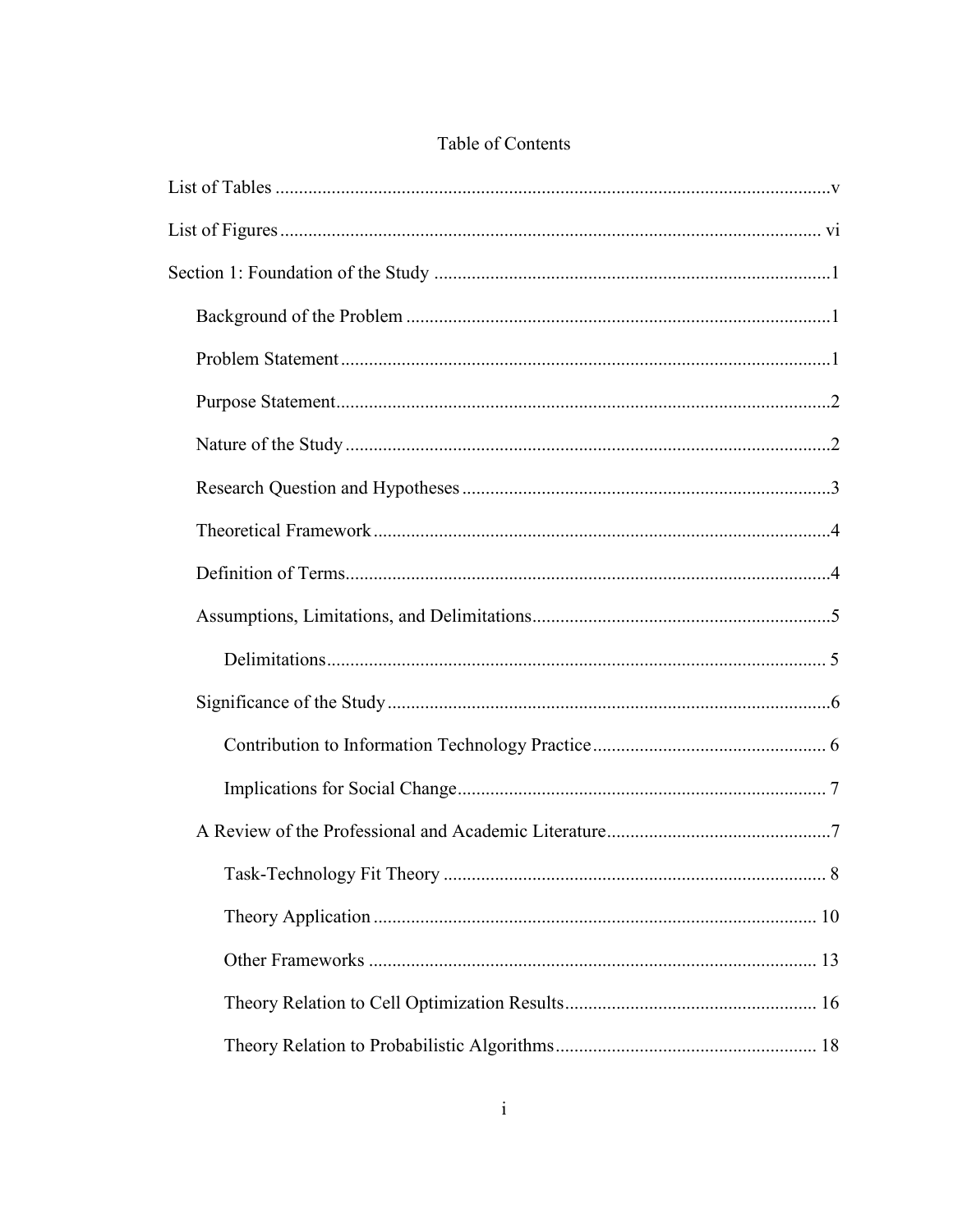# Table of Contents

List of Tables .......... v

List of Figures .......... vi

Section 1: Foundation of the Study .......... 1

- Background of the Problem .......... 1
- Problem Statement .......... 1
- Purpose Statement .......... 2
- Nature of the Study .......... 2
- Research Question and Hypotheses .......... 3
- Theoretical Framework .......... 4
- Definition of Terms .......... 4
- Assumptions, Limitations, and Delimitations .......... 5
  - Delimitations .......... 5
- Significance of the Study .......... 6
  - Contribution to Information Technology Practice .......... 6
  - Implications for Social Change .......... 7
- A Review of the Professional and Academic Literature .......... 7
  - Task-Technology Fit Theory .......... 8
  - Theory Application .......... 10
  - Other Frameworks .......... 13
  - Theory Relation to Cell Optimization Results .......... 16
  - Theory Relation to Probabilistic Algorithms .......... 18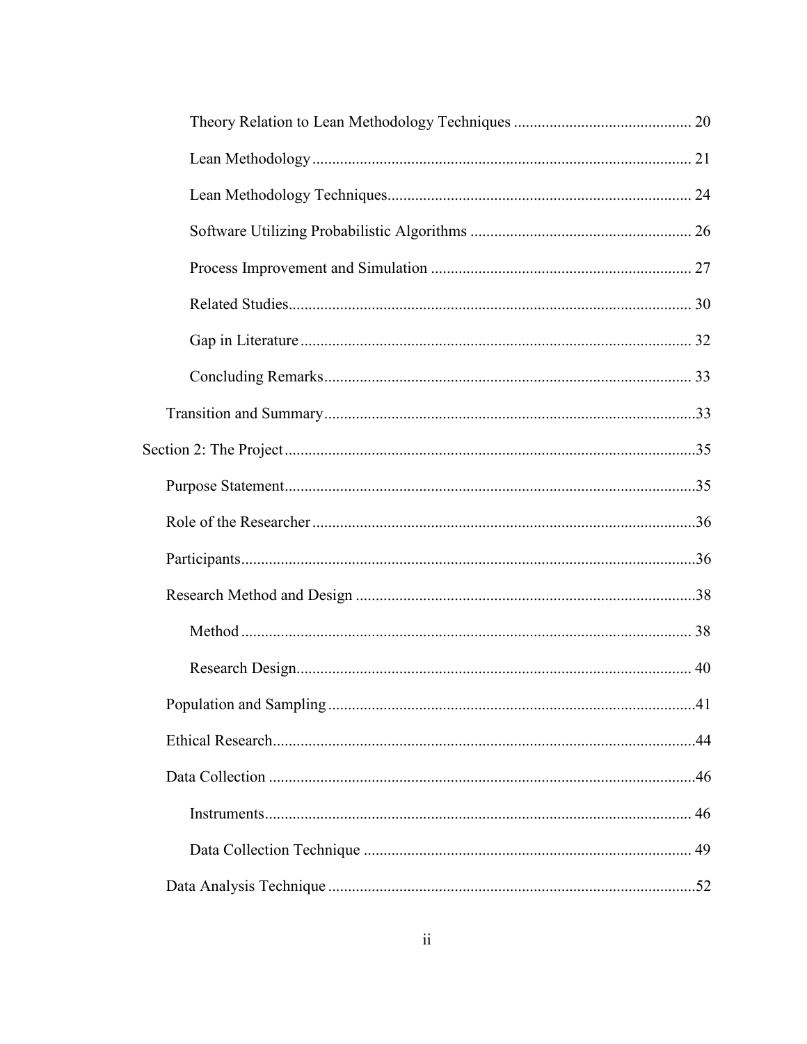Theory Relation to Lean Methodology Techniques ............................................ 20

Lean Methodology ............................................................................................ 21

Lean Methodology Techniques.......................................................................... 24

Software Utilizing Probabilistic Algorithms ...................................................... 26

Process Improvement and Simulation ................................................................ 27

Related Studies.................................................................................................... 30

Gap in Literature ................................................................................................ 32

Concluding Remarks........................................................................................... 33

Transition and Summary............................................................................................33

Section 2: The Project......................................................................................................35

Purpose Statement......................................................................................................35

Role of the Researcher................................................................................................36

Participants.................................................................................................................36

Research Method and Design ....................................................................................38

Method ................................................................................................................ 38

Research Design.................................................................................................. 40

Population and Sampling ...........................................................................................41

Ethical Research.........................................................................................................44

Data Collection ..........................................................................................................46

Instruments.......................................................................................................... 46

Data Collection Technique ................................................................................. 49

Data Analysis Technique ...........................................................................................52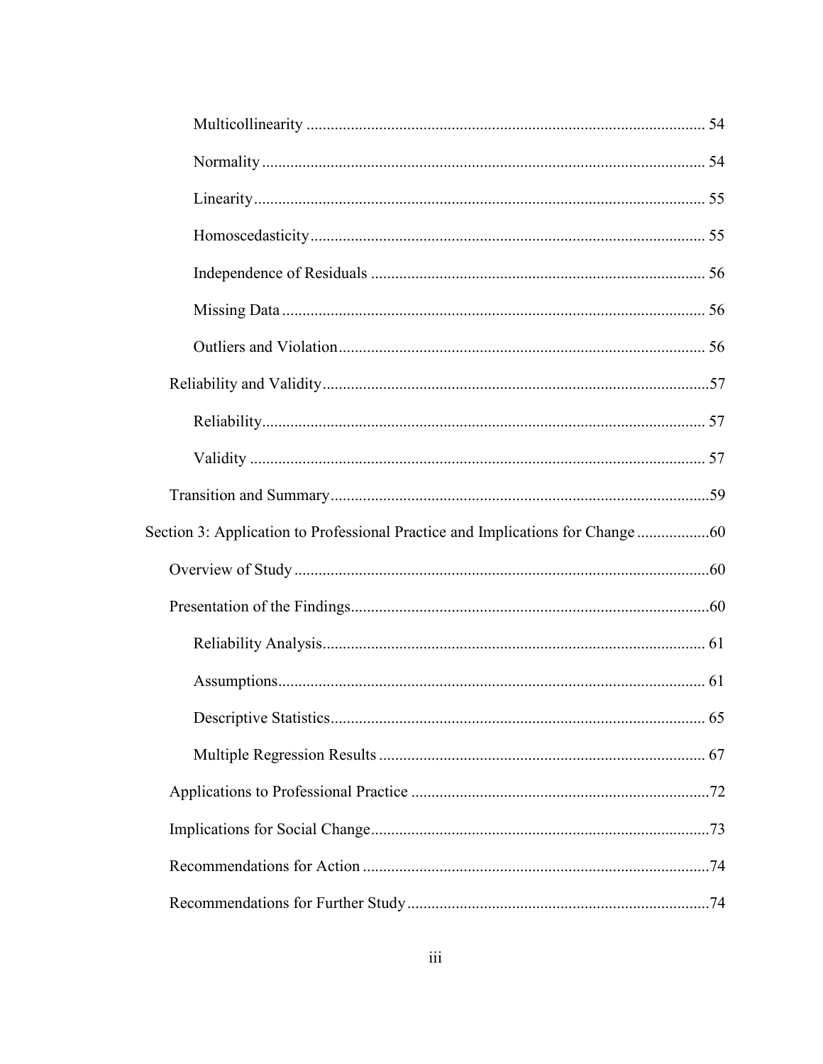Multicollinearity ........................................................................................ 54

Normality ..................................................................................................... 54

Linearity ...................................................................................................... 55

Homoscedasticity ........................................................................................ 55

Independence of Residuals .......................................................................... 56

Missing Data ................................................................................................ 56

Outliers and Violation .................................................................................. 56

Reliability and Validity ..................................................................................... 57

Reliability ..................................................................................................... 57

Validity ........................................................................................................ 57

Transition and Summary ................................................................................... 59

Section 3: Application to Professional Practice and Implications for Change .................. 60

Overview of Study ............................................................................................ 60

Presentation of the Findings .............................................................................. 60

Reliability Analysis ...................................................................................... 61

Assumptions ................................................................................................. 61

Descriptive Statistics .................................................................................... 65

Multiple Regression Results ......................................................................... 67

Applications to Professional Practice ............................................................... 72

Implications for Social Change ......................................................................... 73

Recommendations for Action ........................................................................... 74

Recommendations for Further Study ................................................................ 74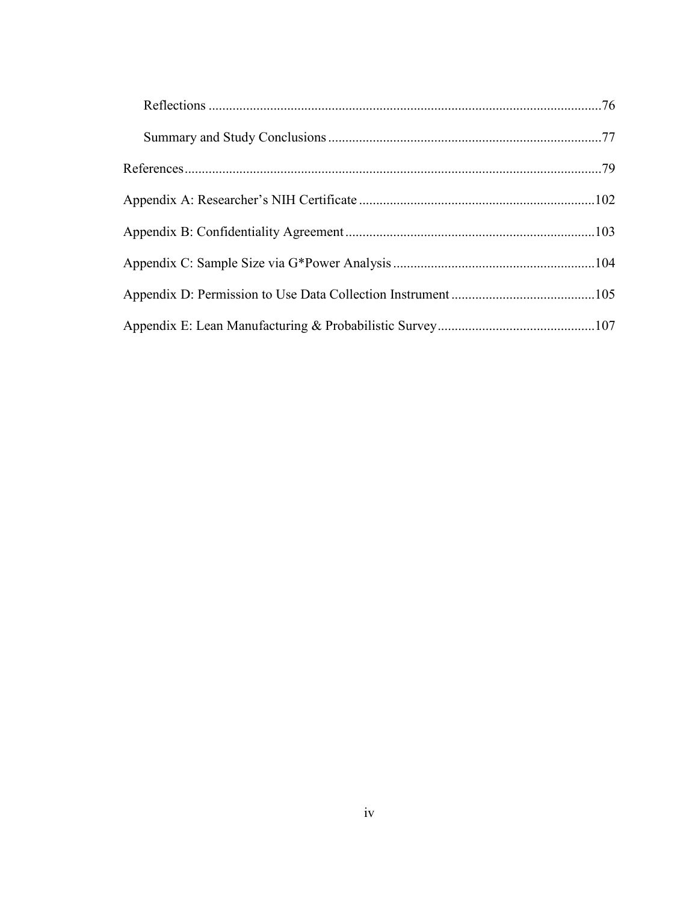Reflections ....................................................................................................................76

Summary and Study Conclusions ...............................................................................77

References..........................................................................................................................79

Appendix A: Researcher's NIH Certificate .....................................................................102

Appendix B: Confidentiality Agreement .........................................................................103

Appendix C: Sample Size via G*Power Analysis ............................................................104

Appendix D: Permission to Use Data Collection Instrument ..........................................105

Appendix E: Lean Manufacturing & Probabilistic Survey ..............................................107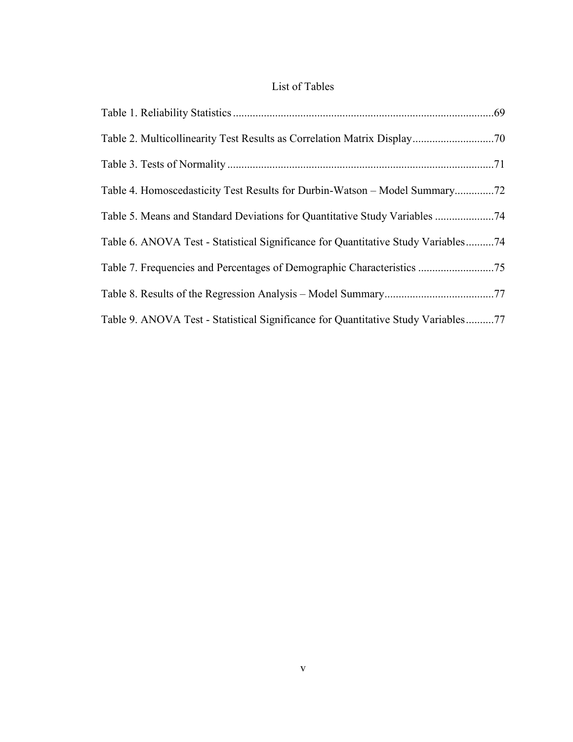# List of Tables

Table 1. Reliability Statistics ............................................................................................69

Table 2. Multicollinearity Test Results as Correlation Matrix Display.............................70

Table 3. Tests of Normality ..............................................................................................71

Table 4. Homoscedasticity Test Results for Durbin-Watson – Model Summary.............72

Table 5. Means and Standard Deviations for Quantitative Study Variables .....................74

Table 6. ANOVA Test - Statistical Significance for Quantitative Study Variables..........74

Table 7. Frequencies and Percentages of Demographic Characteristics ...........................75

Table 8. Results of the Regression Analysis – Model Summary......................................77

Table 9. ANOVA Test - Statistical Significance for Quantitative Study Variables..........77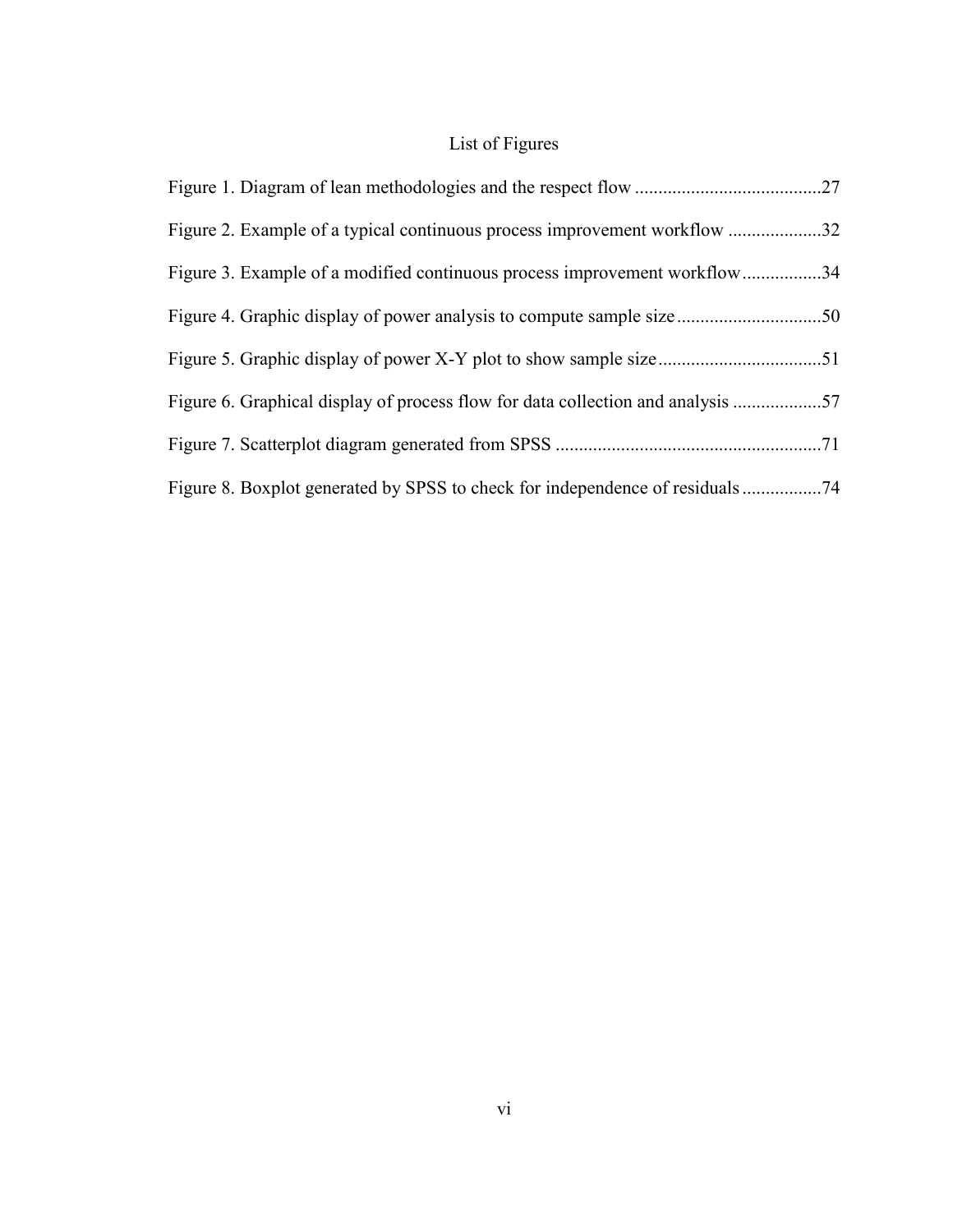# List of Figures

Figure 1. Diagram of lean methodologies and the respect flow ........................................27

Figure 2. Example of a typical continuous process improvement workflow ....................32

Figure 3. Example of a modified continuous process improvement workflow.................34

Figure 4. Graphic display of power analysis to compute sample size ...............................50

Figure 5. Graphic display of power X-Y plot to show sample size...................................51

Figure 6. Graphical display of process flow for data collection and analysis ...................57

Figure 7. Scatterplot diagram generated from SPSS .........................................................71

Figure 8. Boxplot generated by SPSS to check for independence of residuals .................74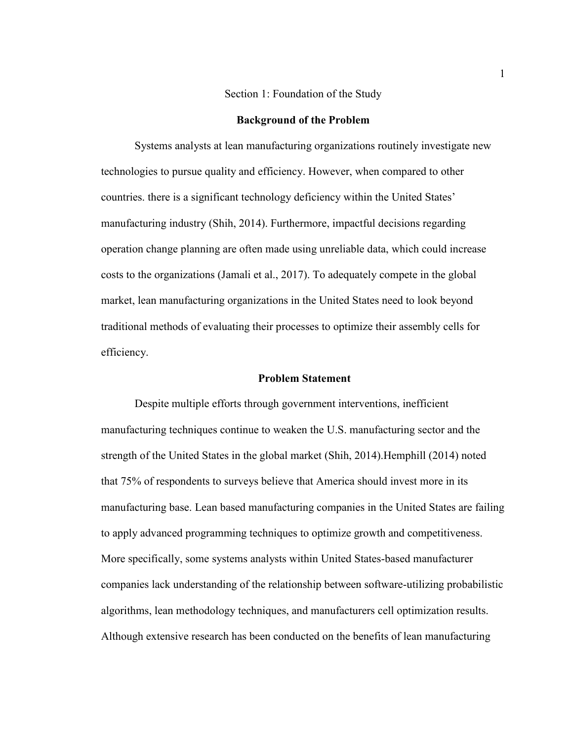# Section 1: Foundation of the Study

## Background of the Problem

Systems analysts at lean manufacturing organizations routinely investigate new technologies to pursue quality and efficiency. However, when compared to other countries. there is a significant technology deficiency within the United States' manufacturing industry (Shih, 2014). Furthermore, impactful decisions regarding operation change planning are often made using unreliable data, which could increase costs to the organizations (Jamali et al., 2017). To adequately compete in the global market, lean manufacturing organizations in the United States need to look beyond traditional methods of evaluating their processes to optimize their assembly cells for efficiency.

## Problem Statement

Despite multiple efforts through government interventions, inefficient manufacturing techniques continue to weaken the U.S. manufacturing sector and the strength of the United States in the global market (Shih, 2014).Hemphill (2014) noted that 75% of respondents to surveys believe that America should invest more in its manufacturing base. Lean based manufacturing companies in the United States are failing to apply advanced programming techniques to optimize growth and competitiveness. More specifically, some systems analysts within United States-based manufacturer companies lack understanding of the relationship between software-utilizing probabilistic algorithms, lean methodology techniques, and manufacturers cell optimization results. Although extensive research has been conducted on the benefits of lean manufacturing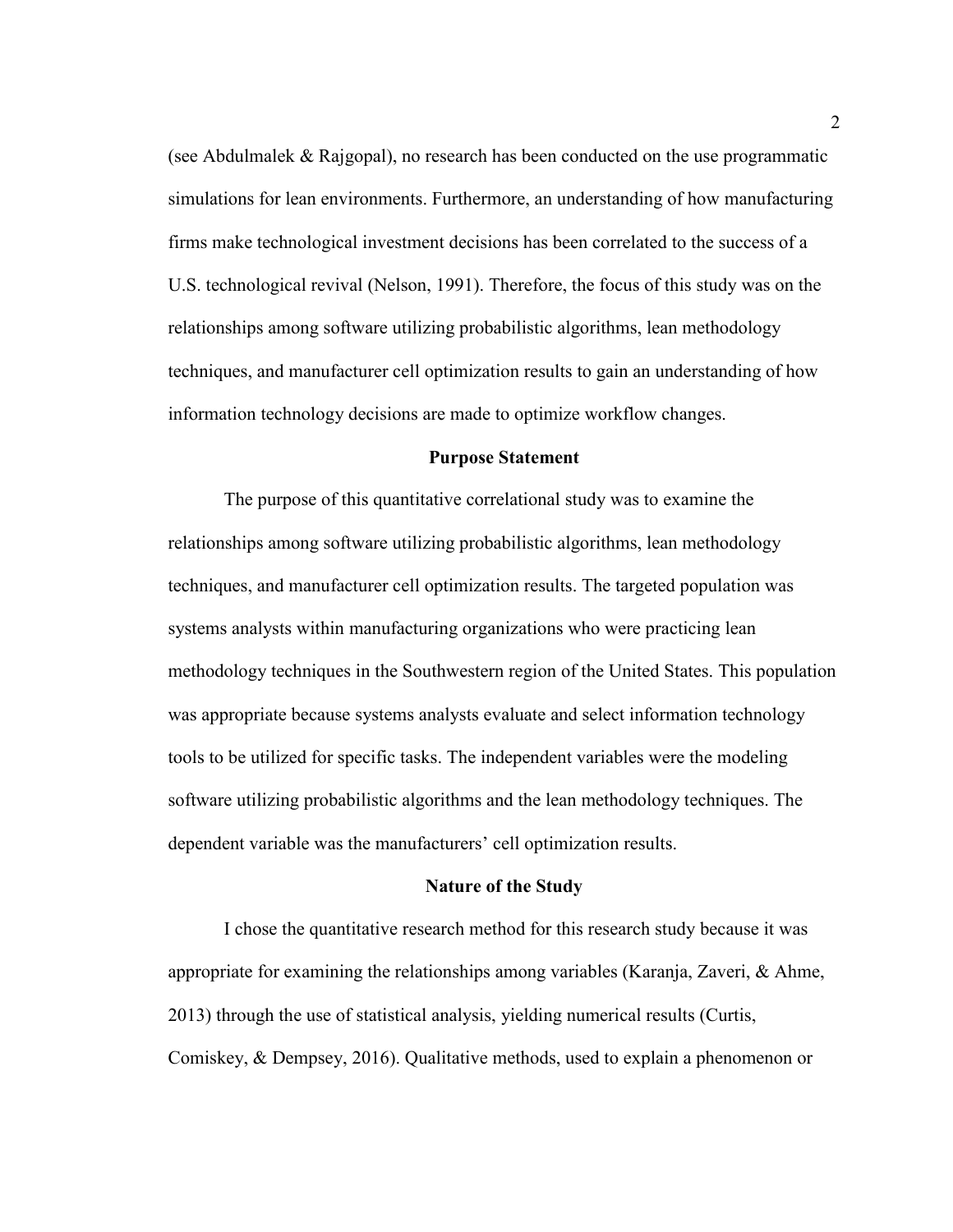(see Abdulmalek & Rajgopal), no research has been conducted on the use programmatic simulations for lean environments. Furthermore, an understanding of how manufacturing firms make technological investment decisions has been correlated to the success of a U.S. technological revival (Nelson, 1991). Therefore, the focus of this study was on the relationships among software utilizing probabilistic algorithms, lean methodology techniques, and manufacturer cell optimization results to gain an understanding of how information technology decisions are made to optimize workflow changes.

## Purpose Statement

The purpose of this quantitative correlational study was to examine the relationships among software utilizing probabilistic algorithms, lean methodology techniques, and manufacturer cell optimization results. The targeted population was systems analysts within manufacturing organizations who were practicing lean methodology techniques in the Southwestern region of the United States. This population was appropriate because systems analysts evaluate and select information technology tools to be utilized for specific tasks. The independent variables were the modeling software utilizing probabilistic algorithms and the lean methodology techniques. The dependent variable was the manufacturers' cell optimization results.

## Nature of the Study

I chose the quantitative research method for this research study because it was appropriate for examining the relationships among variables (Karanja, Zaveri, & Ahme, 2013) through the use of statistical analysis, yielding numerical results (Curtis, Comiskey, & Dempsey, 2016). Qualitative methods, used to explain a phenomenon or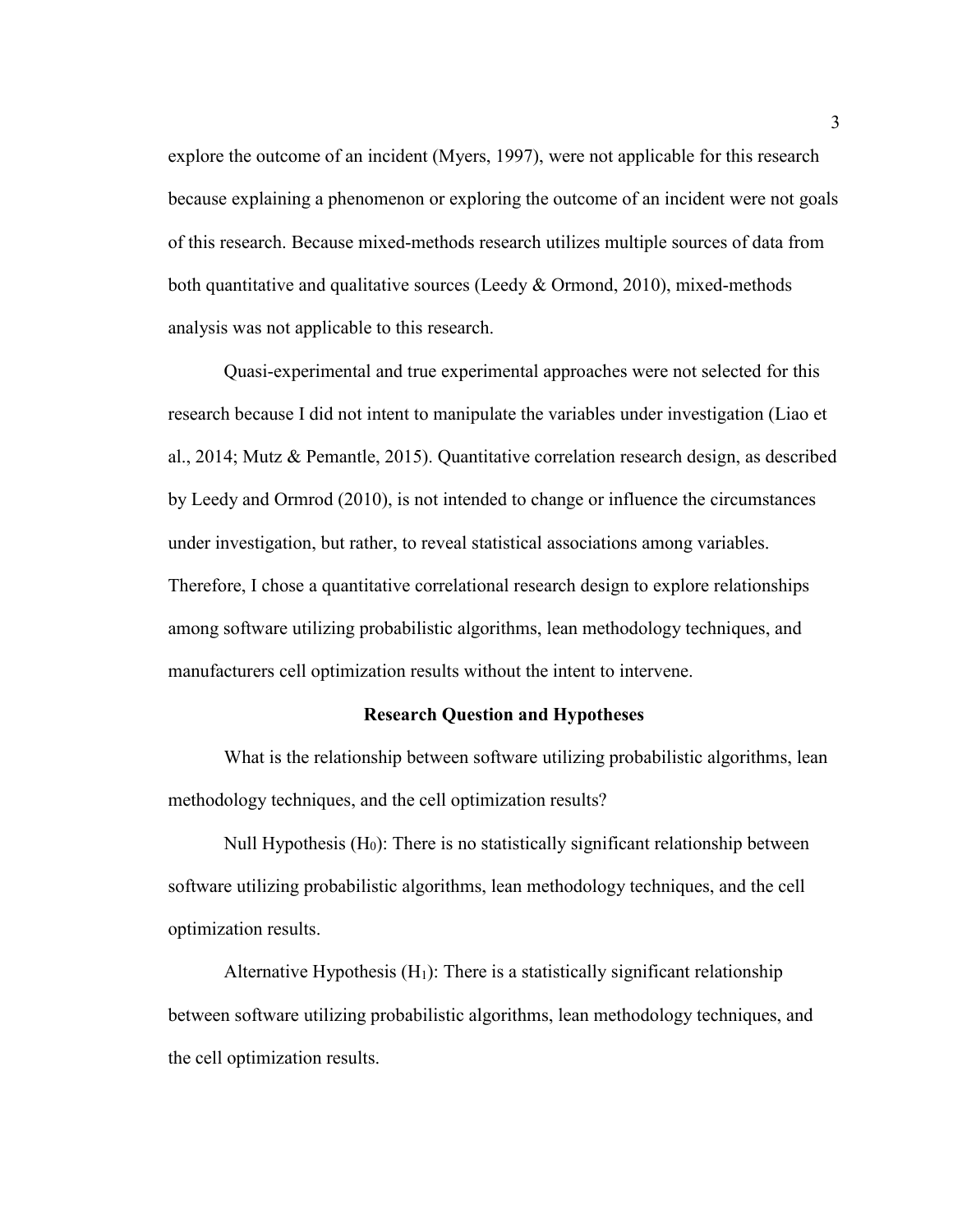explore the outcome of an incident (Myers, 1997), were not applicable for this research because explaining a phenomenon or exploring the outcome of an incident were not goals of this research. Because mixed-methods research utilizes multiple sources of data from both quantitative and qualitative sources (Leedy & Ormond, 2010), mixed-methods analysis was not applicable to this research.

Quasi-experimental and true experimental approaches were not selected for this research because I did not intent to manipulate the variables under investigation (Liao et al., 2014; Mutz & Pemantle, 2015). Quantitative correlation research design, as described by Leedy and Ormrod (2010), is not intended to change or influence the circumstances under investigation, but rather, to reveal statistical associations among variables. Therefore, I chose a quantitative correlational research design to explore relationships among software utilizing probabilistic algorithms, lean methodology techniques, and manufacturers cell optimization results without the intent to intervene.

## Research Question and Hypotheses

What is the relationship between software utilizing probabilistic algorithms, lean methodology techniques, and the cell optimization results?

Null Hypothesis ($H_0$): There is no statistically significant relationship between software utilizing probabilistic algorithms, lean methodology techniques, and the cell optimization results.

Alternative Hypothesis ($H_1$): There is a statistically significant relationship between software utilizing probabilistic algorithms, lean methodology techniques, and the cell optimization results.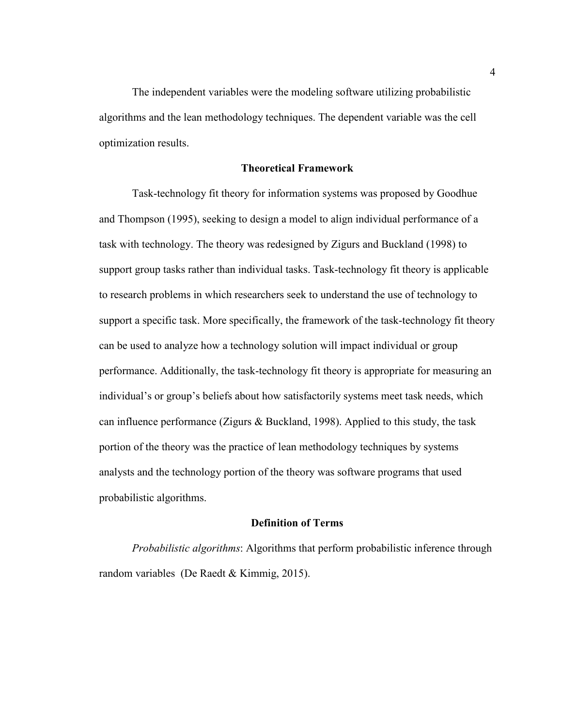The independent variables were the modeling software utilizing probabilistic algorithms and the lean methodology techniques. The dependent variable was the cell optimization results.

## Theoretical Framework

Task-technology fit theory for information systems was proposed by Goodhue and Thompson (1995), seeking to design a model to align individual performance of a task with technology. The theory was redesigned by Zigurs and Buckland (1998) to support group tasks rather than individual tasks. Task-technology fit theory is applicable to research problems in which researchers seek to understand the use of technology to support a specific task. More specifically, the framework of the task-technology fit theory can be used to analyze how a technology solution will impact individual or group performance. Additionally, the task-technology fit theory is appropriate for measuring an individual's or group's beliefs about how satisfactorily systems meet task needs, which can influence performance (Zigurs & Buckland, 1998). Applied to this study, the task portion of the theory was the practice of lean methodology techniques by systems analysts and the technology portion of the theory was software programs that used probabilistic algorithms.

## Definition of Terms

*Probabilistic algorithms*: Algorithms that perform probabilistic inference through random variables (De Raedt & Kimmig, 2015).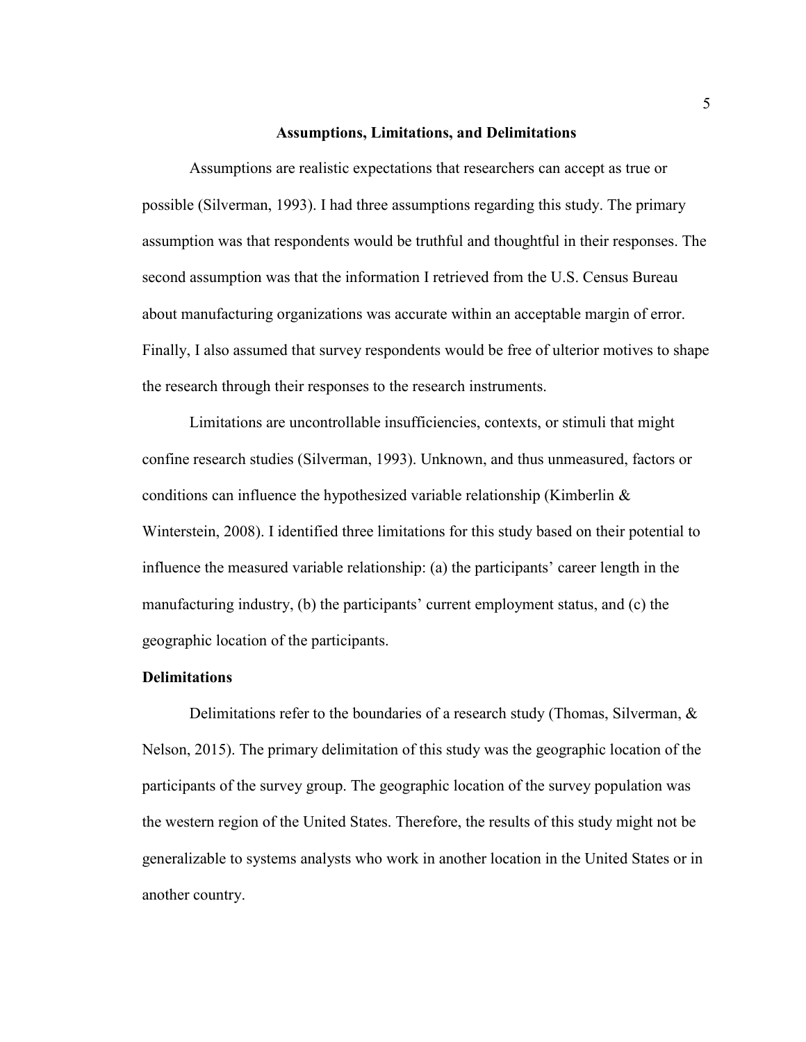## Assumptions, Limitations, and Delimitations

Assumptions are realistic expectations that researchers can accept as true or possible (Silverman, 1993). I had three assumptions regarding this study. The primary assumption was that respondents would be truthful and thoughtful in their responses. The second assumption was that the information I retrieved from the U.S. Census Bureau about manufacturing organizations was accurate within an acceptable margin of error. Finally, I also assumed that survey respondents would be free of ulterior motives to shape the research through their responses to the research instruments.

Limitations are uncontrollable insufficiencies, contexts, or stimuli that might confine research studies (Silverman, 1993). Unknown, and thus unmeasured, factors or conditions can influence the hypothesized variable relationship (Kimberlin & Winterstein, 2008). I identified three limitations for this study based on their potential to influence the measured variable relationship: (a) the participants' career length in the manufacturing industry, (b) the participants' current employment status, and (c) the geographic location of the participants.

### Delimitations

Delimitations refer to the boundaries of a research study (Thomas, Silverman, & Nelson, 2015). The primary delimitation of this study was the geographic location of the participants of the survey group. The geographic location of the survey population was the western region of the United States. Therefore, the results of this study might not be generalizable to systems analysts who work in another location in the United States or in another country.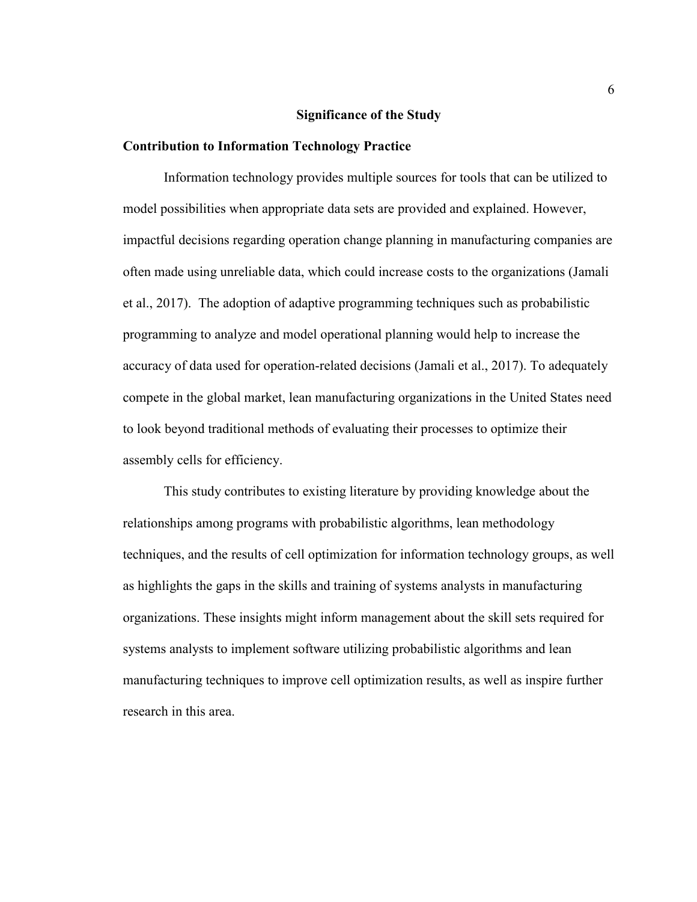## Significance of the Study

### Contribution to Information Technology Practice

Information technology provides multiple sources for tools that can be utilized to model possibilities when appropriate data sets are provided and explained. However, impactful decisions regarding operation change planning in manufacturing companies are often made using unreliable data, which could increase costs to the organizations (Jamali et al., 2017). The adoption of adaptive programming techniques such as probabilistic programming to analyze and model operational planning would help to increase the accuracy of data used for operation-related decisions (Jamali et al., 2017). To adequately compete in the global market, lean manufacturing organizations in the United States need to look beyond traditional methods of evaluating their processes to optimize their assembly cells for efficiency.

This study contributes to existing literature by providing knowledge about the relationships among programs with probabilistic algorithms, lean methodology techniques, and the results of cell optimization for information technology groups, as well as highlights the gaps in the skills and training of systems analysts in manufacturing organizations. These insights might inform management about the skill sets required for systems analysts to implement software utilizing probabilistic algorithms and lean manufacturing techniques to improve cell optimization results, as well as inspire further research in this area.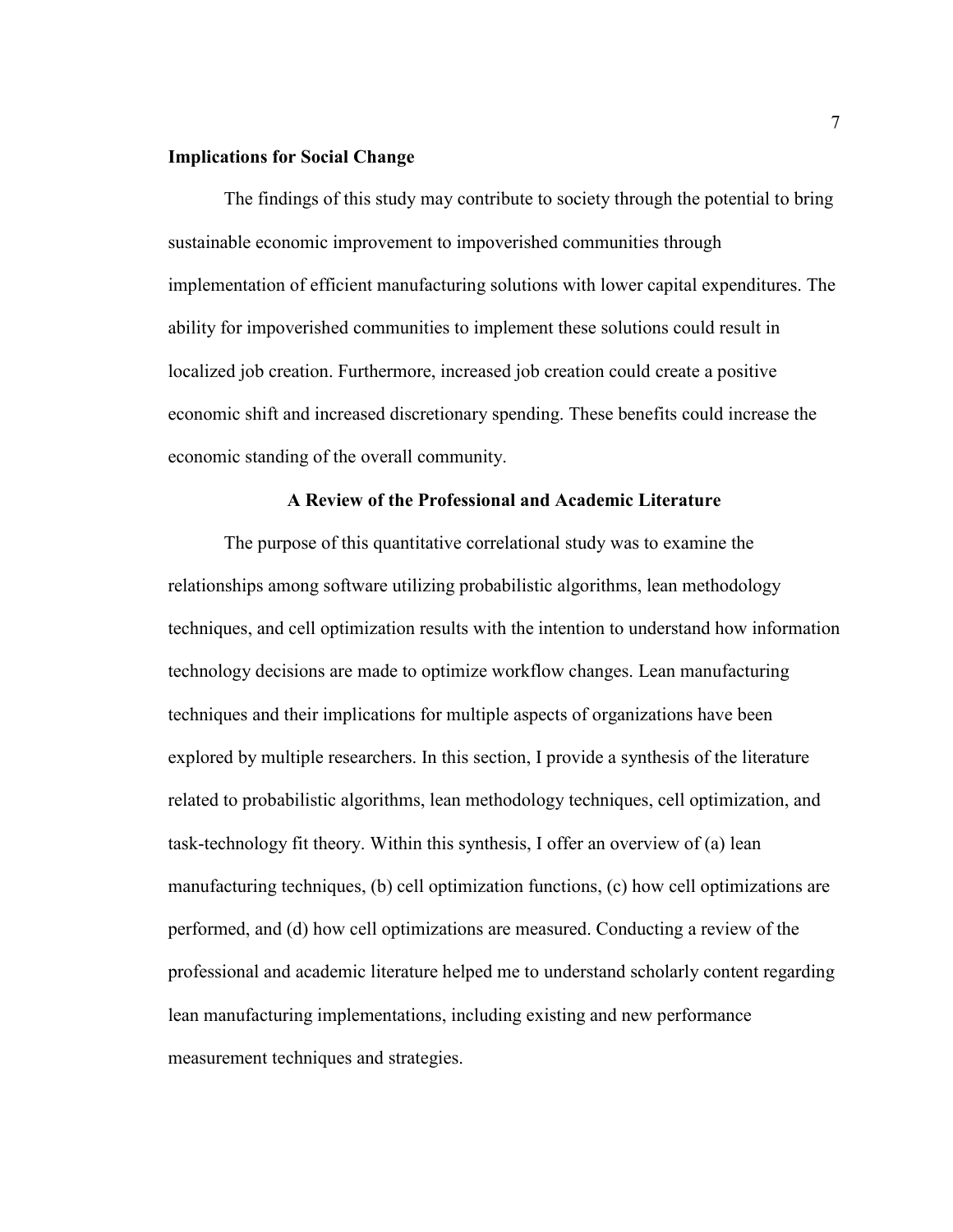### Implications for Social Change

The findings of this study may contribute to society through the potential to bring sustainable economic improvement to impoverished communities through implementation of efficient manufacturing solutions with lower capital expenditures. The ability for impoverished communities to implement these solutions could result in localized job creation. Furthermore, increased job creation could create a positive economic shift and increased discretionary spending. These benefits could increase the economic standing of the overall community.

## A Review of the Professional and Academic Literature

The purpose of this quantitative correlational study was to examine the relationships among software utilizing probabilistic algorithms, lean methodology techniques, and cell optimization results with the intention to understand how information technology decisions are made to optimize workflow changes. Lean manufacturing techniques and their implications for multiple aspects of organizations have been explored by multiple researchers. In this section, I provide a synthesis of the literature related to probabilistic algorithms, lean methodology techniques, cell optimization, and task-technology fit theory. Within this synthesis, I offer an overview of (a) lean manufacturing techniques, (b) cell optimization functions, (c) how cell optimizations are performed, and (d) how cell optimizations are measured. Conducting a review of the professional and academic literature helped me to understand scholarly content regarding lean manufacturing implementations, including existing and new performance measurement techniques and strategies.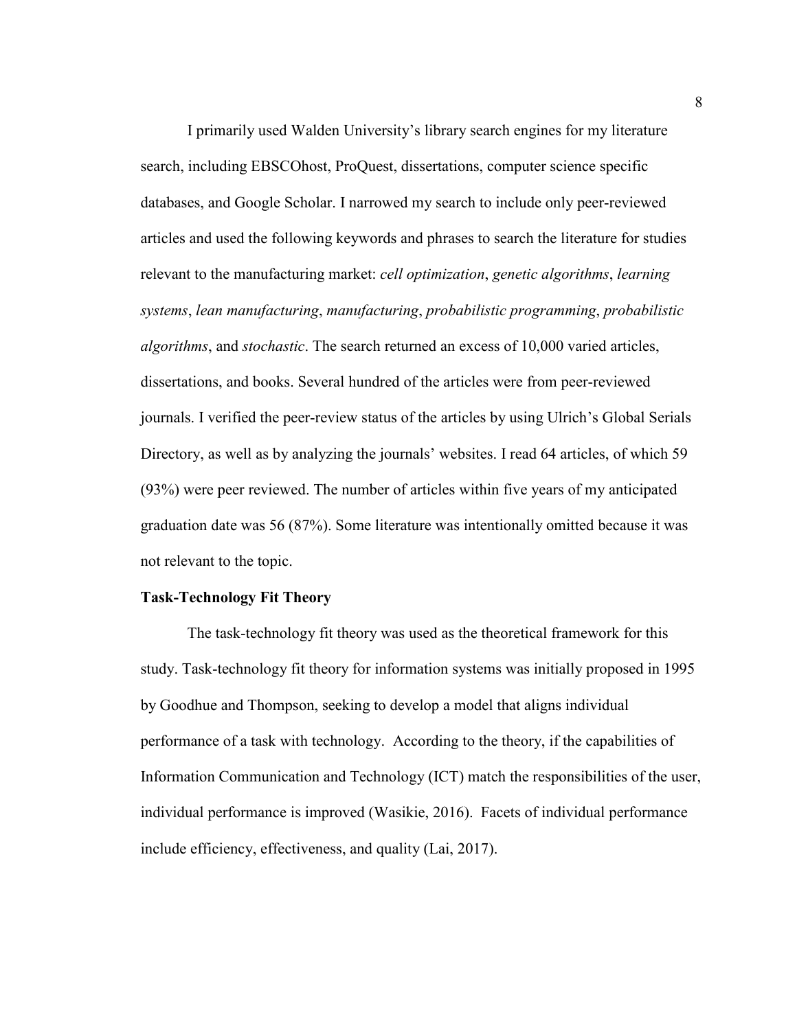I primarily used Walden University's library search engines for my literature search, including EBSCOhost, ProQuest, dissertations, computer science specific databases, and Google Scholar. I narrowed my search to include only peer-reviewed articles and used the following keywords and phrases to search the literature for studies relevant to the manufacturing market: *cell optimization*, *genetic algorithms*, *learning systems*, *lean manufacturing*, *manufacturing*, *probabilistic programming*, *probabilistic algorithms*, and *stochastic*. The search returned an excess of 10,000 varied articles, dissertations, and books. Several hundred of the articles were from peer-reviewed journals. I verified the peer-review status of the articles by using Ulrich's Global Serials Directory, as well as by analyzing the journals' websites. I read 64 articles, of which 59 (93%) were peer reviewed. The number of articles within five years of my anticipated graduation date was 56 (87%). Some literature was intentionally omitted because it was not relevant to the topic.

### Task-Technology Fit Theory

The task-technology fit theory was used as the theoretical framework for this study. Task-technology fit theory for information systems was initially proposed in 1995 by Goodhue and Thompson, seeking to develop a model that aligns individual performance of a task with technology. According to the theory, if the capabilities of Information Communication and Technology (ICT) match the responsibilities of the user, individual performance is improved (Wasikie, 2016). Facets of individual performance include efficiency, effectiveness, and quality (Lai, 2017).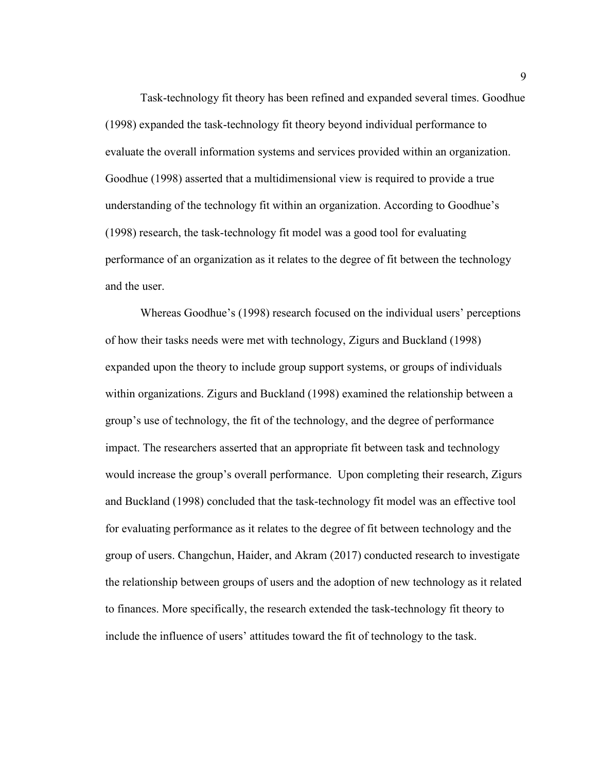Task-technology fit theory has been refined and expanded several times. Goodhue (1998) expanded the task-technology fit theory beyond individual performance to evaluate the overall information systems and services provided within an organization. Goodhue (1998) asserted that a multidimensional view is required to provide a true understanding of the technology fit within an organization. According to Goodhue's (1998) research, the task-technology fit model was a good tool for evaluating performance of an organization as it relates to the degree of fit between the technology and the user.

Whereas Goodhue's (1998) research focused on the individual users' perceptions of how their tasks needs were met with technology, Zigurs and Buckland (1998) expanded upon the theory to include group support systems, or groups of individuals within organizations. Zigurs and Buckland (1998) examined the relationship between a group's use of technology, the fit of the technology, and the degree of performance impact. The researchers asserted that an appropriate fit between task and technology would increase the group's overall performance. Upon completing their research, Zigurs and Buckland (1998) concluded that the task-technology fit model was an effective tool for evaluating performance as it relates to the degree of fit between technology and the group of users. Changchun, Haider, and Akram (2017) conducted research to investigate the relationship between groups of users and the adoption of new technology as it related to finances. More specifically, the research extended the task-technology fit theory to include the influence of users' attitudes toward the fit of technology to the task.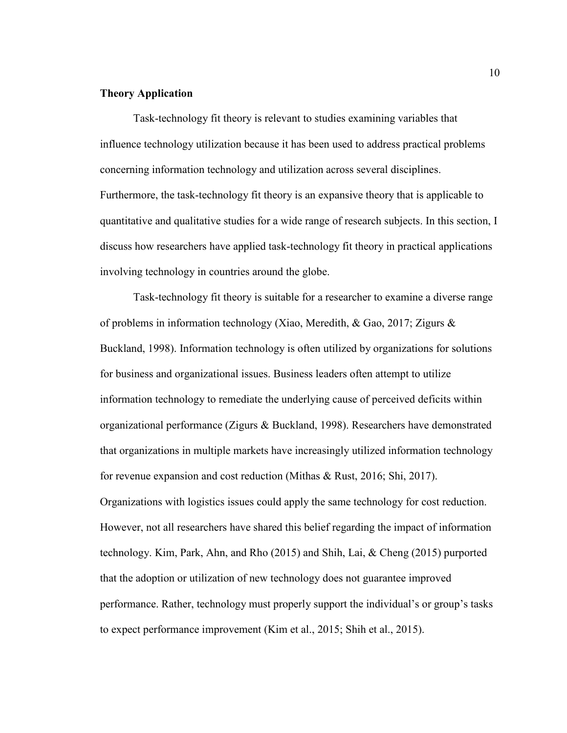**Theory Application**

Task-technology fit theory is relevant to studies examining variables that influence technology utilization because it has been used to address practical problems concerning information technology and utilization across several disciplines. Furthermore, the task-technology fit theory is an expansive theory that is applicable to quantitative and qualitative studies for a wide range of research subjects. In this section, I discuss how researchers have applied task-technology fit theory in practical applications involving technology in countries around the globe.

Task-technology fit theory is suitable for a researcher to examine a diverse range of problems in information technology (Xiao, Meredith, & Gao, 2017; Zigurs & Buckland, 1998). Information technology is often utilized by organizations for solutions for business and organizational issues. Business leaders often attempt to utilize information technology to remediate the underlying cause of perceived deficits within organizational performance (Zigurs & Buckland, 1998). Researchers have demonstrated that organizations in multiple markets have increasingly utilized information technology for revenue expansion and cost reduction (Mithas & Rust, 2016; Shi, 2017). Organizations with logistics issues could apply the same technology for cost reduction. However, not all researchers have shared this belief regarding the impact of information technology. Kim, Park, Ahn, and Rho (2015) and Shih, Lai, & Cheng (2015) purported that the adoption or utilization of new technology does not guarantee improved performance. Rather, technology must properly support the individual's or group's tasks to expect performance improvement (Kim et al., 2015; Shih et al., 2015).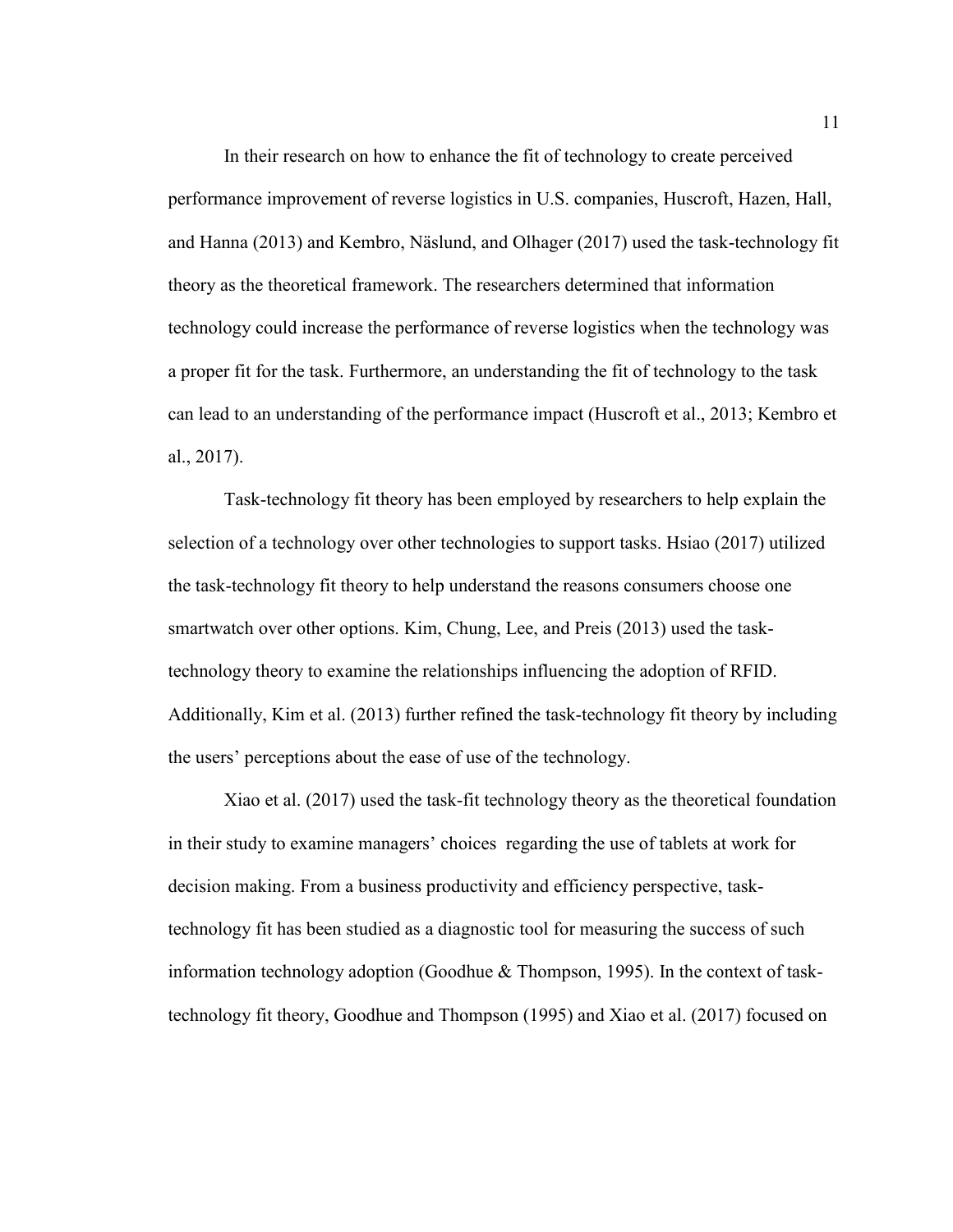In their research on how to enhance the fit of technology to create perceived performance improvement of reverse logistics in U.S. companies, Huscroft, Hazen, Hall, and Hanna (2013) and Kembro, Näslund, and Olhager (2017) used the task-technology fit theory as the theoretical framework. The researchers determined that information technology could increase the performance of reverse logistics when the technology was a proper fit for the task. Furthermore, an understanding the fit of technology to the task can lead to an understanding of the performance impact (Huscroft et al., 2013; Kembro et al., 2017).

Task-technology fit theory has been employed by researchers to help explain the selection of a technology over other technologies to support tasks. Hsiao (2017) utilized the task-technology fit theory to help understand the reasons consumers choose one smartwatch over other options. Kim, Chung, Lee, and Preis (2013) used the task-technology theory to examine the relationships influencing the adoption of RFID. Additionally, Kim et al. (2013) further refined the task-technology fit theory by including the users' perceptions about the ease of use of the technology.

Xiao et al. (2017) used the task-fit technology theory as the theoretical foundation in their study to examine managers' choices regarding the use of tablets at work for decision making. From a business productivity and efficiency perspective, task-technology fit has been studied as a diagnostic tool for measuring the success of such information technology adoption (Goodhue & Thompson, 1995). In the context of task-technology fit theory, Goodhue and Thompson (1995) and Xiao et al. (2017) focused on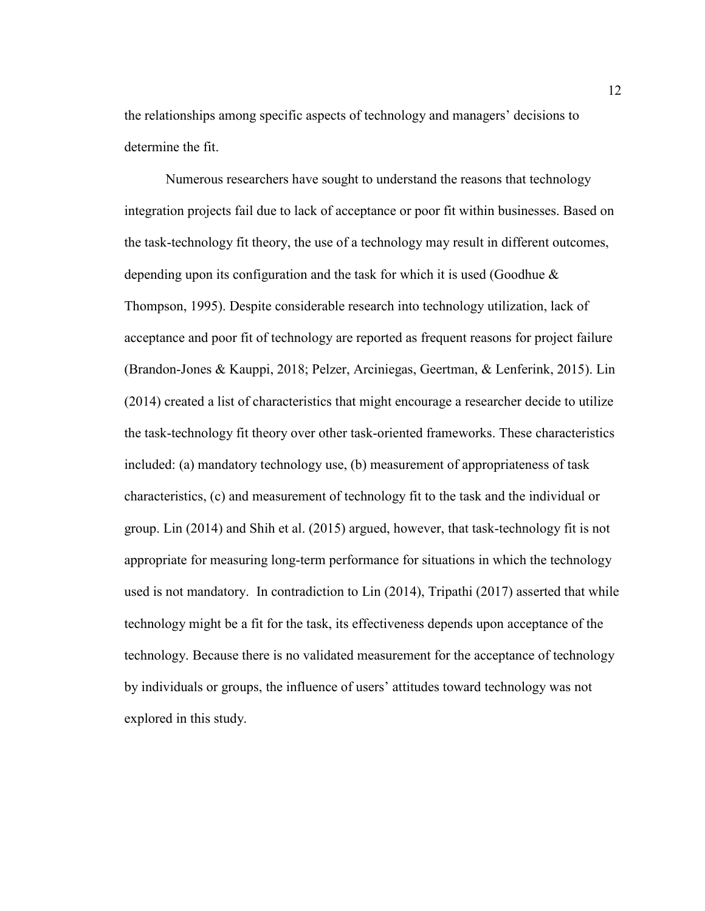the relationships among specific aspects of technology and managers' decisions to determine the fit.

Numerous researchers have sought to understand the reasons that technology integration projects fail due to lack of acceptance or poor fit within businesses. Based on the task-technology fit theory, the use of a technology may result in different outcomes, depending upon its configuration and the task for which it is used (Goodhue & Thompson, 1995). Despite considerable research into technology utilization, lack of acceptance and poor fit of technology are reported as frequent reasons for project failure (Brandon-Jones & Kauppi, 2018; Pelzer, Arciniegas, Geertman, & Lenferink, 2015). Lin (2014) created a list of characteristics that might encourage a researcher decide to utilize the task-technology fit theory over other task-oriented frameworks. These characteristics included: (a) mandatory technology use, (b) measurement of appropriateness of task characteristics, (c) and measurement of technology fit to the task and the individual or group. Lin (2014) and Shih et al. (2015) argued, however, that task-technology fit is not appropriate for measuring long-term performance for situations in which the technology used is not mandatory. In contradiction to Lin (2014), Tripathi (2017) asserted that while technology might be a fit for the task, its effectiveness depends upon acceptance of the technology. Because there is no validated measurement for the acceptance of technology by individuals or groups, the influence of users' attitudes toward technology was not explored in this study.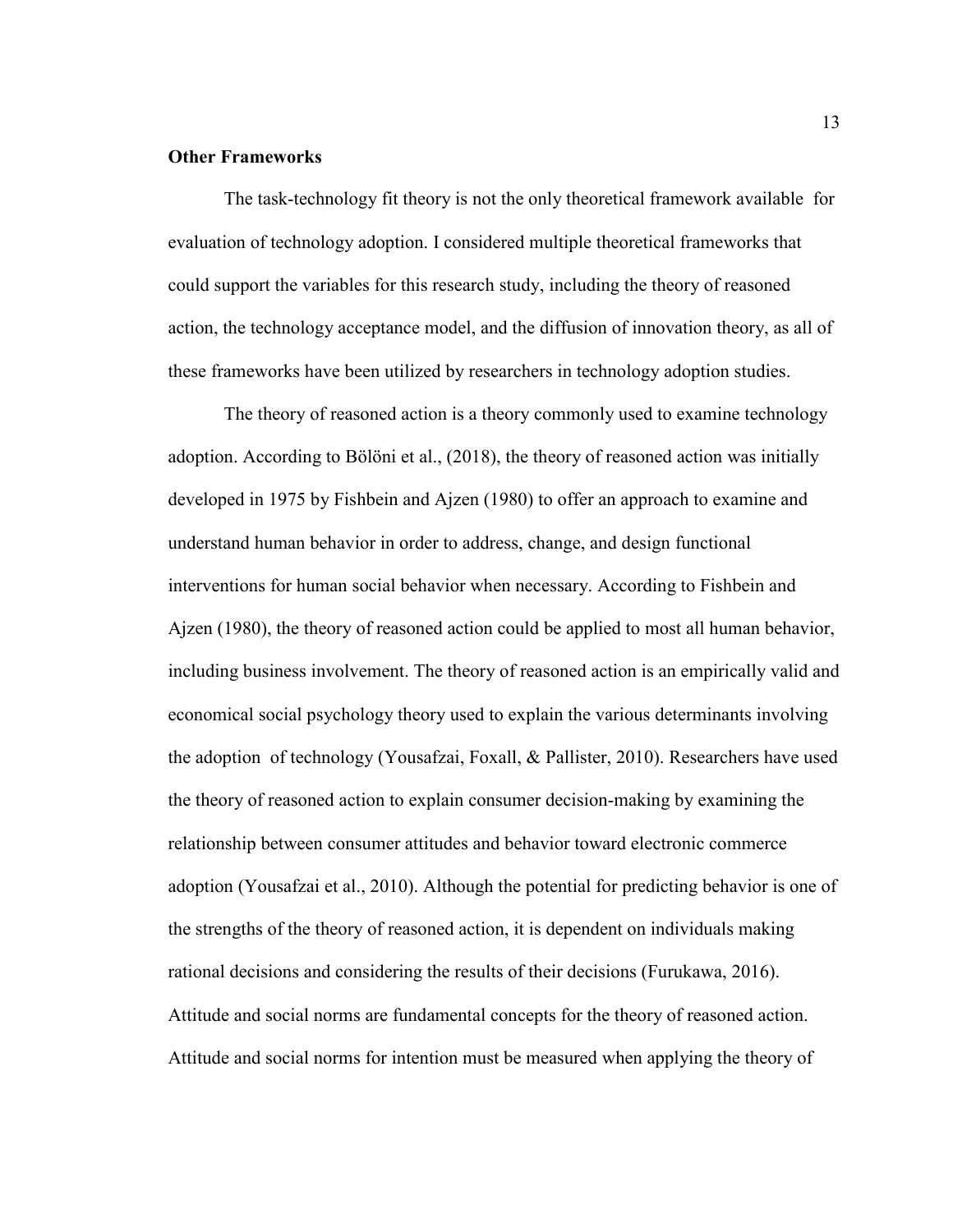**Other Frameworks**

The task-technology fit theory is not the only theoretical framework available for evaluation of technology adoption. I considered multiple theoretical frameworks that could support the variables for this research study, including the theory of reasoned action, the technology acceptance model, and the diffusion of innovation theory, as all of these frameworks have been utilized by researchers in technology adoption studies.

The theory of reasoned action is a theory commonly used to examine technology adoption. According to Bölöni et al., (2018), the theory of reasoned action was initially developed in 1975 by Fishbein and Ajzen (1980) to offer an approach to examine and understand human behavior in order to address, change, and design functional interventions for human social behavior when necessary. According to Fishbein and Ajzen (1980), the theory of reasoned action could be applied to most all human behavior, including business involvement. The theory of reasoned action is an empirically valid and economical social psychology theory used to explain the various determinants involving the adoption of technology (Yousafzai, Foxall, & Pallister, 2010). Researchers have used the theory of reasoned action to explain consumer decision-making by examining the relationship between consumer attitudes and behavior toward electronic commerce adoption (Yousafzai et al., 2010). Although the potential for predicting behavior is one of the strengths of the theory of reasoned action, it is dependent on individuals making rational decisions and considering the results of their decisions (Furukawa, 2016). Attitude and social norms are fundamental concepts for the theory of reasoned action. Attitude and social norms for intention must be measured when applying the theory of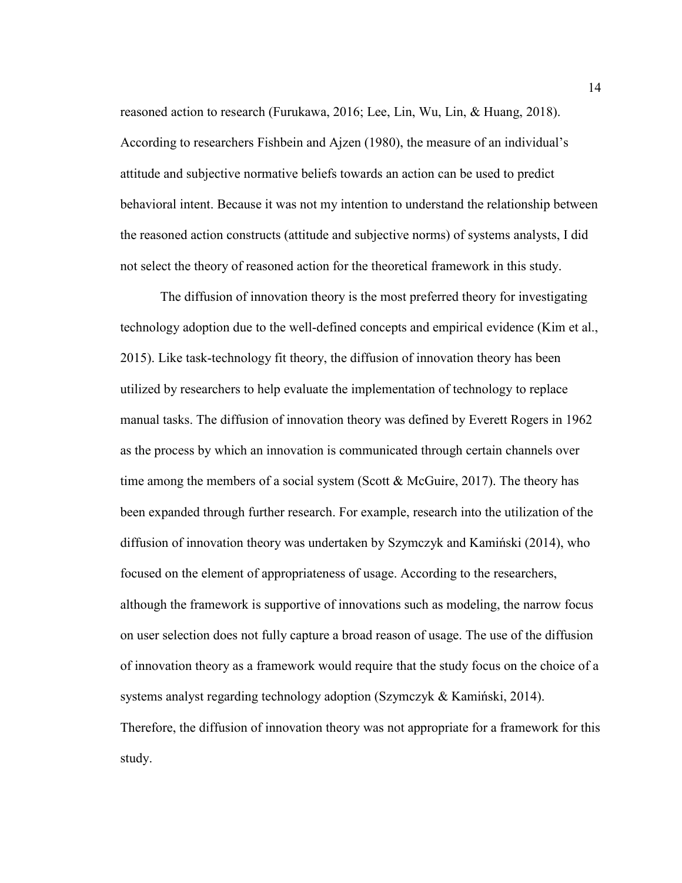reasoned action to research (Furukawa, 2016; Lee, Lin, Wu, Lin, & Huang, 2018). According to researchers Fishbein and Ajzen (1980), the measure of an individual's attitude and subjective normative beliefs towards an action can be used to predict behavioral intent. Because it was not my intention to understand the relationship between the reasoned action constructs (attitude and subjective norms) of systems analysts, I did not select the theory of reasoned action for the theoretical framework in this study.

The diffusion of innovation theory is the most preferred theory for investigating technology adoption due to the well-defined concepts and empirical evidence (Kim et al., 2015). Like task-technology fit theory, the diffusion of innovation theory has been utilized by researchers to help evaluate the implementation of technology to replace manual tasks. The diffusion of innovation theory was defined by Everett Rogers in 1962 as the process by which an innovation is communicated through certain channels over time among the members of a social system (Scott & McGuire, 2017). The theory has been expanded through further research. For example, research into the utilization of the diffusion of innovation theory was undertaken by Szymczyk and Kamiński (2014), who focused on the element of appropriateness of usage. According to the researchers, although the framework is supportive of innovations such as modeling, the narrow focus on user selection does not fully capture a broad reason of usage. The use of the diffusion of innovation theory as a framework would require that the study focus on the choice of a systems analyst regarding technology adoption (Szymczyk & Kamiński, 2014). Therefore, the diffusion of innovation theory was not appropriate for a framework for this study.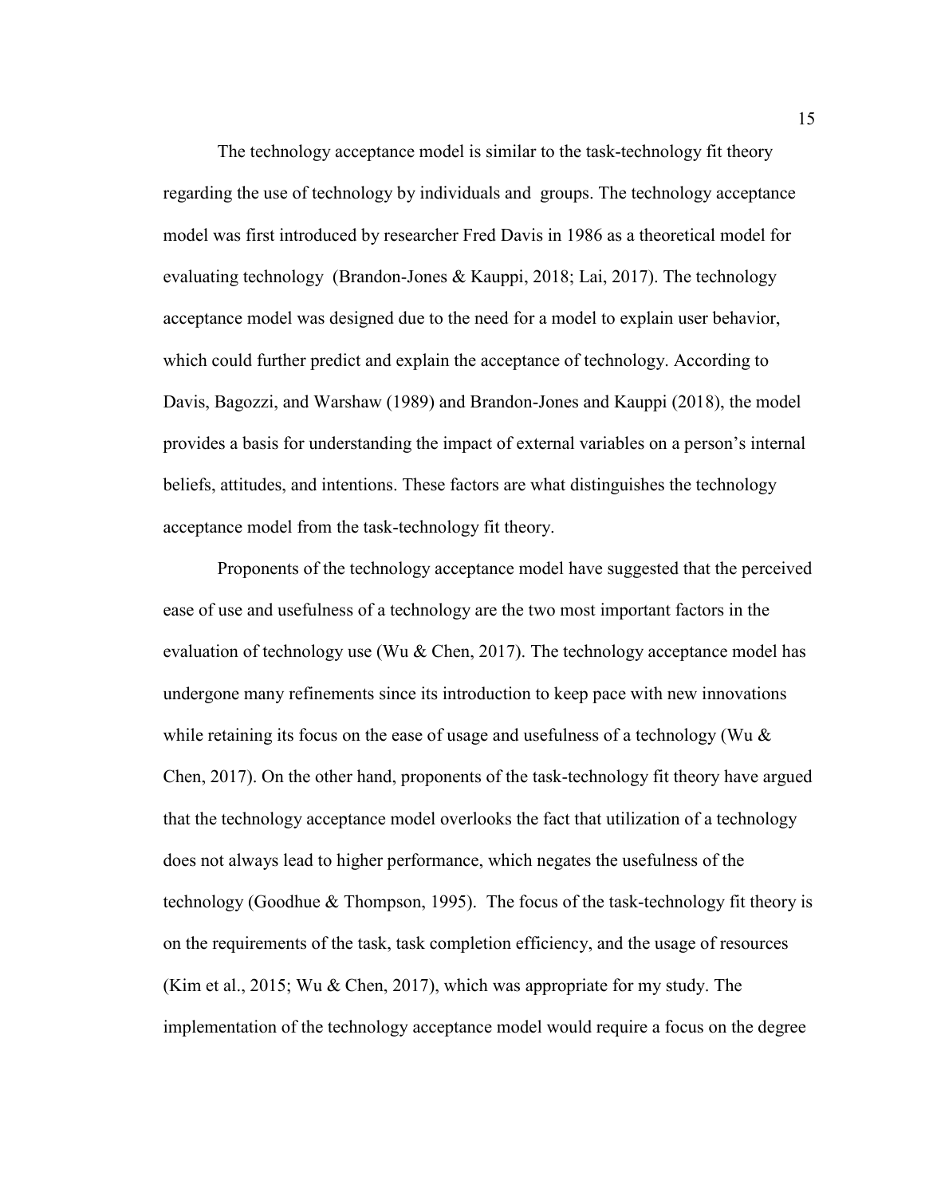The technology acceptance model is similar to the task-technology fit theory regarding the use of technology by individuals and groups. The technology acceptance model was first introduced by researcher Fred Davis in 1986 as a theoretical model for evaluating technology (Brandon-Jones & Kauppi, 2018; Lai, 2017). The technology acceptance model was designed due to the need for a model to explain user behavior, which could further predict and explain the acceptance of technology. According to Davis, Bagozzi, and Warshaw (1989) and Brandon-Jones and Kauppi (2018), the model provides a basis for understanding the impact of external variables on a person's internal beliefs, attitudes, and intentions. These factors are what distinguishes the technology acceptance model from the task-technology fit theory.

Proponents of the technology acceptance model have suggested that the perceived ease of use and usefulness of a technology are the two most important factors in the evaluation of technology use (Wu & Chen, 2017). The technology acceptance model has undergone many refinements since its introduction to keep pace with new innovations while retaining its focus on the ease of usage and usefulness of a technology (Wu & Chen, 2017). On the other hand, proponents of the task-technology fit theory have argued that the technology acceptance model overlooks the fact that utilization of a technology does not always lead to higher performance, which negates the usefulness of the technology (Goodhue & Thompson, 1995). The focus of the task-technology fit theory is on the requirements of the task, task completion efficiency, and the usage of resources (Kim et al., 2015; Wu & Chen, 2017), which was appropriate for my study. The implementation of the technology acceptance model would require a focus on the degree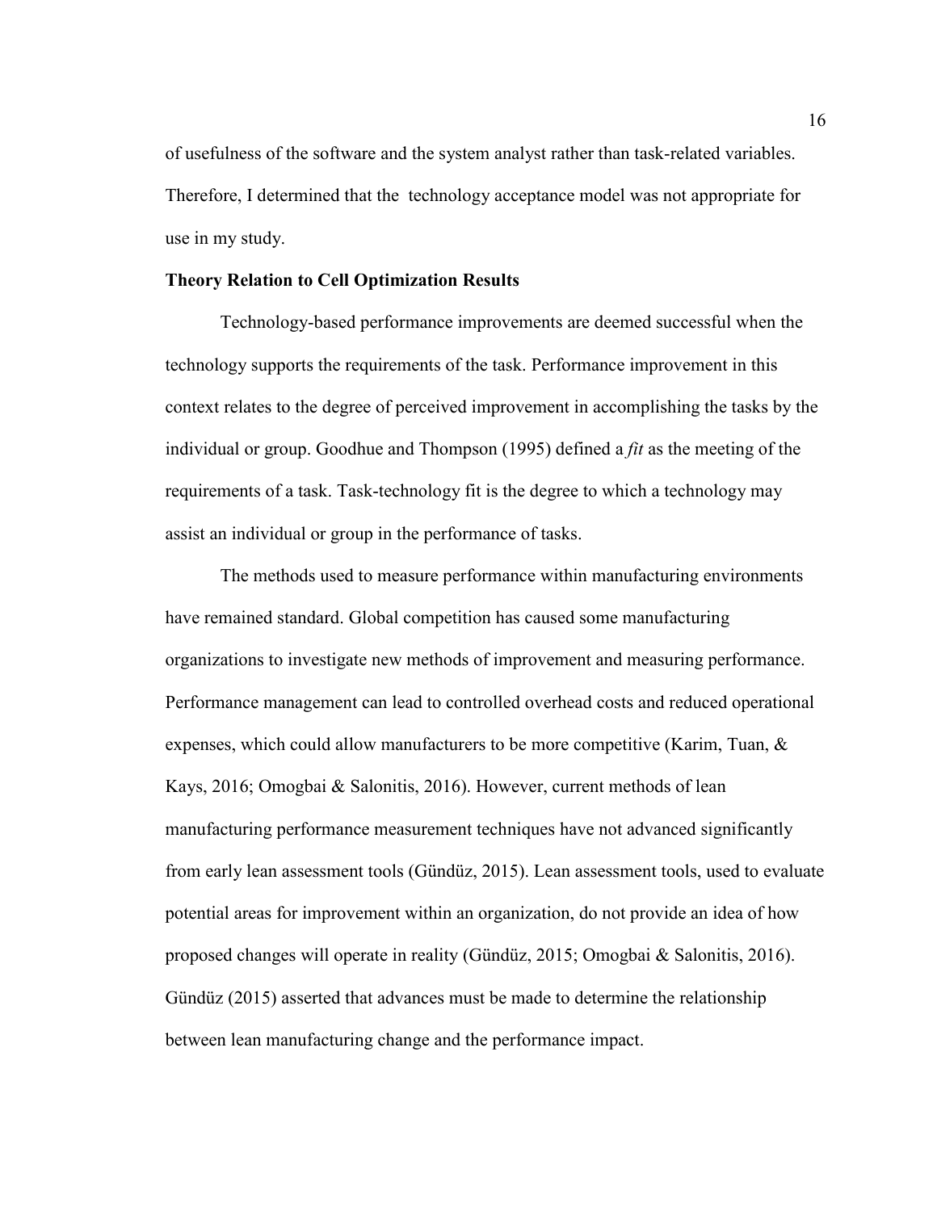of usefulness of the software and the system analyst rather than task-related variables. Therefore, I determined that the technology acceptance model was not appropriate for use in my study.

**Theory Relation to Cell Optimization Results**

Technology-based performance improvements are deemed successful when the technology supports the requirements of the task. Performance improvement in this context relates to the degree of perceived improvement in accomplishing the tasks by the individual or group. Goodhue and Thompson (1995) defined a *fit* as the meeting of the requirements of a task. Task-technology fit is the degree to which a technology may assist an individual or group in the performance of tasks.

The methods used to measure performance within manufacturing environments have remained standard. Global competition has caused some manufacturing organizations to investigate new methods of improvement and measuring performance. Performance management can lead to controlled overhead costs and reduced operational expenses, which could allow manufacturers to be more competitive (Karim, Tuan, & Kays, 2016; Omogbai & Salonitis, 2016). However, current methods of lean manufacturing performance measurement techniques have not advanced significantly from early lean assessment tools (Gündüz, 2015). Lean assessment tools, used to evaluate potential areas for improvement within an organization, do not provide an idea of how proposed changes will operate in reality (Gündüz, 2015; Omogbai & Salonitis, 2016). Gündüz (2015) asserted that advances must be made to determine the relationship between lean manufacturing change and the performance impact.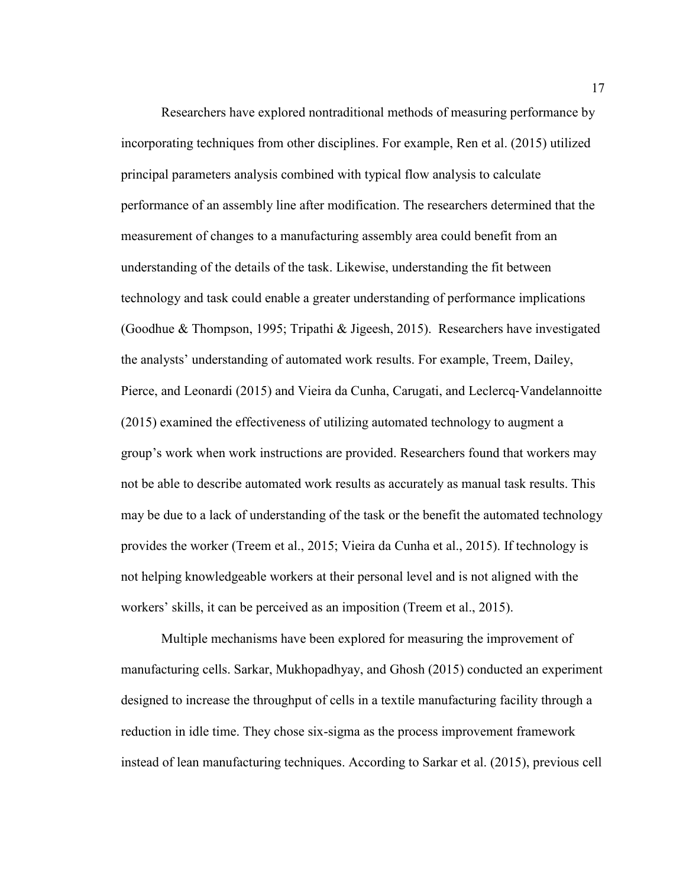Researchers have explored nontraditional methods of measuring performance by incorporating techniques from other disciplines. For example, Ren et al. (2015) utilized principal parameters analysis combined with typical flow analysis to calculate performance of an assembly line after modification. The researchers determined that the measurement of changes to a manufacturing assembly area could benefit from an understanding of the details of the task. Likewise, understanding the fit between technology and task could enable a greater understanding of performance implications (Goodhue & Thompson, 1995; Tripathi & Jigeesh, 2015). Researchers have investigated the analysts' understanding of automated work results. For example, Treem, Dailey, Pierce, and Leonardi (2015) and Vieira da Cunha, Carugati, and Leclercq-Vandelannoitte (2015) examined the effectiveness of utilizing automated technology to augment a group's work when work instructions are provided. Researchers found that workers may not be able to describe automated work results as accurately as manual task results. This may be due to a lack of understanding of the task or the benefit the automated technology provides the worker (Treem et al., 2015; Vieira da Cunha et al., 2015). If technology is not helping knowledgeable workers at their personal level and is not aligned with the workers' skills, it can be perceived as an imposition (Treem et al., 2015).

Multiple mechanisms have been explored for measuring the improvement of manufacturing cells. Sarkar, Mukhopadhyay, and Ghosh (2015) conducted an experiment designed to increase the throughput of cells in a textile manufacturing facility through a reduction in idle time. They chose six-sigma as the process improvement framework instead of lean manufacturing techniques. According to Sarkar et al. (2015), previous cell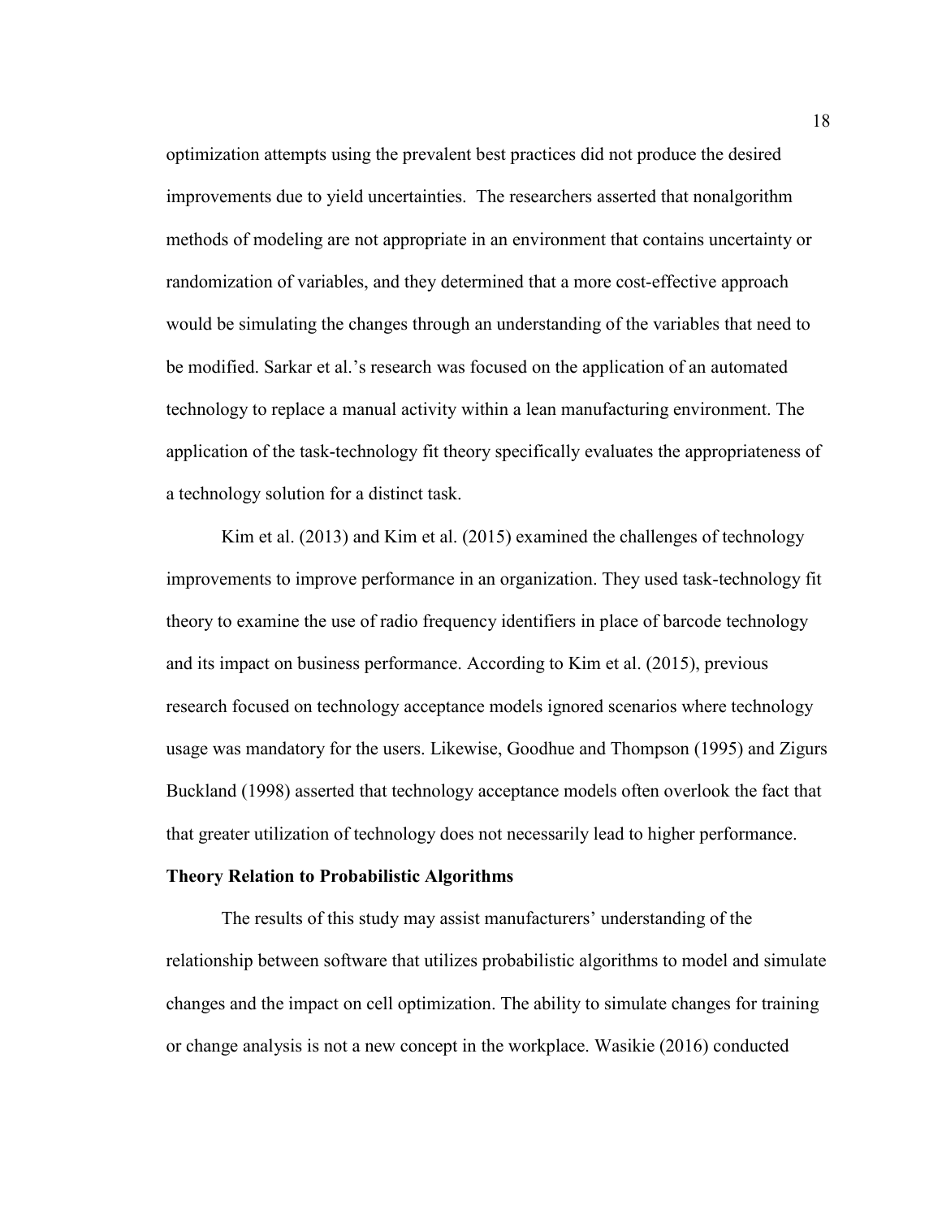optimization attempts using the prevalent best practices did not produce the desired improvements due to yield uncertainties.  The researchers asserted that nonalgorithm methods of modeling are not appropriate in an environment that contains uncertainty or randomization of variables, and they determined that a more cost-effective approach would be simulating the changes through an understanding of the variables that need to be modified. Sarkar et al.'s research was focused on the application of an automated technology to replace a manual activity within a lean manufacturing environment. The application of the task-technology fit theory specifically evaluates the appropriateness of a technology solution for a distinct task.

Kim et al. (2013) and Kim et al. (2015) examined the challenges of technology improvements to improve performance in an organization. They used task-technology fit theory to examine the use of radio frequency identifiers in place of barcode technology and its impact on business performance. According to Kim et al. (2015), previous research focused on technology acceptance models ignored scenarios where technology usage was mandatory for the users. Likewise, Goodhue and Thompson (1995) and Zigurs Buckland (1998) asserted that technology acceptance models often overlook the fact that that greater utilization of technology does not necessarily lead to higher performance.

**Theory Relation to Probabilistic Algorithms**

The results of this study may assist manufacturers' understanding of the relationship between software that utilizes probabilistic algorithms to model and simulate changes and the impact on cell optimization. The ability to simulate changes for training or change analysis is not a new concept in the workplace. Wasikie (2016) conducted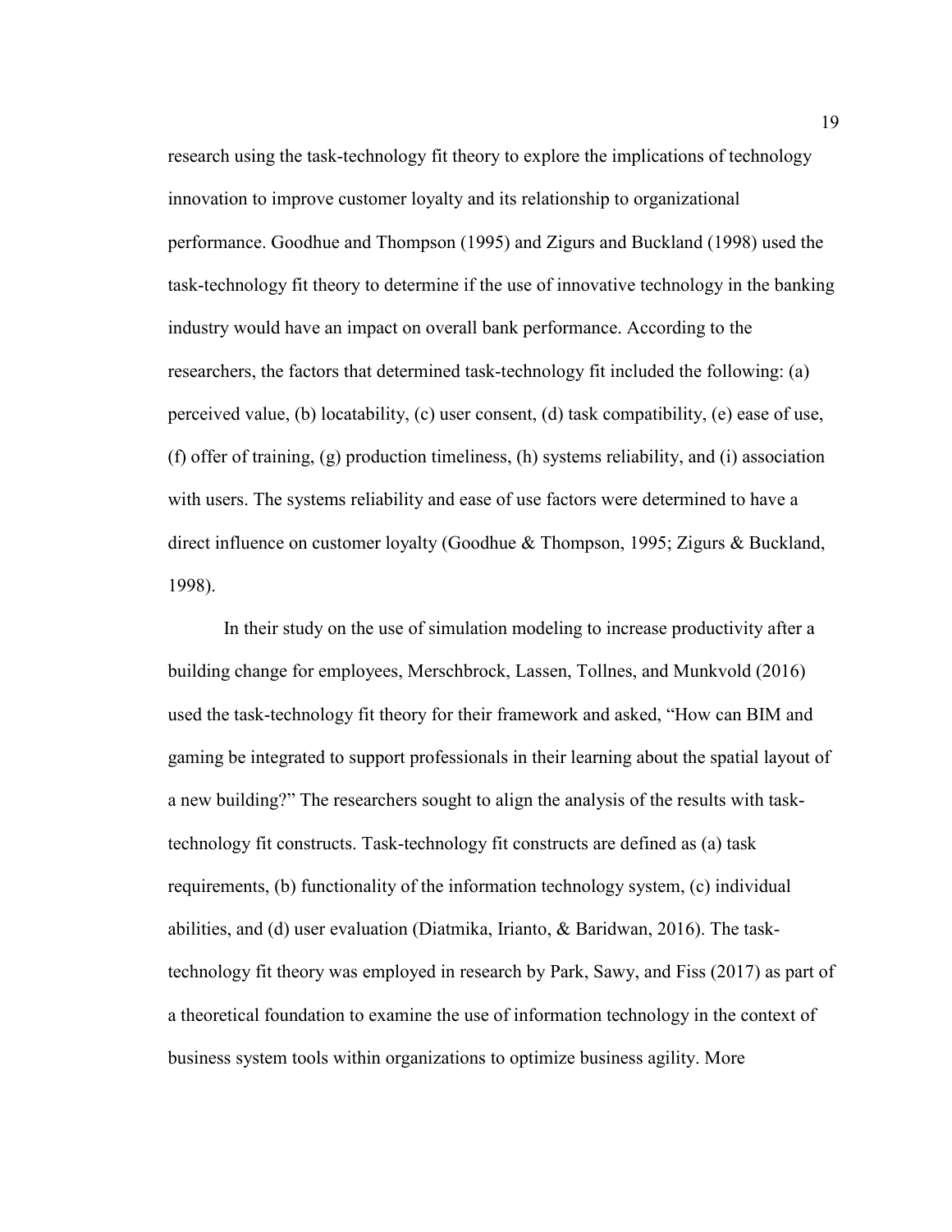research using the task-technology fit theory to explore the implications of technology innovation to improve customer loyalty and its relationship to organizational performance. Goodhue and Thompson (1995) and Zigurs and Buckland (1998) used the task-technology fit theory to determine if the use of innovative technology in the banking industry would have an impact on overall bank performance. According to the researchers, the factors that determined task-technology fit included the following: (a) perceived value, (b) locatability, (c) user consent, (d) task compatibility, (e) ease of use, (f) offer of training, (g) production timeliness, (h) systems reliability, and (i) association with users. The systems reliability and ease of use factors were determined to have a direct influence on customer loyalty (Goodhue & Thompson, 1995; Zigurs & Buckland, 1998).

In their study on the use of simulation modeling to increase productivity after a building change for employees, Merschbrock, Lassen, Tollnes, and Munkvold (2016) used the task-technology fit theory for their framework and asked, "How can BIM and gaming be integrated to support professionals in their learning about the spatial layout of a new building?" The researchers sought to align the analysis of the results with task-technology fit constructs. Task-technology fit constructs are defined as (a) task requirements, (b) functionality of the information technology system, (c) individual abilities, and (d) user evaluation (Diatmika, Irianto, & Baridwan, 2016). The task-technology fit theory was employed in research by Park, Sawy, and Fiss (2017) as part of a theoretical foundation to examine the use of information technology in the context of business system tools within organizations to optimize business agility. More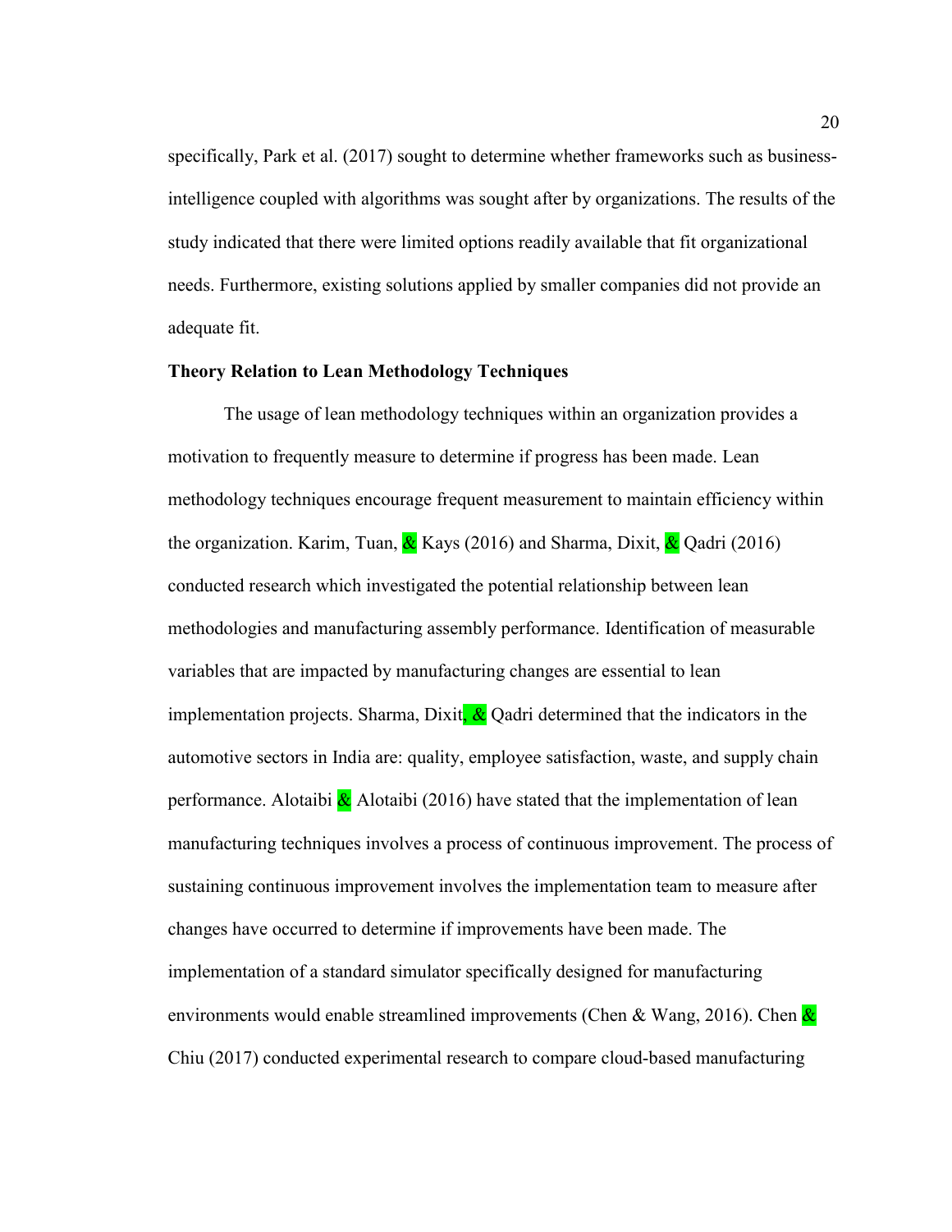specifically, Park et al. (2017) sought to determine whether frameworks such as business-intelligence coupled with algorithms was sought after by organizations. The results of the study indicated that there were limited options readily available that fit organizational needs. Furthermore, existing solutions applied by smaller companies did not provide an adequate fit.

**Theory Relation to Lean Methodology Techniques**

The usage of lean methodology techniques within an organization provides a motivation to frequently measure to determine if progress has been made. Lean methodology techniques encourage frequent measurement to maintain efficiency within the organization. Karim, Tuan, & Kays (2016) and Sharma, Dixit, & Qadri (2016) conducted research which investigated the potential relationship between lean methodologies and manufacturing assembly performance. Identification of measurable variables that are impacted by manufacturing changes are essential to lean implementation projects. Sharma, Dixit, & Qadri determined that the indicators in the automotive sectors in India are: quality, employee satisfaction, waste, and supply chain performance. Alotaibi & Alotaibi (2016) have stated that the implementation of lean manufacturing techniques involves a process of continuous improvement. The process of sustaining continuous improvement involves the implementation team to measure after changes have occurred to determine if improvements have been made. The implementation of a standard simulator specifically designed for manufacturing environments would enable streamlined improvements (Chen & Wang, 2016). Chen & Chiu (2017) conducted experimental research to compare cloud-based manufacturing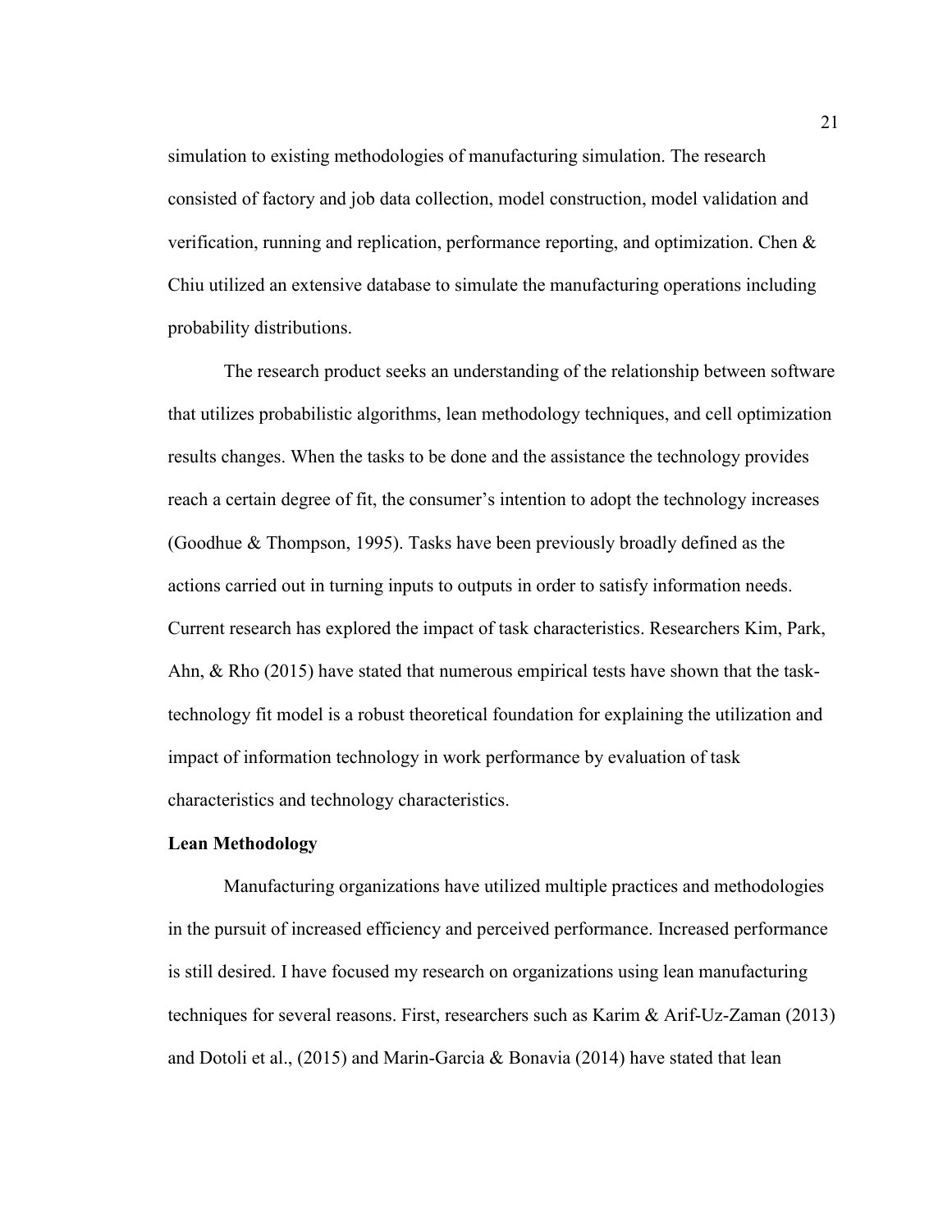simulation to existing methodologies of manufacturing simulation. The research consisted of factory and job data collection, model construction, model validation and verification, running and replication, performance reporting, and optimization. Chen & Chiu utilized an extensive database to simulate the manufacturing operations including probability distributions.

The research product seeks an understanding of the relationship between software that utilizes probabilistic algorithms, lean methodology techniques, and cell optimization results changes. When the tasks to be done and the assistance the technology provides reach a certain degree of fit, the consumer's intention to adopt the technology increases (Goodhue & Thompson, 1995). Tasks have been previously broadly defined as the actions carried out in turning inputs to outputs in order to satisfy information needs. Current research has explored the impact of task characteristics. Researchers Kim, Park, Ahn, & Rho (2015) have stated that numerous empirical tests have shown that the task-technology fit model is a robust theoretical foundation for explaining the utilization and impact of information technology in work performance by evaluation of task characteristics and technology characteristics.

**Lean Methodology**

Manufacturing organizations have utilized multiple practices and methodologies in the pursuit of increased efficiency and perceived performance. Increased performance is still desired. I have focused my research on organizations using lean manufacturing techniques for several reasons. First, researchers such as Karim & Arif-Uz-Zaman (2013) and Dotoli et al., (2015) and Marin-Garcia & Bonavia (2014) have stated that lean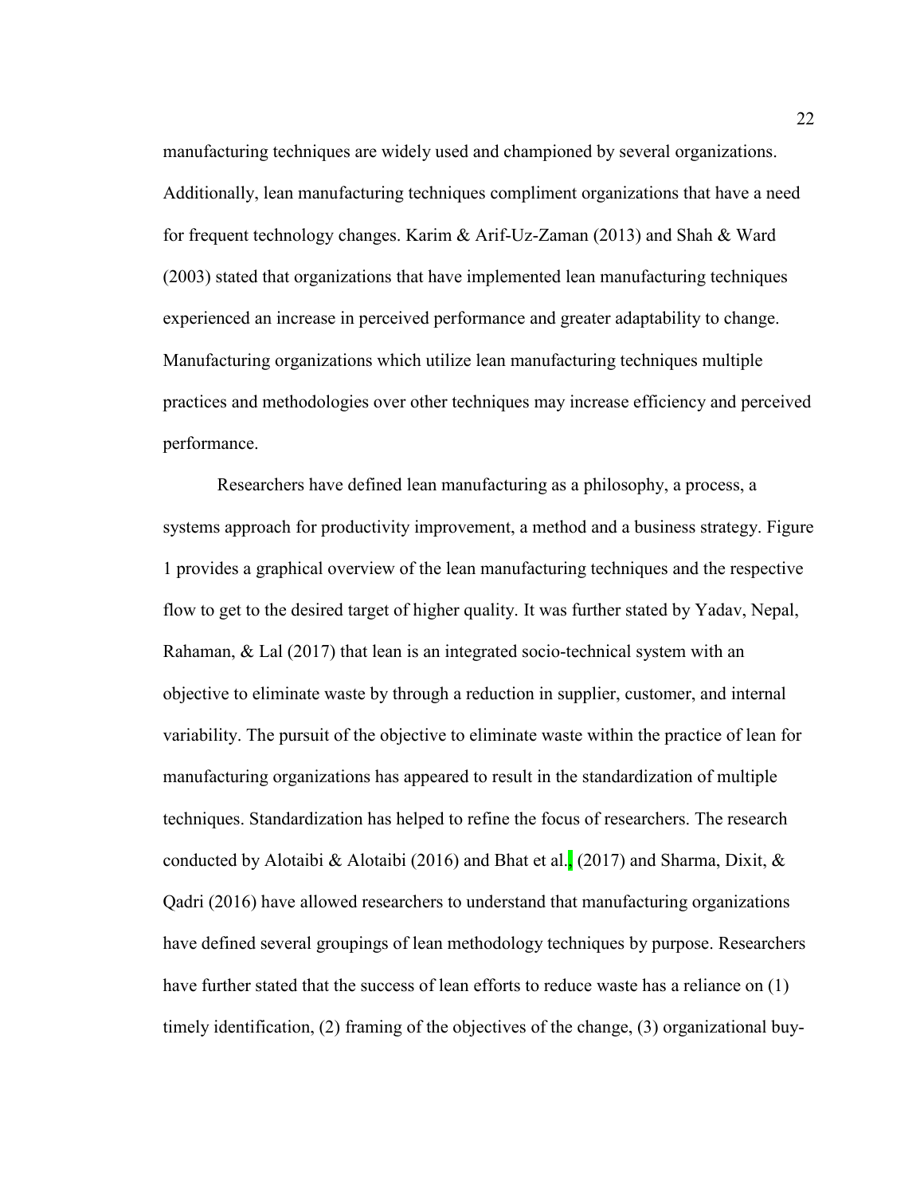manufacturing techniques are widely used and championed by several organizations. Additionally, lean manufacturing techniques compliment organizations that have a need for frequent technology changes. Karim & Arif-Uz-Zaman (2013) and Shah & Ward (2003) stated that organizations that have implemented lean manufacturing techniques experienced an increase in perceived performance and greater adaptability to change. Manufacturing organizations which utilize lean manufacturing techniques multiple practices and methodologies over other techniques may increase efficiency and perceived performance.

Researchers have defined lean manufacturing as a philosophy, a process, a systems approach for productivity improvement, a method and a business strategy. Figure 1 provides a graphical overview of the lean manufacturing techniques and the respective flow to get to the desired target of higher quality. It was further stated by Yadav, Nepal, Rahaman, & Lal (2017) that lean is an integrated socio-technical system with an objective to eliminate waste by through a reduction in supplier, customer, and internal variability. The pursuit of the objective to eliminate waste within the practice of lean for manufacturing organizations has appeared to result in the standardization of multiple techniques. Standardization has helped to refine the focus of researchers. The research conducted by Alotaibi & Alotaibi (2016) and Bhat et al., (2017) and Sharma, Dixit, & Qadri (2016) have allowed researchers to understand that manufacturing organizations have defined several groupings of lean methodology techniques by purpose. Researchers have further stated that the success of lean efforts to reduce waste has a reliance on (1) timely identification, (2) framing of the objectives of the change, (3) organizational buy-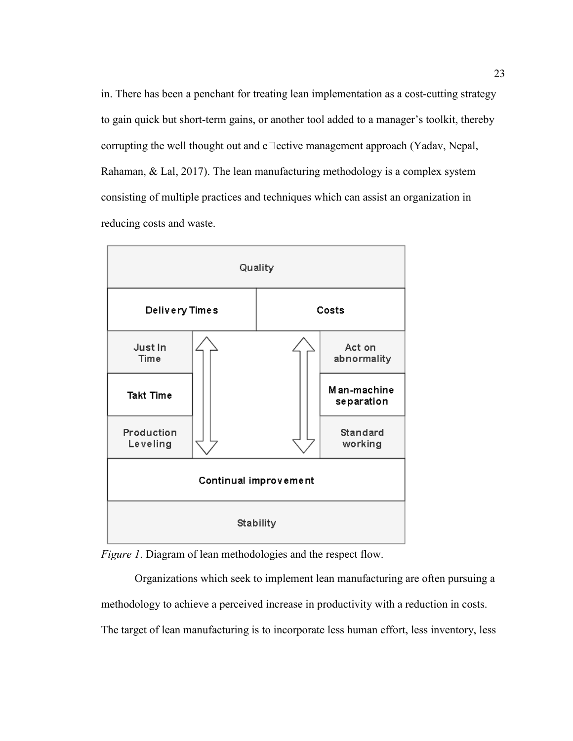in. There has been a penchant for treating lean implementation as a cost-cutting strategy to gain quick but short-term gains, or another tool added to a manager's toolkit, thereby corrupting the well thought out and effective management approach (Yadav, Nepal, Rahaman, & Lal, 2017). The lean manufacturing methodology is a complex system consisting of multiple practices and techniques which can assist an organization in reducing costs and waste.

*Figure 1*. Diagram of lean methodologies and the respect flow.

Organizations which seek to implement lean manufacturing are often pursuing a methodology to achieve a perceived increase in productivity with a reduction in costs. The target of lean manufacturing is to incorporate less human effort, less inventory, less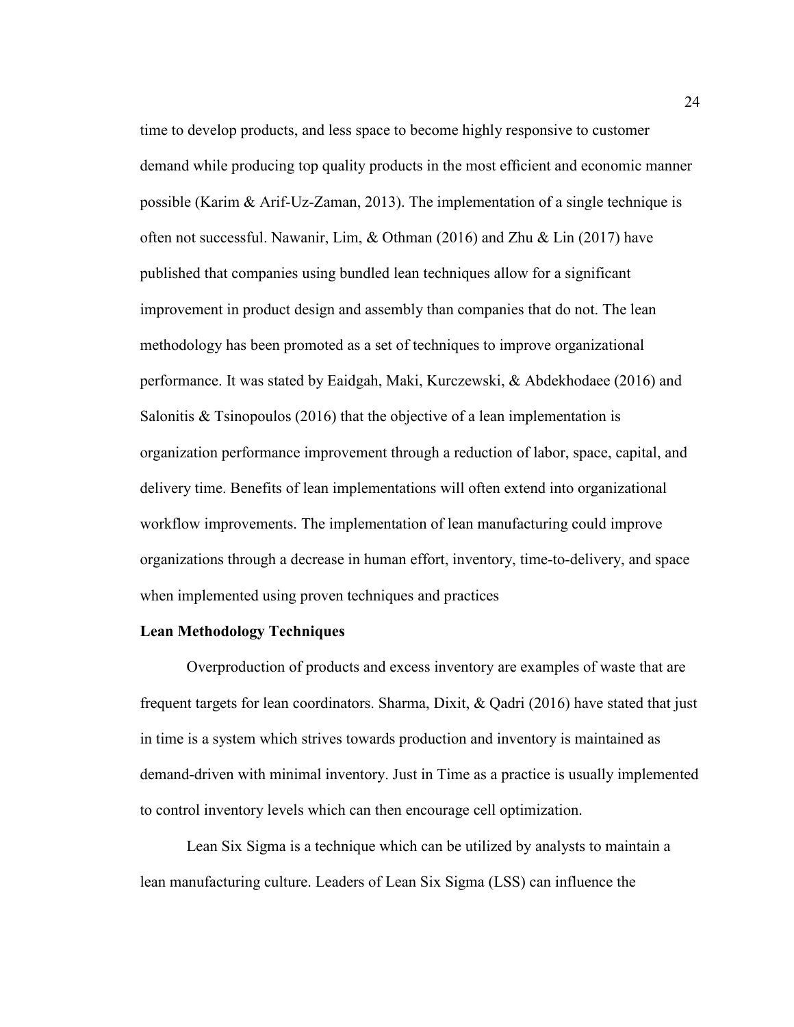time to develop products, and less space to become highly responsive to customer demand while producing top quality products in the most efficient and economic manner possible (Karim & Arif-Uz-Zaman, 2013). The implementation of a single technique is often not successful. Nawanir, Lim, & Othman (2016) and Zhu & Lin (2017) have published that companies using bundled lean techniques allow for a significant improvement in product design and assembly than companies that do not. The lean methodology has been promoted as a set of techniques to improve organizational performance. It was stated by Eaidgah, Maki, Kurczewski, & Abdekhodaee (2016) and Salonitis & Tsinopoulos (2016) that the objective of a lean implementation is organization performance improvement through a reduction of labor, space, capital, and delivery time. Benefits of lean implementations will often extend into organizational workflow improvements. The implementation of lean manufacturing could improve organizations through a decrease in human effort, inventory, time-to-delivery, and space when implemented using proven techniques and practices

**Lean Methodology Techniques**

Overproduction of products and excess inventory are examples of waste that are frequent targets for lean coordinators. Sharma, Dixit, & Qadri (2016) have stated that just in time is a system which strives towards production and inventory is maintained as demand-driven with minimal inventory. Just in Time as a practice is usually implemented to control inventory levels which can then encourage cell optimization.

Lean Six Sigma is a technique which can be utilized by analysts to maintain a lean manufacturing culture. Leaders of Lean Six Sigma (LSS) can influence the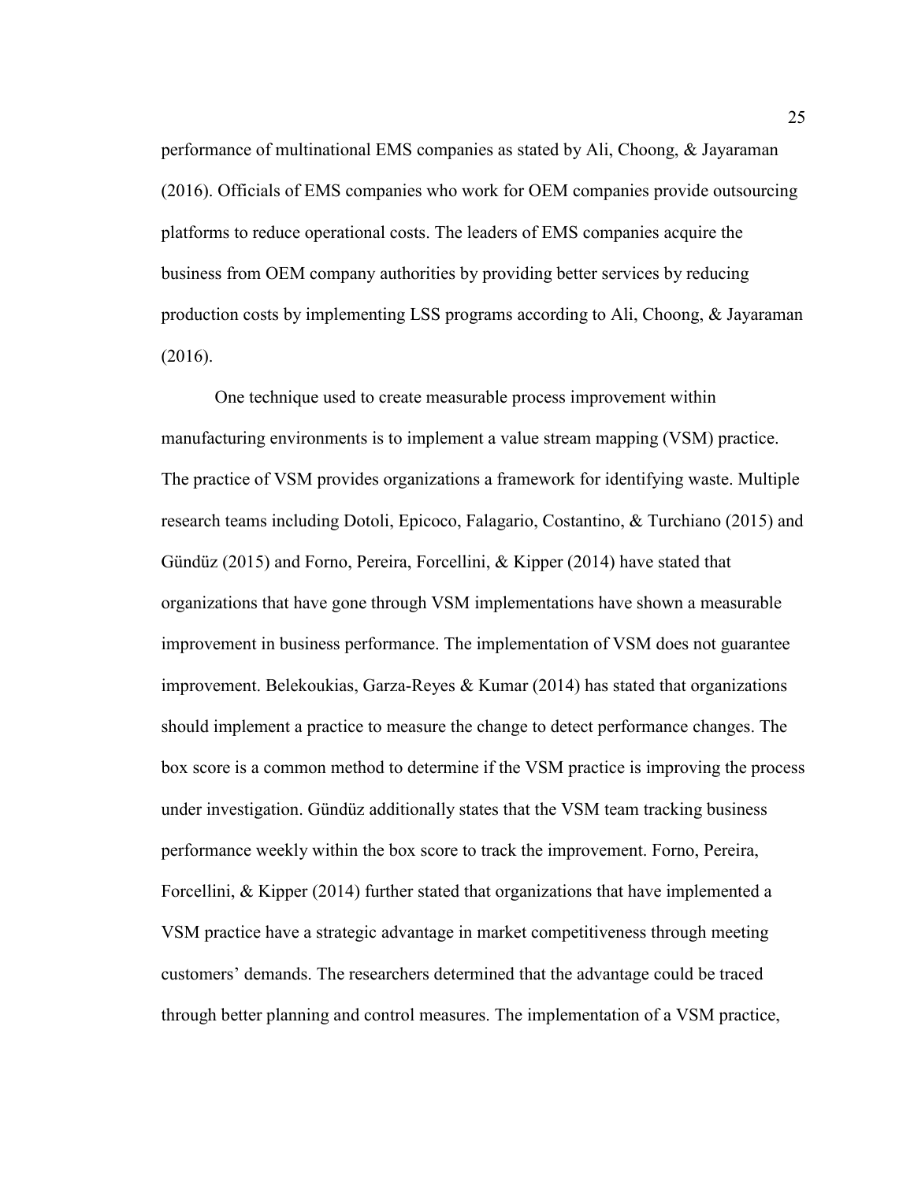performance of multinational EMS companies as stated by Ali, Choong, & Jayaraman (2016). Officials of EMS companies who work for OEM companies provide outsourcing platforms to reduce operational costs. The leaders of EMS companies acquire the business from OEM company authorities by providing better services by reducing production costs by implementing LSS programs according to Ali, Choong, & Jayaraman (2016).

One technique used to create measurable process improvement within manufacturing environments is to implement a value stream mapping (VSM) practice. The practice of VSM provides organizations a framework for identifying waste. Multiple research teams including Dotoli, Epicoco, Falagario, Costantino, & Turchiano (2015) and Gündüz (2015) and Forno, Pereira, Forcellini, & Kipper (2014) have stated that organizations that have gone through VSM implementations have shown a measurable improvement in business performance. The implementation of VSM does not guarantee improvement. Belekoukias, Garza-Reyes & Kumar (2014) has stated that organizations should implement a practice to measure the change to detect performance changes. The box score is a common method to determine if the VSM practice is improving the process under investigation. Gündüz additionally states that the VSM team tracking business performance weekly within the box score to track the improvement. Forno, Pereira, Forcellini, & Kipper (2014) further stated that organizations that have implemented a VSM practice have a strategic advantage in market competitiveness through meeting customers' demands. The researchers determined that the advantage could be traced through better planning and control measures. The implementation of a VSM practice,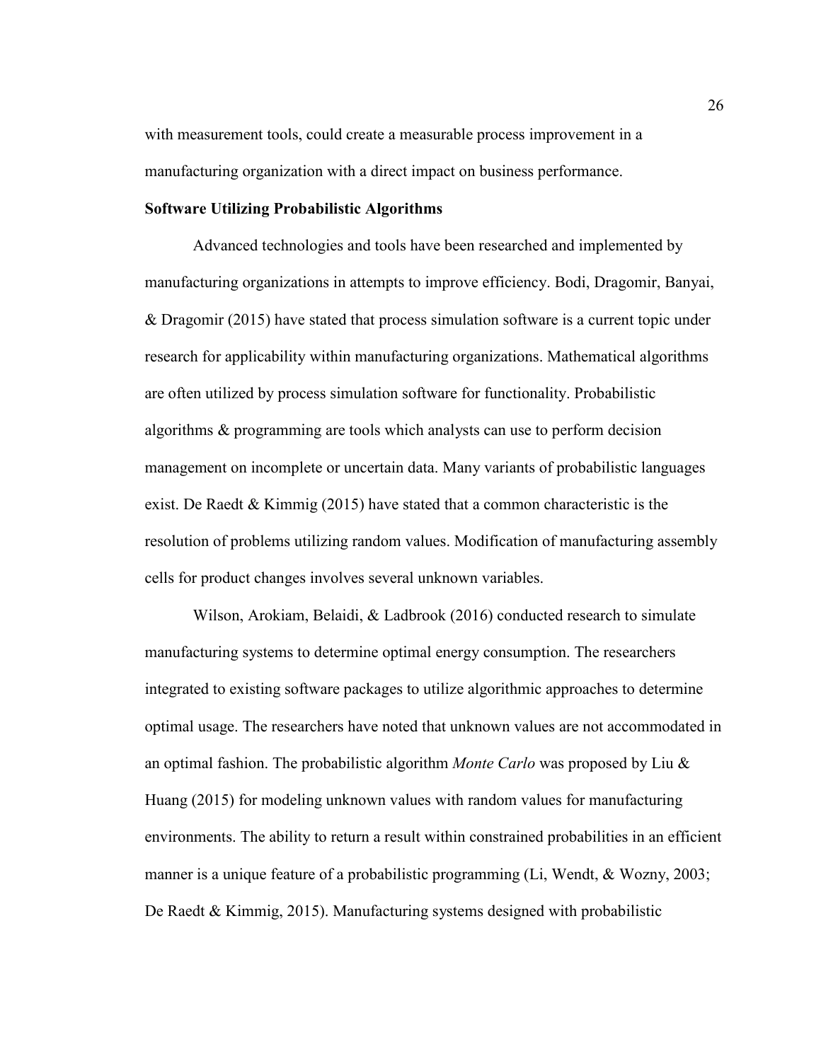with measurement tools, could create a measurable process improvement in a manufacturing organization with a direct impact on business performance.

**Software Utilizing Probabilistic Algorithms**

Advanced technologies and tools have been researched and implemented by manufacturing organizations in attempts to improve efficiency. Bodi, Dragomir, Banyai, & Dragomir (2015) have stated that process simulation software is a current topic under research for applicability within manufacturing organizations. Mathematical algorithms are often utilized by process simulation software for functionality. Probabilistic algorithms & programming are tools which analysts can use to perform decision management on incomplete or uncertain data. Many variants of probabilistic languages exist. De Raedt & Kimmig (2015) have stated that a common characteristic is the resolution of problems utilizing random values. Modification of manufacturing assembly cells for product changes involves several unknown variables.

Wilson, Arokiam, Belaidi, & Ladbrook (2016) conducted research to simulate manufacturing systems to determine optimal energy consumption. The researchers integrated to existing software packages to utilize algorithmic approaches to determine optimal usage. The researchers have noted that unknown values are not accommodated in an optimal fashion. The probabilistic algorithm *Monte Carlo* was proposed by Liu & Huang (2015) for modeling unknown values with random values for manufacturing environments. The ability to return a result within constrained probabilities in an efficient manner is a unique feature of a probabilistic programming (Li, Wendt, & Wozny, 2003; De Raedt & Kimmig, 2015). Manufacturing systems designed with probabilistic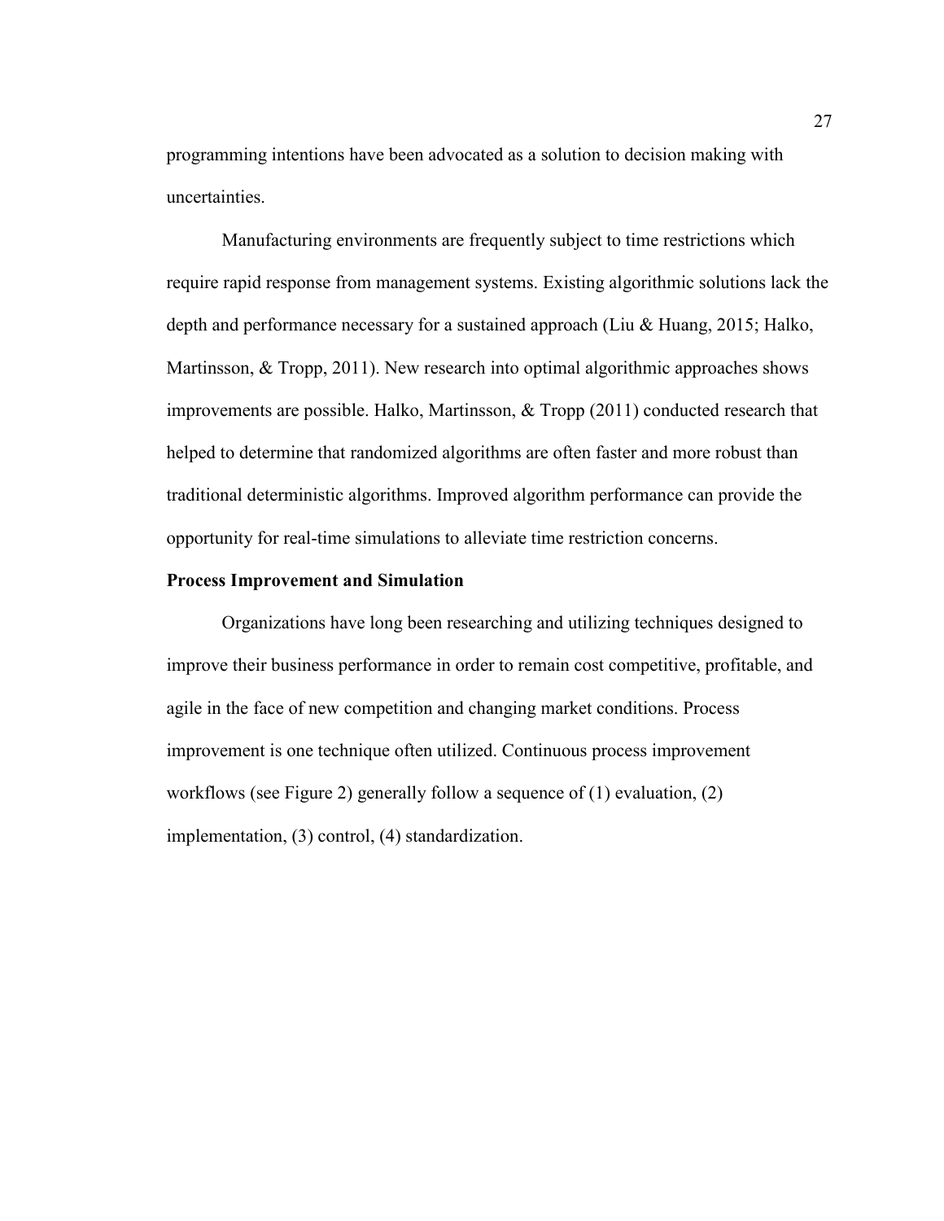programming intentions have been advocated as a solution to decision making with uncertainties.

Manufacturing environments are frequently subject to time restrictions which require rapid response from management systems. Existing algorithmic solutions lack the depth and performance necessary for a sustained approach (Liu & Huang, 2015; Halko, Martinsson, & Tropp, 2011). New research into optimal algorithmic approaches shows improvements are possible. Halko, Martinsson, & Tropp (2011) conducted research that helped to determine that randomized algorithms are often faster and more robust than traditional deterministic algorithms. Improved algorithm performance can provide the opportunity for real-time simulations to alleviate time restriction concerns.

## Process Improvement and Simulation

Organizations have long been researching and utilizing techniques designed to improve their business performance in order to remain cost competitive, profitable, and agile in the face of new competition and changing market conditions. Process improvement is one technique often utilized. Continuous process improvement workflows (see Figure 2) generally follow a sequence of (1) evaluation, (2) implementation, (3) control, (4) standardization.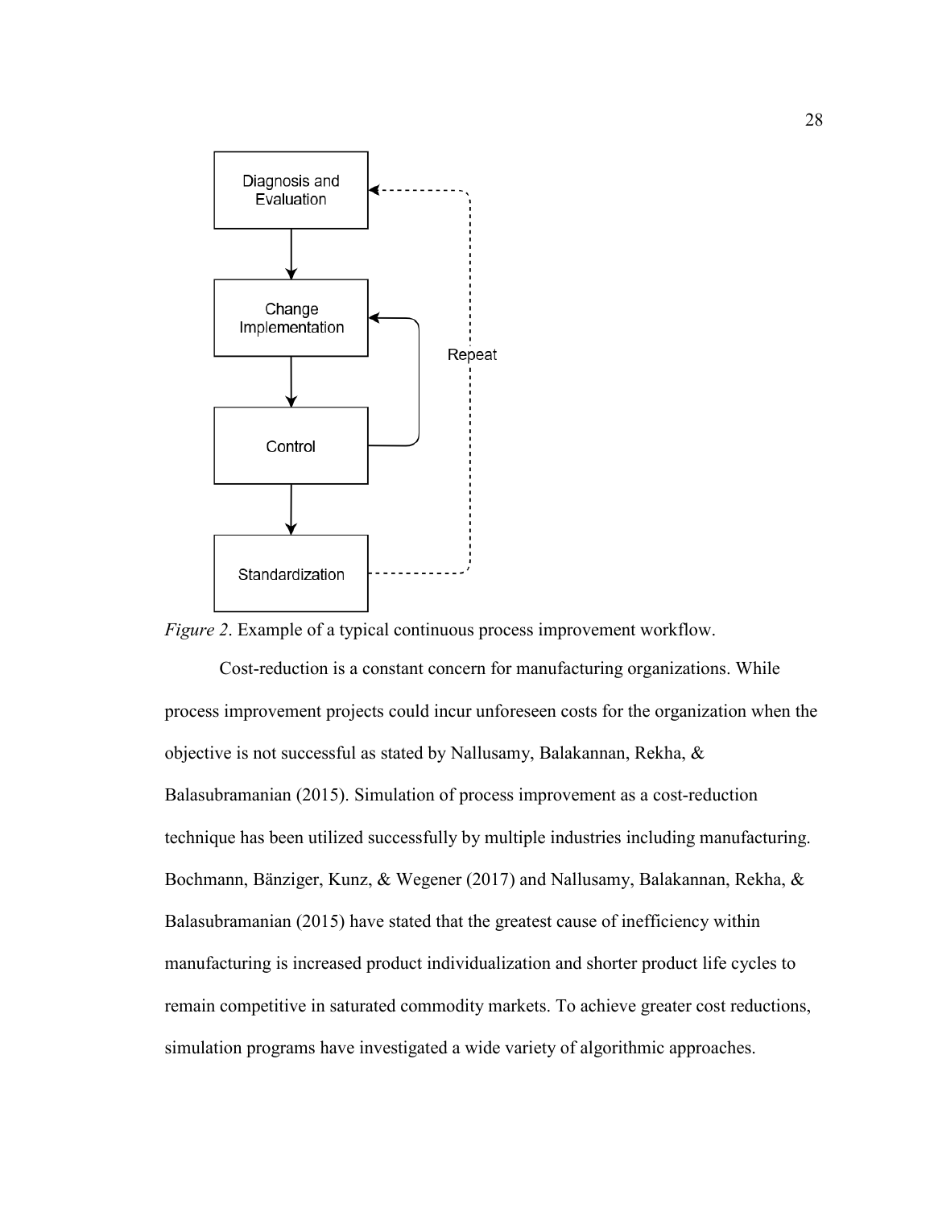*Figure 2*. Example of a typical continuous process improvement workflow.

Cost-reduction is a constant concern for manufacturing organizations. While process improvement projects could incur unforeseen costs for the organization when the objective is not successful as stated by Nallusamy, Balakannan, Rekha, & Balasubramanian (2015). Simulation of process improvement as a cost-reduction technique has been utilized successfully by multiple industries including manufacturing. Bochmann, Bänziger, Kunz, & Wegener (2017) and Nallusamy, Balakannan, Rekha, & Balasubramanian (2015) have stated that the greatest cause of inefficiency within manufacturing is increased product individualization and shorter product life cycles to remain competitive in saturated commodity markets. To achieve greater cost reductions, simulation programs have investigated a wide variety of algorithmic approaches.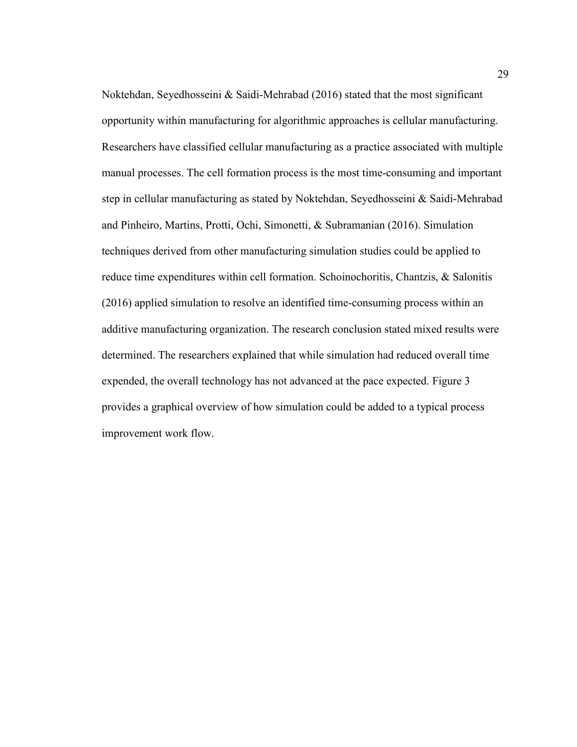Noktehdan, Seyedhosseini & Saidi-Mehrabad (2016) stated that the most significant opportunity within manufacturing for algorithmic approaches is cellular manufacturing. Researchers have classified cellular manufacturing as a practice associated with multiple manual processes. The cell formation process is the most time-consuming and important step in cellular manufacturing as stated by Noktehdan, Seyedhosseini & Saidi-Mehrabad and Pinheiro, Martins, Protti, Ochi, Simonetti, & Subramanian (2016). Simulation techniques derived from other manufacturing simulation studies could be applied to reduce time expenditures within cell formation. Schoinochoritis, Chantzis, & Salonitis (2016) applied simulation to resolve an identified time-consuming process within an additive manufacturing organization. The research conclusion stated mixed results were determined. The researchers explained that while simulation had reduced overall time expended, the overall technology has not advanced at the pace expected. Figure 3 provides a graphical overview of how simulation could be added to a typical process improvement work flow.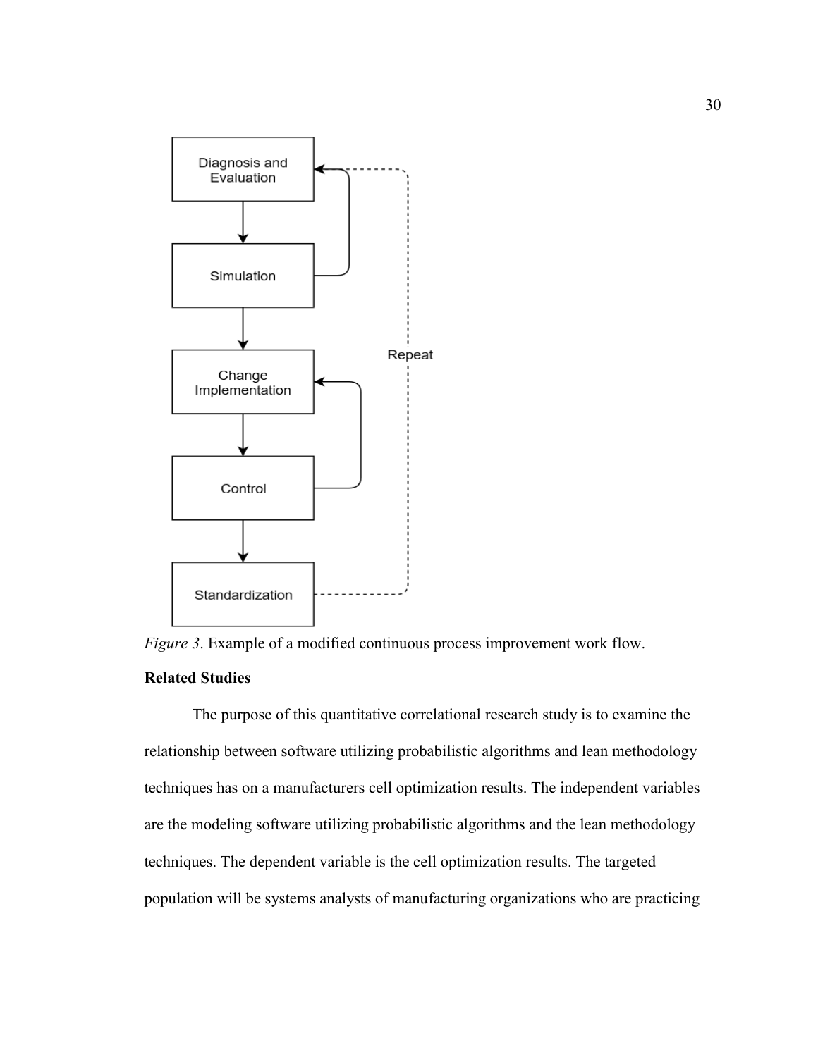Diagnosis and Evaluation

Simulation

Change Implementation

Control

Standardization

Repeat

*Figure 3*. Example of a modified continuous process improvement work flow.

**Related Studies**

The purpose of this quantitative correlational research study is to examine the relationship between software utilizing probabilistic algorithms and lean methodology techniques has on a manufacturers cell optimization results. The independent variables are the modeling software utilizing probabilistic algorithms and the lean methodology techniques. The dependent variable is the cell optimization results. The targeted population will be systems analysts of manufacturing organizations who are practicing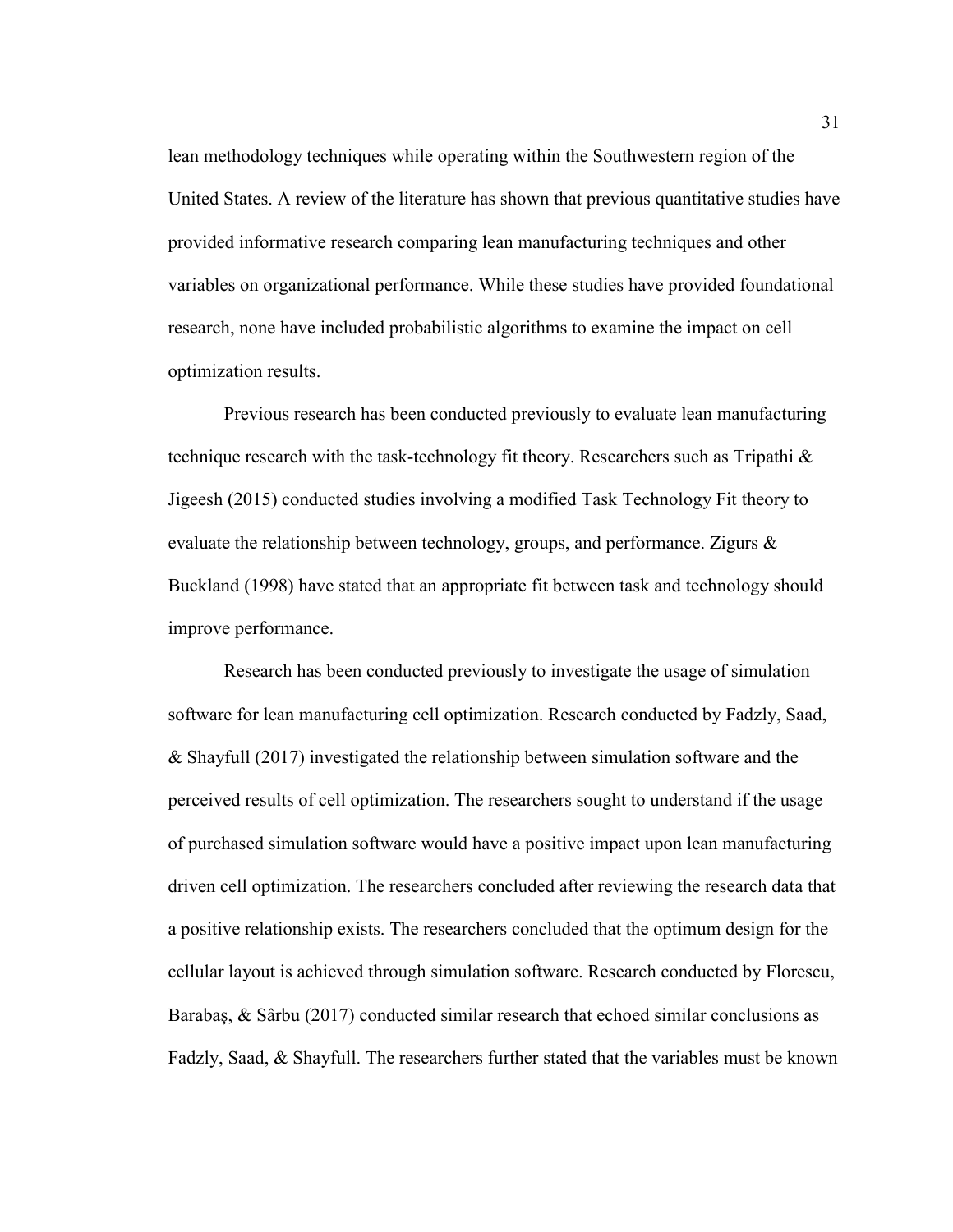lean methodology techniques while operating within the Southwestern region of the United States. A review of the literature has shown that previous quantitative studies have provided informative research comparing lean manufacturing techniques and other variables on organizational performance. While these studies have provided foundational research, none have included probabilistic algorithms to examine the impact on cell optimization results.

Previous research has been conducted previously to evaluate lean manufacturing technique research with the task-technology fit theory. Researchers such as Tripathi & Jigeesh (2015) conducted studies involving a modified Task Technology Fit theory to evaluate the relationship between technology, groups, and performance. Zigurs & Buckland (1998) have stated that an appropriate fit between task and technology should improve performance.

Research has been conducted previously to investigate the usage of simulation software for lean manufacturing cell optimization. Research conducted by Fadzly, Saad, & Shayfull (2017) investigated the relationship between simulation software and the perceived results of cell optimization. The researchers sought to understand if the usage of purchased simulation software would have a positive impact upon lean manufacturing driven cell optimization. The researchers concluded after reviewing the research data that a positive relationship exists. The researchers concluded that the optimum design for the cellular layout is achieved through simulation software. Research conducted by Florescu, Barabaş, & Sârbu (2017) conducted similar research that echoed similar conclusions as Fadzly, Saad, & Shayfull. The researchers further stated that the variables must be known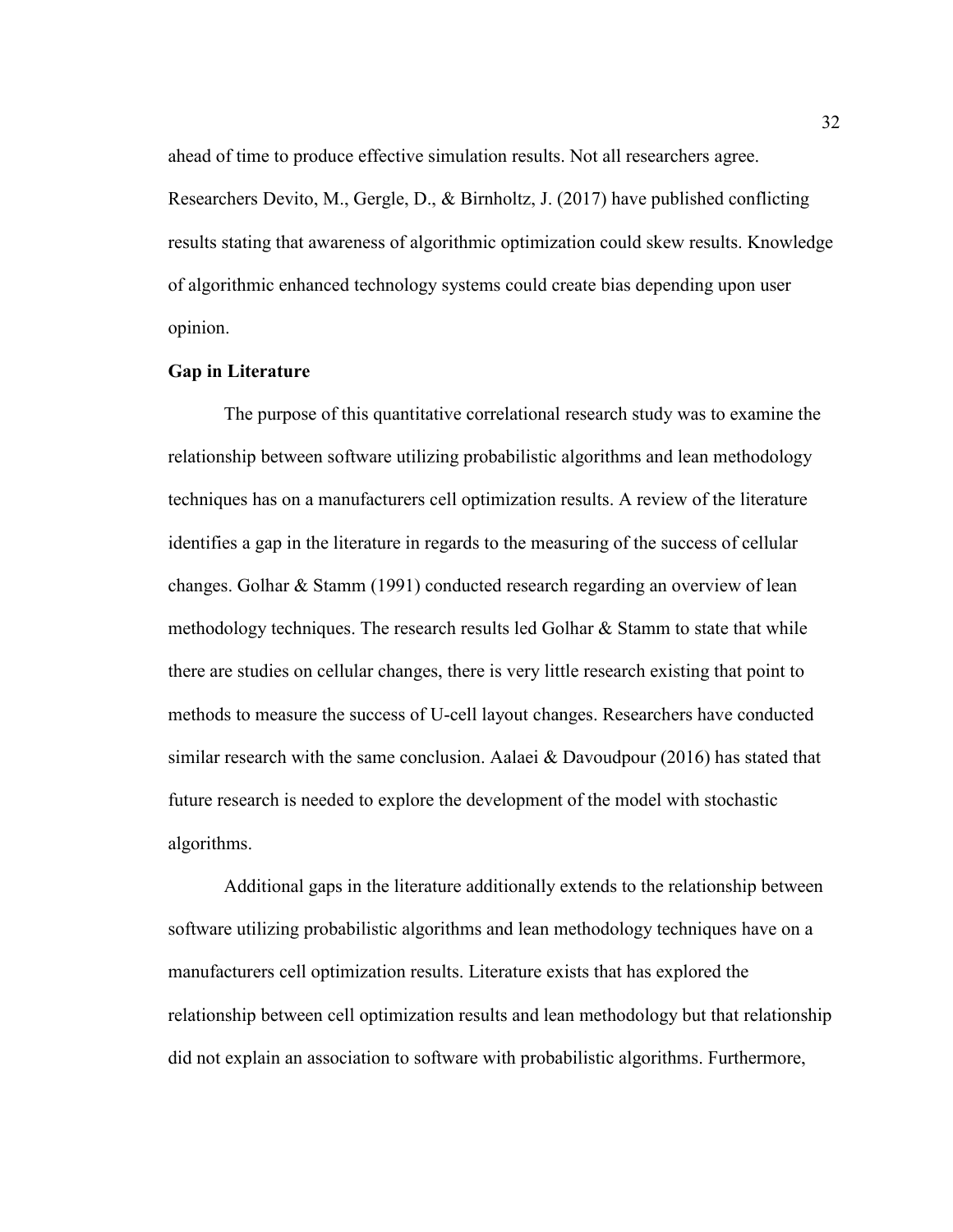ahead of time to produce effective simulation results. Not all researchers agree. Researchers Devito, M., Gergle, D., & Birnholtz, J. (2017) have published conflicting results stating that awareness of algorithmic optimization could skew results. Knowledge of algorithmic enhanced technology systems could create bias depending upon user opinion.

**Gap in Literature**

The purpose of this quantitative correlational research study was to examine the relationship between software utilizing probabilistic algorithms and lean methodology techniques has on a manufacturers cell optimization results. A review of the literature identifies a gap in the literature in regards to the measuring of the success of cellular changes. Golhar & Stamm (1991) conducted research regarding an overview of lean methodology techniques. The research results led Golhar & Stamm to state that while there are studies on cellular changes, there is very little research existing that point to methods to measure the success of U-cell layout changes. Researchers have conducted similar research with the same conclusion. Aalaei & Davoudpour (2016) has stated that future research is needed to explore the development of the model with stochastic algorithms.

Additional gaps in the literature additionally extends to the relationship between software utilizing probabilistic algorithms and lean methodology techniques have on a manufacturers cell optimization results. Literature exists that has explored the relationship between cell optimization results and lean methodology but that relationship did not explain an association to software with probabilistic algorithms. Furthermore,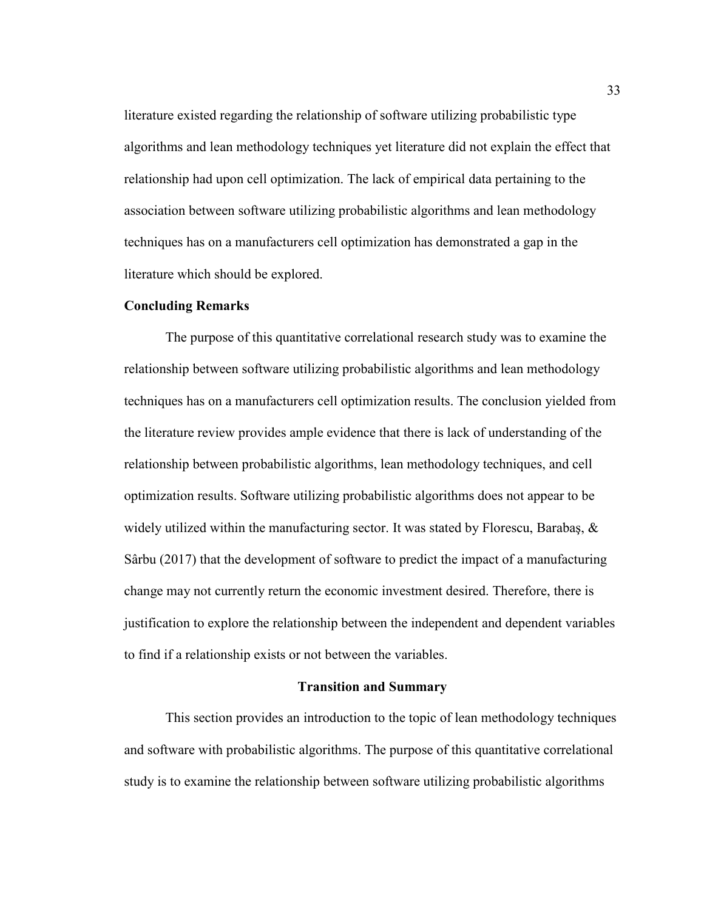literature existed regarding the relationship of software utilizing probabilistic type algorithms and lean methodology techniques yet literature did not explain the effect that relationship had upon cell optimization. The lack of empirical data pertaining to the association between software utilizing probabilistic algorithms and lean methodology techniques has on a manufacturers cell optimization has demonstrated a gap in the literature which should be explored.

### Concluding Remarks

The purpose of this quantitative correlational research study was to examine the relationship between software utilizing probabilistic algorithms and lean methodology techniques has on a manufacturers cell optimization results. The conclusion yielded from the literature review provides ample evidence that there is lack of understanding of the relationship between probabilistic algorithms, lean methodology techniques, and cell optimization results. Software utilizing probabilistic algorithms does not appear to be widely utilized within the manufacturing sector. It was stated by Florescu, Barabaș, & Sârbu (2017) that the development of software to predict the impact of a manufacturing change may not currently return the economic investment desired. Therefore, there is justification to explore the relationship between the independent and dependent variables to find if a relationship exists or not between the variables.

## Transition and Summary

This section provides an introduction to the topic of lean methodology techniques and software with probabilistic algorithms. The purpose of this quantitative correlational study is to examine the relationship between software utilizing probabilistic algorithms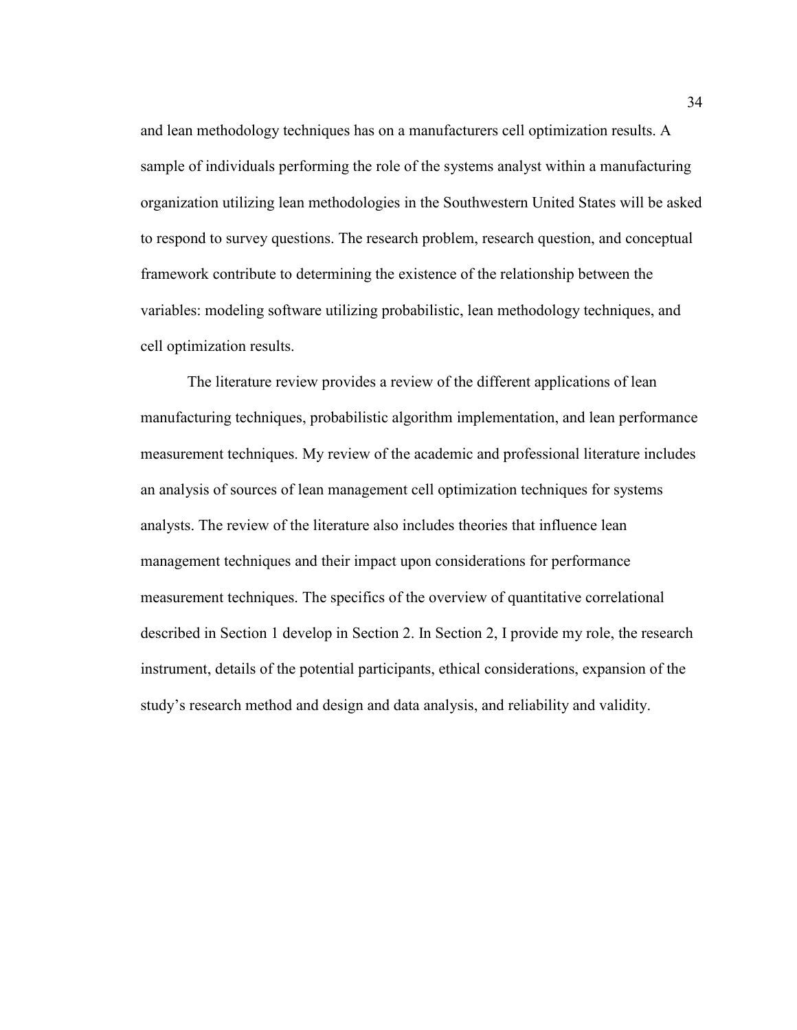and lean methodology techniques has on a manufacturers cell optimization results. A sample of individuals performing the role of the systems analyst within a manufacturing organization utilizing lean methodologies in the Southwestern United States will be asked to respond to survey questions. The research problem, research question, and conceptual framework contribute to determining the existence of the relationship between the variables: modeling software utilizing probabilistic, lean methodology techniques, and cell optimization results.

The literature review provides a review of the different applications of lean manufacturing techniques, probabilistic algorithm implementation, and lean performance measurement techniques. My review of the academic and professional literature includes an analysis of sources of lean management cell optimization techniques for systems analysts. The review of the literature also includes theories that influence lean management techniques and their impact upon considerations for performance measurement techniques. The specifics of the overview of quantitative correlational described in Section 1 develop in Section 2. In Section 2, I provide my role, the research instrument, details of the potential participants, ethical considerations, expansion of the study's research method and design and data analysis, and reliability and validity.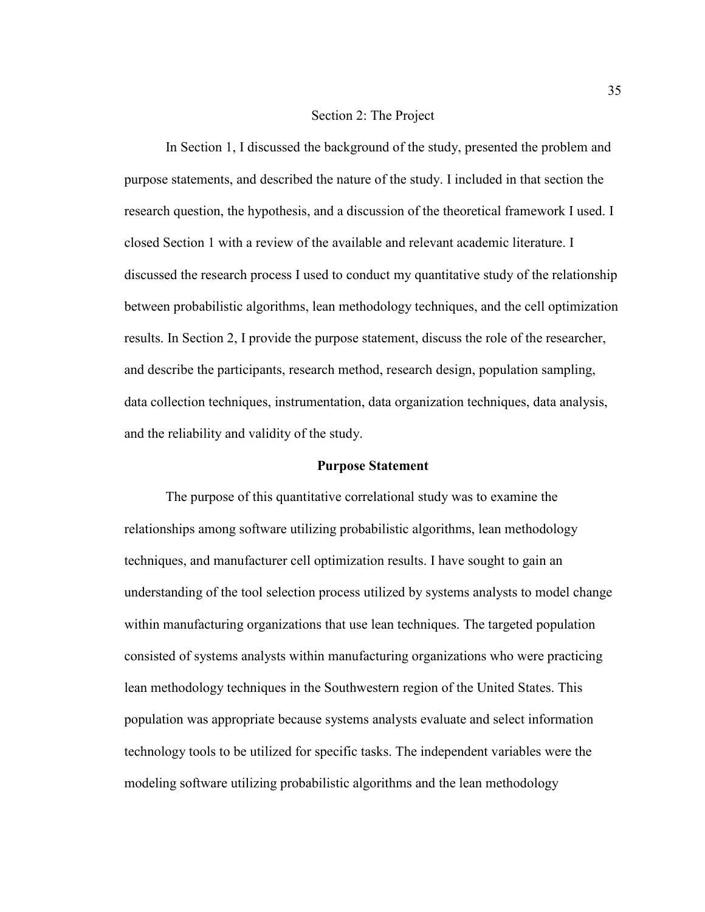# Section 2: The Project

In Section 1, I discussed the background of the study, presented the problem and purpose statements, and described the nature of the study. I included in that section the research question, the hypothesis, and a discussion of the theoretical framework I used. I closed Section 1 with a review of the available and relevant academic literature. I discussed the research process I used to conduct my quantitative study of the relationship between probabilistic algorithms, lean methodology techniques, and the cell optimization results. In Section 2, I provide the purpose statement, discuss the role of the researcher, and describe the participants, research method, research design, population sampling, data collection techniques, instrumentation, data organization techniques, data analysis, and the reliability and validity of the study.

## Purpose Statement

The purpose of this quantitative correlational study was to examine the relationships among software utilizing probabilistic algorithms, lean methodology techniques, and manufacturer cell optimization results. I have sought to gain an understanding of the tool selection process utilized by systems analysts to model change within manufacturing organizations that use lean techniques. The targeted population consisted of systems analysts within manufacturing organizations who were practicing lean methodology techniques in the Southwestern region of the United States. This population was appropriate because systems analysts evaluate and select information technology tools to be utilized for specific tasks. The independent variables were the modeling software utilizing probabilistic algorithms and the lean methodology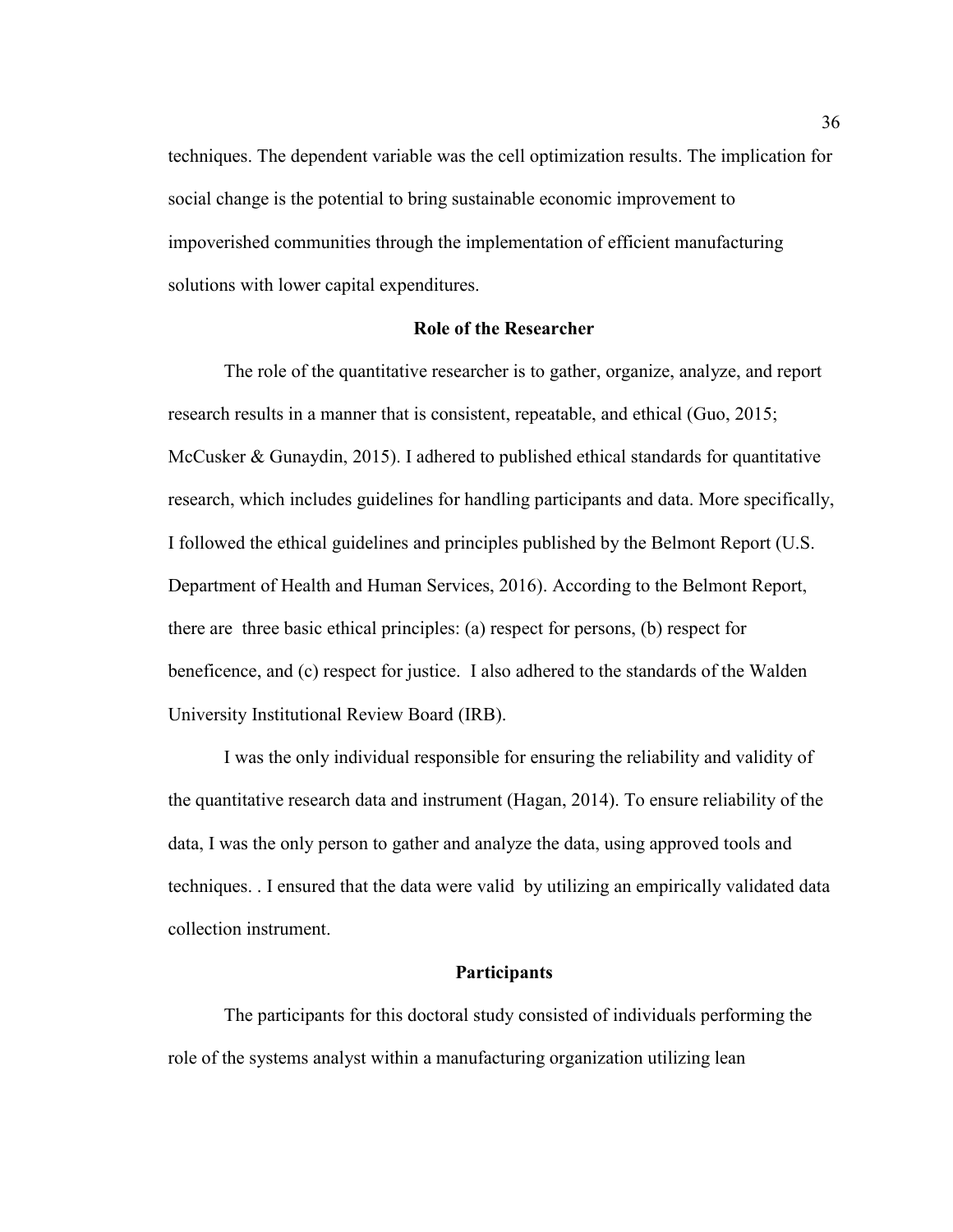techniques. The dependent variable was the cell optimization results. The implication for social change is the potential to bring sustainable economic improvement to impoverished communities through the implementation of efficient manufacturing solutions with lower capital expenditures.

## Role of the Researcher

The role of the quantitative researcher is to gather, organize, analyze, and report research results in a manner that is consistent, repeatable, and ethical (Guo, 2015; McCusker & Gunaydin, 2015). I adhered to published ethical standards for quantitative research, which includes guidelines for handling participants and data. More specifically, I followed the ethical guidelines and principles published by the Belmont Report (U.S. Department of Health and Human Services, 2016). According to the Belmont Report, there are three basic ethical principles: (a) respect for persons, (b) respect for beneficence, and (c) respect for justice. I also adhered to the standards of the Walden University Institutional Review Board (IRB).

I was the only individual responsible for ensuring the reliability and validity of the quantitative research data and instrument (Hagan, 2014). To ensure reliability of the data, I was the only person to gather and analyze the data, using approved tools and techniques. . I ensured that the data were valid by utilizing an empirically validated data collection instrument.

## Participants

The participants for this doctoral study consisted of individuals performing the role of the systems analyst within a manufacturing organization utilizing lean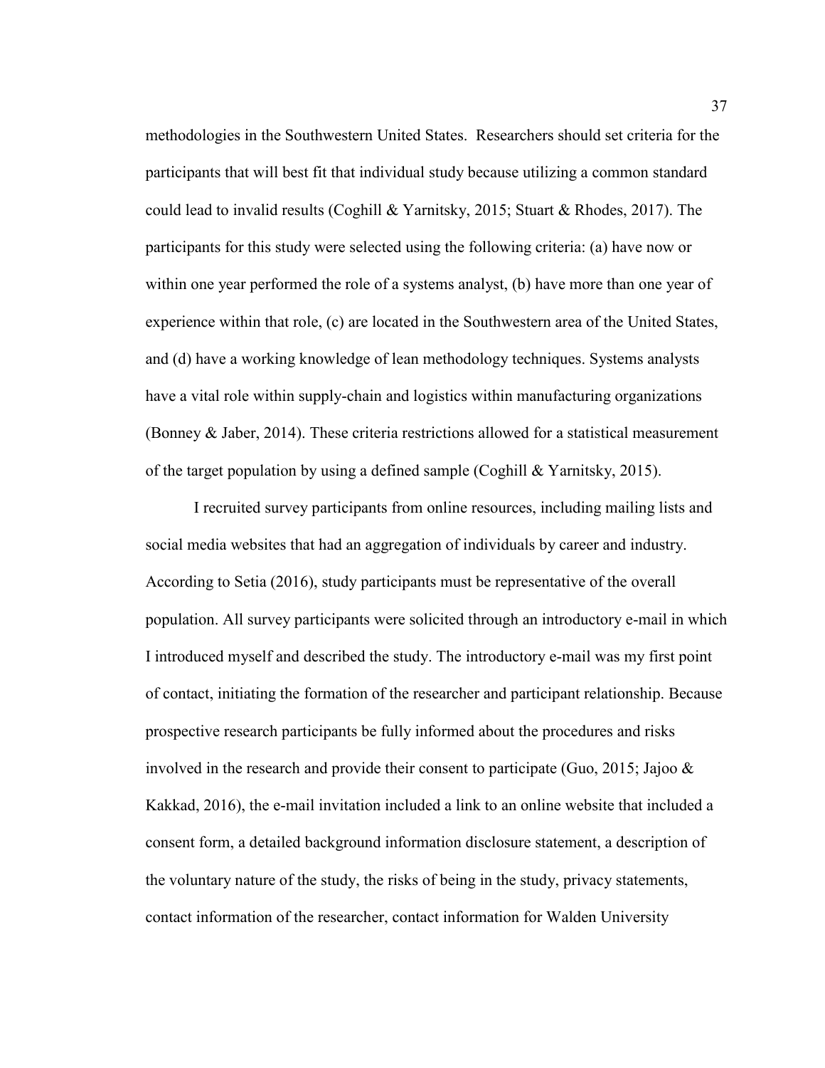methodologies in the Southwestern United States.  Researchers should set criteria for the participants that will best fit that individual study because utilizing a common standard could lead to invalid results (Coghill & Yarnitsky, 2015; Stuart & Rhodes, 2017). The participants for this study were selected using the following criteria: (a) have now or within one year performed the role of a systems analyst, (b) have more than one year of experience within that role, (c) are located in the Southwestern area of the United States, and (d) have a working knowledge of lean methodology techniques. Systems analysts have a vital role within supply-chain and logistics within manufacturing organizations (Bonney & Jaber, 2014). These criteria restrictions allowed for a statistical measurement of the target population by using a defined sample (Coghill & Yarnitsky, 2015).

I recruited survey participants from online resources, including mailing lists and social media websites that had an aggregation of individuals by career and industry. According to Setia (2016), study participants must be representative of the overall population. All survey participants were solicited through an introductory e-mail in which I introduced myself and described the study. The introductory e-mail was my first point of contact, initiating the formation of the researcher and participant relationship. Because prospective research participants be fully informed about the procedures and risks involved in the research and provide their consent to participate (Guo, 2015; Jajoo & Kakkad, 2016), the e-mail invitation included a link to an online website that included a consent form, a detailed background information disclosure statement, a description of the voluntary nature of the study, the risks of being in the study, privacy statements, contact information of the researcher, contact information for Walden University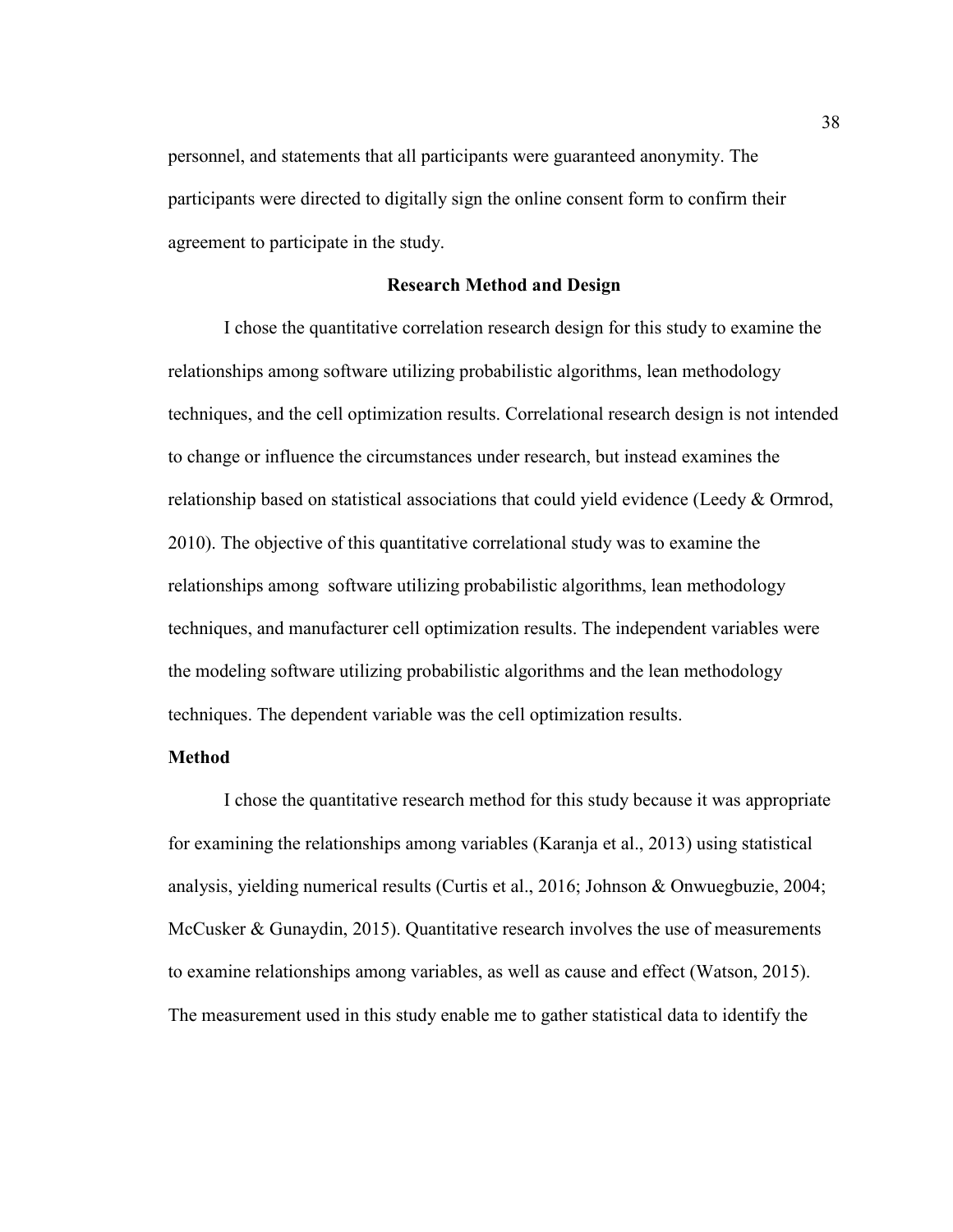personnel, and statements that all participants were guaranteed anonymity. The participants were directed to digitally sign the online consent form to confirm their agreement to participate in the study.

## Research Method and Design

I chose the quantitative correlation research design for this study to examine the relationships among software utilizing probabilistic algorithms, lean methodology techniques, and the cell optimization results. Correlational research design is not intended to change or influence the circumstances under research, but instead examines the relationship based on statistical associations that could yield evidence (Leedy & Ormrod, 2010). The objective of this quantitative correlational study was to examine the relationships among software utilizing probabilistic algorithms, lean methodology techniques, and manufacturer cell optimization results. The independent variables were the modeling software utilizing probabilistic algorithms and the lean methodology techniques. The dependent variable was the cell optimization results.

### Method

I chose the quantitative research method for this study because it was appropriate for examining the relationships among variables (Karanja et al., 2013) using statistical analysis, yielding numerical results (Curtis et al., 2016; Johnson & Onwuegbuzie, 2004; McCusker & Gunaydin, 2015). Quantitative research involves the use of measurements to examine relationships among variables, as well as cause and effect (Watson, 2015). The measurement used in this study enable me to gather statistical data to identify the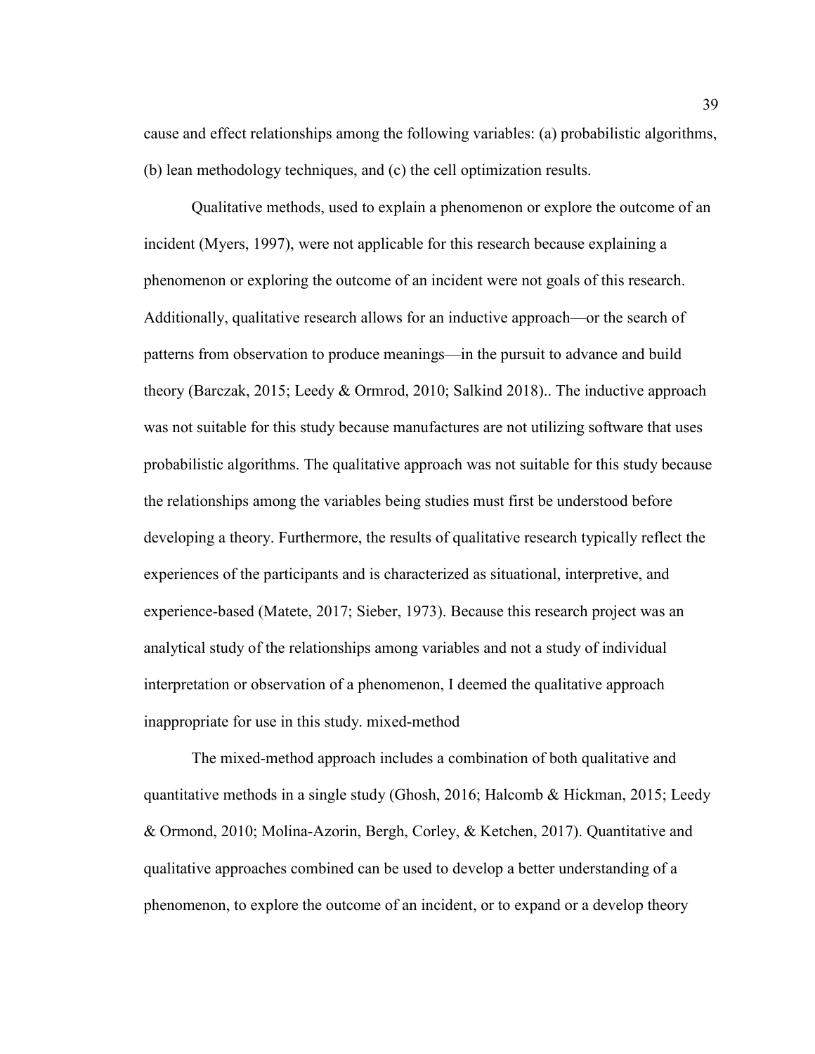cause and effect relationships among the following variables: (a) probabilistic algorithms, (b) lean methodology techniques, and (c) the cell optimization results.

Qualitative methods, used to explain a phenomenon or explore the outcome of an incident (Myers, 1997), were not applicable for this research because explaining a phenomenon or exploring the outcome of an incident were not goals of this research. Additionally, qualitative research allows for an inductive approach—or the search of patterns from observation to produce meanings—in the pursuit to advance and build theory (Barczak, 2015; Leedy & Ormrod, 2010; Salkind 2018).. The inductive approach was not suitable for this study because manufactures are not utilizing software that uses probabilistic algorithms. The qualitative approach was not suitable for this study because the relationships among the variables being studies must first be understood before developing a theory. Furthermore, the results of qualitative research typically reflect the experiences of the participants and is characterized as situational, interpretive, and experience-based (Matete, 2017; Sieber, 1973). Because this research project was an analytical study of the relationships among variables and not a study of individual interpretation or observation of a phenomenon, I deemed the qualitative approach inappropriate for use in this study. mixed-method

The mixed-method approach includes a combination of both qualitative and quantitative methods in a single study (Ghosh, 2016; Halcomb & Hickman, 2015; Leedy & Ormond, 2010; Molina-Azorin, Bergh, Corley, & Ketchen, 2017). Quantitative and qualitative approaches combined can be used to develop a better understanding of a phenomenon, to explore the outcome of an incident, or to expand or a develop theory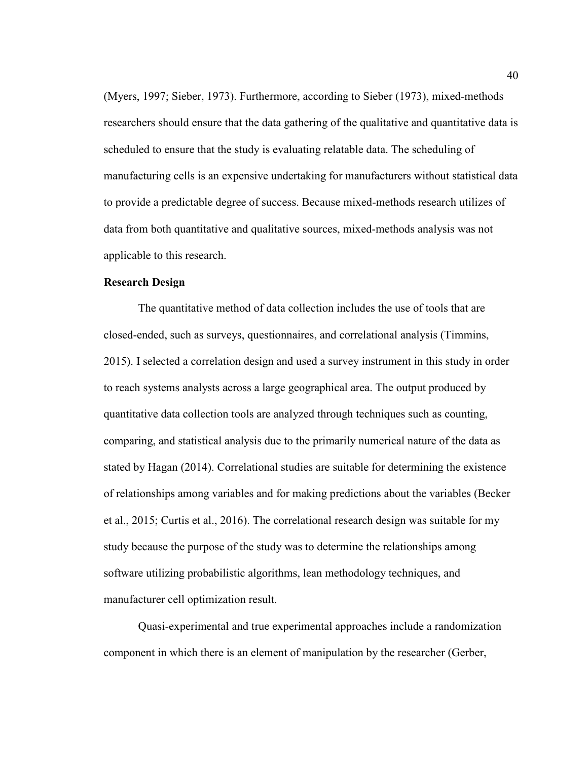(Myers, 1997; Sieber, 1973). Furthermore, according to Sieber (1973), mixed-methods researchers should ensure that the data gathering of the qualitative and quantitative data is scheduled to ensure that the study is evaluating relatable data. The scheduling of manufacturing cells is an expensive undertaking for manufacturers without statistical data to provide a predictable degree of success. Because mixed-methods research utilizes of data from both quantitative and qualitative sources, mixed-methods analysis was not applicable to this research.

**Research Design**

The quantitative method of data collection includes the use of tools that are closed-ended, such as surveys, questionnaires, and correlational analysis (Timmins, 2015). I selected a correlation design and used a survey instrument in this study in order to reach systems analysts across a large geographical area. The output produced by quantitative data collection tools are analyzed through techniques such as counting, comparing, and statistical analysis due to the primarily numerical nature of the data as stated by Hagan (2014). Correlational studies are suitable for determining the existence of relationships among variables and for making predictions about the variables (Becker et al., 2015; Curtis et al., 2016). The correlational research design was suitable for my study because the purpose of the study was to determine the relationships among software utilizing probabilistic algorithms, lean methodology techniques, and manufacturer cell optimization result.

Quasi-experimental and true experimental approaches include a randomization component in which there is an element of manipulation by the researcher (Gerber,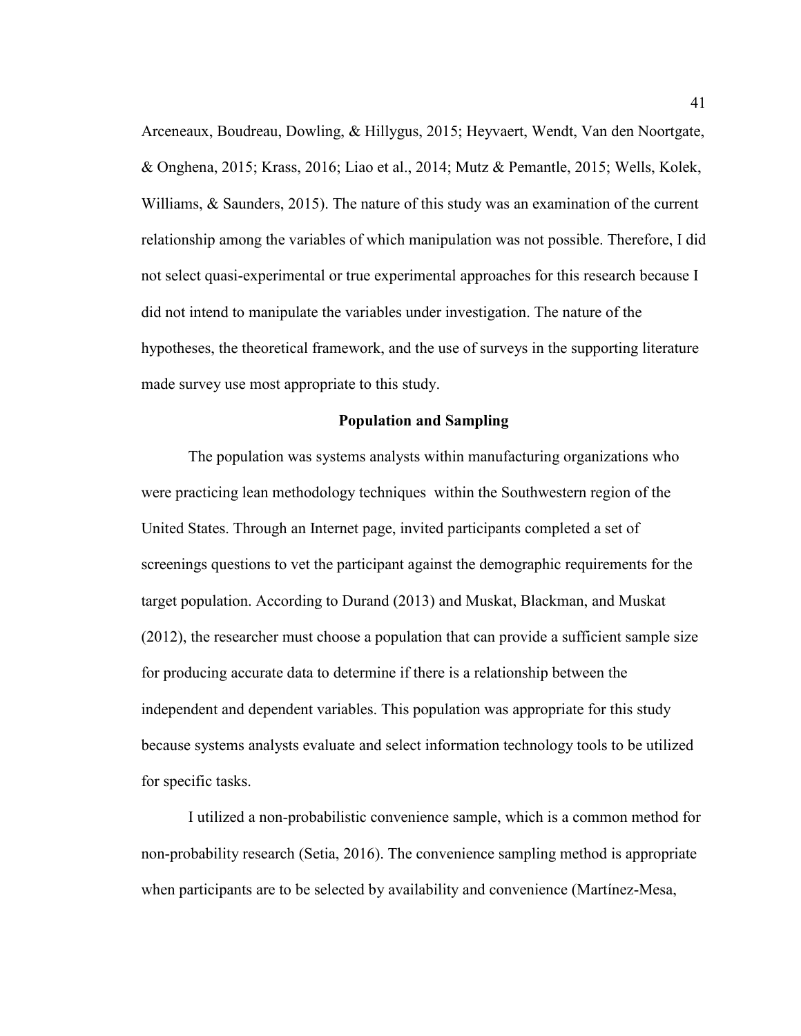Arceneaux, Boudreau, Dowling, & Hillygus, 2015; Heyvaert, Wendt, Van den Noortgate, & Onghena, 2015; Krass, 2016; Liao et al., 2014; Mutz & Pemantle, 2015; Wells, Kolek, Williams, & Saunders, 2015). The nature of this study was an examination of the current relationship among the variables of which manipulation was not possible. Therefore, I did not select quasi-experimental or true experimental approaches for this research because I did not intend to manipulate the variables under investigation. The nature of the hypotheses, the theoretical framework, and the use of surveys in the supporting literature made survey use most appropriate to this study.

## Population and Sampling

The population was systems analysts within manufacturing organizations who were practicing lean methodology techniques within the Southwestern region of the United States. Through an Internet page, invited participants completed a set of screenings questions to vet the participant against the demographic requirements for the target population. According to Durand (2013) and Muskat, Blackman, and Muskat (2012), the researcher must choose a population that can provide a sufficient sample size for producing accurate data to determine if there is a relationship between the independent and dependent variables. This population was appropriate for this study because systems analysts evaluate and select information technology tools to be utilized for specific tasks.

I utilized a non-probabilistic convenience sample, which is a common method for non-probability research (Setia, 2016). The convenience sampling method is appropriate when participants are to be selected by availability and convenience (Martínez-Mesa,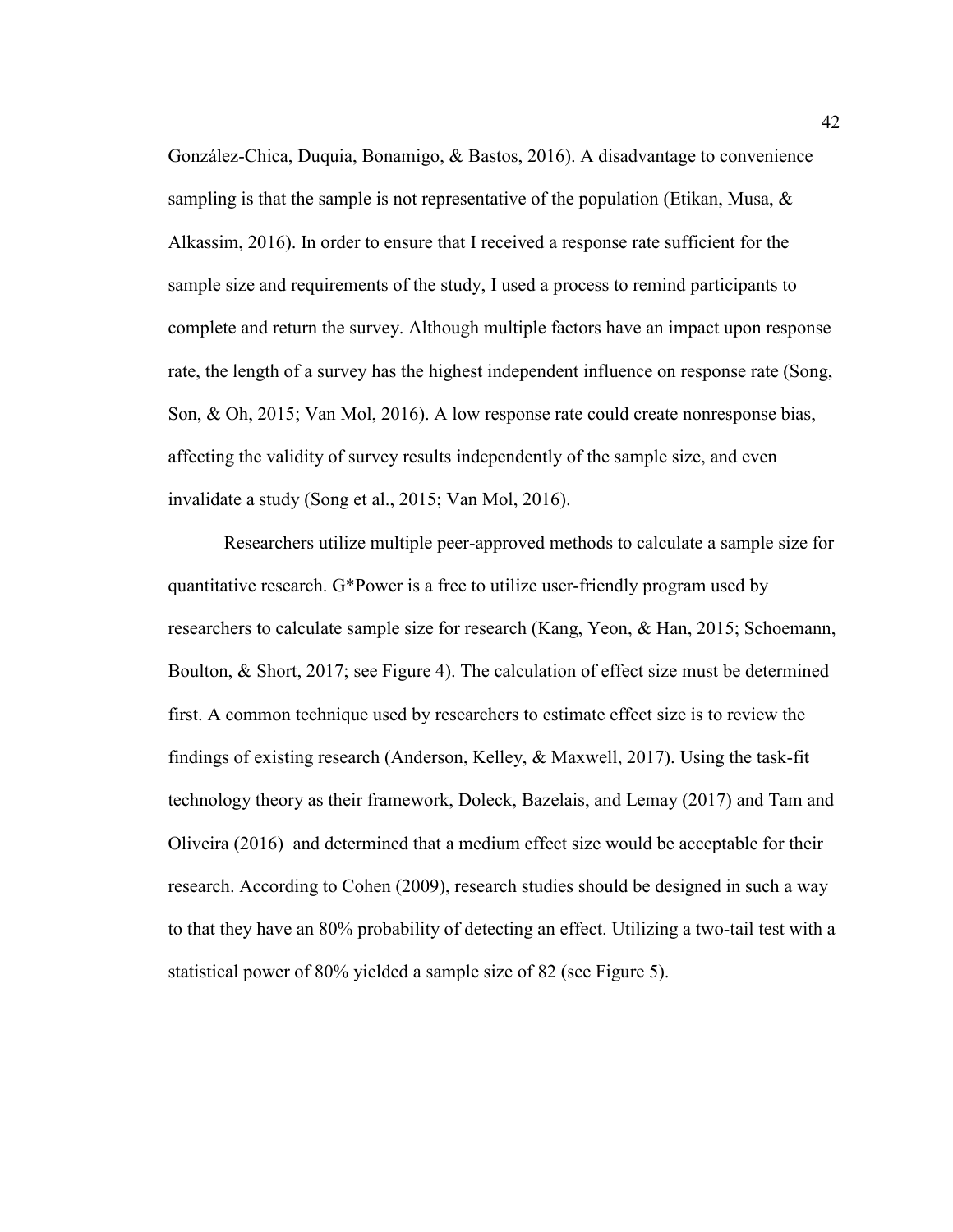González-Chica, Duquia, Bonamigo, & Bastos, 2016). A disadvantage to convenience sampling is that the sample is not representative of the population (Etikan, Musa, & Alkassim, 2016). In order to ensure that I received a response rate sufficient for the sample size and requirements of the study, I used a process to remind participants to complete and return the survey. Although multiple factors have an impact upon response rate, the length of a survey has the highest independent influence on response rate (Song, Son, & Oh, 2015; Van Mol, 2016). A low response rate could create nonresponse bias, affecting the validity of survey results independently of the sample size, and even invalidate a study (Song et al., 2015; Van Mol, 2016).

Researchers utilize multiple peer-approved methods to calculate a sample size for quantitative research. G*Power is a free to utilize user-friendly program used by researchers to calculate sample size for research (Kang, Yeon, & Han, 2015; Schoemann, Boulton, & Short, 2017; see Figure 4). The calculation of effect size must be determined first. A common technique used by researchers to estimate effect size is to review the findings of existing research (Anderson, Kelley, & Maxwell, 2017). Using the task-fit technology theory as their framework, Doleck, Bazelais, and Lemay (2017) and Tam and Oliveira (2016) and determined that a medium effect size would be acceptable for their research. According to Cohen (2009), research studies should be designed in such a way to that they have an 80% probability of detecting an effect. Utilizing a two-tail test with a statistical power of 80% yielded a sample size of 82 (see Figure 5).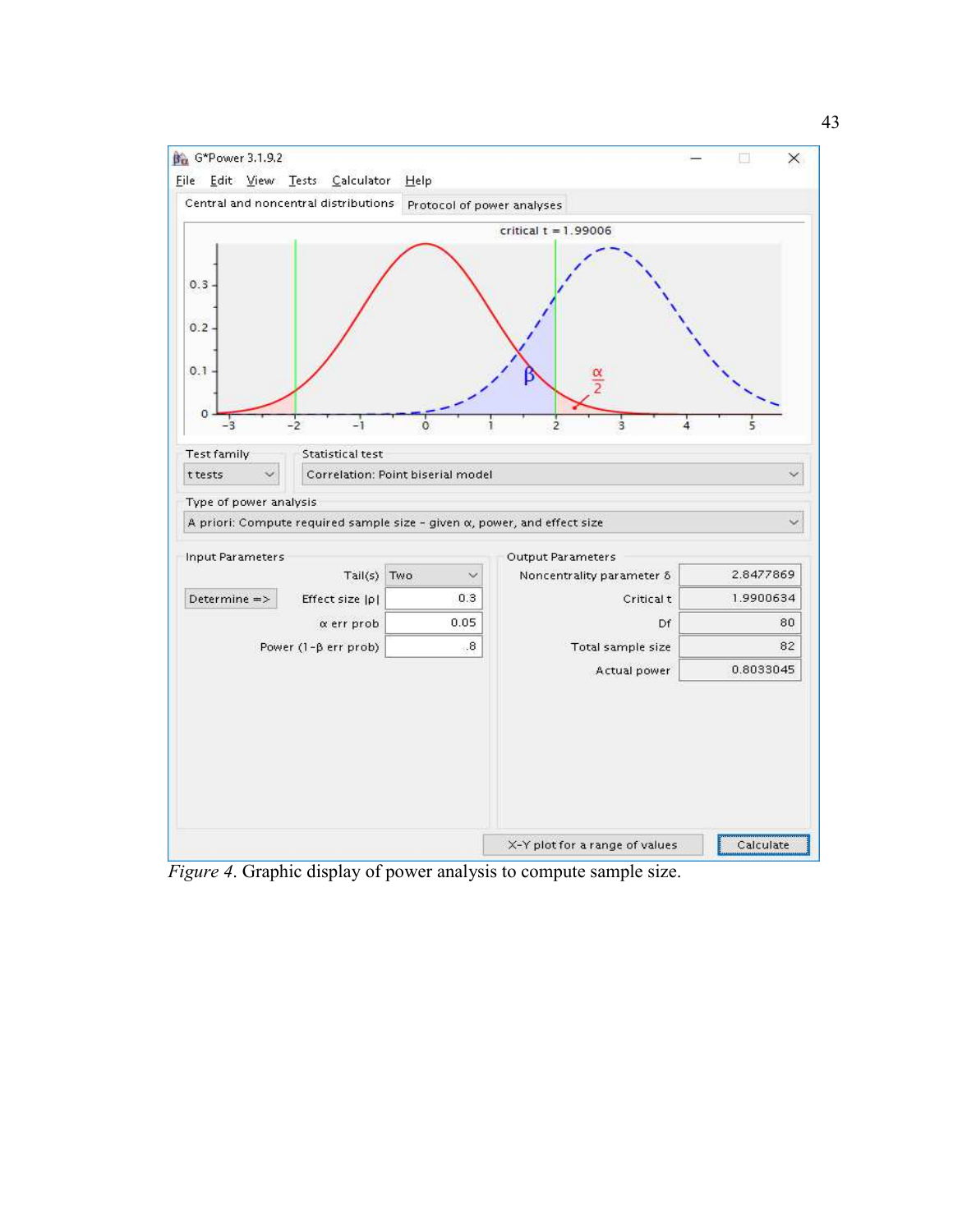*Figure 4*. Graphic display of power analysis to compute sample size.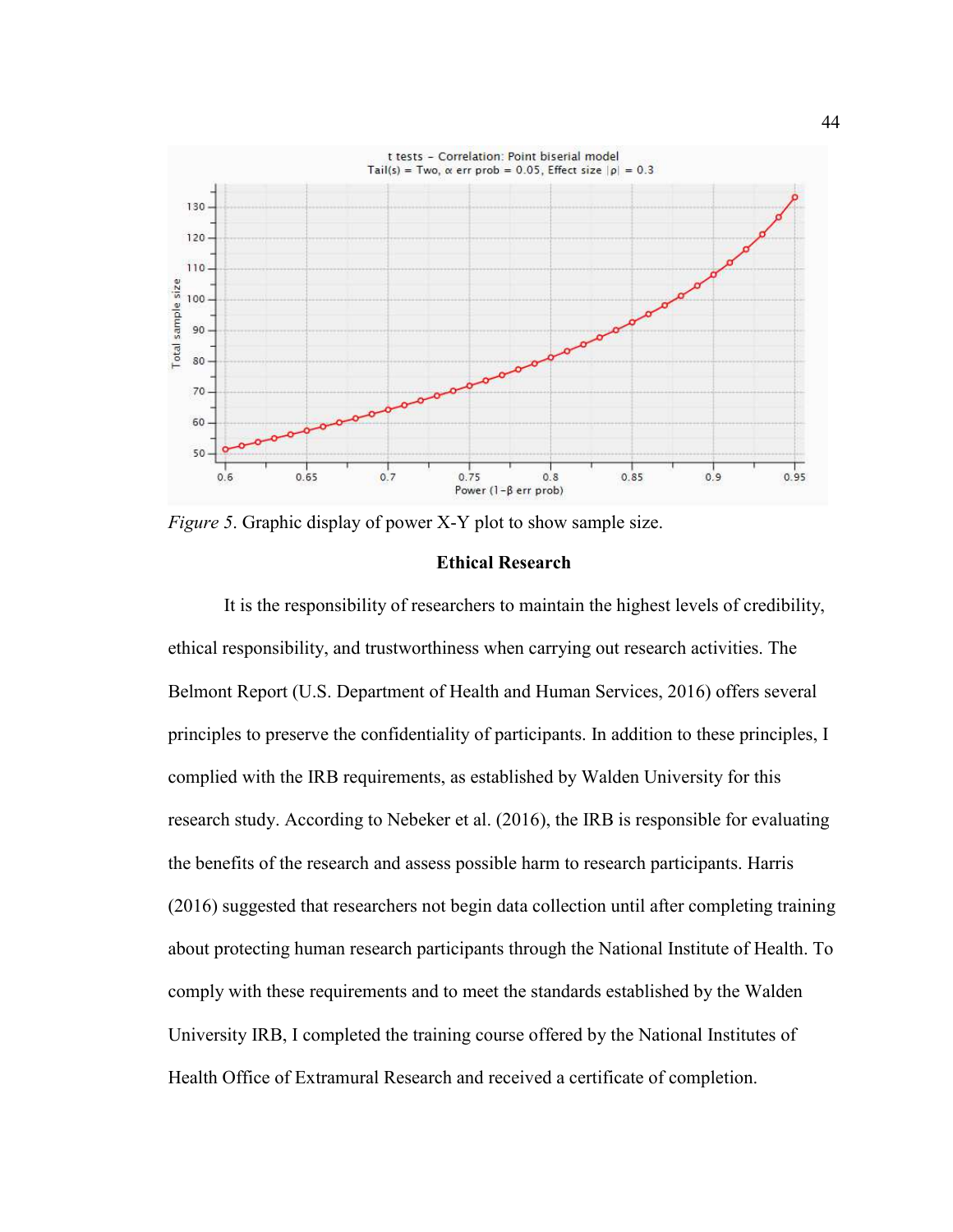*Figure 5*. Graphic display of power X-Y plot to show sample size.

## Ethical Research

It is the responsibility of researchers to maintain the highest levels of credibility, ethical responsibility, and trustworthiness when carrying out research activities. The Belmont Report (U.S. Department of Health and Human Services, 2016) offers several principles to preserve the confidentiality of participants. In addition to these principles, I complied with the IRB requirements, as established by Walden University for this research study. According to Nebeker et al. (2016), the IRB is responsible for evaluating the benefits of the research and assess possible harm to research participants. Harris (2016) suggested that researchers not begin data collection until after completing training about protecting human research participants through the National Institute of Health. To comply with these requirements and to meet the standards established by the Walden University IRB, I completed the training course offered by the National Institutes of Health Office of Extramural Research and received a certificate of completion.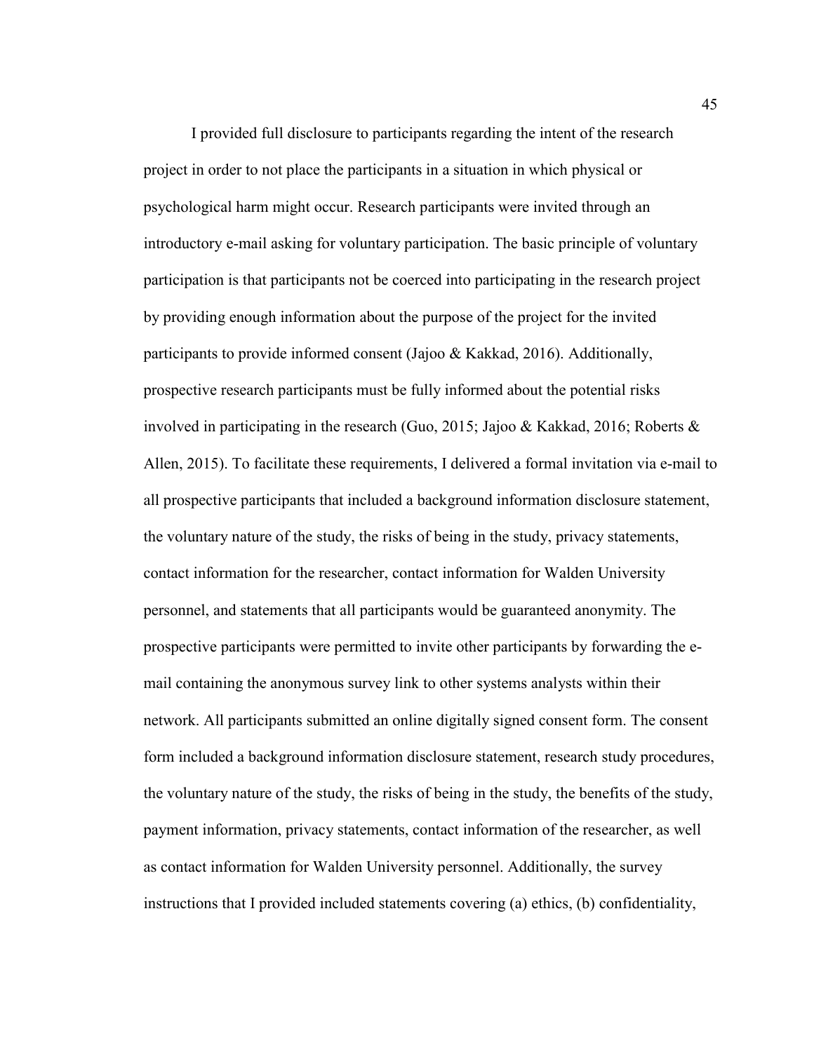I provided full disclosure to participants regarding the intent of the research project in order to not place the participants in a situation in which physical or psychological harm might occur. Research participants were invited through an introductory e-mail asking for voluntary participation. The basic principle of voluntary participation is that participants not be coerced into participating in the research project by providing enough information about the purpose of the project for the invited participants to provide informed consent (Jajoo & Kakkad, 2016). Additionally, prospective research participants must be fully informed about the potential risks involved in participating in the research (Guo, 2015; Jajoo & Kakkad, 2016; Roberts & Allen, 2015). To facilitate these requirements, I delivered a formal invitation via e-mail to all prospective participants that included a background information disclosure statement, the voluntary nature of the study, the risks of being in the study, privacy statements, contact information for the researcher, contact information for Walden University personnel, and statements that all participants would be guaranteed anonymity. The prospective participants were permitted to invite other participants by forwarding the e-mail containing the anonymous survey link to other systems analysts within their network. All participants submitted an online digitally signed consent form. The consent form included a background information disclosure statement, research study procedures, the voluntary nature of the study, the risks of being in the study, the benefits of the study, payment information, privacy statements, contact information of the researcher, as well as contact information for Walden University personnel. Additionally, the survey instructions that I provided included statements covering (a) ethics, (b) confidentiality,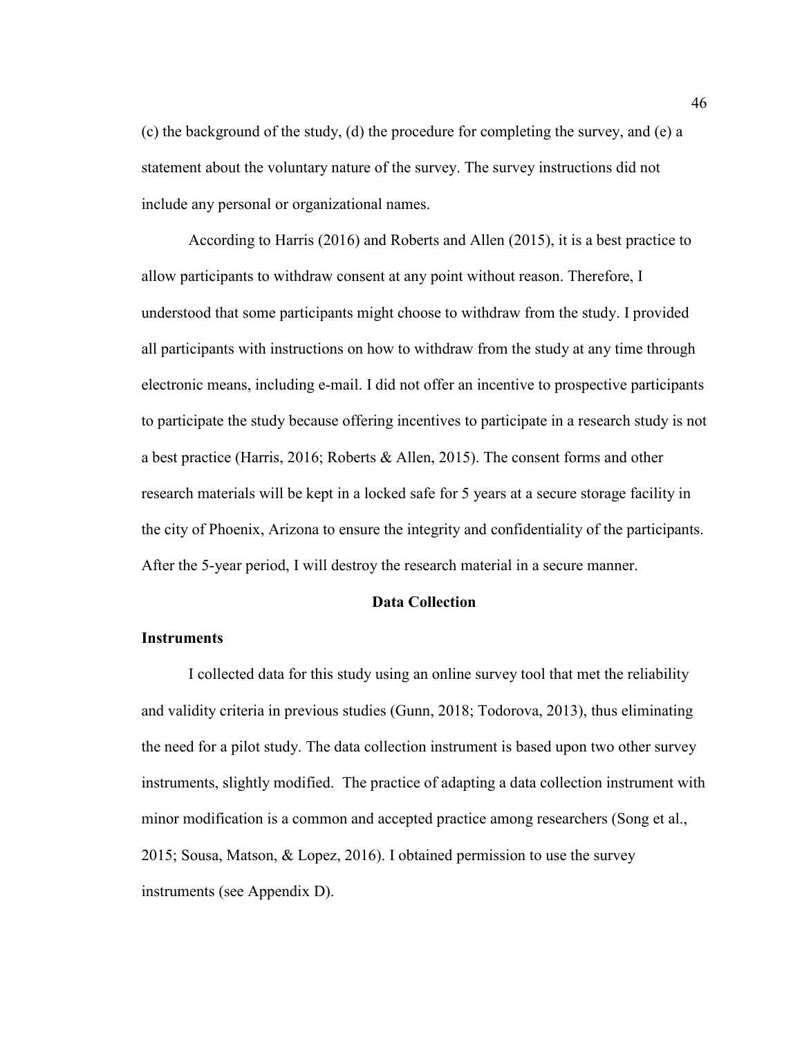(c) the background of the study, (d) the procedure for completing the survey, and (e) a statement about the voluntary nature of the survey. The survey instructions did not include any personal or organizational names.

According to Harris (2016) and Roberts and Allen (2015), it is a best practice to allow participants to withdraw consent at any point without reason. Therefore, I understood that some participants might choose to withdraw from the study. I provided all participants with instructions on how to withdraw from the study at any time through electronic means, including e-mail. I did not offer an incentive to prospective participants to participate the study because offering incentives to participate in a research study is not a best practice (Harris, 2016; Roberts & Allen, 2015). The consent forms and other research materials will be kept in a locked safe for 5 years at a secure storage facility in the city of Phoenix, Arizona to ensure the integrity and confidentiality of the participants. After the 5-year period, I will destroy the research material in a secure manner.

## Data Collection

### Instruments

I collected data for this study using an online survey tool that met the reliability and validity criteria in previous studies (Gunn, 2018; Todorova, 2013), thus eliminating the need for a pilot study. The data collection instrument is based upon two other survey instruments, slightly modified. The practice of adapting a data collection instrument with minor modification is a common and accepted practice among researchers (Song et al., 2015; Sousa, Matson, & Lopez, 2016). I obtained permission to use the survey instruments (see Appendix D).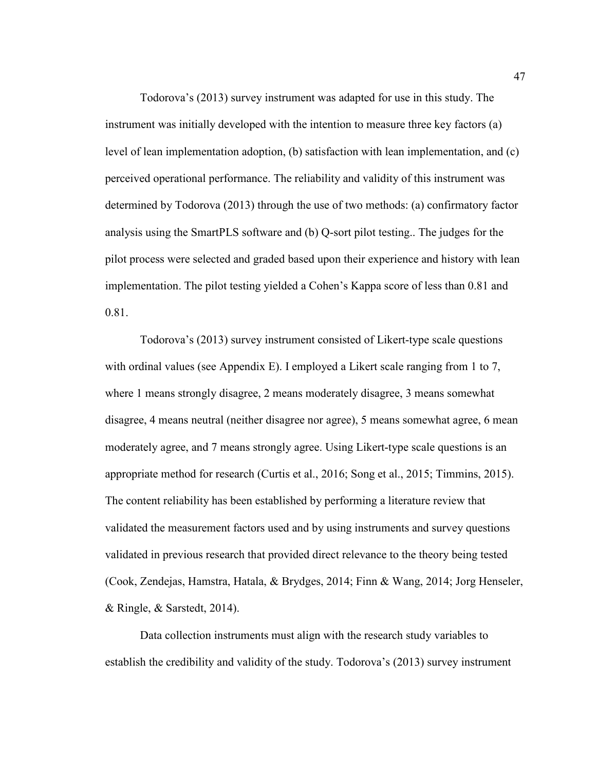Todorova’s (2013) survey instrument was adapted for use in this study. The instrument was initially developed with the intention to measure three key factors (a) level of lean implementation adoption, (b) satisfaction with lean implementation, and (c) perceived operational performance. The reliability and validity of this instrument was determined by Todorova (2013) through the use of two methods: (a) confirmatory factor analysis using the SmartPLS software and (b) Q-sort pilot testing.. The judges for the pilot process were selected and graded based upon their experience and history with lean implementation. The pilot testing yielded a Cohen’s Kappa score of less than 0.81 and 0.81.

Todorova’s (2013) survey instrument consisted of Likert-type scale questions with ordinal values (see Appendix E). I employed a Likert scale ranging from 1 to 7, where 1 means strongly disagree, 2 means moderately disagree, 3 means somewhat disagree, 4 means neutral (neither disagree nor agree), 5 means somewhat agree, 6 mean moderately agree, and 7 means strongly agree. Using Likert-type scale questions is an appropriate method for research (Curtis et al., 2016; Song et al., 2015; Timmins, 2015). The content reliability has been established by performing a literature review that validated the measurement factors used and by using instruments and survey questions validated in previous research that provided direct relevance to the theory being tested (Cook, Zendejas, Hamstra, Hatala, & Brydges, 2014; Finn & Wang, 2014; Jorg Henseler, & Ringle, & Sarstedt, 2014).

Data collection instruments must align with the research study variables to establish the credibility and validity of the study. Todorova’s (2013) survey instrument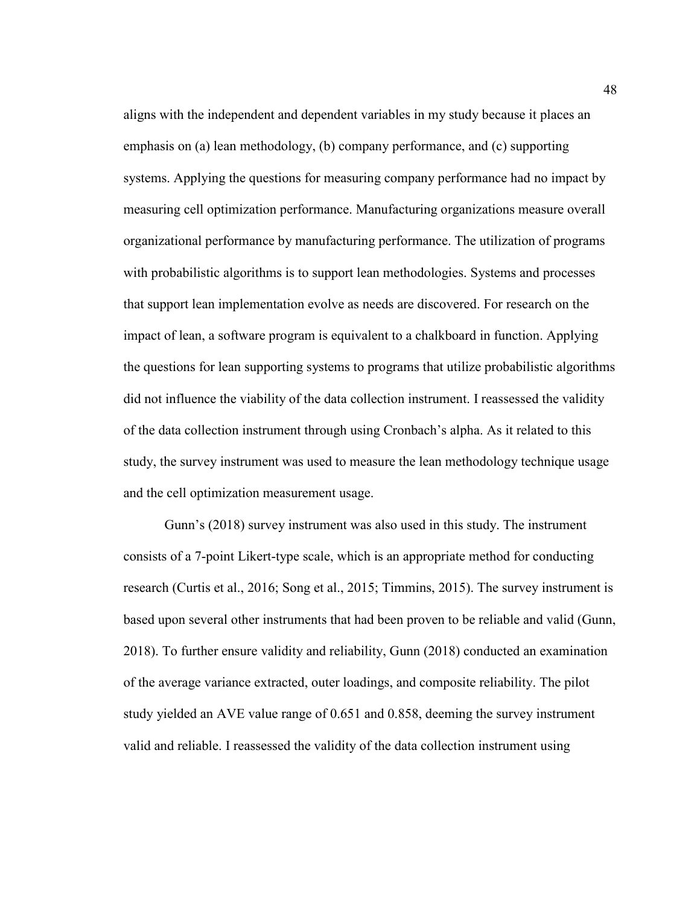aligns with the independent and dependent variables in my study because it places an emphasis on (a) lean methodology, (b) company performance, and (c) supporting systems. Applying the questions for measuring company performance had no impact by measuring cell optimization performance. Manufacturing organizations measure overall organizational performance by manufacturing performance. The utilization of programs with probabilistic algorithms is to support lean methodologies. Systems and processes that support lean implementation evolve as needs are discovered. For research on the impact of lean, a software program is equivalent to a chalkboard in function. Applying the questions for lean supporting systems to programs that utilize probabilistic algorithms did not influence the viability of the data collection instrument. I reassessed the validity of the data collection instrument through using Cronbach's alpha. As it related to this study, the survey instrument was used to measure the lean methodology technique usage and the cell optimization measurement usage.

Gunn's (2018) survey instrument was also used in this study. The instrument consists of a 7-point Likert-type scale, which is an appropriate method for conducting research (Curtis et al., 2016; Song et al., 2015; Timmins, 2015). The survey instrument is based upon several other instruments that had been proven to be reliable and valid (Gunn, 2018). To further ensure validity and reliability, Gunn (2018) conducted an examination of the average variance extracted, outer loadings, and composite reliability. The pilot study yielded an AVE value range of 0.651 and 0.858, deeming the survey instrument valid and reliable. I reassessed the validity of the data collection instrument using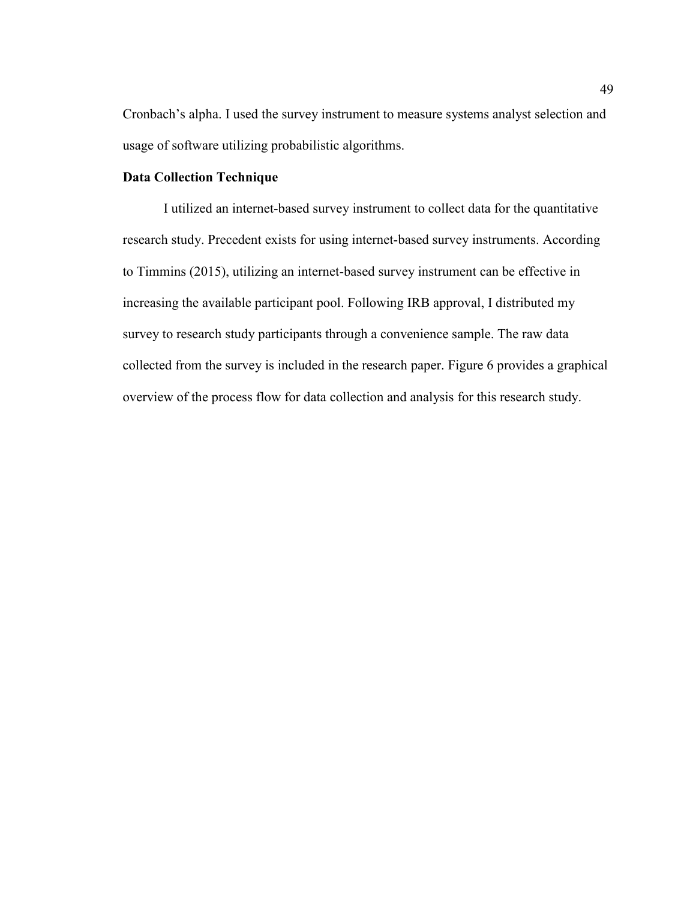Cronbach's alpha. I used the survey instrument to measure systems analyst selection and usage of software utilizing probabilistic algorithms.

### Data Collection Technique

I utilized an internet-based survey instrument to collect data for the quantitative research study. Precedent exists for using internet-based survey instruments. According to Timmins (2015), utilizing an internet-based survey instrument can be effective in increasing the available participant pool. Following IRB approval, I distributed my survey to research study participants through a convenience sample. The raw data collected from the survey is included in the research paper. Figure 6 provides a graphical overview of the process flow for data collection and analysis for this research study.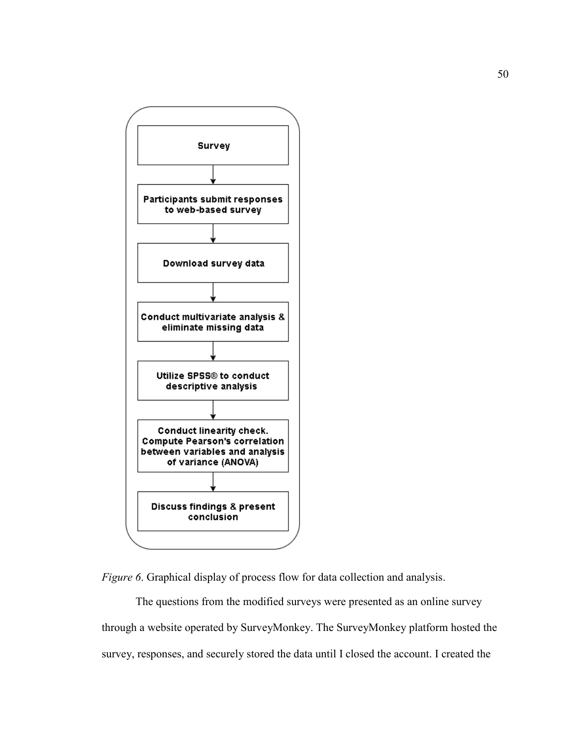Survey

↓

Participants submit responses to web-based survey

↓

Download survey data

↓

Conduct multivariate analysis & eliminate missing data

↓

Utilize SPSS® to conduct descriptive analysis

↓

Conduct linearity check. Compute Pearson's correlation between variables and analysis of variance (ANOVA)

↓

Discuss findings & present conclusion

*Figure 6*. Graphical display of process flow for data collection and analysis.

The questions from the modified surveys were presented as an online survey through a website operated by SurveyMonkey. The SurveyMonkey platform hosted the survey, responses, and securely stored the data until I closed the account. I created the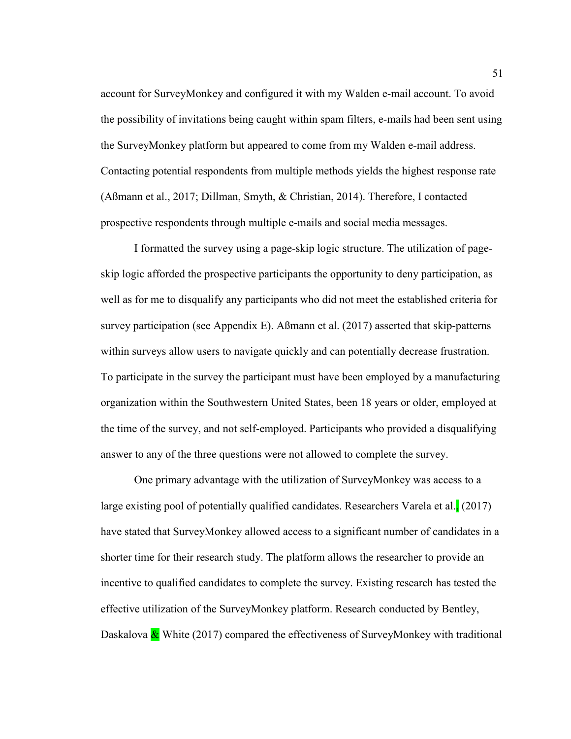account for SurveyMonkey and configured it with my Walden e-mail account. To avoid the possibility of invitations being caught within spam filters, e-mails had been sent using the SurveyMonkey platform but appeared to come from my Walden e-mail address. Contacting potential respondents from multiple methods yields the highest response rate (Aßmann et al., 2017; Dillman, Smyth, & Christian, 2014). Therefore, I contacted prospective respondents through multiple e-mails and social media messages.

I formatted the survey using a page-skip logic structure. The utilization of page-skip logic afforded the prospective participants the opportunity to deny participation, as well as for me to disqualify any participants who did not meet the established criteria for survey participation (see Appendix E). Aßmann et al. (2017) asserted that skip-patterns within surveys allow users to navigate quickly and can potentially decrease frustration. To participate in the survey the participant must have been employed by a manufacturing organization within the Southwestern United States, been 18 years or older, employed at the time of the survey, and not self-employed. Participants who provided a disqualifying answer to any of the three questions were not allowed to complete the survey.

One primary advantage with the utilization of SurveyMonkey was access to a large existing pool of potentially qualified candidates. Researchers Varela et al., (2017) have stated that SurveyMonkey allowed access to a significant number of candidates in a shorter time for their research study. The platform allows the researcher to provide an incentive to qualified candidates to complete the survey. Existing research has tested the effective utilization of the SurveyMonkey platform. Research conducted by Bentley, Daskalova & White (2017) compared the effectiveness of SurveyMonkey with traditional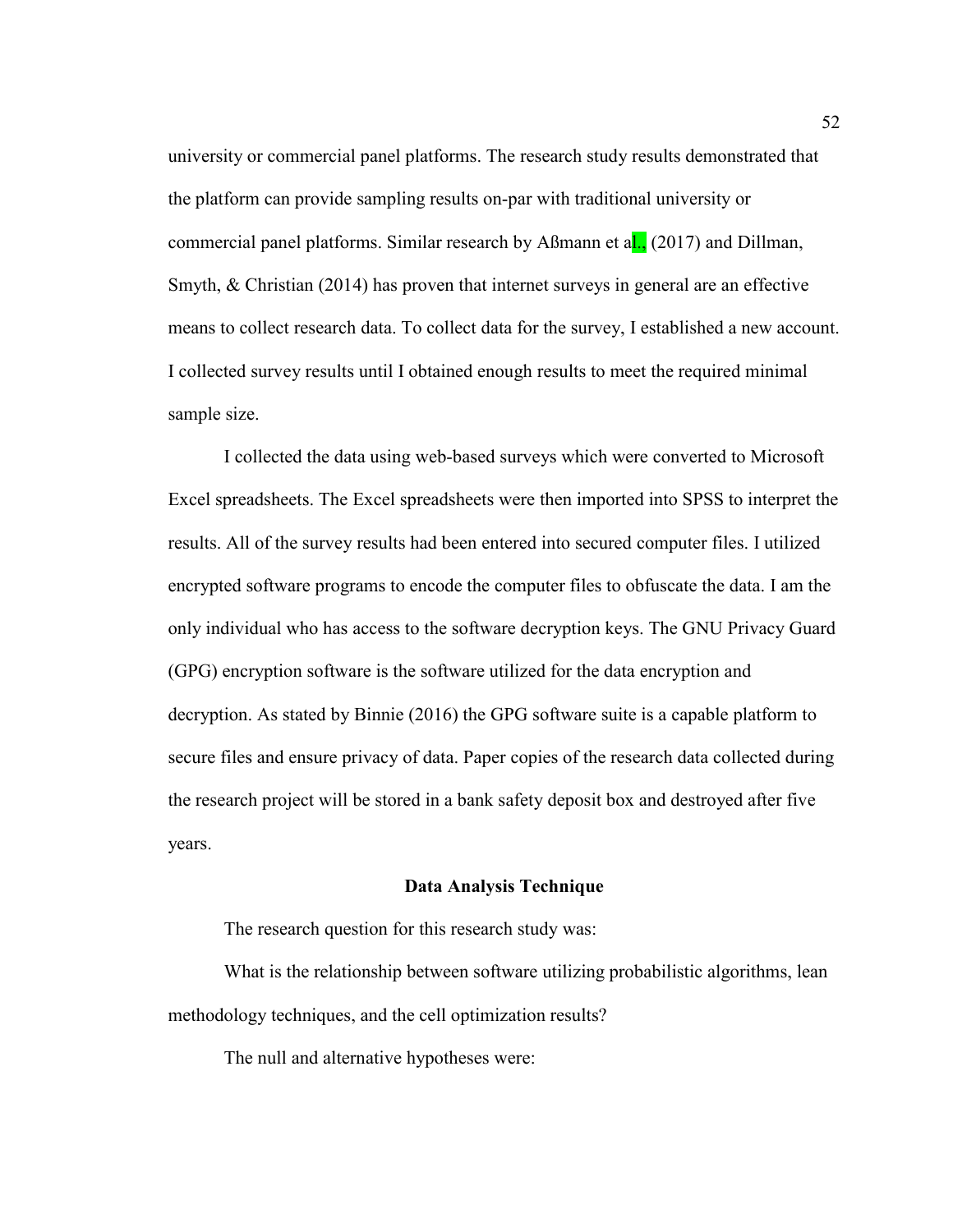university or commercial panel platforms. The research study results demonstrated that the platform can provide sampling results on-par with traditional university or commercial panel platforms. Similar research by Aßmann et al., (2017) and Dillman, Smyth, & Christian (2014) has proven that internet surveys in general are an effective means to collect research data. To collect data for the survey, I established a new account. I collected survey results until I obtained enough results to meet the required minimal sample size.

I collected the data using web-based surveys which were converted to Microsoft Excel spreadsheets. The Excel spreadsheets were then imported into SPSS to interpret the results. All of the survey results had been entered into secured computer files. I utilized encrypted software programs to encode the computer files to obfuscate the data. I am the only individual who has access to the software decryption keys. The GNU Privacy Guard (GPG) encryption software is the software utilized for the data encryption and decryption. As stated by Binnie (2016) the GPG software suite is a capable platform to secure files and ensure privacy of data. Paper copies of the research data collected during the research project will be stored in a bank safety deposit box and destroyed after five years.

## Data Analysis Technique

The research question for this research study was:

What is the relationship between software utilizing probabilistic algorithms, lean methodology techniques, and the cell optimization results?

The null and alternative hypotheses were: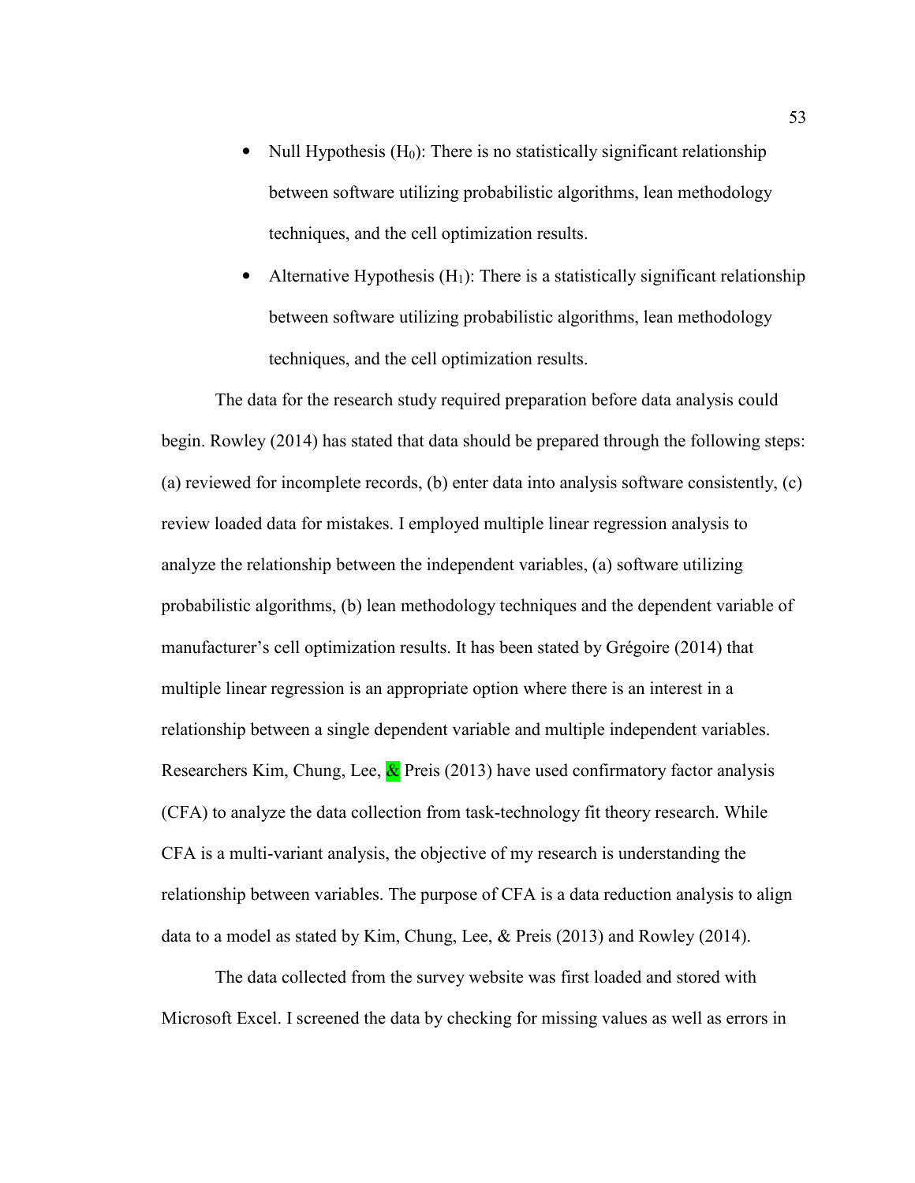- Null Hypothesis ($H_0$): There is no statistically significant relationship between software utilizing probabilistic algorithms, lean methodology techniques, and the cell optimization results.
- Alternative Hypothesis ($H_1$): There is a statistically significant relationship between software utilizing probabilistic algorithms, lean methodology techniques, and the cell optimization results.

The data for the research study required preparation before data analysis could begin. Rowley (2014) has stated that data should be prepared through the following steps: (a) reviewed for incomplete records, (b) enter data into analysis software consistently, (c) review loaded data for mistakes. I employed multiple linear regression analysis to analyze the relationship between the independent variables, (a) software utilizing probabilistic algorithms, (b) lean methodology techniques and the dependent variable of manufacturer's cell optimization results. It has been stated by Grégoire (2014) that multiple linear regression is an appropriate option where there is an interest in a relationship between a single dependent variable and multiple independent variables. Researchers Kim, Chung, Lee, & Preis (2013) have used confirmatory factor analysis (CFA) to analyze the data collection from task-technology fit theory research. While CFA is a multi-variant analysis, the objective of my research is understanding the relationship between variables. The purpose of CFA is a data reduction analysis to align data to a model as stated by Kim, Chung, Lee, & Preis (2013) and Rowley (2014).

The data collected from the survey website was first loaded and stored with Microsoft Excel. I screened the data by checking for missing values as well as errors in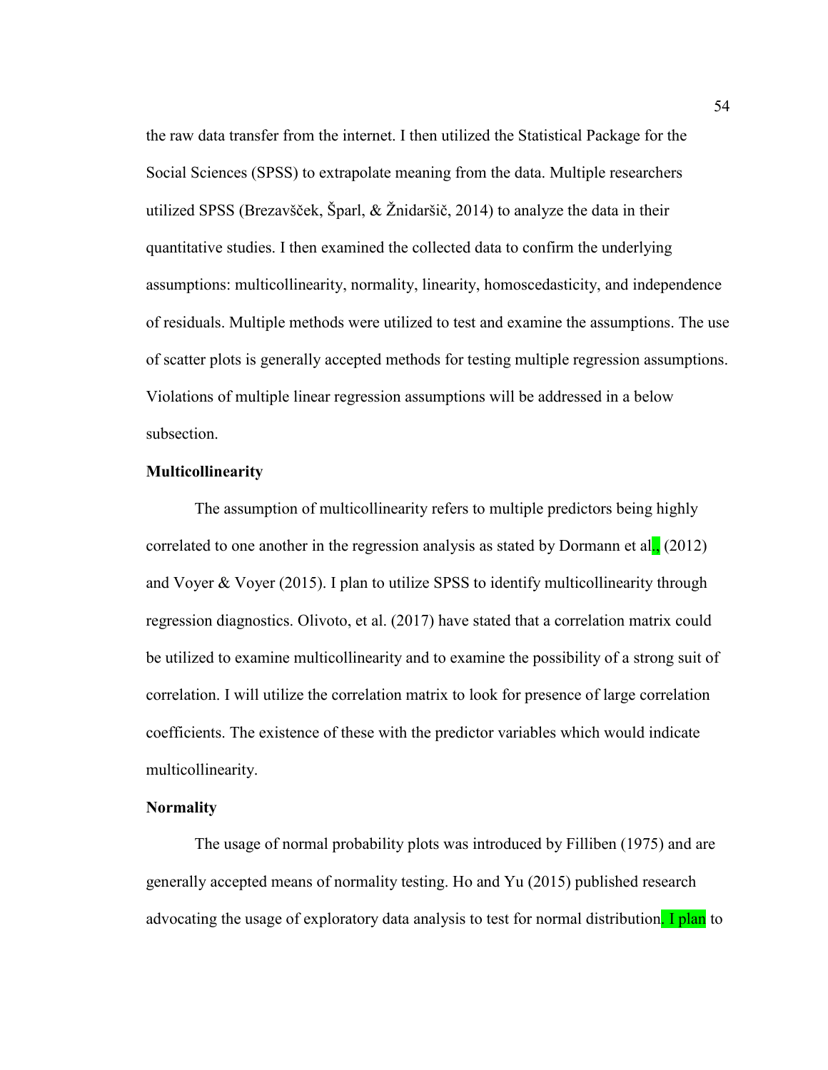the raw data transfer from the internet. I then utilized the Statistical Package for the Social Sciences (SPSS) to extrapolate meaning from the data. Multiple researchers utilized SPSS (Brezavšček, Šparl, & Žnidaršič, 2014) to analyze the data in their quantitative studies. I then examined the collected data to confirm the underlying assumptions: multicollinearity, normality, linearity, homoscedasticity, and independence of residuals. Multiple methods were utilized to test and examine the assumptions. The use of scatter plots is generally accepted methods for testing multiple regression assumptions. Violations of multiple linear regression assumptions will be addressed in a below subsection.

**Multicollinearity**

The assumption of multicollinearity refers to multiple predictors being highly correlated to one another in the regression analysis as stated by Dormann et al., (2012) and Voyer & Voyer (2015). I plan to utilize SPSS to identify multicollinearity through regression diagnostics. Olivoto, et al. (2017) have stated that a correlation matrix could be utilized to examine multicollinearity and to examine the possibility of a strong suit of correlation. I will utilize the correlation matrix to look for presence of large correlation coefficients. The existence of these with the predictor variables which would indicate multicollinearity.

**Normality**

The usage of normal probability plots was introduced by Filliben (1975) and are generally accepted means of normality testing. Ho and Yu (2015) published research advocating the usage of exploratory data analysis to test for normal distribution. I plan to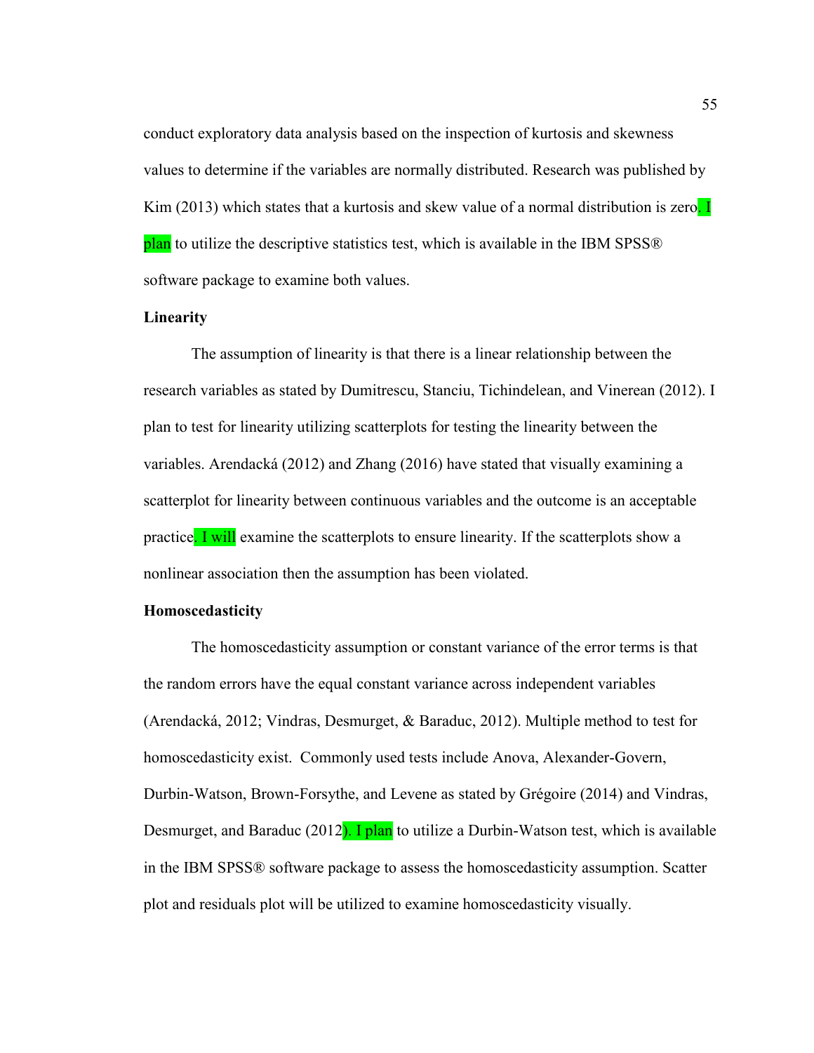conduct exploratory data analysis based on the inspection of kurtosis and skewness values to determine if the variables are normally distributed. Research was published by Kim (2013) which states that a kurtosis and skew value of a normal distribution is zero. I plan to utilize the descriptive statistics test, which is available in the IBM SPSS® software package to examine both values.

### Linearity

The assumption of linearity is that there is a linear relationship between the research variables as stated by Dumitrescu, Stanciu, Tichindelean, and Vinerean (2012). I plan to test for linearity utilizing scatterplots for testing the linearity between the variables. Arendacká (2012) and Zhang (2016) have stated that visually examining a scatterplot for linearity between continuous variables and the outcome is an acceptable practice. I will examine the scatterplots to ensure linearity. If the scatterplots show a nonlinear association then the assumption has been violated.

### Homoscedasticity

The homoscedasticity assumption or constant variance of the error terms is that the random errors have the equal constant variance across independent variables (Arendacká, 2012; Vindras, Desmurget, & Baraduc, 2012). Multiple method to test for homoscedasticity exist. Commonly used tests include Anova, Alexander-Govern, Durbin-Watson, Brown-Forsythe, and Levene as stated by Grégoire (2014) and Vindras, Desmurget, and Baraduc (2012). I plan to utilize a Durbin-Watson test, which is available in the IBM SPSS® software package to assess the homoscedasticity assumption. Scatter plot and residuals plot will be utilized to examine homoscedasticity visually.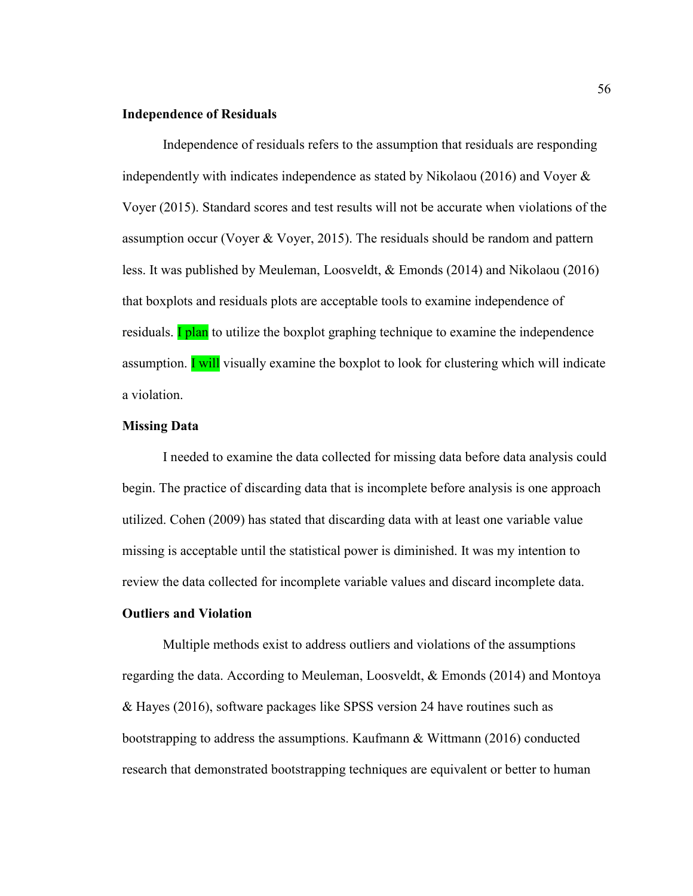**Independence of Residuals**

Independence of residuals refers to the assumption that residuals are responding independently with indicates independence as stated by Nikolaou (2016) and Voyer & Voyer (2015). Standard scores and test results will not be accurate when violations of the assumption occur (Voyer & Voyer, 2015). The residuals should be random and pattern less. It was published by Meuleman, Loosveldt, & Emonds (2014) and Nikolaou (2016) that boxplots and residuals plots are acceptable tools to examine independence of residuals. I plan to utilize the boxplot graphing technique to examine the independence assumption. I will visually examine the boxplot to look for clustering which will indicate a violation.

**Missing Data**

I needed to examine the data collected for missing data before data analysis could begin. The practice of discarding data that is incomplete before analysis is one approach utilized. Cohen (2009) has stated that discarding data with at least one variable value missing is acceptable until the statistical power is diminished. It was my intention to review the data collected for incomplete variable values and discard incomplete data.

**Outliers and Violation**

Multiple methods exist to address outliers and violations of the assumptions regarding the data. According to Meuleman, Loosveldt, & Emonds (2014) and Montoya & Hayes (2016), software packages like SPSS version 24 have routines such as bootstrapping to address the assumptions. Kaufmann & Wittmann (2016) conducted research that demonstrated bootstrapping techniques are equivalent or better to human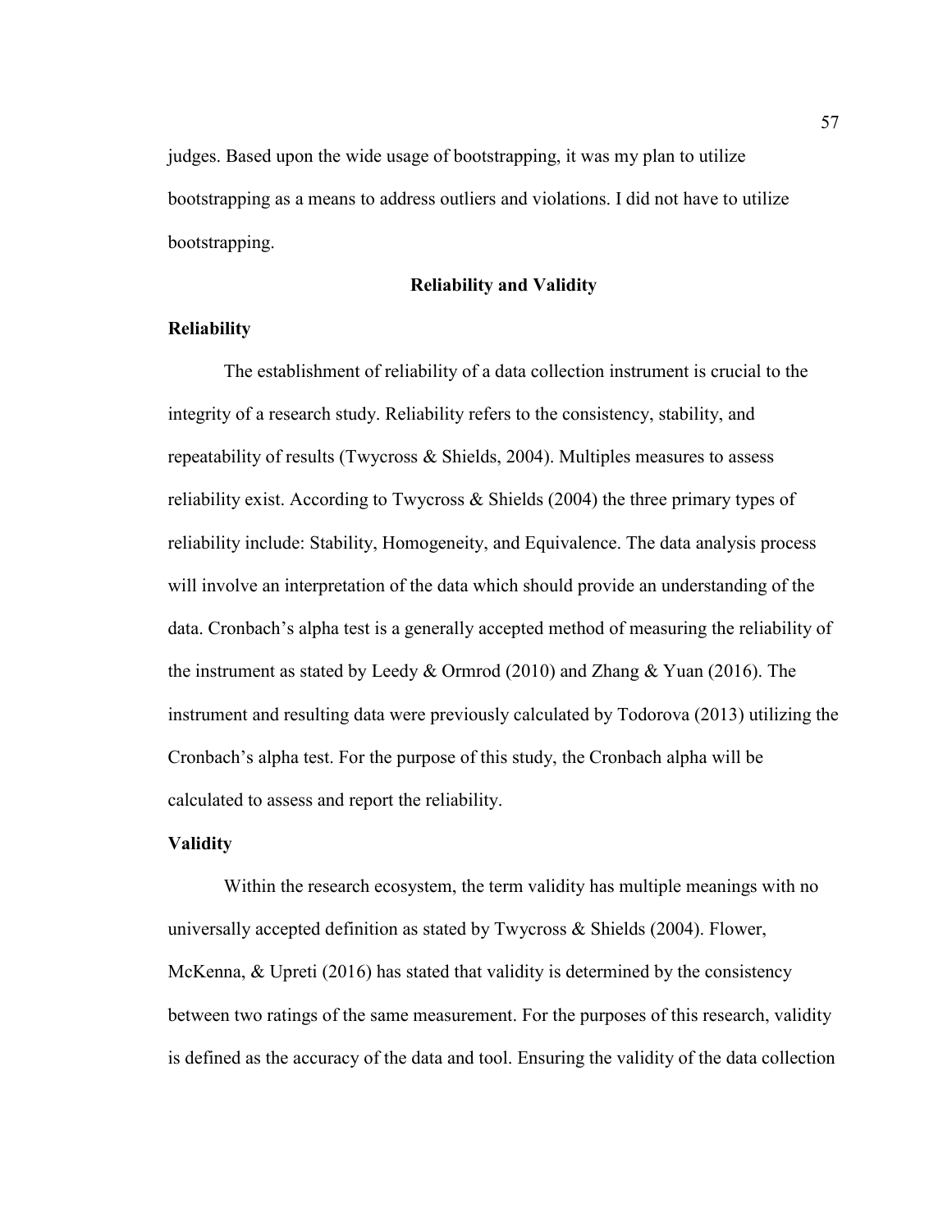judges. Based upon the wide usage of bootstrapping, it was my plan to utilize bootstrapping as a means to address outliers and violations. I did not have to utilize bootstrapping.

## Reliability and Validity

### Reliability

The establishment of reliability of a data collection instrument is crucial to the integrity of a research study. Reliability refers to the consistency, stability, and repeatability of results (Twycross & Shields, 2004). Multiples measures to assess reliability exist. According to Twycross & Shields (2004) the three primary types of reliability include: Stability, Homogeneity, and Equivalence. The data analysis process will involve an interpretation of the data which should provide an understanding of the data. Cronbach's alpha test is a generally accepted method of measuring the reliability of the instrument as stated by Leedy & Ormrod (2010) and Zhang & Yuan (2016). The instrument and resulting data were previously calculated by Todorova (2013) utilizing the Cronbach's alpha test. For the purpose of this study, the Cronbach alpha will be calculated to assess and report the reliability.

### Validity

Within the research ecosystem, the term validity has multiple meanings with no universally accepted definition as stated by Twycross & Shields (2004). Flower, McKenna, & Upreti (2016) has stated that validity is determined by the consistency between two ratings of the same measurement. For the purposes of this research, validity is defined as the accuracy of the data and tool. Ensuring the validity of the data collection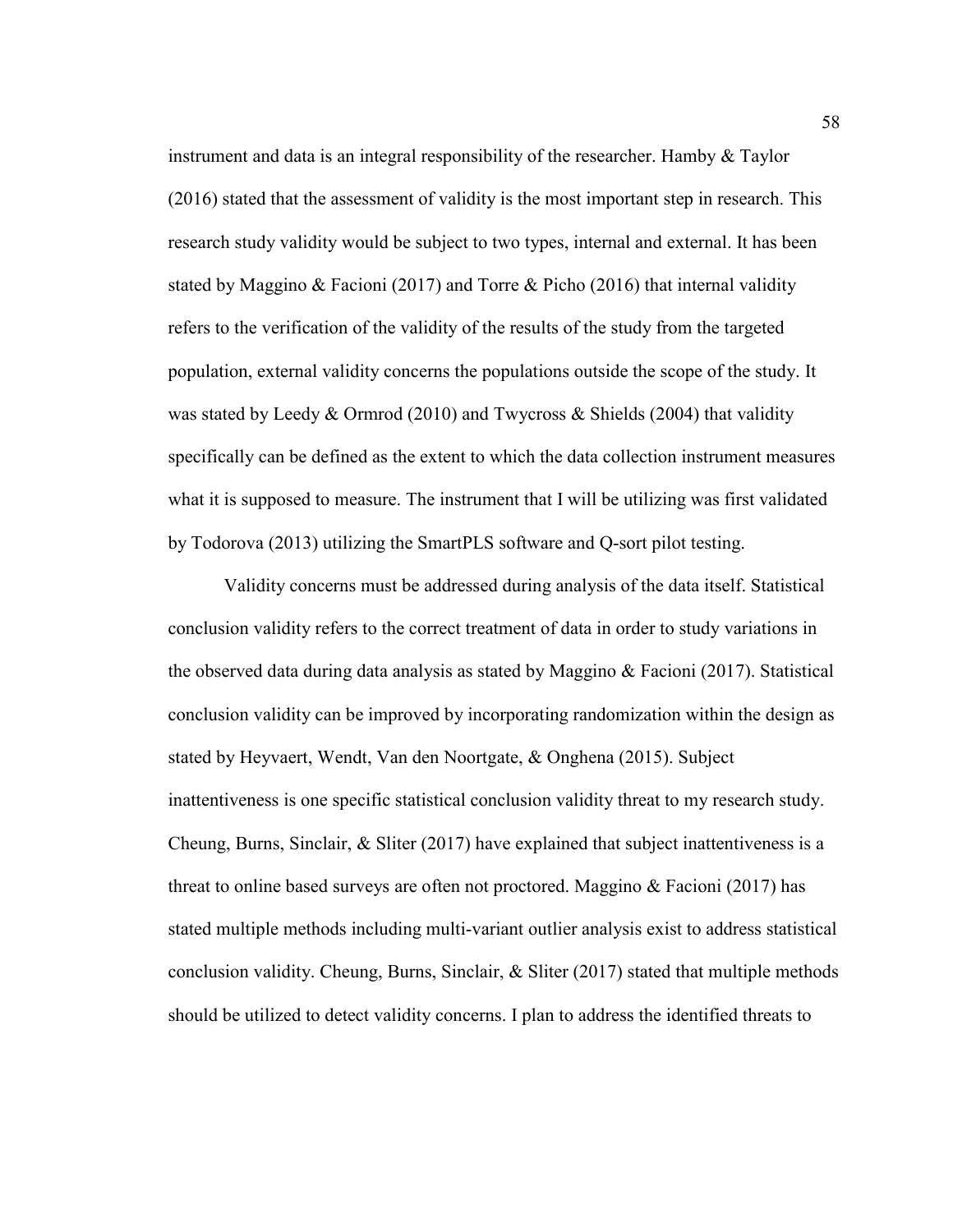instrument and data is an integral responsibility of the researcher. Hamby & Taylor (2016) stated that the assessment of validity is the most important step in research. This research study validity would be subject to two types, internal and external. It has been stated by Maggino & Facioni (2017) and Torre & Picho (2016) that internal validity refers to the verification of the validity of the results of the study from the targeted population, external validity concerns the populations outside the scope of the study. It was stated by Leedy & Ormrod (2010) and Twycross & Shields (2004) that validity specifically can be defined as the extent to which the data collection instrument measures what it is supposed to measure. The instrument that I will be utilizing was first validated by Todorova (2013) utilizing the SmartPLS software and Q-sort pilot testing.

Validity concerns must be addressed during analysis of the data itself. Statistical conclusion validity refers to the correct treatment of data in order to study variations in the observed data during data analysis as stated by Maggino & Facioni (2017). Statistical conclusion validity can be improved by incorporating randomization within the design as stated by Heyvaert, Wendt, Van den Noortgate, & Onghena (2015). Subject inattentiveness is one specific statistical conclusion validity threat to my research study. Cheung, Burns, Sinclair, & Sliter (2017) have explained that subject inattentiveness is a threat to online based surveys are often not proctored. Maggino & Facioni (2017) has stated multiple methods including multi-variant outlier analysis exist to address statistical conclusion validity. Cheung, Burns, Sinclair, & Sliter (2017) stated that multiple methods should be utilized to detect validity concerns. I plan to address the identified threats to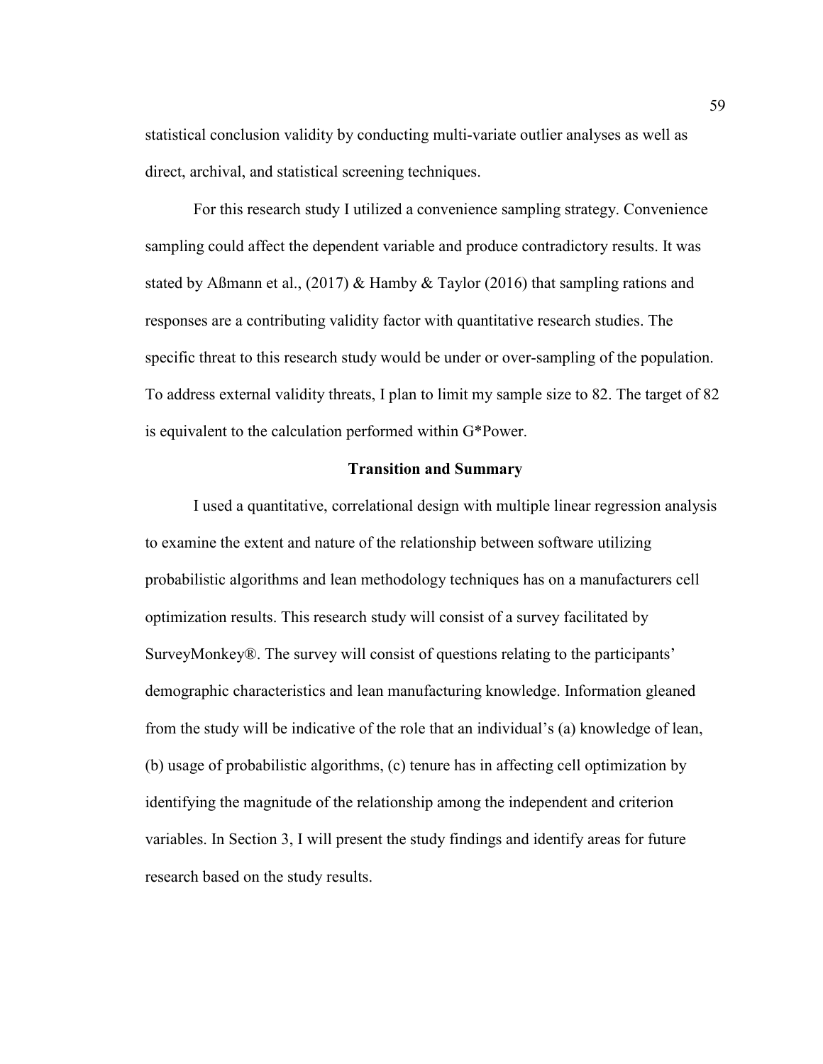statistical conclusion validity by conducting multi-variate outlier analyses as well as direct, archival, and statistical screening techniques.

For this research study I utilized a convenience sampling strategy. Convenience sampling could affect the dependent variable and produce contradictory results. It was stated by Aßmann et al., (2017) & Hamby & Taylor (2016) that sampling rations and responses are a contributing validity factor with quantitative research studies. The specific threat to this research study would be under or over-sampling of the population. To address external validity threats, I plan to limit my sample size to 82. The target of 82 is equivalent to the calculation performed within G*Power.

## Transition and Summary

I used a quantitative, correlational design with multiple linear regression analysis to examine the extent and nature of the relationship between software utilizing probabilistic algorithms and lean methodology techniques has on a manufacturers cell optimization results. This research study will consist of a survey facilitated by SurveyMonkey®. The survey will consist of questions relating to the participants' demographic characteristics and lean manufacturing knowledge. Information gleaned from the study will be indicative of the role that an individual's (a) knowledge of lean, (b) usage of probabilistic algorithms, (c) tenure has in affecting cell optimization by identifying the magnitude of the relationship among the independent and criterion variables. In Section 3, I will present the study findings and identify areas for future research based on the study results.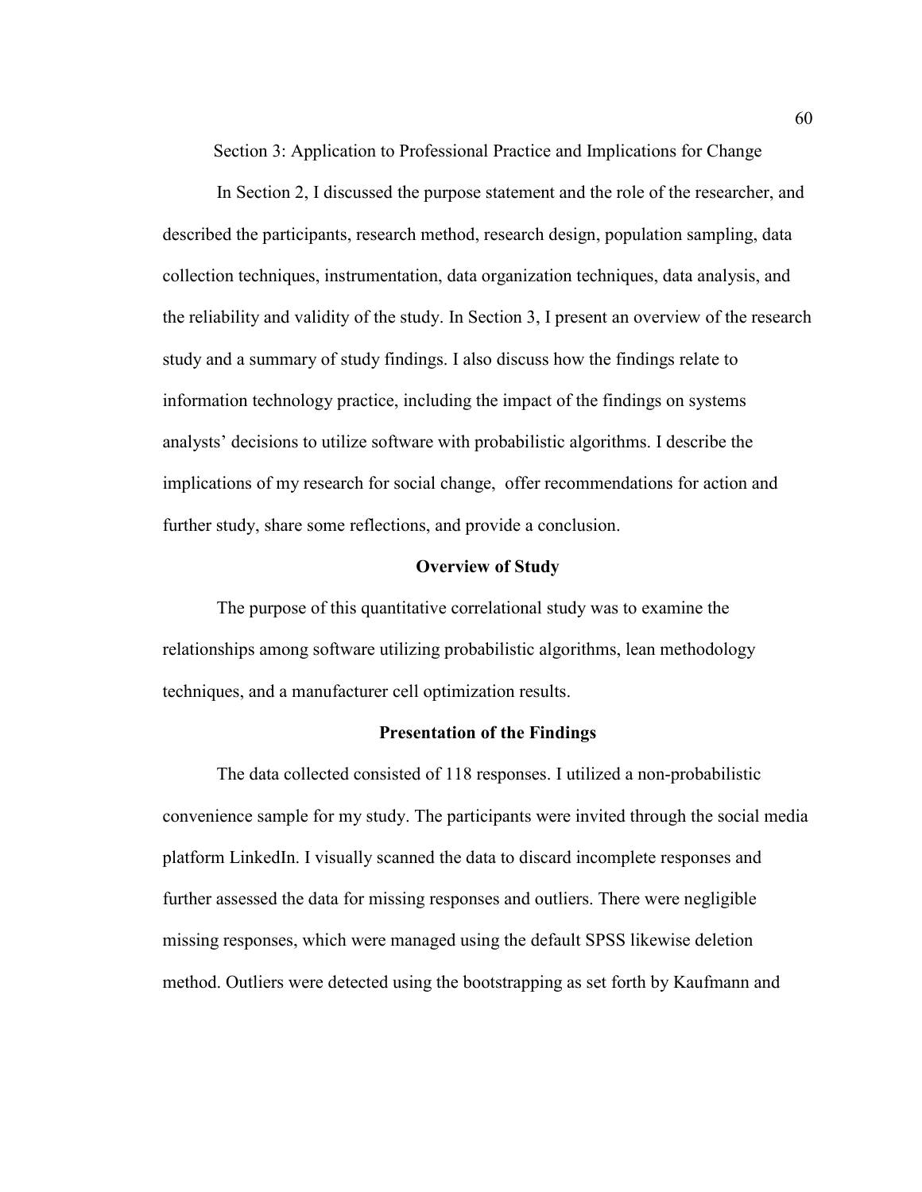# Section 3: Application to Professional Practice and Implications for Change

In Section 2, I discussed the purpose statement and the role of the researcher, and described the participants, research method, research design, population sampling, data collection techniques, instrumentation, data organization techniques, data analysis, and the reliability and validity of the study. In Section 3, I present an overview of the research study and a summary of study findings. I also discuss how the findings relate to information technology practice, including the impact of the findings on systems analysts' decisions to utilize software with probabilistic algorithms. I describe the implications of my research for social change,  offer recommendations for action and further study, share some reflections, and provide a conclusion.

## Overview of Study

The purpose of this quantitative correlational study was to examine the relationships among software utilizing probabilistic algorithms, lean methodology techniques, and a manufacturer cell optimization results.

## Presentation of the Findings

The data collected consisted of 118 responses. I utilized a non-probabilistic convenience sample for my study. The participants were invited through the social media platform LinkedIn. I visually scanned the data to discard incomplete responses and further assessed the data for missing responses and outliers. There were negligible missing responses, which were managed using the default SPSS likewise deletion method. Outliers were detected using the bootstrapping as set forth by Kaufmann and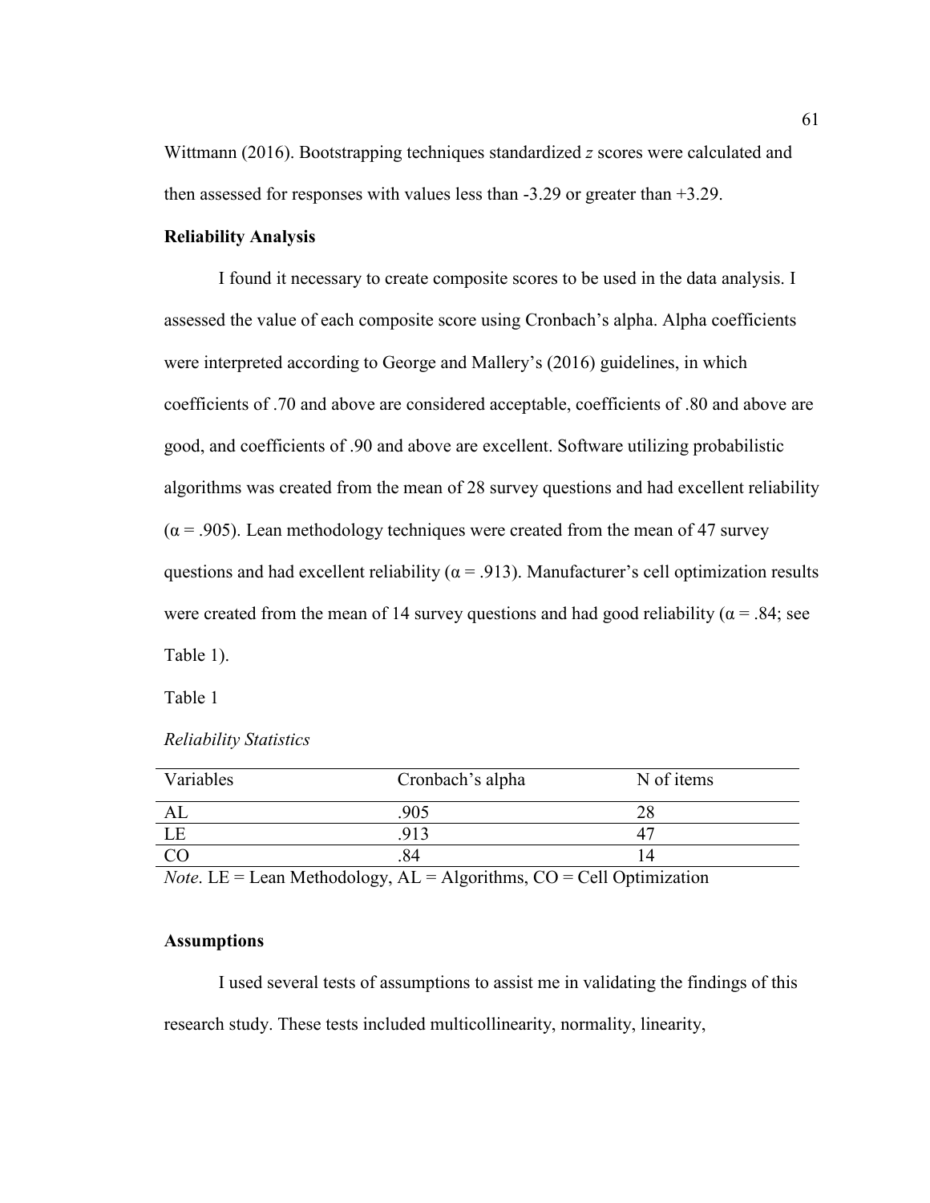Wittmann (2016). Bootstrapping techniques standardized *z* scores were calculated and then assessed for responses with values less than -3.29 or greater than +3.29.

### Reliability Analysis

I found it necessary to create composite scores to be used in the data analysis. I assessed the value of each composite score using Cronbach's alpha. Alpha coefficients were interpreted according to George and Mallery's (2016) guidelines, in which coefficients of .70 and above are considered acceptable, coefficients of .80 and above are good, and coefficients of .90 and above are excellent. Software utilizing probabilistic algorithms was created from the mean of 28 survey questions and had excellent reliability ($\alpha = .905$). Lean methodology techniques were created from the mean of 47 survey questions and had excellent reliability ($\alpha = .913$). Manufacturer's cell optimization results were created from the mean of 14 survey questions and had good reliability ($\alpha = .84$; see Table 1).

Table 1

*Reliability Statistics*

| Variables | Cronbach's alpha | N of items |
|---|---|---|
| AL | .905 | 28 |
| LE | .913 | 47 |
| CO | .84 | 14 |

*Note*. LE = Lean Methodology, AL = Algorithms, CO = Cell Optimization

### Assumptions

I used several tests of assumptions to assist me in validating the findings of this research study. These tests included multicollinearity, normality, linearity,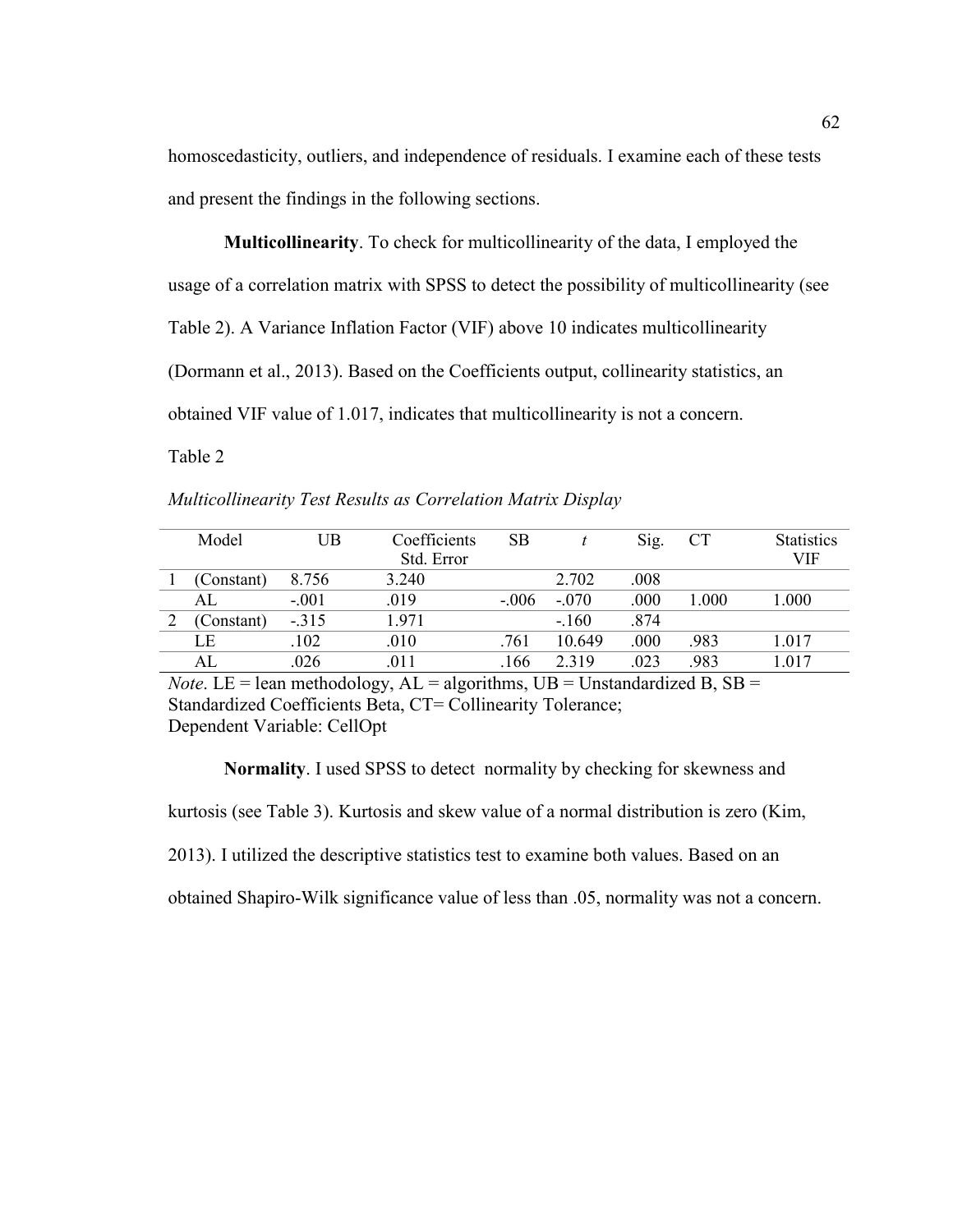homoscedasticity, outliers, and independence of residuals. I examine each of these tests and present the findings in the following sections.

**Multicollinearity**. To check for multicollinearity of the data, I employed the usage of a correlation matrix with SPSS to detect the possibility of multicollinearity (see Table 2). A Variance Inflation Factor (VIF) above 10 indicates multicollinearity (Dormann et al., 2013). Based on the Coefficients output, collinearity statistics, an obtained VIF value of 1.017, indicates that multicollinearity is not a concern.

Table 2

*Multicollinearity Test Results as Correlation Matrix Display*

| | Model | UB | Coefficients Std. Error | SB | *t* | Sig. | CT | Statistics VIF |
|---|---|---|---|---|---|---|---|---|
| 1 | (Constant) | 8.756 | 3.240 | | 2.702 | .008 | | |
| | AL | -.001 | .019 | -.006 | -.070 | .000 | 1.000 | 1.000 |
| 2 | (Constant) | -.315 | 1.971 | | -.160 | .874 | | |
| | LE | .102 | .010 | .761 | 10.649 | .000 | .983 | 1.017 |
| | AL | .026 | .011 | .166 | 2.319 | .023 | .983 | 1.017 |

*Note*. LE = lean methodology, AL = algorithms, UB = Unstandardized B, SB = Standardized Coefficients Beta, CT= Collinearity Tolerance; Dependent Variable: CellOpt

**Normality**. I used SPSS to detect normality by checking for skewness and kurtosis (see Table 3). Kurtosis and skew value of a normal distribution is zero (Kim, 2013). I utilized the descriptive statistics test to examine both values. Based on an obtained Shapiro-Wilk significance value of less than .05, normality was not a concern.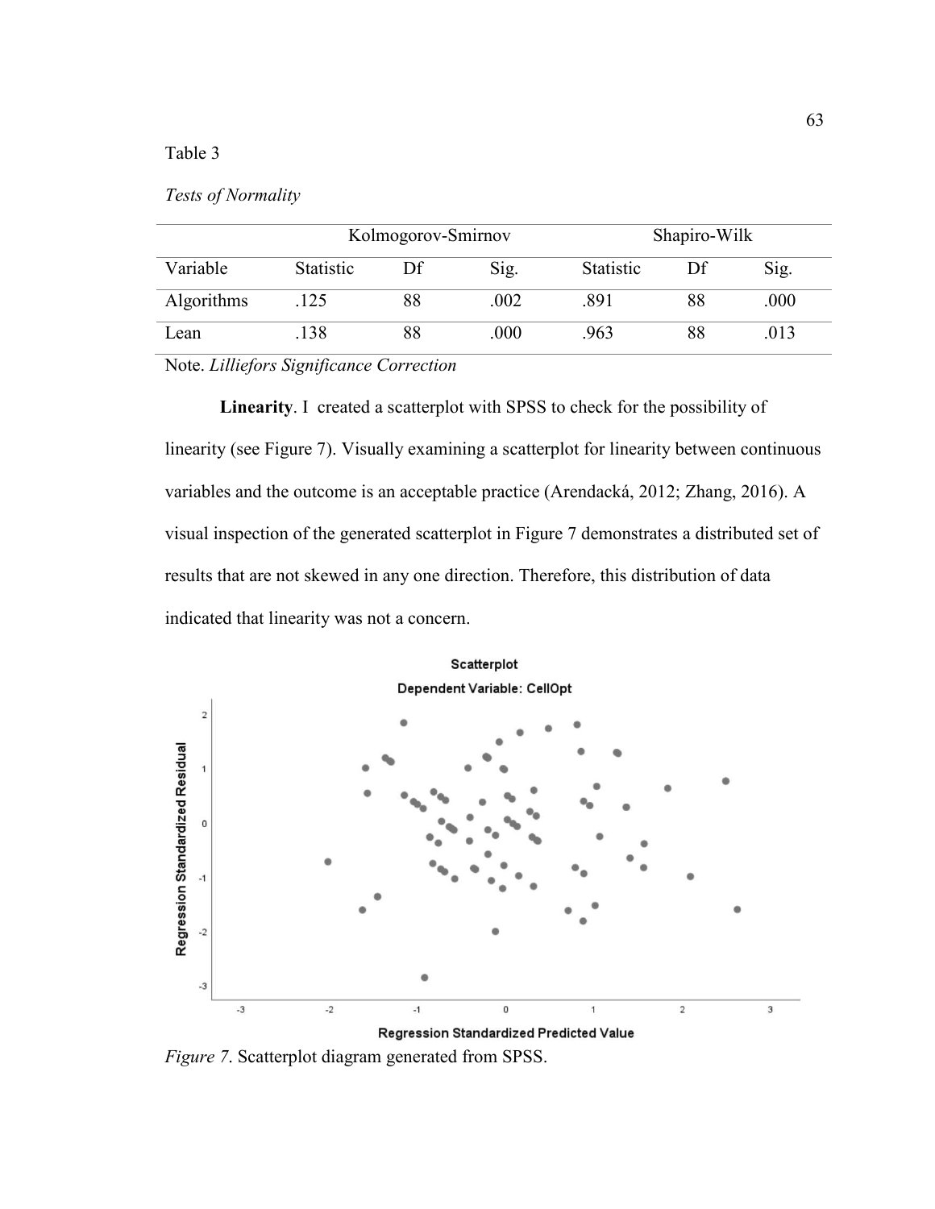Table 3

*Tests of Normality*

| | Kolmogorov-Smirnov | | | Shapiro-Wilk | | |
|---|---|---|---|---|---|---|
| Variable | Statistic | Df | Sig. | Statistic | Df | Sig. |
| Algorithms | .125 | 88 | .002 | .891 | 88 | .000 |
| Lean | .138 | 88 | .000 | .963 | 88 | .013 |

Note. *Lilliefors Significance Correction*

**Linearity**. I created a scatterplot with SPSS to check for the possibility of linearity (see Figure 7). Visually examining a scatterplot for linearity between continuous variables and the outcome is an acceptable practice (Arendacká, 2012; Zhang, 2016). A visual inspection of the generated scatterplot in Figure 7 demonstrates a distributed set of results that are not skewed in any one direction. Therefore, this distribution of data indicated that linearity was not a concern.

*Figure 7*. Scatterplot diagram generated from SPSS.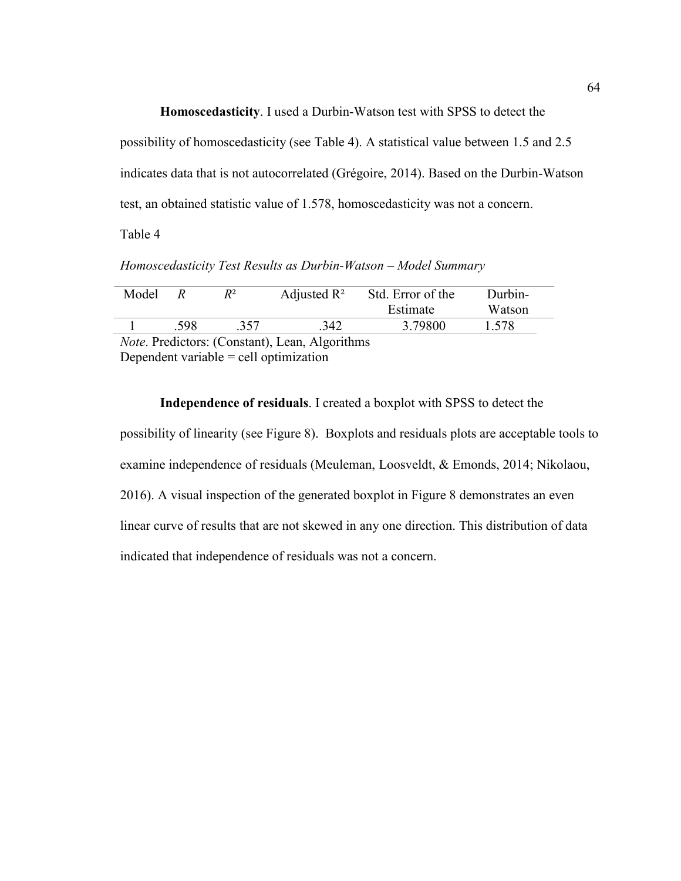**Homoscedasticity**. I used a Durbin-Watson test with SPSS to detect the possibility of homoscedasticity (see Table 4). A statistical value between 1.5 and 2.5 indicates data that is not autocorrelated (Grégoire, 2014). Based on the Durbin-Watson test, an obtained statistic value of 1.578, homoscedasticity was not a concern.

Table 4

*Homoscedasticity Test Results as Durbin-Watson – Model Summary*

| Model | *R* | $R^2$ | Adjusted $R^2$ | Std. Error of the Estimate | Durbin-Watson |
|---|---|---|---|---|---|
| 1 | .598 | .357 | .342 | 3.79800 | 1.578 |

*Note*. Predictors: (Constant), Lean, Algorithms
Dependent variable = cell optimization

**Independence of residuals**. I created a boxplot with SPSS to detect the possibility of linearity (see Figure 8). Boxplots and residuals plots are acceptable tools to examine independence of residuals (Meuleman, Loosveldt, & Emonds, 2014; Nikolaou, 2016). A visual inspection of the generated boxplot in Figure 8 demonstrates an even linear curve of results that are not skewed in any one direction. This distribution of data indicated that independence of residuals was not a concern.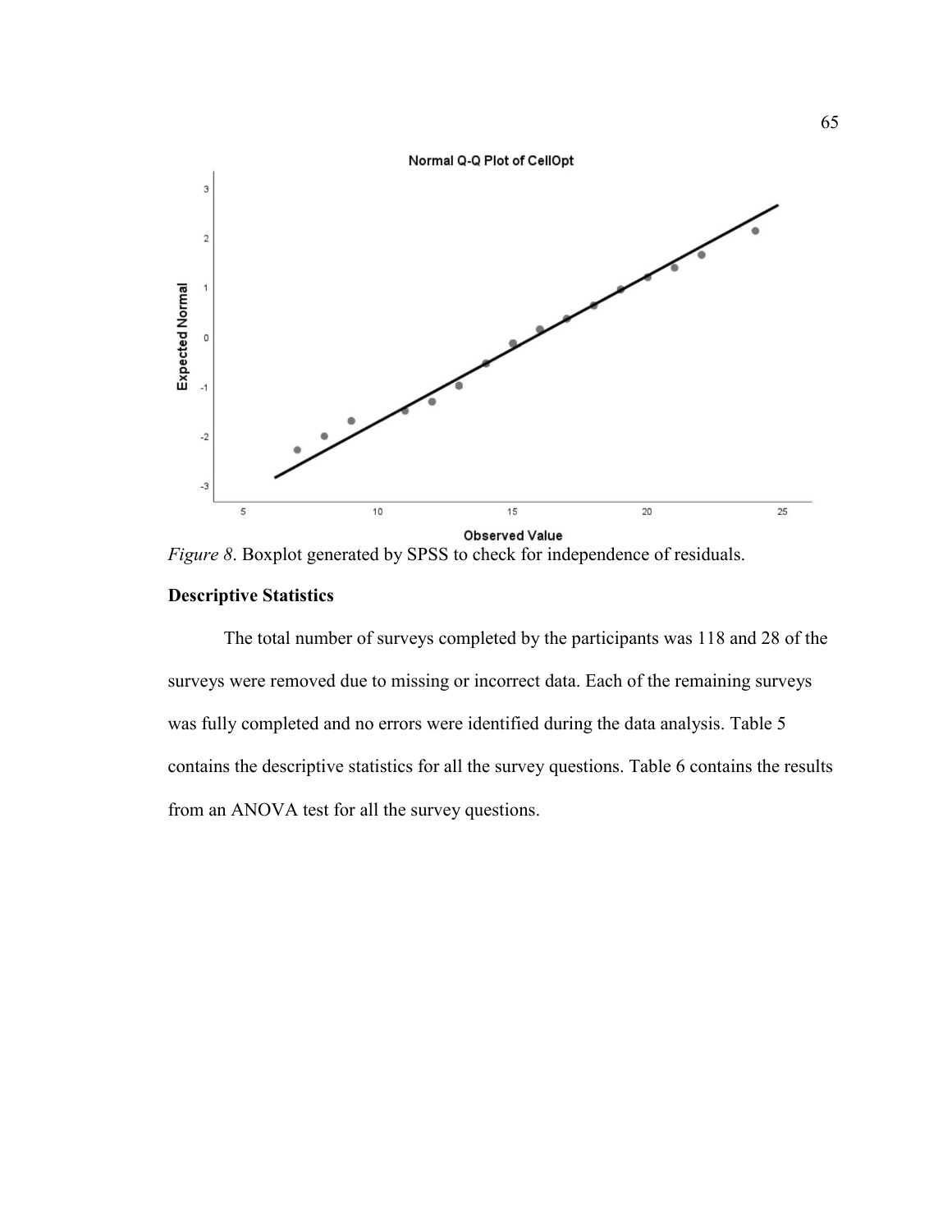*Figure 8*. Boxplot generated by SPSS to check for independence of residuals.

**Descriptive Statistics**

The total number of surveys completed by the participants was 118 and 28 of the surveys were removed due to missing or incorrect data. Each of the remaining surveys was fully completed and no errors were identified during the data analysis. Table 5 contains the descriptive statistics for all the survey questions. Table 6 contains the results from an ANOVA test for all the survey questions.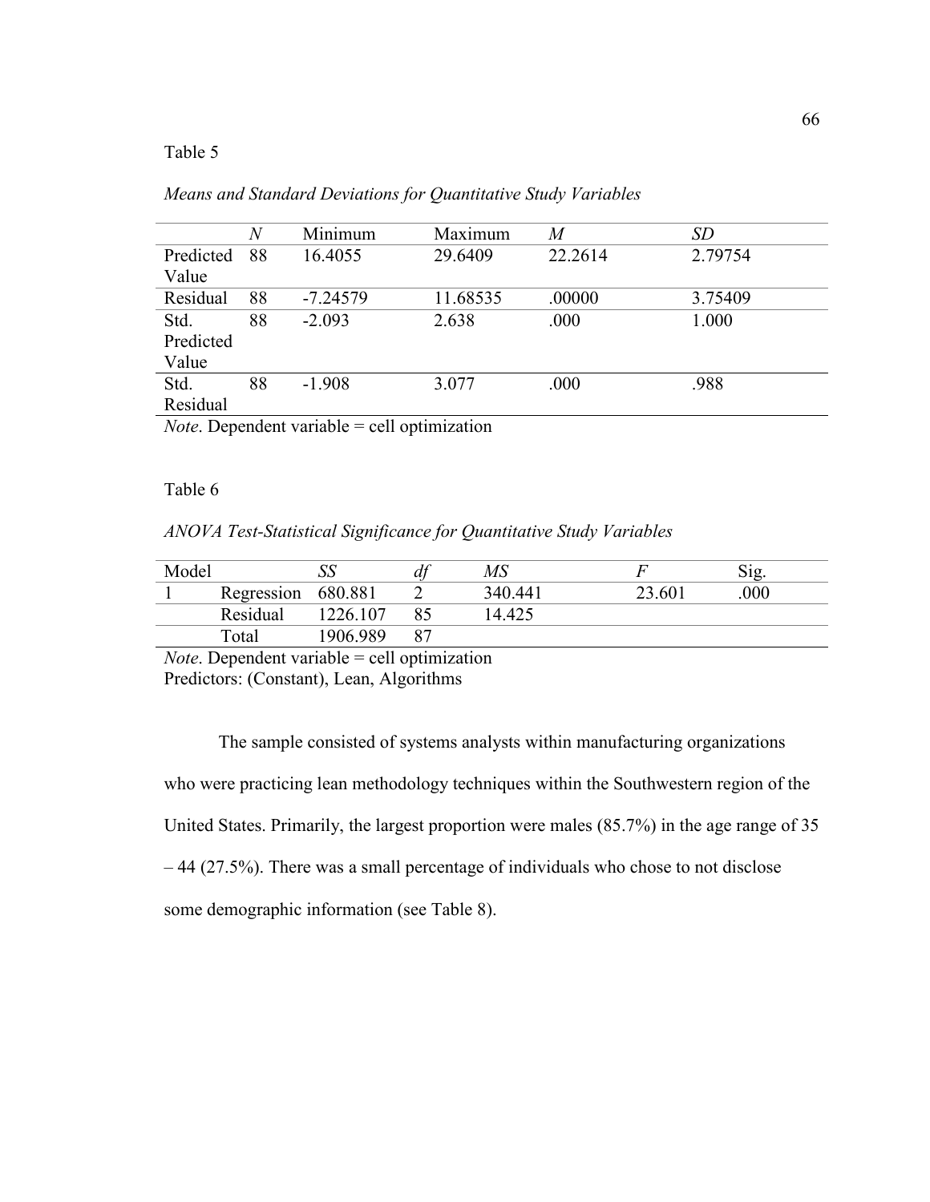Table 5

*Means and Standard Deviations for Quantitative Study Variables*

| | *N* | Minimum | Maximum | *M* | *SD* |
|---|---|---|---|---|---|
| Predicted Value | 88 | 16.4055 | 29.6409 | 22.2614 | 2.79754 |
| Residual | 88 | -7.24579 | 11.68535 | .00000 | 3.75409 |
| Std. Predicted Value | 88 | -2.093 | 2.638 | .000 | 1.000 |
| Std. Residual | 88 | -1.908 | 3.077 | .000 | .988 |

*Note*. Dependent variable = cell optimization

Table 6

*ANOVA Test-Statistical Significance for Quantitative Study Variables*

| Model | | *SS* | *df* | *MS* | *F* | Sig. |
|---|---|---|---|---|---|---|
| 1 | Regression | 680.881 | 2 | 340.441 | 23.601 | .000 |
| | Residual | 1226.107 | 85 | 14.425 | | |
| | Total | 1906.989 | 87 | | | |

*Note*. Dependent variable = cell optimization
Predictors: (Constant), Lean, Algorithms

The sample consisted of systems analysts within manufacturing organizations who were practicing lean methodology techniques within the Southwestern region of the United States. Primarily, the largest proportion were males (85.7%) in the age range of 35 – 44 (27.5%). There was a small percentage of individuals who chose to not disclose some demographic information (see Table 8).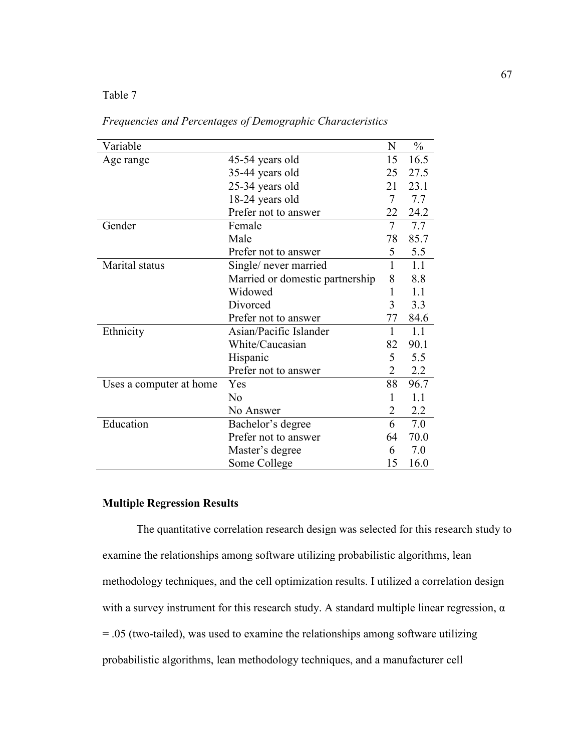Table 7

*Frequencies and Percentages of Demographic Characteristics*

| Variable | | N | % |
|---|---|---|---|
| Age range | 45-54 years old | 15 | 16.5 |
| | 35-44 years old | 25 | 27.5 |
| | 25-34 years old | 21 | 23.1 |
| | 18-24 years old | 7 | 7.7 |
| | Prefer not to answer | 22 | 24.2 |
| Gender | Female | 7 | 7.7 |
| | Male | 78 | 85.7 |
| | Prefer not to answer | 5 | 5.5 |
| Marital status | Single/ never married | 1 | 1.1 |
| | Married or domestic partnership | 8 | 8.8 |
| | Widowed | 1 | 1.1 |
| | Divorced | 3 | 3.3 |
| | Prefer not to answer | 77 | 84.6 |
| Ethnicity | Asian/Pacific Islander | 1 | 1.1 |
| | White/Caucasian | 82 | 90.1 |
| | Hispanic | 5 | 5.5 |
| | Prefer not to answer | 2 | 2.2 |
| Uses a computer at home | Yes | 88 | 96.7 |
| | No | 1 | 1.1 |
| | No Answer | 2 | 2.2 |
| Education | Bachelor's degree | 6 | 7.0 |
| | Prefer not to answer | 64 | 70.0 |
| | Master's degree | 6 | 7.0 |
| | Some College | 15 | 16.0 |

**Multiple Regression Results**

The quantitative correlation research design was selected for this research study to examine the relationships among software utilizing probabilistic algorithms, lean methodology techniques, and the cell optimization results. I utilized a correlation design with a survey instrument for this research study. A standard multiple linear regression, $\alpha = .05$ (two-tailed), was used to examine the relationships among software utilizing probabilistic algorithms, lean methodology techniques, and a manufacturer cell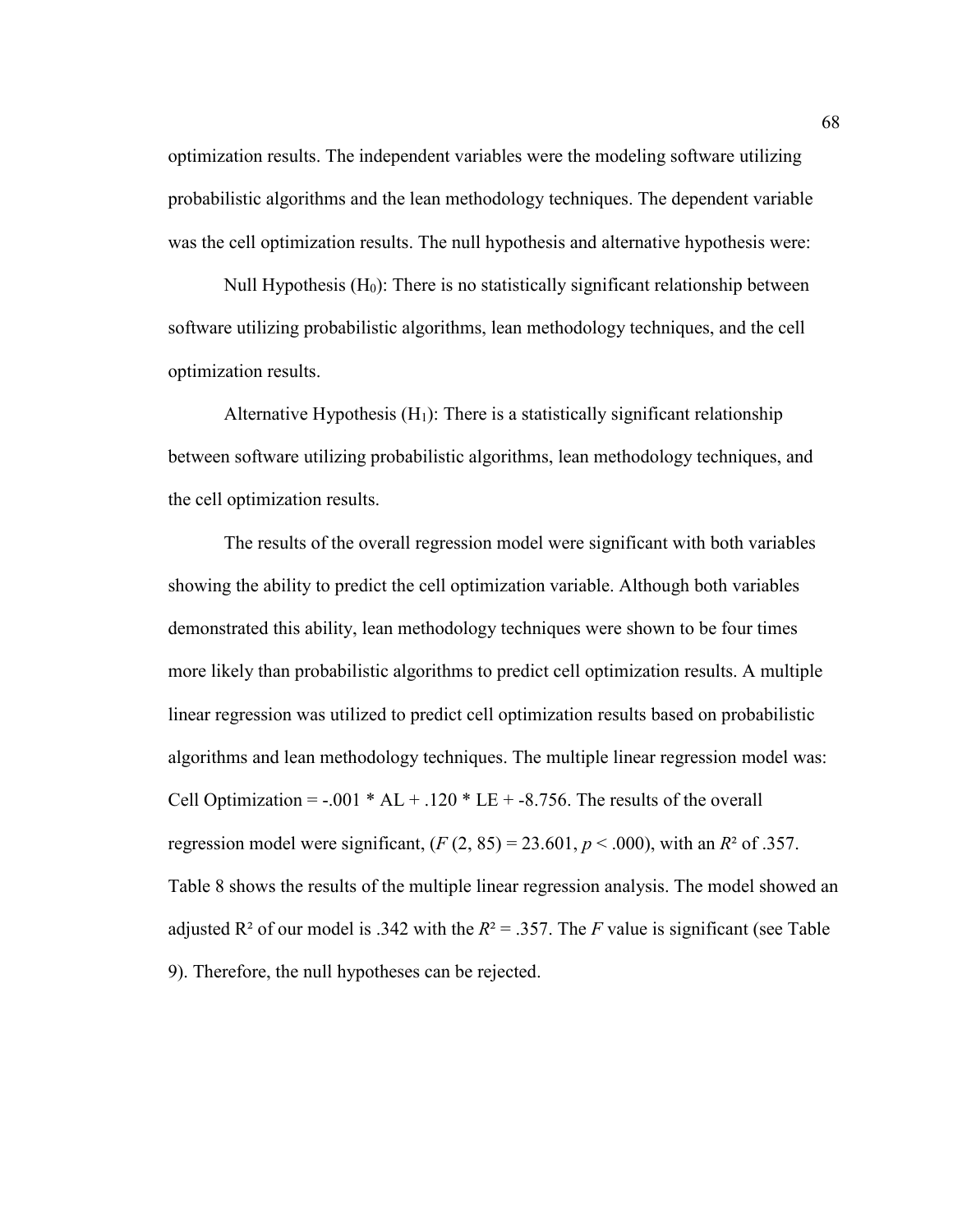optimization results. The independent variables were the modeling software utilizing probabilistic algorithms and the lean methodology techniques. The dependent variable was the cell optimization results. The null hypothesis and alternative hypothesis were:

Null Hypothesis ($H_0$): There is no statistically significant relationship between software utilizing probabilistic algorithms, lean methodology techniques, and the cell optimization results.

Alternative Hypothesis ($H_1$): There is a statistically significant relationship between software utilizing probabilistic algorithms, lean methodology techniques, and the cell optimization results.

The results of the overall regression model were significant with both variables showing the ability to predict the cell optimization variable. Although both variables demonstrated this ability, lean methodology techniques were shown to be four times more likely than probabilistic algorithms to predict cell optimization results. A multiple linear regression was utilized to predict cell optimization results based on probabilistic algorithms and lean methodology techniques. The multiple linear regression model was: Cell Optimization = -.001 * AL + .120 * LE + -8.756. The results of the overall regression model were significant, ($F$ (2, 85) = 23.601, $p$ < .000), with an $R^2$ of .357. Table 8 shows the results of the multiple linear regression analysis. The model showed an adjusted $R^2$ of our model is .342 with the $R^2$ = .357. The $F$ value is significant (see Table 9). Therefore, the null hypotheses can be rejected.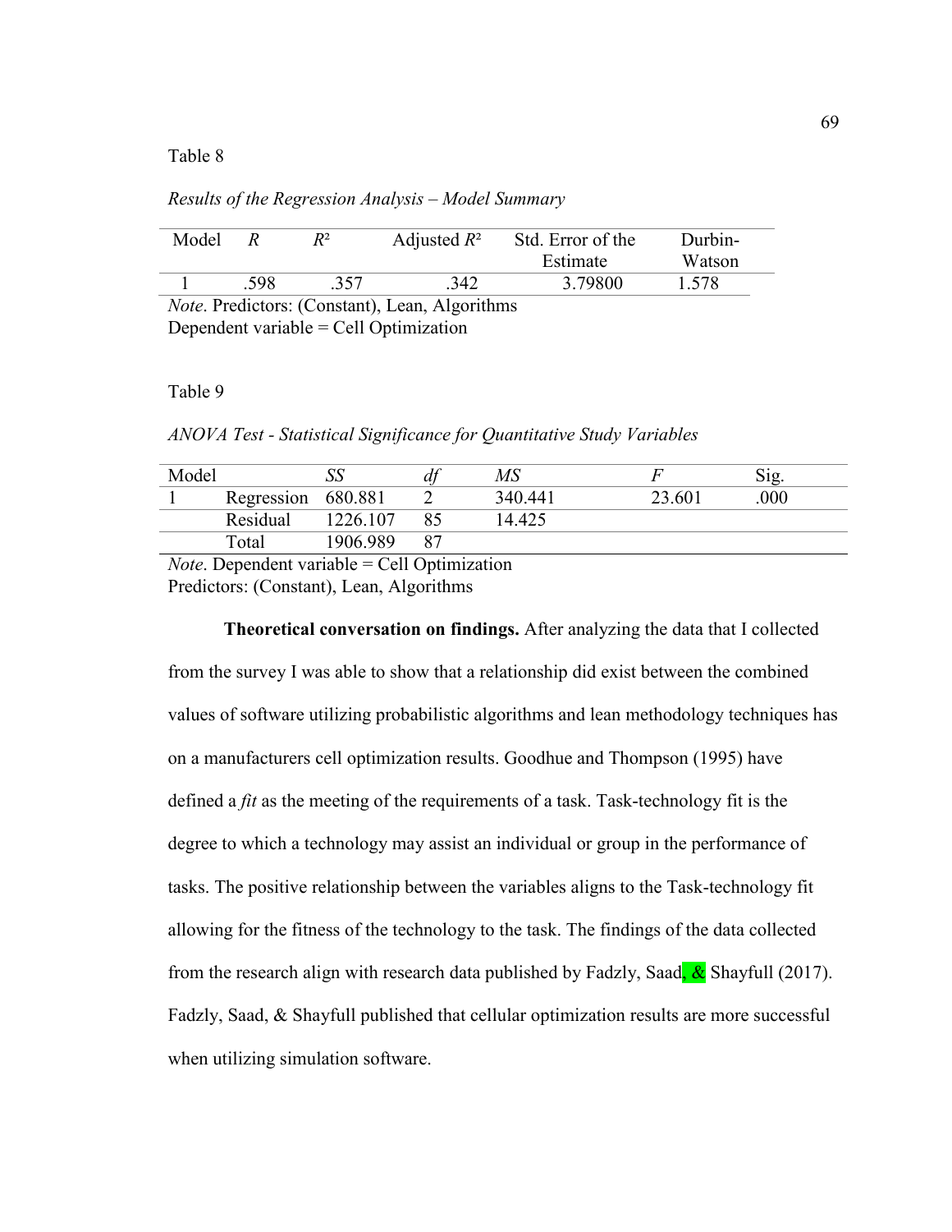Table 8

*Results of the Regression Analysis – Model Summary*

| Model | $R$ | $R^2$ | Adjusted $R^2$ | Std. Error of the Estimate | Durbin-Watson |
|---|---|---|---|---|---|
| 1 | .598 | .357 | .342 | 3.79800 | 1.578 |

*Note*. Predictors: (Constant), Lean, Algorithms
Dependent variable = Cell Optimization

Table 9

*ANOVA Test - Statistical Significance for Quantitative Study Variables*

| Model | | *SS* | *df* | *MS* | *F* | Sig. |
|---|---|---|---|---|---|---|
| 1 | Regression | 680.881 | 2 | 340.441 | 23.601 | .000 |
| | Residual | 1226.107 | 85 | 14.425 | | |
| | Total | 1906.989 | 87 | | | |

*Note*. Dependent variable = Cell Optimization
Predictors: (Constant), Lean, Algorithms

**Theoretical conversation on findings.** After analyzing the data that I collected from the survey I was able to show that a relationship did exist between the combined values of software utilizing probabilistic algorithms and lean methodology techniques has on a manufacturers cell optimization results. Goodhue and Thompson (1995) have defined a *fit* as the meeting of the requirements of a task. Task-technology fit is the degree to which a technology may assist an individual or group in the performance of tasks. The positive relationship between the variables aligns to the Task-technology fit allowing for the fitness of the technology to the task. The findings of the data collected from the research align with research data published by Fadzly, Saad, & Shayfull (2017). Fadzly, Saad, & Shayfull published that cellular optimization results are more successful when utilizing simulation software.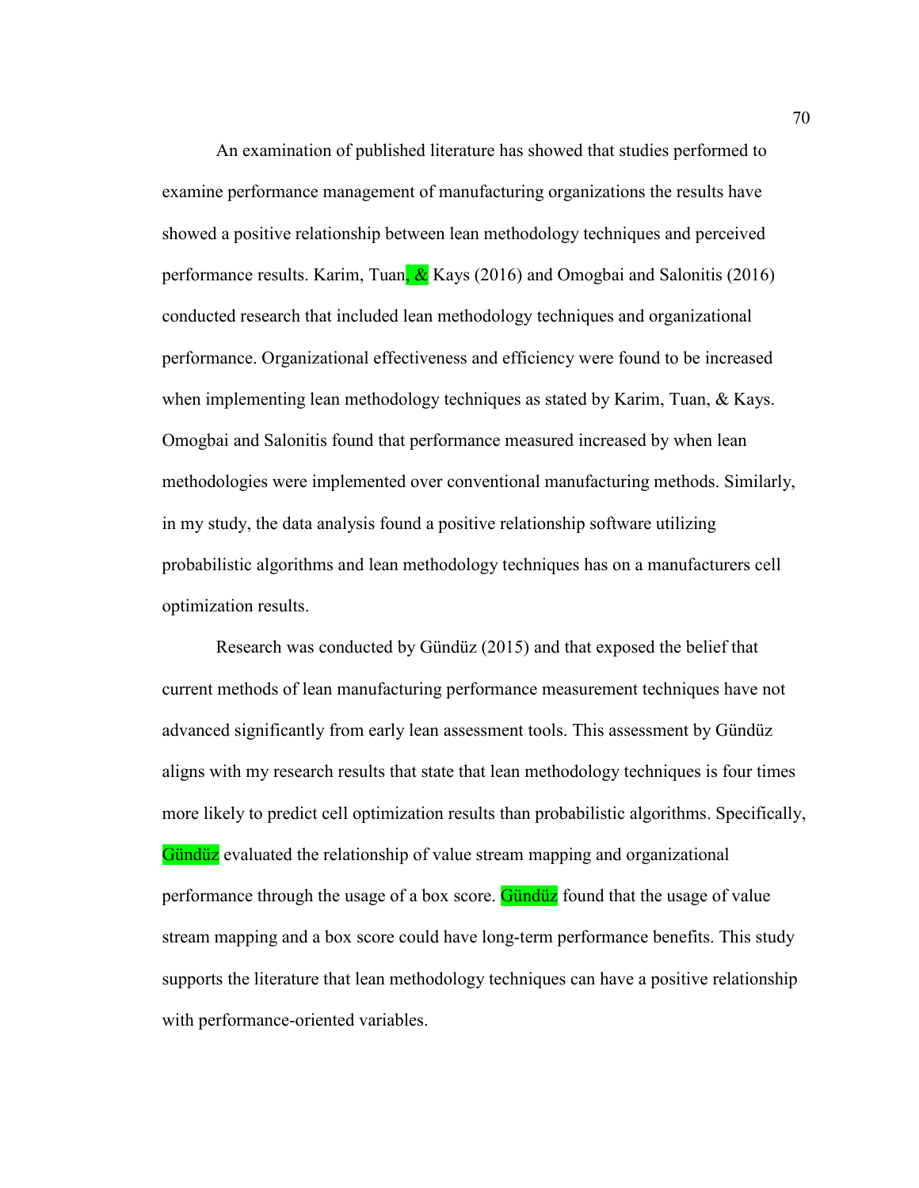An examination of published literature has showed that studies performed to examine performance management of manufacturing organizations the results have showed a positive relationship between lean methodology techniques and perceived performance results. Karim, Tuan, & Kays (2016) and Omogbai and Salonitis (2016) conducted research that included lean methodology techniques and organizational performance. Organizational effectiveness and efficiency were found to be increased when implementing lean methodology techniques as stated by Karim, Tuan, & Kays. Omogbai and Salonitis found that performance measured increased by when lean methodologies were implemented over conventional manufacturing methods. Similarly, in my study, the data analysis found a positive relationship software utilizing probabilistic algorithms and lean methodology techniques has on a manufacturers cell optimization results.

Research was conducted by Gündüz (2015) and that exposed the belief that current methods of lean manufacturing performance measurement techniques have not advanced significantly from early lean assessment tools. This assessment by Gündüz aligns with my research results that state that lean methodology techniques is four times more likely to predict cell optimization results than probabilistic algorithms. Specifically, Gündüz evaluated the relationship of value stream mapping and organizational performance through the usage of a box score. Gündüz found that the usage of value stream mapping and a box score could have long-term performance benefits. This study supports the literature that lean methodology techniques can have a positive relationship with performance-oriented variables.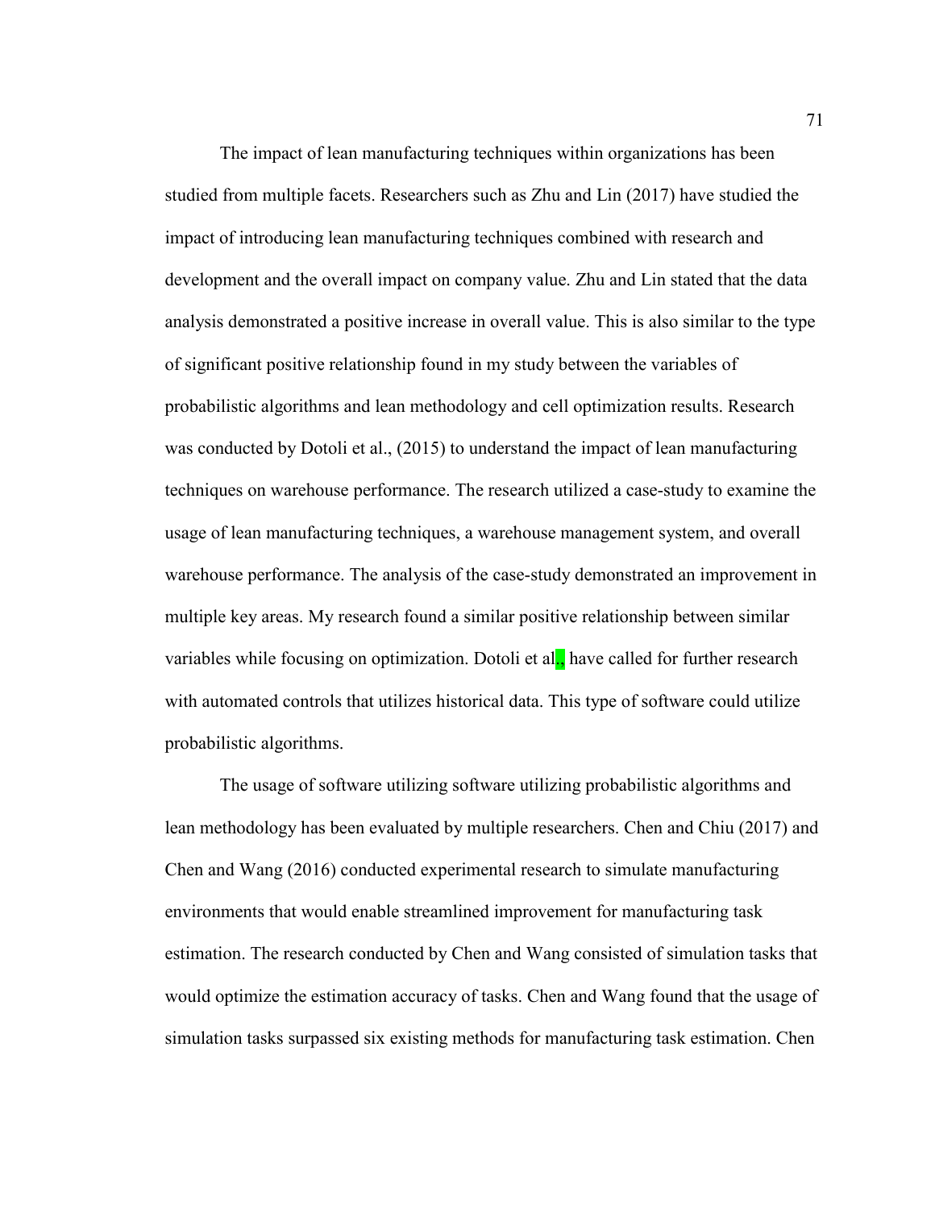The impact of lean manufacturing techniques within organizations has been studied from multiple facets. Researchers such as Zhu and Lin (2017) have studied the impact of introducing lean manufacturing techniques combined with research and development and the overall impact on company value. Zhu and Lin stated that the data analysis demonstrated a positive increase in overall value. This is also similar to the type of significant positive relationship found in my study between the variables of probabilistic algorithms and lean methodology and cell optimization results. Research was conducted by Dotoli et al., (2015) to understand the impact of lean manufacturing techniques on warehouse performance. The research utilized a case-study to examine the usage of lean manufacturing techniques, a warehouse management system, and overall warehouse performance. The analysis of the case-study demonstrated an improvement in multiple key areas. My research found a similar positive relationship between similar variables while focusing on optimization. Dotoli et al., have called for further research with automated controls that utilizes historical data. This type of software could utilize probabilistic algorithms.

The usage of software utilizing software utilizing probabilistic algorithms and lean methodology has been evaluated by multiple researchers. Chen and Chiu (2017) and Chen and Wang (2016) conducted experimental research to simulate manufacturing environments that would enable streamlined improvement for manufacturing task estimation. The research conducted by Chen and Wang consisted of simulation tasks that would optimize the estimation accuracy of tasks. Chen and Wang found that the usage of simulation tasks surpassed six existing methods for manufacturing task estimation. Chen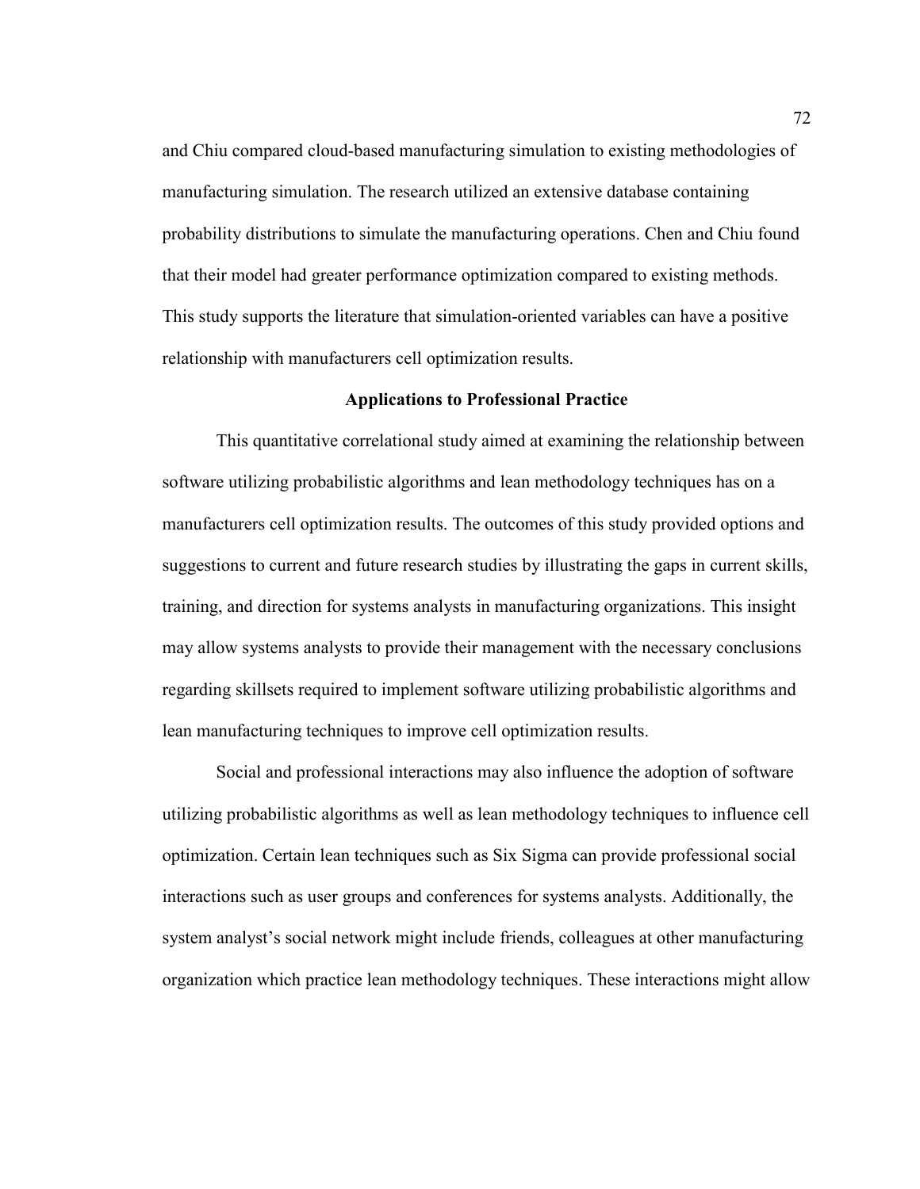and Chiu compared cloud-based manufacturing simulation to existing methodologies of manufacturing simulation. The research utilized an extensive database containing probability distributions to simulate the manufacturing operations. Chen and Chiu found that their model had greater performance optimization compared to existing methods. This study supports the literature that simulation-oriented variables can have a positive relationship with manufacturers cell optimization results.

## Applications to Professional Practice

This quantitative correlational study aimed at examining the relationship between software utilizing probabilistic algorithms and lean methodology techniques has on a manufacturers cell optimization results. The outcomes of this study provided options and suggestions to current and future research studies by illustrating the gaps in current skills, training, and direction for systems analysts in manufacturing organizations. This insight may allow systems analysts to provide their management with the necessary conclusions regarding skillsets required to implement software utilizing probabilistic algorithms and lean manufacturing techniques to improve cell optimization results.

Social and professional interactions may also influence the adoption of software utilizing probabilistic algorithms as well as lean methodology techniques to influence cell optimization. Certain lean techniques such as Six Sigma can provide professional social interactions such as user groups and conferences for systems analysts. Additionally, the system analyst's social network might include friends, colleagues at other manufacturing organization which practice lean methodology techniques. These interactions might allow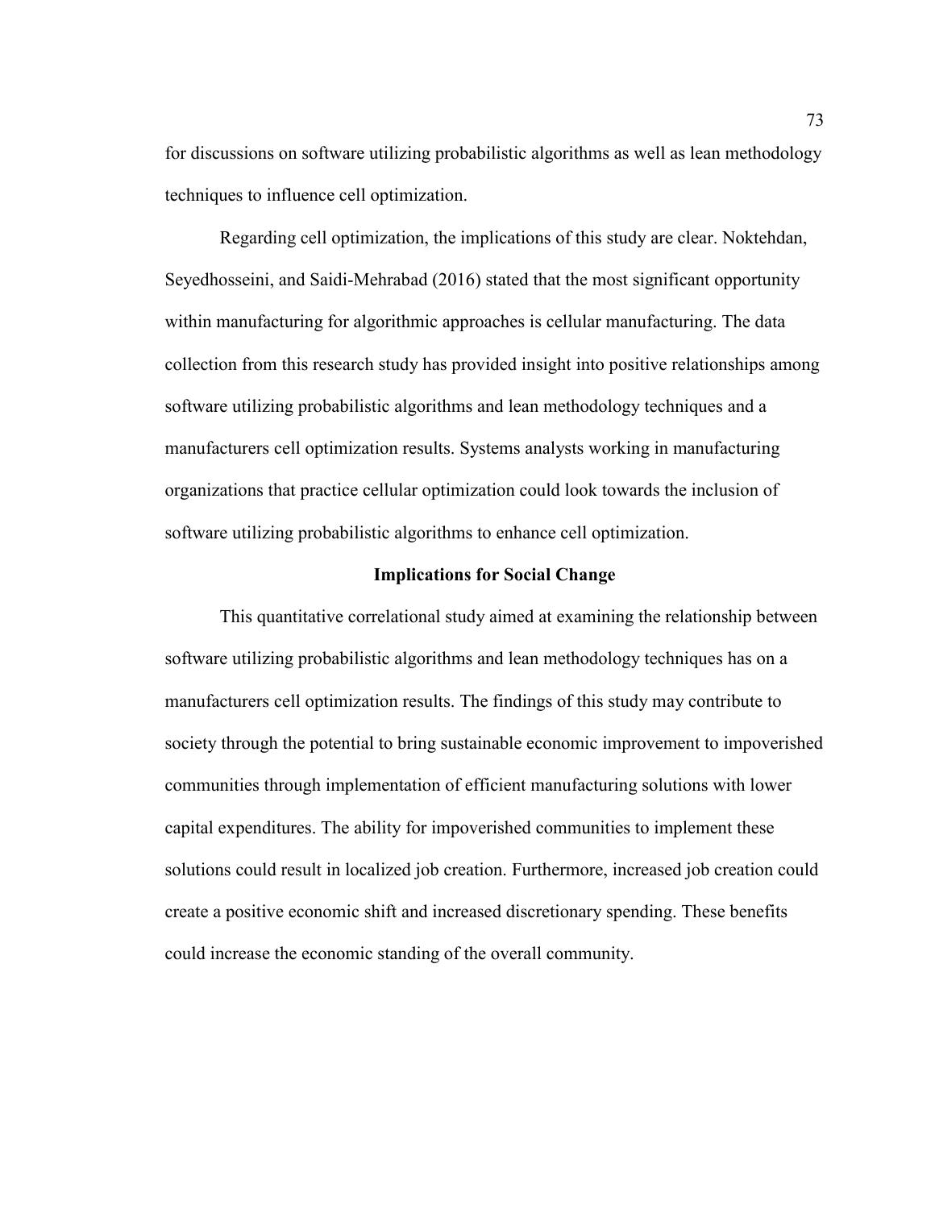for discussions on software utilizing probabilistic algorithms as well as lean methodology techniques to influence cell optimization.

Regarding cell optimization, the implications of this study are clear. Noktehdan, Seyedhosseini, and Saidi-Mehrabad (2016) stated that the most significant opportunity within manufacturing for algorithmic approaches is cellular manufacturing. The data collection from this research study has provided insight into positive relationships among software utilizing probabilistic algorithms and lean methodology techniques and a manufacturers cell optimization results. Systems analysts working in manufacturing organizations that practice cellular optimization could look towards the inclusion of software utilizing probabilistic algorithms to enhance cell optimization.

## Implications for Social Change

This quantitative correlational study aimed at examining the relationship between software utilizing probabilistic algorithms and lean methodology techniques has on a manufacturers cell optimization results. The findings of this study may contribute to society through the potential to bring sustainable economic improvement to impoverished communities through implementation of efficient manufacturing solutions with lower capital expenditures. The ability for impoverished communities to implement these solutions could result in localized job creation. Furthermore, increased job creation could create a positive economic shift and increased discretionary spending. These benefits could increase the economic standing of the overall community.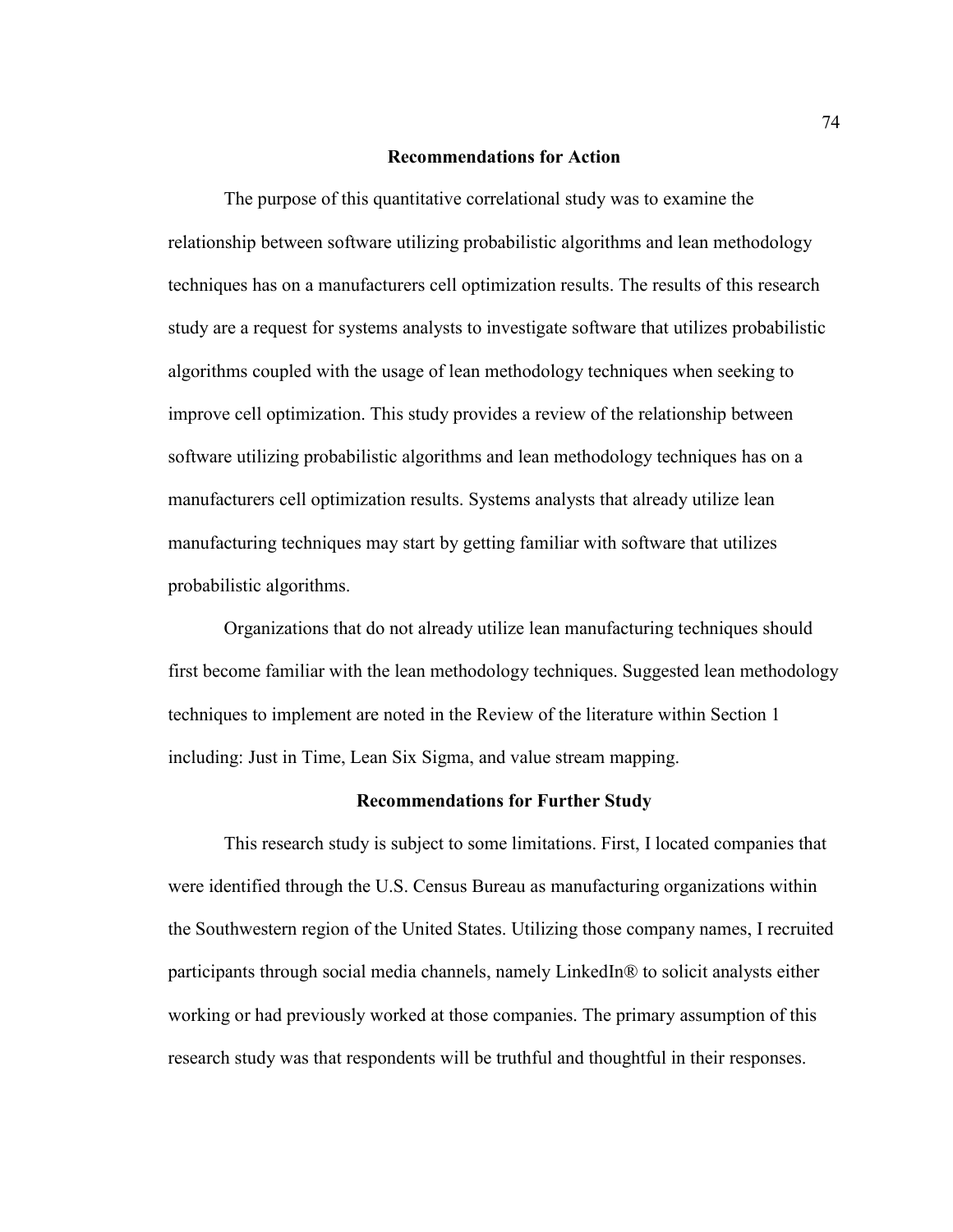## Recommendations for Action

The purpose of this quantitative correlational study was to examine the relationship between software utilizing probabilistic algorithms and lean methodology techniques has on a manufacturers cell optimization results. The results of this research study are a request for systems analysts to investigate software that utilizes probabilistic algorithms coupled with the usage of lean methodology techniques when seeking to improve cell optimization. This study provides a review of the relationship between software utilizing probabilistic algorithms and lean methodology techniques has on a manufacturers cell optimization results. Systems analysts that already utilize lean manufacturing techniques may start by getting familiar with software that utilizes probabilistic algorithms.

Organizations that do not already utilize lean manufacturing techniques should first become familiar with the lean methodology techniques. Suggested lean methodology techniques to implement are noted in the Review of the literature within Section 1 including: Just in Time, Lean Six Sigma, and value stream mapping.

## Recommendations for Further Study

This research study is subject to some limitations. First, I located companies that were identified through the U.S. Census Bureau as manufacturing organizations within the Southwestern region of the United States. Utilizing those company names, I recruited participants through social media channels, namely LinkedIn® to solicit analysts either working or had previously worked at those companies. The primary assumption of this research study was that respondents will be truthful and thoughtful in their responses.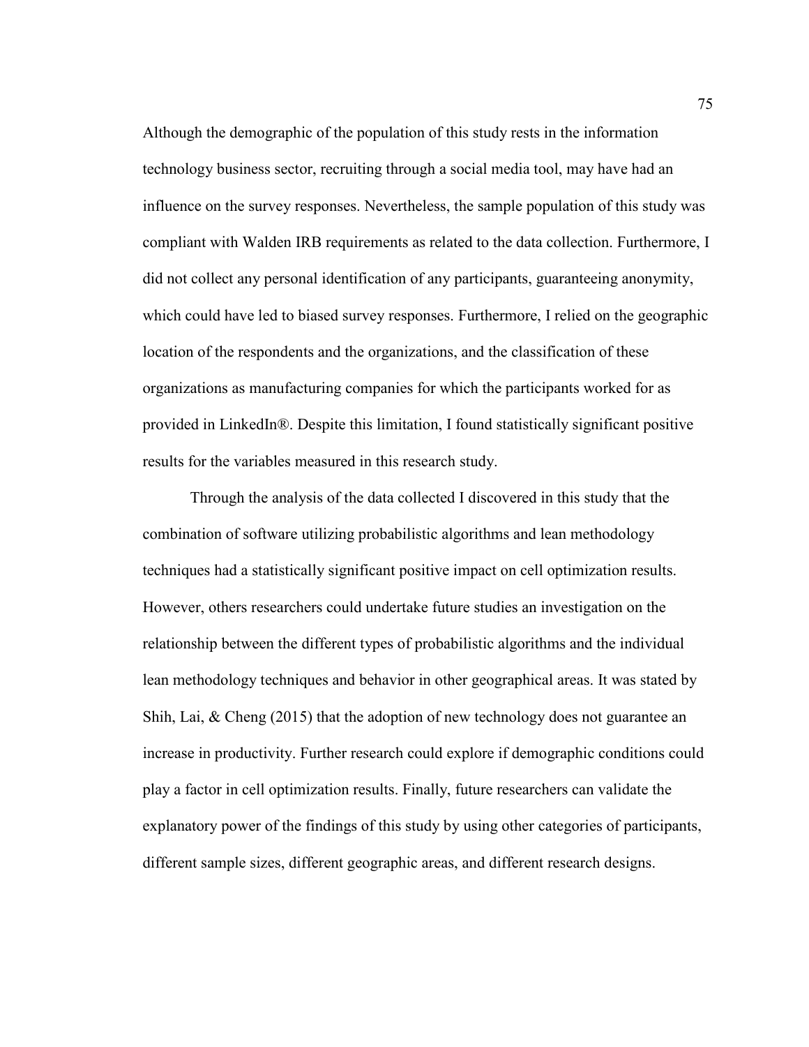Although the demographic of the population of this study rests in the information technology business sector, recruiting through a social media tool, may have had an influence on the survey responses. Nevertheless, the sample population of this study was compliant with Walden IRB requirements as related to the data collection. Furthermore, I did not collect any personal identification of any participants, guaranteeing anonymity, which could have led to biased survey responses. Furthermore, I relied on the geographic location of the respondents and the organizations, and the classification of these organizations as manufacturing companies for which the participants worked for as provided in LinkedIn®. Despite this limitation, I found statistically significant positive results for the variables measured in this research study.

Through the analysis of the data collected I discovered in this study that the combination of software utilizing probabilistic algorithms and lean methodology techniques had a statistically significant positive impact on cell optimization results. However, others researchers could undertake future studies an investigation on the relationship between the different types of probabilistic algorithms and the individual lean methodology techniques and behavior in other geographical areas. It was stated by Shih, Lai, & Cheng (2015) that the adoption of new technology does not guarantee an increase in productivity. Further research could explore if demographic conditions could play a factor in cell optimization results. Finally, future researchers can validate the explanatory power of the findings of this study by using other categories of participants, different sample sizes, different geographic areas, and different research designs.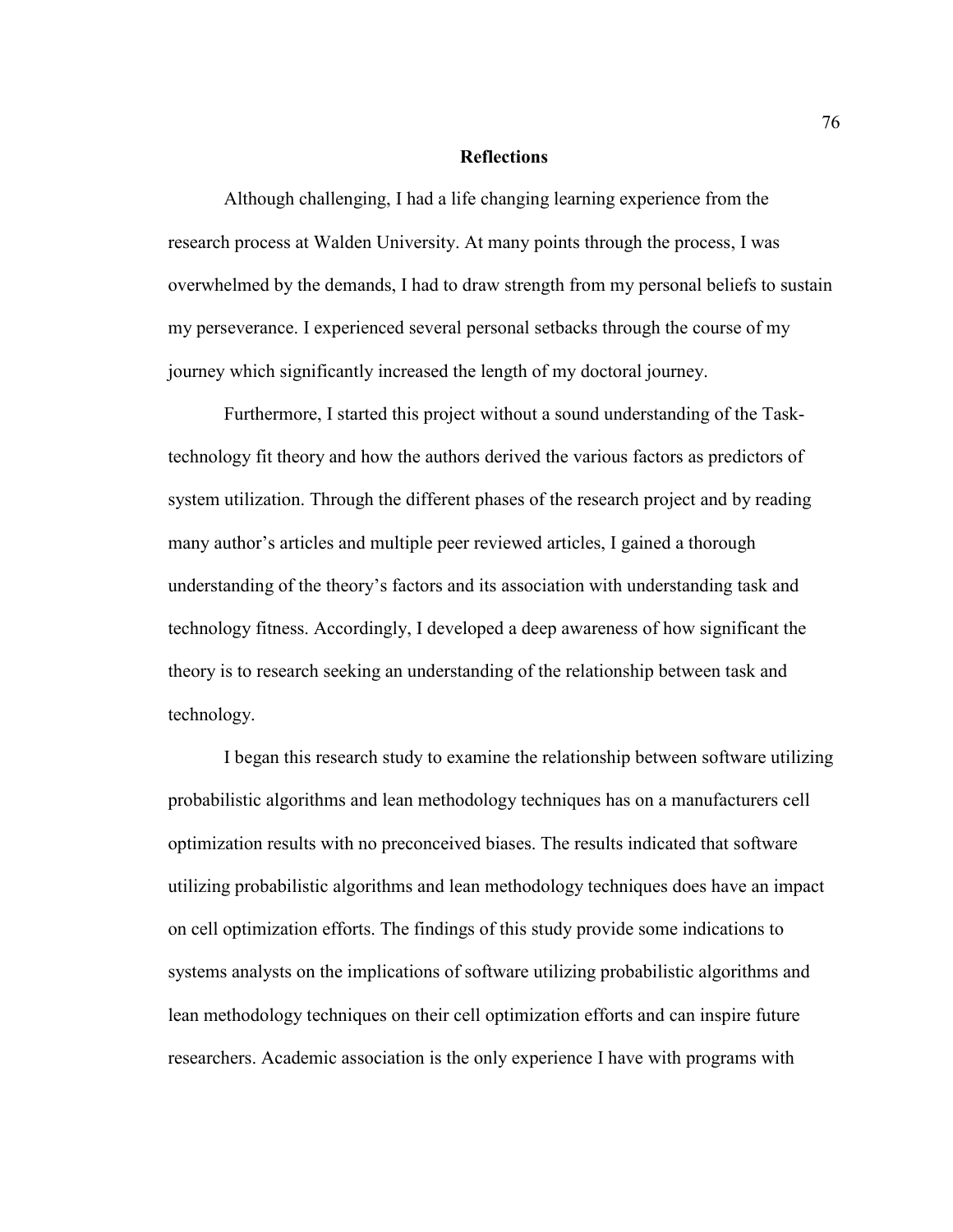## Reflections

Although challenging, I had a life changing learning experience from the research process at Walden University. At many points through the process, I was overwhelmed by the demands, I had to draw strength from my personal beliefs to sustain my perseverance. I experienced several personal setbacks through the course of my journey which significantly increased the length of my doctoral journey.

Furthermore, I started this project without a sound understanding of the Task-technology fit theory and how the authors derived the various factors as predictors of system utilization. Through the different phases of the research project and by reading many author's articles and multiple peer reviewed articles, I gained a thorough understanding of the theory's factors and its association with understanding task and technology fitness. Accordingly, I developed a deep awareness of how significant the theory is to research seeking an understanding of the relationship between task and technology.

I began this research study to examine the relationship between software utilizing probabilistic algorithms and lean methodology techniques has on a manufacturers cell optimization results with no preconceived biases. The results indicated that software utilizing probabilistic algorithms and lean methodology techniques does have an impact on cell optimization efforts. The findings of this study provide some indications to systems analysts on the implications of software utilizing probabilistic algorithms and lean methodology techniques on their cell optimization efforts and can inspire future researchers. Academic association is the only experience I have with programs with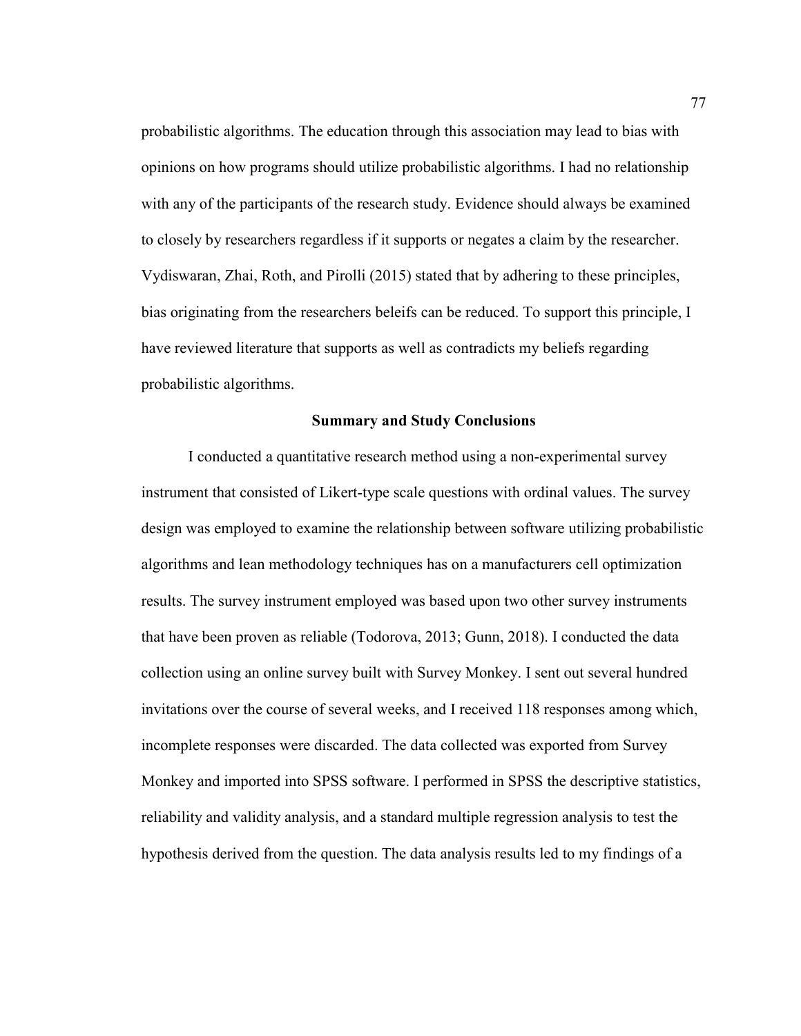probabilistic algorithms. The education through this association may lead to bias with opinions on how programs should utilize probabilistic algorithms. I had no relationship with any of the participants of the research study. Evidence should always be examined to closely by researchers regardless if it supports or negates a claim by the researcher. Vydiswaran, Zhai, Roth, and Pirolli (2015) stated that by adhering to these principles, bias originating from the researchers beleifs can be reduced. To support this principle, I have reviewed literature that supports as well as contradicts my beliefs regarding probabilistic algorithms.

## Summary and Study Conclusions

I conducted a quantitative research method using a non-experimental survey instrument that consisted of Likert-type scale questions with ordinal values. The survey design was employed to examine the relationship between software utilizing probabilistic algorithms and lean methodology techniques has on a manufacturers cell optimization results. The survey instrument employed was based upon two other survey instruments that have been proven as reliable (Todorova, 2013; Gunn, 2018). I conducted the data collection using an online survey built with Survey Monkey. I sent out several hundred invitations over the course of several weeks, and I received 118 responses among which, incomplete responses were discarded. The data collected was exported from Survey Monkey and imported into SPSS software. I performed in SPSS the descriptive statistics, reliability and validity analysis, and a standard multiple regression analysis to test the hypothesis derived from the question. The data analysis results led to my findings of a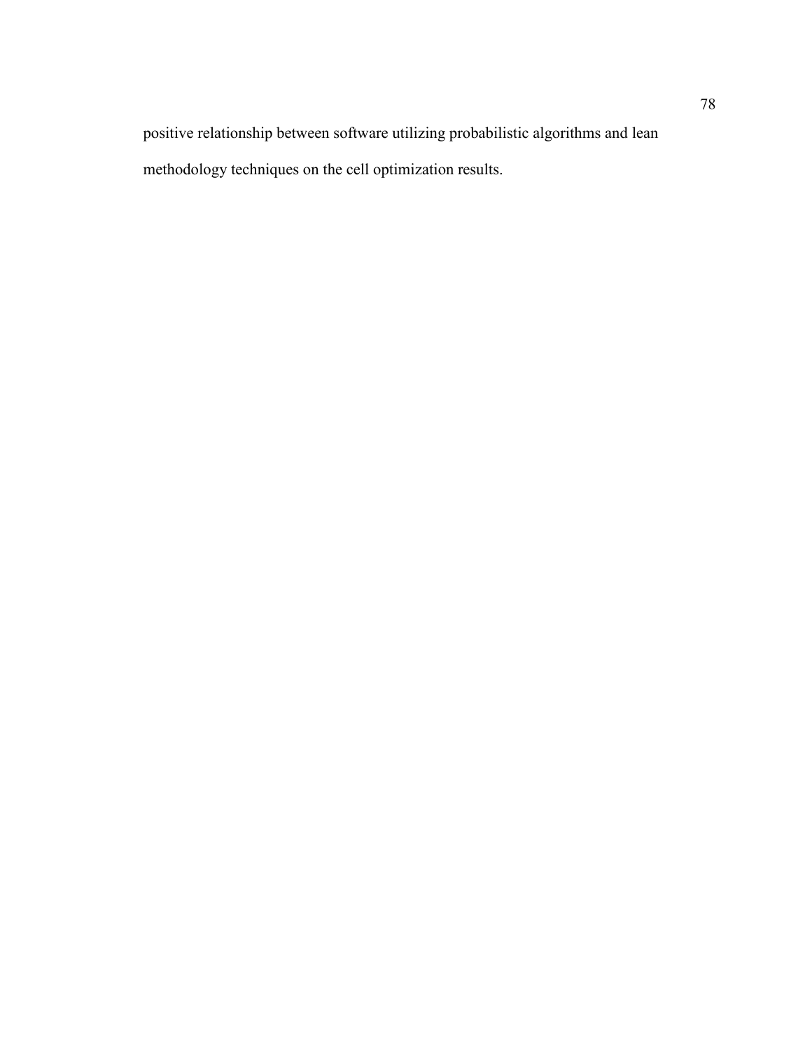positive relationship between software utilizing probabilistic algorithms and lean methodology techniques on the cell optimization results.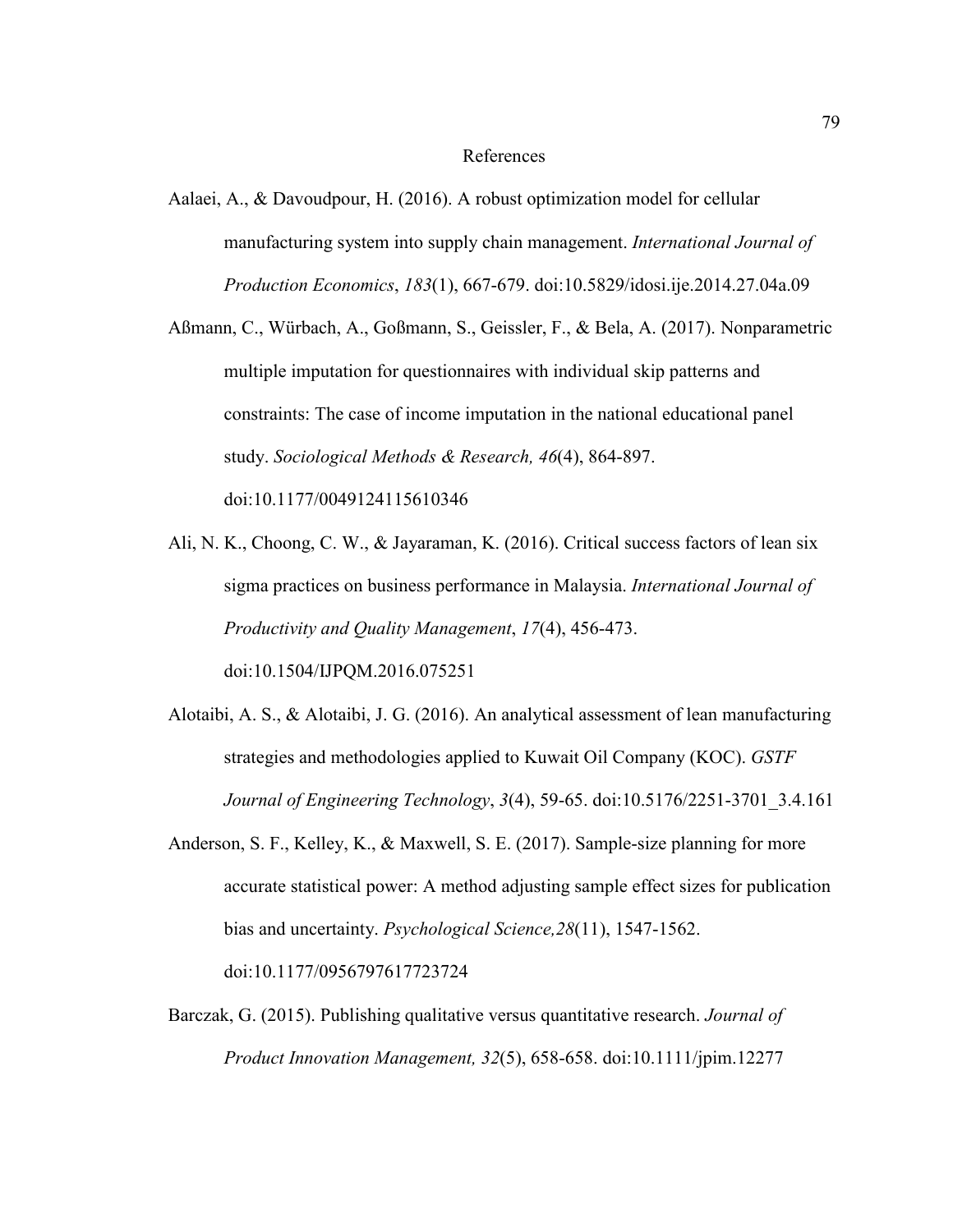# References

Aalaei, A., & Davoudpour, H. (2016). A robust optimization model for cellular manufacturing system into supply chain management. *International Journal of Production Economics*, *183*(1), 667-679. doi:10.5829/idosi.ije.2014.27.04a.09

Aßmann, C., Würbach, A., Goßmann, S., Geissler, F., & Bela, A. (2017). Nonparametric multiple imputation for questionnaires with individual skip patterns and constraints: The case of income imputation in the national educational panel study. *Sociological Methods & Research, 46*(4), 864-897. doi:10.1177/0049124115610346

Ali, N. K., Choong, C. W., & Jayaraman, K. (2016). Critical success factors of lean six sigma practices on business performance in Malaysia. *International Journal of Productivity and Quality Management*, *17*(4), 456-473. doi:10.1504/IJPQM.2016.075251

Alotaibi, A. S., & Alotaibi, J. G. (2016). An analytical assessment of lean manufacturing strategies and methodologies applied to Kuwait Oil Company (KOC). *GSTF Journal of Engineering Technology*, *3*(4), 59-65. doi:10.5176/2251-3701_3.4.161

Anderson, S. F., Kelley, K., & Maxwell, S. E. (2017). Sample-size planning for more accurate statistical power: A method adjusting sample effect sizes for publication bias and uncertainty. *Psychological Science,28*(11), 1547-1562. doi:10.1177/0956797617723724

Barczak, G. (2015). Publishing qualitative versus quantitative research. *Journal of Product Innovation Management, 32*(5), 658-658. doi:10.1111/jpim.12277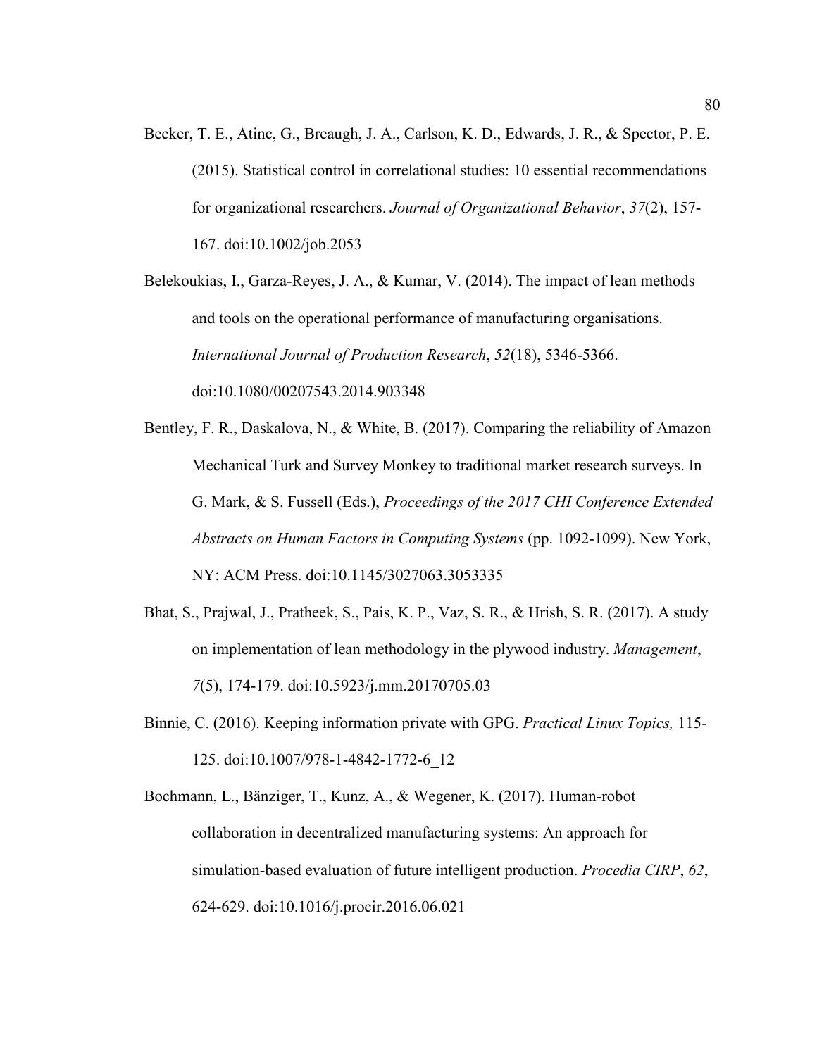Becker, T. E., Atinc, G., Breaugh, J. A., Carlson, K. D., Edwards, J. R., & Spector, P. E. (2015). Statistical control in correlational studies: 10 essential recommendations for organizational researchers. *Journal of Organizational Behavior*, *37*(2), 157-167. doi:10.1002/job.2053

Belekoukias, I., Garza-Reyes, J. A., & Kumar, V. (2014). The impact of lean methods and tools on the operational performance of manufacturing organisations. *International Journal of Production Research*, *52*(18), 5346-5366. doi:10.1080/00207543.2014.903348

Bentley, F. R., Daskalova, N., & White, B. (2017). Comparing the reliability of Amazon Mechanical Turk and Survey Monkey to traditional market research surveys. In G. Mark, & S. Fussell (Eds.), *Proceedings of the 2017 CHI Conference Extended Abstracts on Human Factors in Computing Systems* (pp. 1092-1099). New York, NY: ACM Press. doi:10.1145/3027063.3053335

Bhat, S., Prajwal, J., Pratheek, S., Pais, K. P., Vaz, S. R., & Hrish, S. R. (2017). A study on implementation of lean methodology in the plywood industry. *Management*, *7*(5), 174-179. doi:10.5923/j.mm.20170705.03

Binnie, C. (2016). Keeping information private with GPG. *Practical Linux Topics,* 115-125. doi:10.1007/978-1-4842-1772-6_12

Bochmann, L., Bänziger, T., Kunz, A., & Wegener, K. (2017). Human-robot collaboration in decentralized manufacturing systems: An approach for simulation-based evaluation of future intelligent production. *Procedia CIRP*, *62*, 624-629. doi:10.1016/j.procir.2016.06.021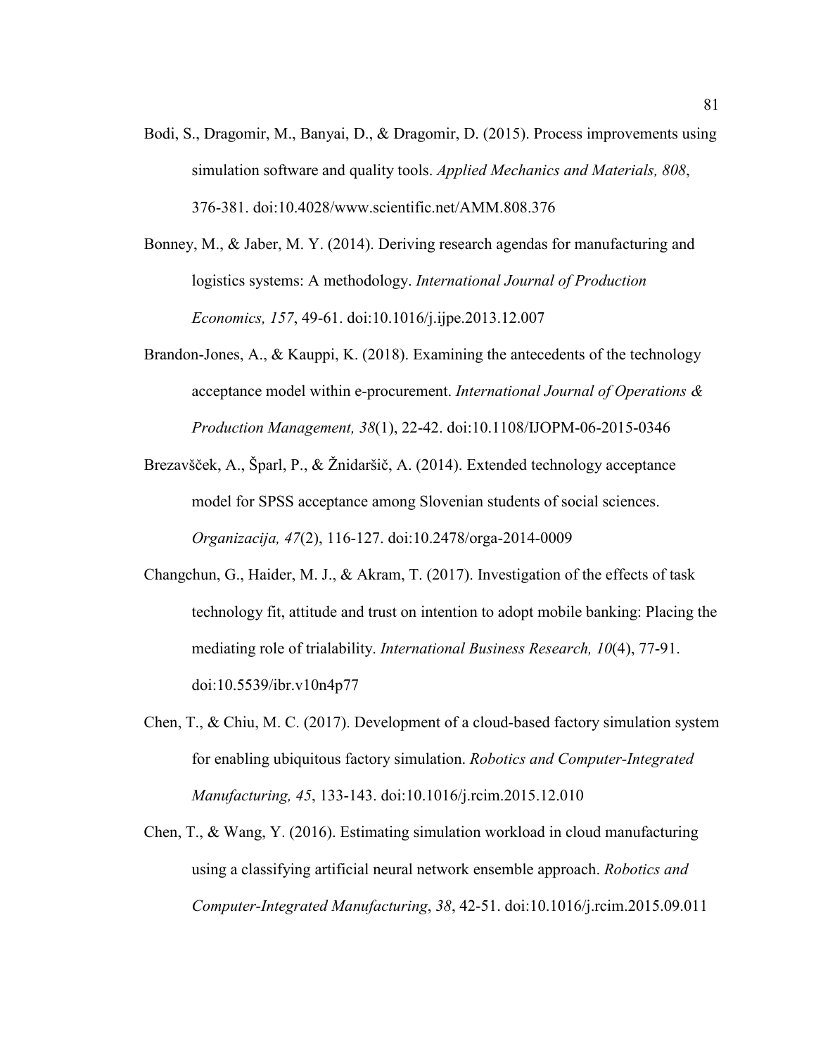Bodi, S., Dragomir, M., Banyai, D., & Dragomir, D. (2015). Process improvements using simulation software and quality tools. *Applied Mechanics and Materials, 808*, 376-381. doi:10.4028/www.scientific.net/AMM.808.376

Bonney, M., & Jaber, M. Y. (2014). Deriving research agendas for manufacturing and logistics systems: A methodology. *International Journal of Production Economics, 157*, 49-61. doi:10.1016/j.ijpe.2013.12.007

Brandon-Jones, A., & Kauppi, K. (2018). Examining the antecedents of the technology acceptance model within e-procurement. *International Journal of Operations & Production Management, 38*(1), 22-42. doi:10.1108/IJOPM-06-2015-0346

Brezavšček, A., Šparl, P., & Žnidaršič, A. (2014). Extended technology acceptance model for SPSS acceptance among Slovenian students of social sciences. *Organizacija, 47*(2), 116-127. doi:10.2478/orga-2014-0009

Changchun, G., Haider, M. J., & Akram, T. (2017). Investigation of the effects of task technology fit, attitude and trust on intention to adopt mobile banking: Placing the mediating role of trialability. *International Business Research, 10*(4), 77-91. doi:10.5539/ibr.v10n4p77

Chen, T., & Chiu, M. C. (2017). Development of a cloud-based factory simulation system for enabling ubiquitous factory simulation. *Robotics and Computer-Integrated Manufacturing, 45*, 133-143. doi:10.1016/j.rcim.2015.12.010

Chen, T., & Wang, Y. (2016). Estimating simulation workload in cloud manufacturing using a classifying artificial neural network ensemble approach. *Robotics and Computer-Integrated Manufacturing*, *38*, 42-51. doi:10.1016/j.rcim.2015.09.011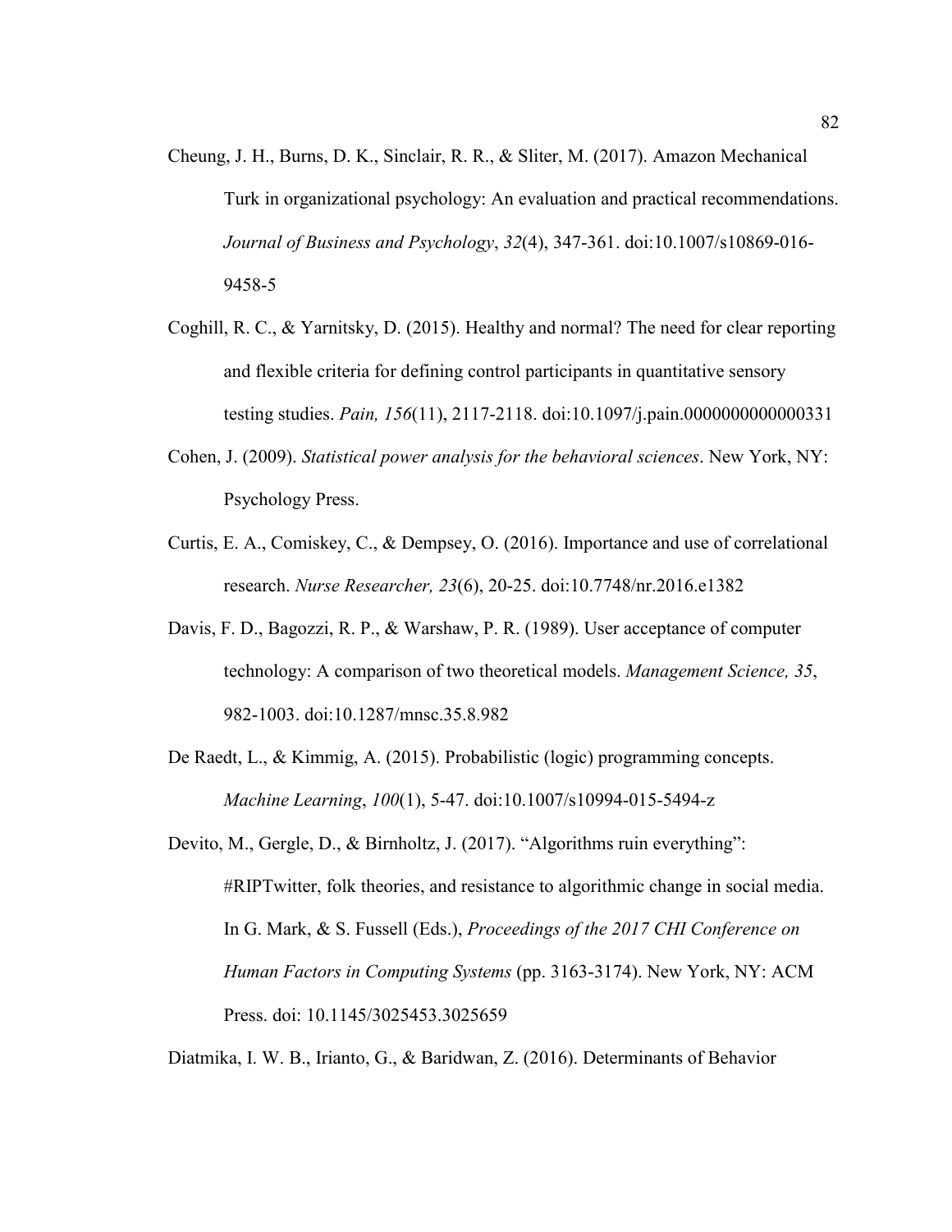Cheung, J. H., Burns, D. K., Sinclair, R. R., & Sliter, M. (2017). Amazon Mechanical Turk in organizational psychology: An evaluation and practical recommendations. *Journal of Business and Psychology*, *32*(4), 347-361. doi:10.1007/s10869-016-9458-5

Coghill, R. C., & Yarnitsky, D. (2015). Healthy and normal? The need for clear reporting and flexible criteria for defining control participants in quantitative sensory testing studies. *Pain, 156*(11), 2117-2118. doi:10.1097/j.pain.0000000000000331

Cohen, J. (2009). *Statistical power analysis for the behavioral sciences*. New York, NY: Psychology Press.

Curtis, E. A., Comiskey, C., & Dempsey, O. (2016). Importance and use of correlational research. *Nurse Researcher, 23*(6), 20-25. doi:10.7748/nr.2016.e1382

Davis, F. D., Bagozzi, R. P., & Warshaw, P. R. (1989). User acceptance of computer technology: A comparison of two theoretical models. *Management Science, 35*, 982-1003. doi:10.1287/mnsc.35.8.982

De Raedt, L., & Kimmig, A. (2015). Probabilistic (logic) programming concepts. *Machine Learning*, *100*(1), 5-47. doi:10.1007/s10994-015-5494-z

Devito, M., Gergle, D., & Birnholtz, J. (2017). “Algorithms ruin everything”: #RIPTwitter, folk theories, and resistance to algorithmic change in social media. In G. Mark, & S. Fussell (Eds.), *Proceedings of the 2017 CHI Conference on Human Factors in Computing Systems* (pp. 3163-3174). New York, NY: ACM Press. doi: 10.1145/3025453.3025659

Diatmika, I. W. B., Irianto, G., & Baridwan, Z. (2016). Determinants of Behavior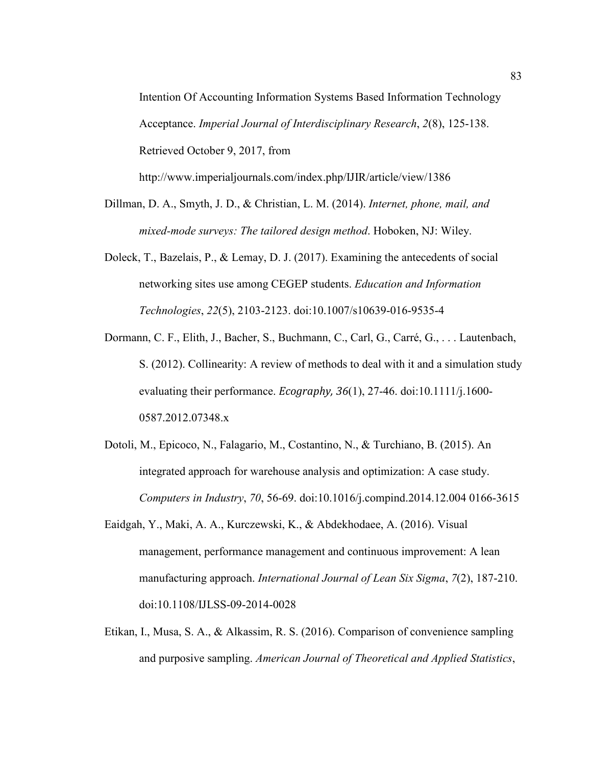Intention Of Accounting Information Systems Based Information Technology Acceptance. *Imperial Journal of Interdisciplinary Research*, *2*(8), 125-138. Retrieved October 9, 2017, from http://www.imperialjournals.com/index.php/IJIR/article/view/1386

Dillman, D. A., Smyth, J. D., & Christian, L. M. (2014). *Internet, phone, mail, and mixed-mode surveys: The tailored design method*. Hoboken, NJ: Wiley.

Doleck, T., Bazelais, P., & Lemay, D. J. (2017). Examining the antecedents of social networking sites use among CEGEP students. *Education and Information Technologies*, *22*(5), 2103-2123. doi:10.1007/s10639-016-9535-4

Dormann, C. F., Elith, J., Bacher, S., Buchmann, C., Carl, G., Carré, G., . . . Lautenbach, S. (2012). Collinearity: A review of methods to deal with it and a simulation study evaluating their performance. *Ecography, 36*(1), 27-46. doi:10.1111/j.1600-0587.2012.07348.x

Dotoli, M., Epicoco, N., Falagario, M., Costantino, N., & Turchiano, B. (2015). An integrated approach for warehouse analysis and optimization: A case study. *Computers in Industry*, *70*, 56-69. doi:10.1016/j.compind.2014.12.004 0166-3615

Eaidgah, Y., Maki, A. A., Kurczewski, K., & Abdekhodaee, A. (2016). Visual management, performance management and continuous improvement: A lean manufacturing approach. *International Journal of Lean Six Sigma*, *7*(2), 187-210. doi:10.1108/IJLSS-09-2014-0028

Etikan, I., Musa, S. A., & Alkassim, R. S. (2016). Comparison of convenience sampling and purposive sampling. *American Journal of Theoretical and Applied Statistics*,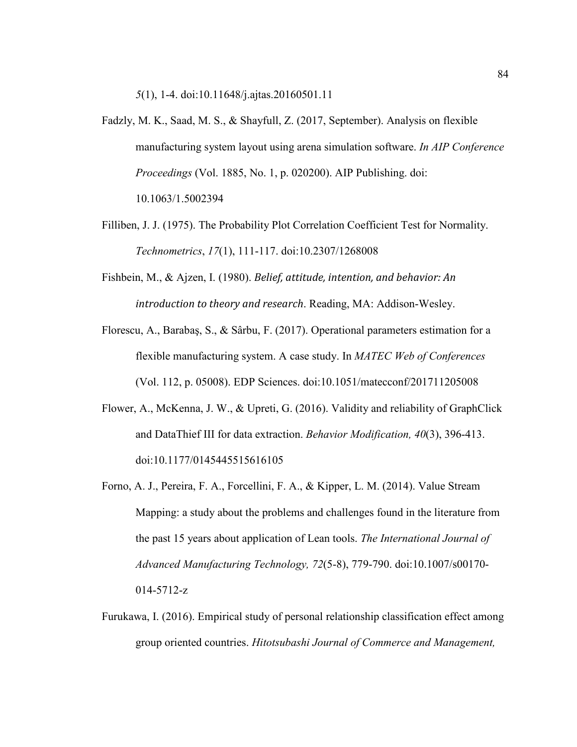*5*(1), 1-4. doi:10.11648/j.ajtas.20160501.11

Fadzly, M. K., Saad, M. S., & Shayfull, Z. (2017, September). Analysis on flexible manufacturing system layout using arena simulation software. *In AIP Conference Proceedings* (Vol. 1885, No. 1, p. 020200). AIP Publishing. doi: 10.1063/1.5002394

Filliben, J. J. (1975). The Probability Plot Correlation Coefficient Test for Normality. *Technometrics*, *17*(1), 111-117. doi:10.2307/1268008

Fishbein, M., & Ajzen, I. (1980). *Belief, attitude, intention, and behavior: An introduction to theory and research*. Reading, MA: Addison-Wesley.

Florescu, A., Barabaş, S., & Sârbu, F. (2017). Operational parameters estimation for a flexible manufacturing system. A case study. In *MATEC Web of Conferences* (Vol. 112, p. 05008). EDP Sciences. doi:10.1051/matecconf/201711205008

Flower, A., McKenna, J. W., & Upreti, G. (2016). Validity and reliability of GraphClick and DataThief III for data extraction. *Behavior Modification, 40*(3), 396-413. doi:10.1177/0145445515616105

Forno, A. J., Pereira, F. A., Forcellini, F. A., & Kipper, L. M. (2014). Value Stream Mapping: a study about the problems and challenges found in the literature from the past 15 years about application of Lean tools. *The International Journal of Advanced Manufacturing Technology, 72*(5-8), 779-790. doi:10.1007/s00170-014-5712-z

Furukawa, I. (2016). Empirical study of personal relationship classification effect among group oriented countries. *Hitotsubashi Journal of Commerce and Management,*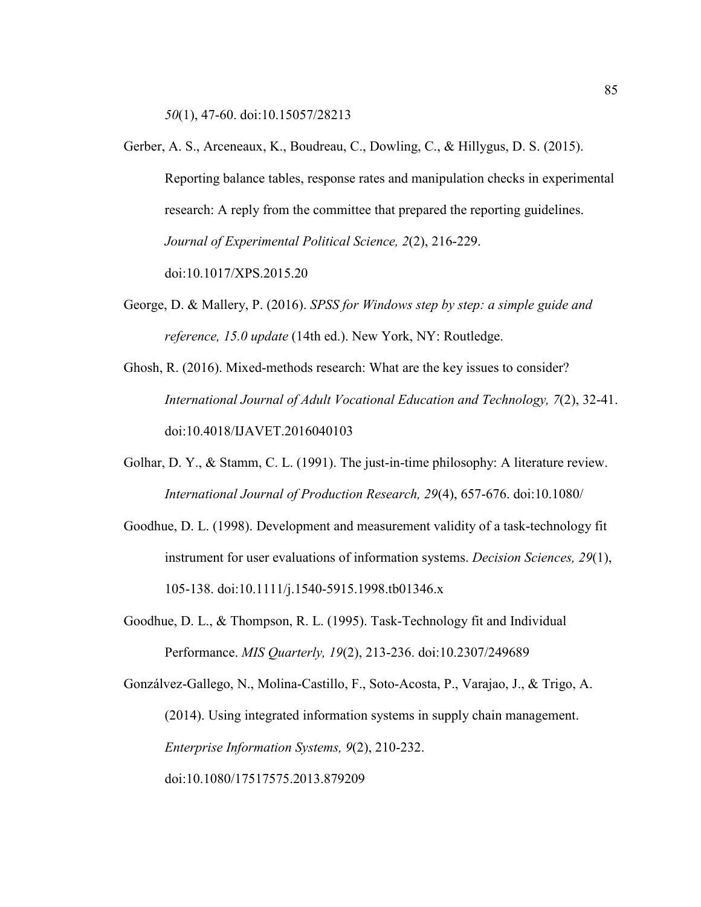*50*(1), 47-60. doi:10.15057/28213

Gerber, A. S., Arceneaux, K., Boudreau, C., Dowling, C., & Hillygus, D. S. (2015). Reporting balance tables, response rates and manipulation checks in experimental research: A reply from the committee that prepared the reporting guidelines. *Journal of Experimental Political Science, 2*(2), 216-229. doi:10.1017/XPS.2015.20

George, D. & Mallery, P. (2016). *SPSS for Windows step by step: a simple guide and reference, 15.0 update* (14th ed.). New York, NY: Routledge.

Ghosh, R. (2016). Mixed-methods research: What are the key issues to consider? *International Journal of Adult Vocational Education and Technology, 7*(2), 32-41. doi:10.4018/IJAVET.2016040103

Golhar, D. Y., & Stamm, C. L. (1991). The just-in-time philosophy: A literature review. *International Journal of Production Research, 29*(4), 657-676. doi:10.1080/

Goodhue, D. L. (1998). Development and measurement validity of a task-technology fit instrument for user evaluations of information systems. *Decision Sciences, 29*(1), 105-138. doi:10.1111/j.1540-5915.1998.tb01346.x

Goodhue, D. L., & Thompson, R. L. (1995). Task-Technology fit and Individual Performance. *MIS Quarterly, 19*(2), 213-236. doi:10.2307/249689

Gonzálvez-Gallego, N., Molina-Castillo, F., Soto-Acosta, P., Varajao, J., & Trigo, A. (2014). Using integrated information systems in supply chain management. *Enterprise Information Systems, 9*(2), 210-232. doi:10.1080/17517575.2013.879209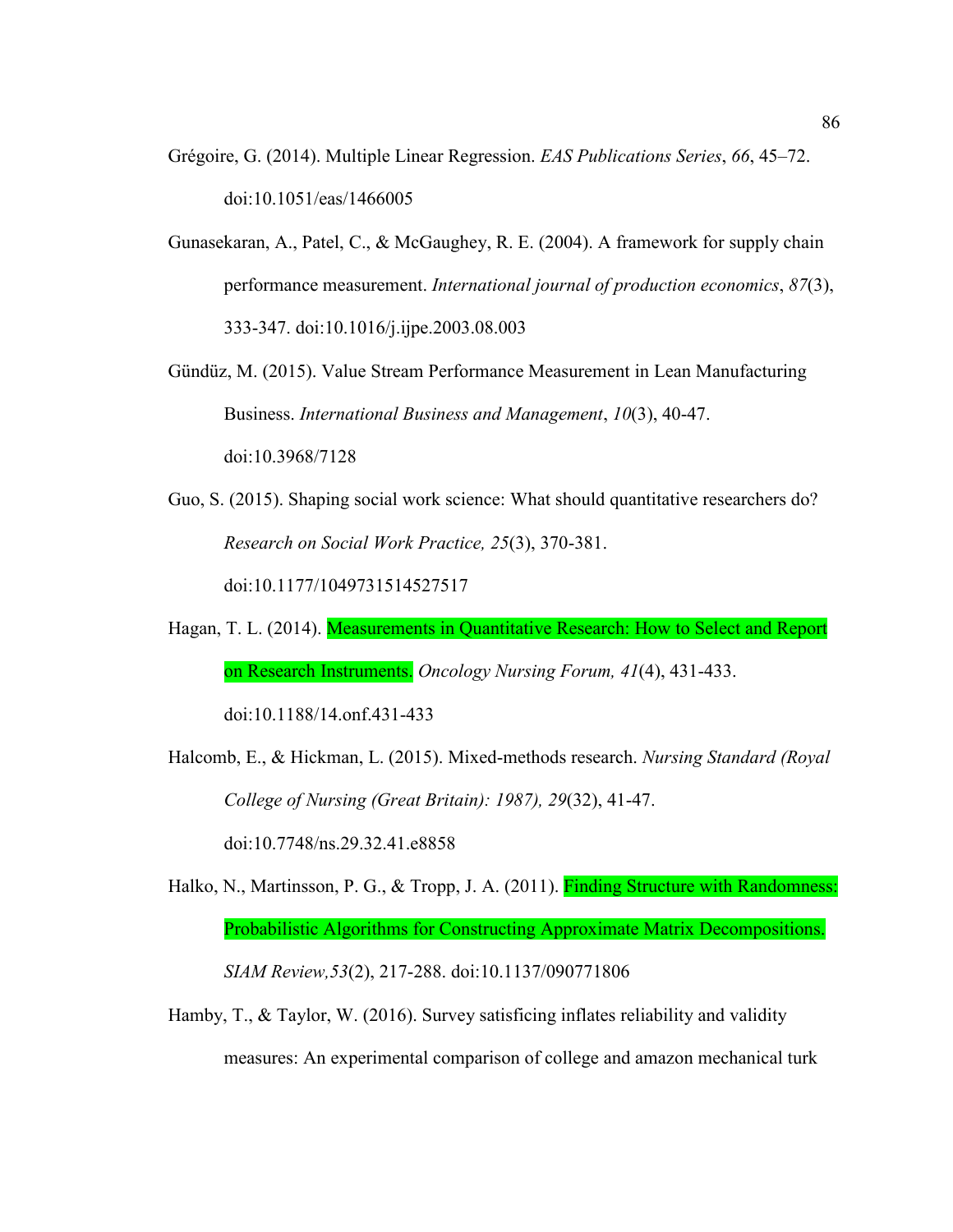Grégoire, G. (2014). Multiple Linear Regression. *EAS Publications Series*, *66*, 45–72. doi:10.1051/eas/1466005

Gunasekaran, A., Patel, C., & McGaughey, R. E. (2004). A framework for supply chain performance measurement. *International journal of production economics*, *87*(3), 333-347. doi:10.1016/j.ijpe.2003.08.003

Gündüz, M. (2015). Value Stream Performance Measurement in Lean Manufacturing Business. *International Business and Management*, *10*(3), 40-47. doi:10.3968/7128

Guo, S. (2015). Shaping social work science: What should quantitative researchers do? *Research on Social Work Practice, 25*(3), 370-381. doi:10.1177/1049731514527517

Hagan, T. L. (2014). Measurements in Quantitative Research: How to Select and Report on Research Instruments. *Oncology Nursing Forum, 41*(4), 431-433. doi:10.1188/14.onf.431-433

Halcomb, E., & Hickman, L. (2015). Mixed-methods research. *Nursing Standard (Royal College of Nursing (Great Britain): 1987), 29*(32), 41-47. doi:10.7748/ns.29.32.41.e8858

Halko, N., Martinsson, P. G., & Tropp, J. A. (2011). Finding Structure with Randomness: Probabilistic Algorithms for Constructing Approximate Matrix Decompositions. *SIAM Review,53*(2), 217-288. doi:10.1137/090771806

Hamby, T., & Taylor, W. (2016). Survey satisficing inflates reliability and validity measures: An experimental comparison of college and amazon mechanical turk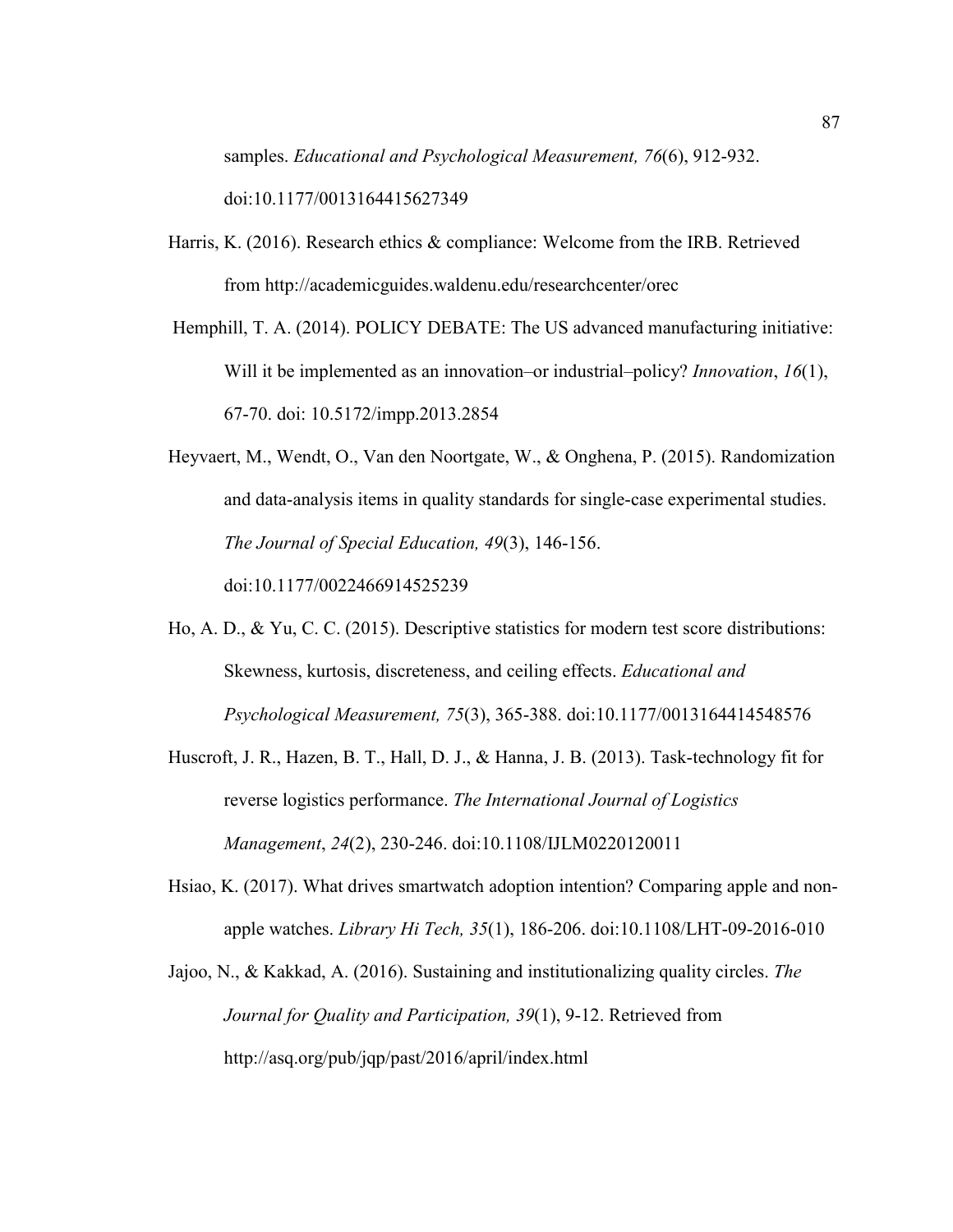samples. *Educational and Psychological Measurement, 76*(6), 912-932. doi:10.1177/0013164415627349

Harris, K. (2016). Research ethics & compliance: Welcome from the IRB. Retrieved from http://academicguides.waldenu.edu/researchcenter/orec

Hemphill, T. A. (2014). POLICY DEBATE: The US advanced manufacturing initiative: Will it be implemented as an innovation–or industrial–policy? *Innovation*, *16*(1), 67-70. doi: 10.5172/impp.2013.2854

Heyvaert, M., Wendt, O., Van den Noortgate, W., & Onghena, P. (2015). Randomization and data-analysis items in quality standards for single-case experimental studies. *The Journal of Special Education, 49*(3), 146-156. doi:10.1177/0022466914525239

Ho, A. D., & Yu, C. C. (2015). Descriptive statistics for modern test score distributions: Skewness, kurtosis, discreteness, and ceiling effects. *Educational and Psychological Measurement, 75*(3), 365-388. doi:10.1177/0013164414548576

Huscroft, J. R., Hazen, B. T., Hall, D. J., & Hanna, J. B. (2013). Task-technology fit for reverse logistics performance. *The International Journal of Logistics Management*, *24*(2), 230-246. doi:10.1108/IJLM0220120011

Hsiao, K. (2017). What drives smartwatch adoption intention? Comparing apple and non-apple watches. *Library Hi Tech, 35*(1), 186-206. doi:10.1108/LHT-09-2016-010

Jajoo, N., & Kakkad, A. (2016). Sustaining and institutionalizing quality circles. *The Journal for Quality and Participation, 39*(1), 9-12. Retrieved from http://asq.org/pub/jqp/past/2016/april/index.html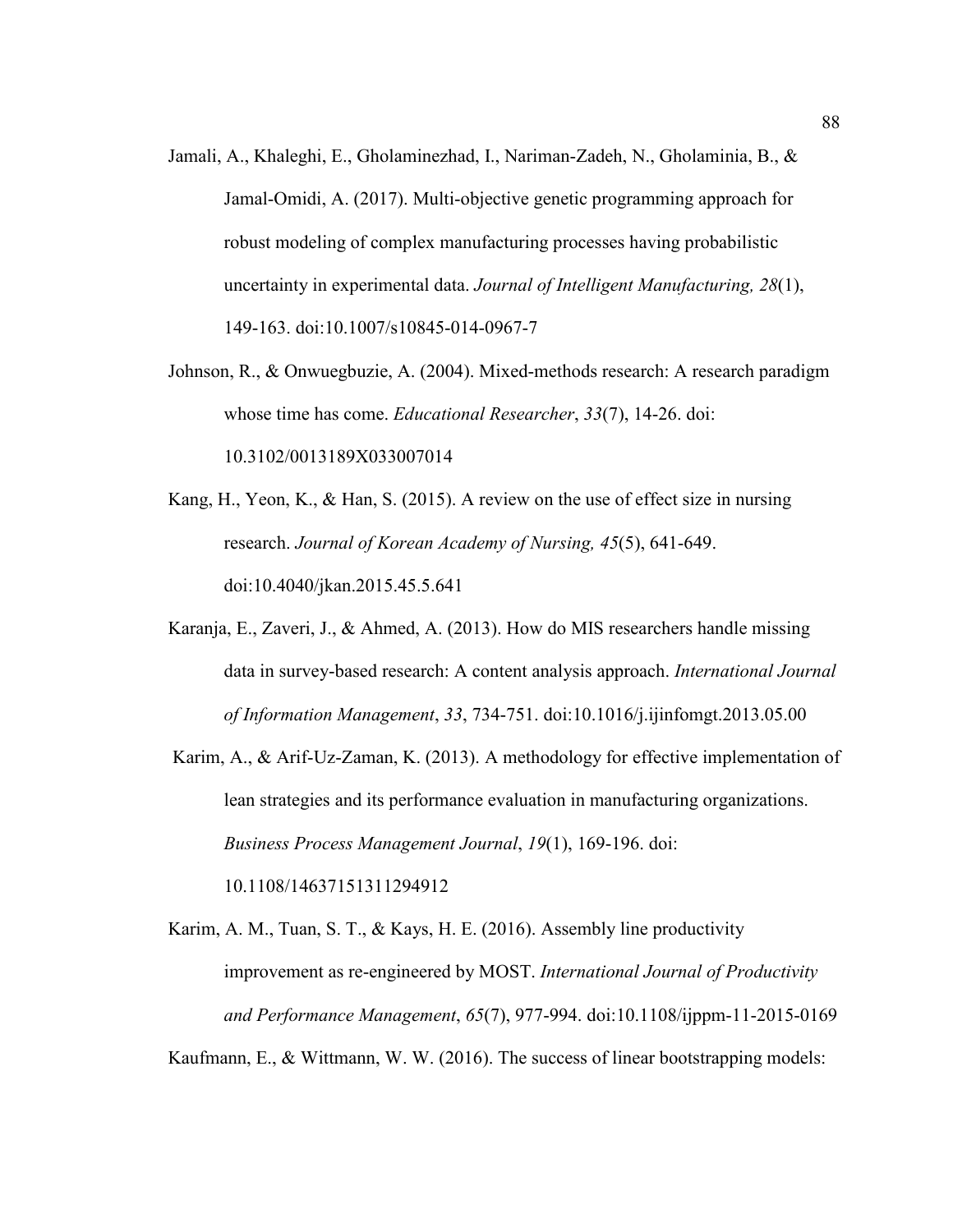Jamali, A., Khaleghi, E., Gholaminezhad, I., Nariman-Zadeh, N., Gholaminia, B., & Jamal-Omidi, A. (2017). Multi-objective genetic programming approach for robust modeling of complex manufacturing processes having probabilistic uncertainty in experimental data. *Journal of Intelligent Manufacturing, 28*(1), 149-163. doi:10.1007/s10845-014-0967-7

Johnson, R., & Onwuegbuzie, A. (2004). Mixed-methods research: A research paradigm whose time has come. *Educational Researcher*, *33*(7), 14-26. doi: 10.3102/0013189X033007014

Kang, H., Yeon, K., & Han, S. (2015). A review on the use of effect size in nursing research. *Journal of Korean Academy of Nursing, 45*(5), 641-649. doi:10.4040/jkan.2015.45.5.641

Karanja, E., Zaveri, J., & Ahmed, A. (2013). How do MIS researchers handle missing data in survey-based research: A content analysis approach. *International Journal of Information Management*, *33*, 734-751. doi:10.1016/j.ijinfomgt.2013.05.00

Karim, A., & Arif-Uz-Zaman, K. (2013). A methodology for effective implementation of lean strategies and its performance evaluation in manufacturing organizations. *Business Process Management Journal*, *19*(1), 169-196. doi: 10.1108/14637151311294912

Karim, A. M., Tuan, S. T., & Kays, H. E. (2016). Assembly line productivity improvement as re-engineered by MOST. *International Journal of Productivity and Performance Management*, *65*(7), 977-994. doi:10.1108/ijppm-11-2015-0169

Kaufmann, E., & Wittmann, W. W. (2016). The success of linear bootstrapping models: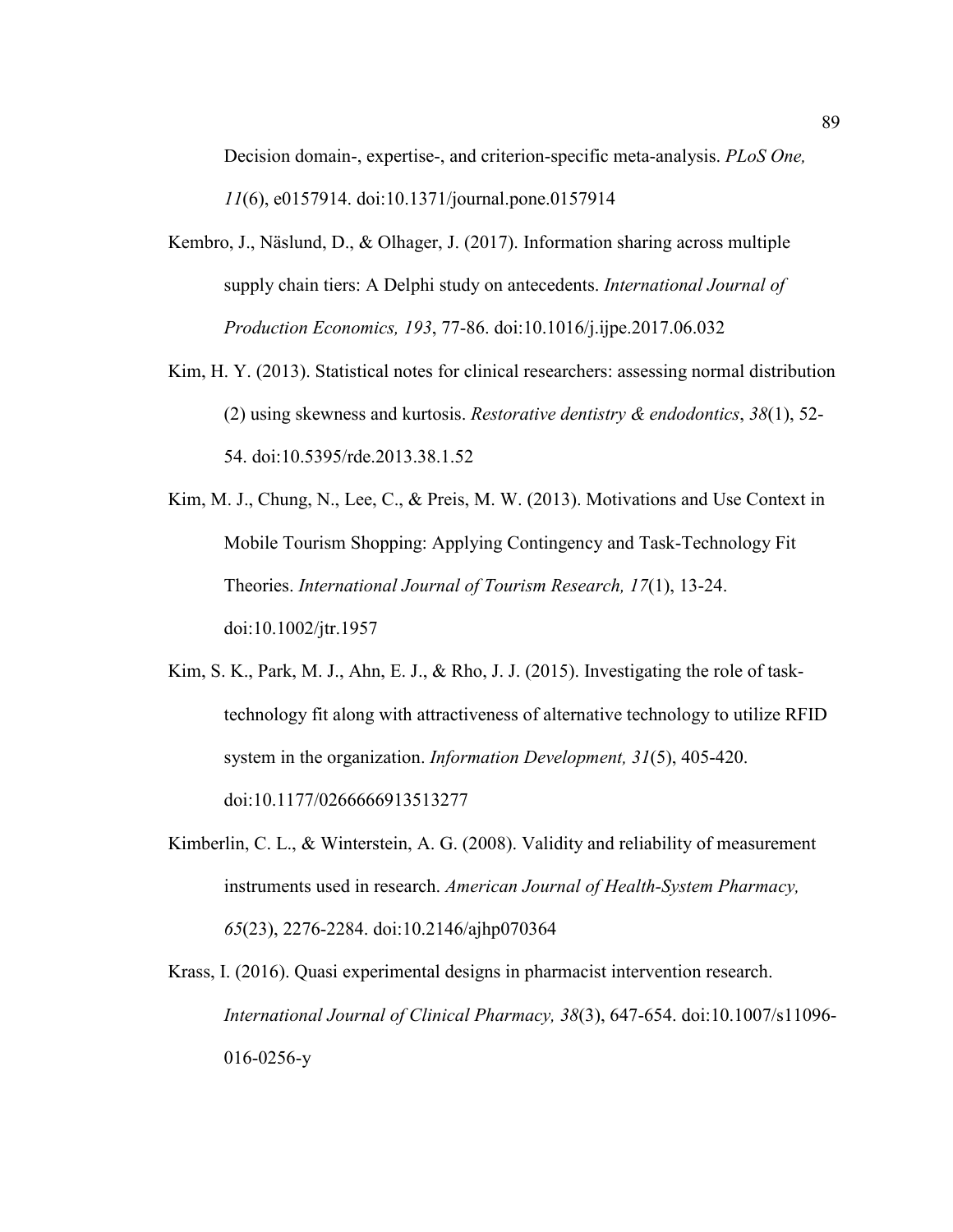Decision domain-, expertise-, and criterion-specific meta-analysis. *PLoS One, 11*(6), e0157914. doi:10.1371/journal.pone.0157914

Kembro, J., Näslund, D., & Olhager, J. (2017). Information sharing across multiple supply chain tiers: A Delphi study on antecedents. *International Journal of Production Economics, 193*, 77-86. doi:10.1016/j.ijpe.2017.06.032

Kim, H. Y. (2013). Statistical notes for clinical researchers: assessing normal distribution (2) using skewness and kurtosis. *Restorative dentistry & endodontics*, *38*(1), 52-54. doi:10.5395/rde.2013.38.1.52

Kim, M. J., Chung, N., Lee, C., & Preis, M. W. (2013). Motivations and Use Context in Mobile Tourism Shopping: Applying Contingency and Task-Technology Fit Theories. *International Journal of Tourism Research, 17*(1), 13-24. doi:10.1002/jtr.1957

Kim, S. K., Park, M. J., Ahn, E. J., & Rho, J. J. (2015). Investigating the role of task-technology fit along with attractiveness of alternative technology to utilize RFID system in the organization. *Information Development, 31*(5), 405-420. doi:10.1177/0266666913513277

Kimberlin, C. L., & Winterstein, A. G. (2008). Validity and reliability of measurement instruments used in research. *American Journal of Health-System Pharmacy, 65*(23), 2276-2284. doi:10.2146/ajhp070364

Krass, I. (2016). Quasi experimental designs in pharmacist intervention research. *International Journal of Clinical Pharmacy, 38*(3), 647-654. doi:10.1007/s11096-016-0256-y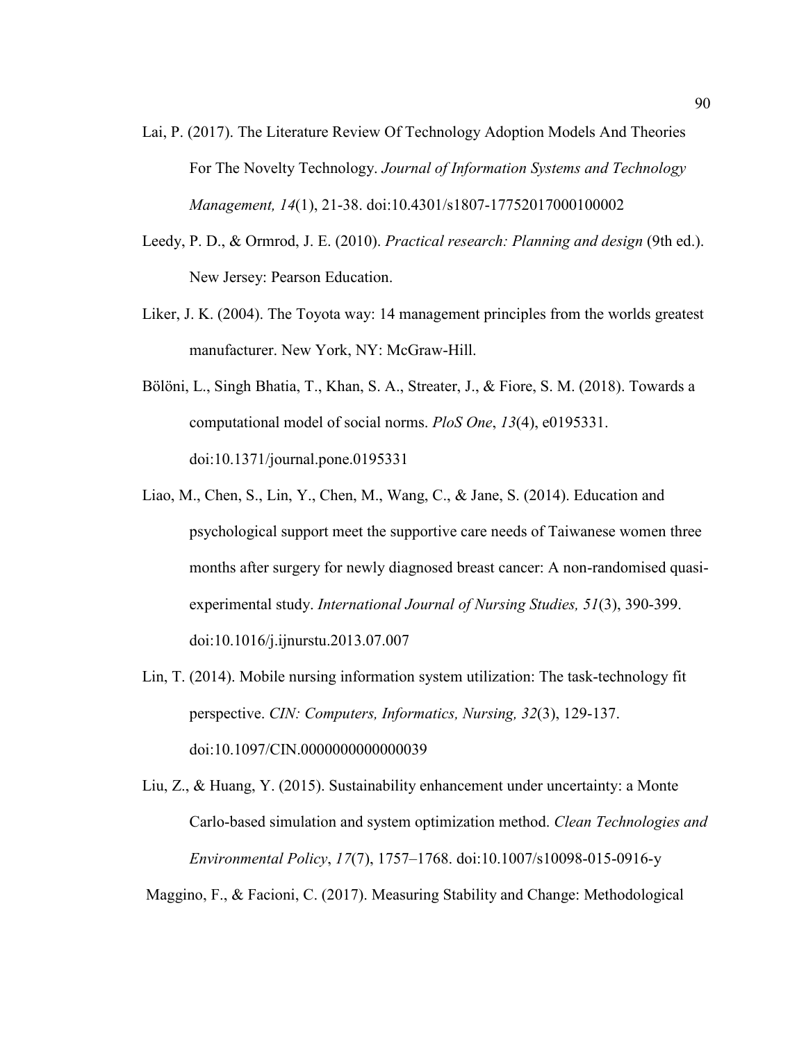Lai, P. (2017). The Literature Review Of Technology Adoption Models And Theories For The Novelty Technology. *Journal of Information Systems and Technology Management, 14*(1), 21-38. doi:10.4301/s1807-17752017000100002

Leedy, P. D., & Ormrod, J. E. (2010). *Practical research: Planning and design* (9th ed.). New Jersey: Pearson Education.

Liker, J. K. (2004). The Toyota way: 14 management principles from the worlds greatest manufacturer. New York, NY: McGraw-Hill.

Bölöni, L., Singh Bhatia, T., Khan, S. A., Streater, J., & Fiore, S. M. (2018). Towards a computational model of social norms. *PloS One*, *13*(4), e0195331. doi:10.1371/journal.pone.0195331

Liao, M., Chen, S., Lin, Y., Chen, M., Wang, C., & Jane, S. (2014). Education and psychological support meet the supportive care needs of Taiwanese women three months after surgery for newly diagnosed breast cancer: A non-randomised quasi-experimental study. *International Journal of Nursing Studies, 51*(3), 390-399. doi:10.1016/j.ijnurstu.2013.07.007

Lin, T. (2014). Mobile nursing information system utilization: The task-technology fit perspective. *CIN: Computers, Informatics, Nursing, 32*(3), 129-137. doi:10.1097/CIN.0000000000000039

Liu, Z., & Huang, Y. (2015). Sustainability enhancement under uncertainty: a Monte Carlo-based simulation and system optimization method. *Clean Technologies and Environmental Policy*, *17*(7), 1757–1768. doi:10.1007/s10098-015-0916-y

Maggino, F., & Facioni, C. (2017). Measuring Stability and Change: Methodological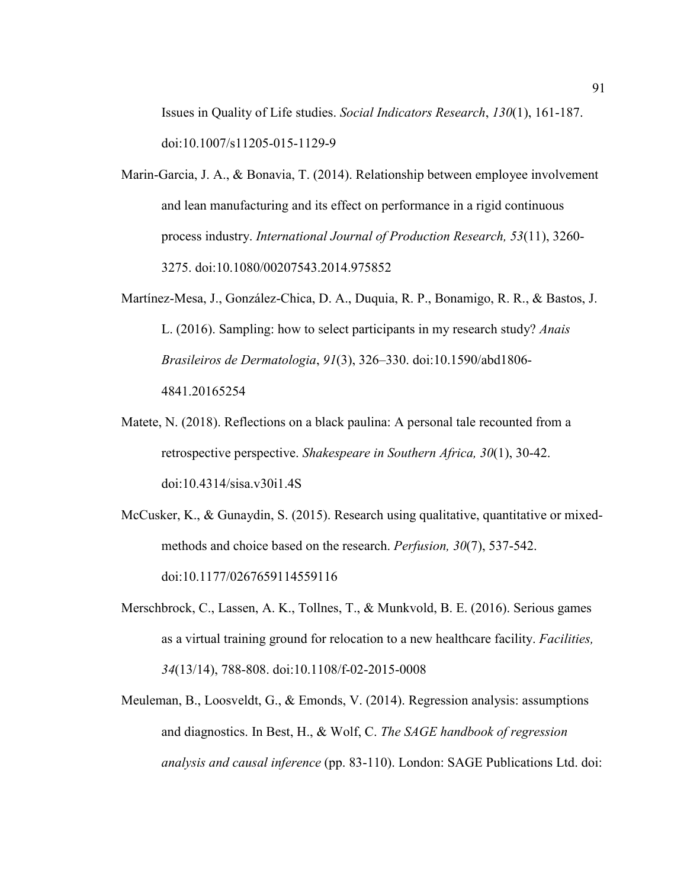Issues in Quality of Life studies. *Social Indicators Research*, *130*(1), 161-187. doi:10.1007/s11205-015-1129-9

Marin-Garcia, J. A., & Bonavia, T. (2014). Relationship between employee involvement and lean manufacturing and its effect on performance in a rigid continuous process industry. *International Journal of Production Research, 53*(11), 3260-3275. doi:10.1080/00207543.2014.975852

Martínez-Mesa, J., González-Chica, D. A., Duquia, R. P., Bonamigo, R. R., & Bastos, J. L. (2016). Sampling: how to select participants in my research study? *Anais Brasileiros de Dermatologia*, *91*(3), 326–330. doi:10.1590/abd1806-4841.20165254

Matete, N. (2018). Reflections on a black paulina: A personal tale recounted from a retrospective perspective. *Shakespeare in Southern Africa, 30*(1), 30-42. doi:10.4314/sisa.v30i1.4S

McCusker, K., & Gunaydin, S. (2015). Research using qualitative, quantitative or mixed-methods and choice based on the research. *Perfusion, 30*(7), 537-542. doi:10.1177/0267659114559116

Merschbrock, C., Lassen, A. K., Tollnes, T., & Munkvold, B. E. (2016). Serious games as a virtual training ground for relocation to a new healthcare facility. *Facilities, 34*(13/14), 788-808. doi:10.1108/f-02-2015-0008

Meuleman, B., Loosveldt, G., & Emonds, V. (2014). Regression analysis: assumptions and diagnostics. In Best, H., & Wolf, C. *The SAGE handbook of regression analysis and causal inference* (pp. 83-110). London: SAGE Publications Ltd. doi: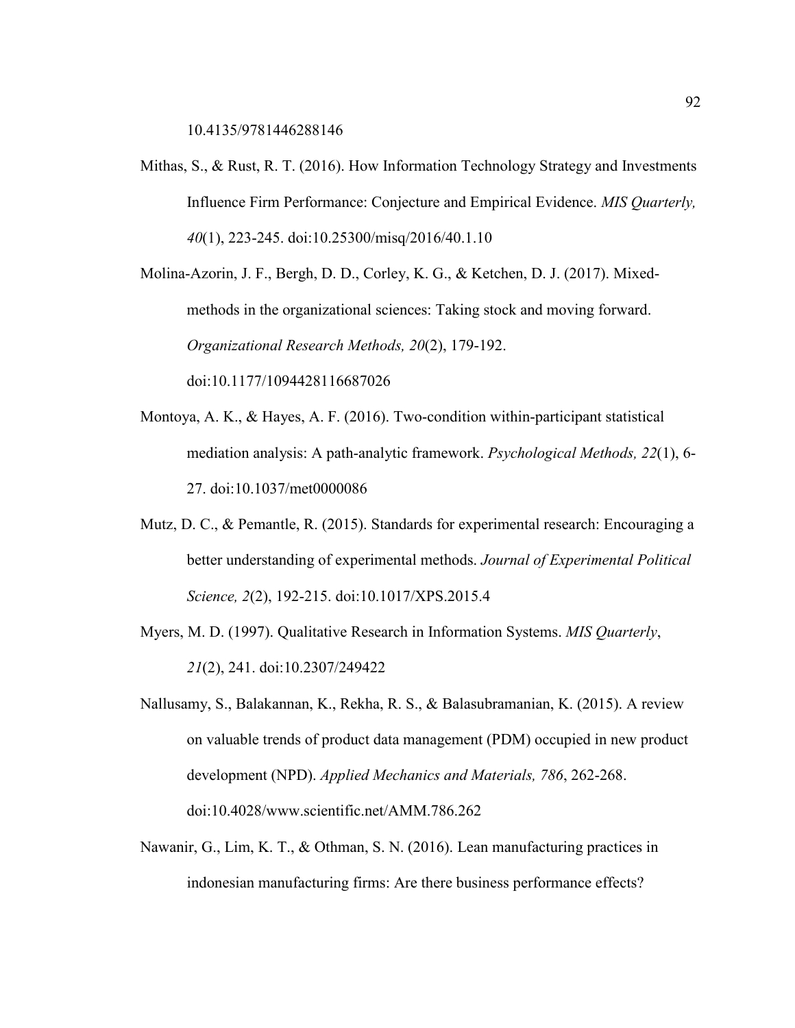10.4135/9781446288146

Mithas, S., & Rust, R. T. (2016). How Information Technology Strategy and Investments Influence Firm Performance: Conjecture and Empirical Evidence. *MIS Quarterly, 40*(1), 223-245. doi:10.25300/misq/2016/40.1.10

Molina-Azorin, J. F., Bergh, D. D., Corley, K. G., & Ketchen, D. J. (2017). Mixed-methods in the organizational sciences: Taking stock and moving forward. *Organizational Research Methods, 20*(2), 179-192. doi:10.1177/1094428116687026

Montoya, A. K., & Hayes, A. F. (2016). Two-condition within-participant statistical mediation analysis: A path-analytic framework. *Psychological Methods, 22*(1), 6-27. doi:10.1037/met0000086

Mutz, D. C., & Pemantle, R. (2015). Standards for experimental research: Encouraging a better understanding of experimental methods. *Journal of Experimental Political Science, 2*(2), 192-215. doi:10.1017/XPS.2015.4

Myers, M. D. (1997). Qualitative Research in Information Systems. *MIS Quarterly*, *21*(2), 241. doi:10.2307/249422

Nallusamy, S., Balakannan, K., Rekha, R. S., & Balasubramanian, K. (2015). A review on valuable trends of product data management (PDM) occupied in new product development (NPD). *Applied Mechanics and Materials, 786*, 262-268. doi:10.4028/www.scientific.net/AMM.786.262

Nawanir, G., Lim, K. T., & Othman, S. N. (2016). Lean manufacturing practices in indonesian manufacturing firms: Are there business performance effects?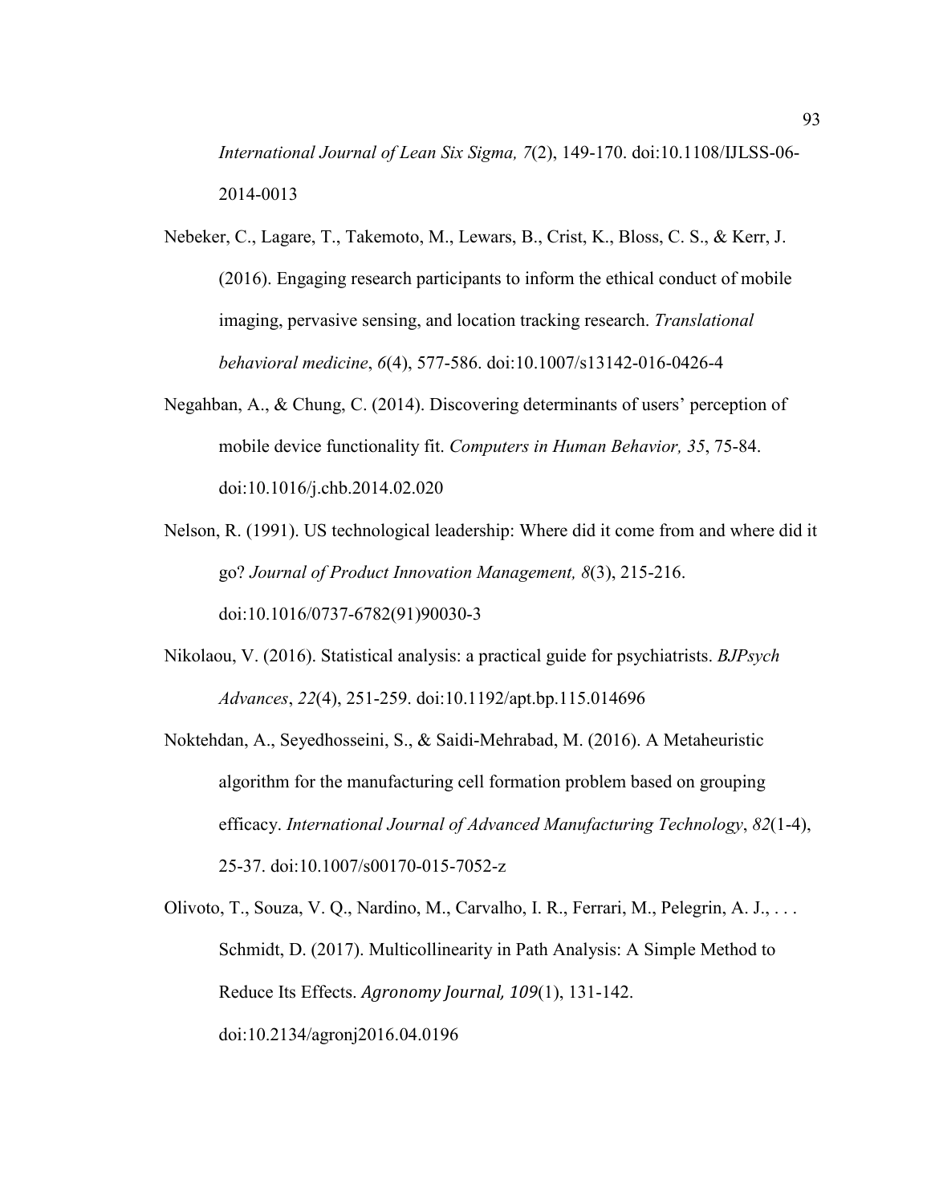*International Journal of Lean Six Sigma, 7*(2), 149-170. doi:10.1108/IJLSS-06-2014-0013

Nebeker, C., Lagare, T., Takemoto, M., Lewars, B., Crist, K., Bloss, C. S., & Kerr, J. (2016). Engaging research participants to inform the ethical conduct of mobile imaging, pervasive sensing, and location tracking research. *Translational behavioral medicine*, *6*(4), 577-586. doi:10.1007/s13142-016-0426-4

Negahban, A., & Chung, C. (2014). Discovering determinants of users' perception of mobile device functionality fit. *Computers in Human Behavior, 35*, 75-84. doi:10.1016/j.chb.2014.02.020

Nelson, R. (1991). US technological leadership: Where did it come from and where did it go? *Journal of Product Innovation Management, 8*(3), 215-216. doi:10.1016/0737-6782(91)90030-3

Nikolaou, V. (2016). Statistical analysis: a practical guide for psychiatrists. *BJPsych Advances*, *22*(4), 251-259. doi:10.1192/apt.bp.115.014696

Noktehdan, A., Seyedhosseini, S., & Saidi-Mehrabad, M. (2016). A Metaheuristic algorithm for the manufacturing cell formation problem based on grouping efficacy. *International Journal of Advanced Manufacturing Technology*, *82*(1-4), 25-37. doi:10.1007/s00170-015-7052-z

Olivoto, T., Souza, V. Q., Nardino, M., Carvalho, I. R., Ferrari, M., Pelegrin, A. J., . . . Schmidt, D. (2017). Multicollinearity in Path Analysis: A Simple Method to Reduce Its Effects. *Agronomy Journal, 109*(1), 131-142. doi:10.2134/agronj2016.04.0196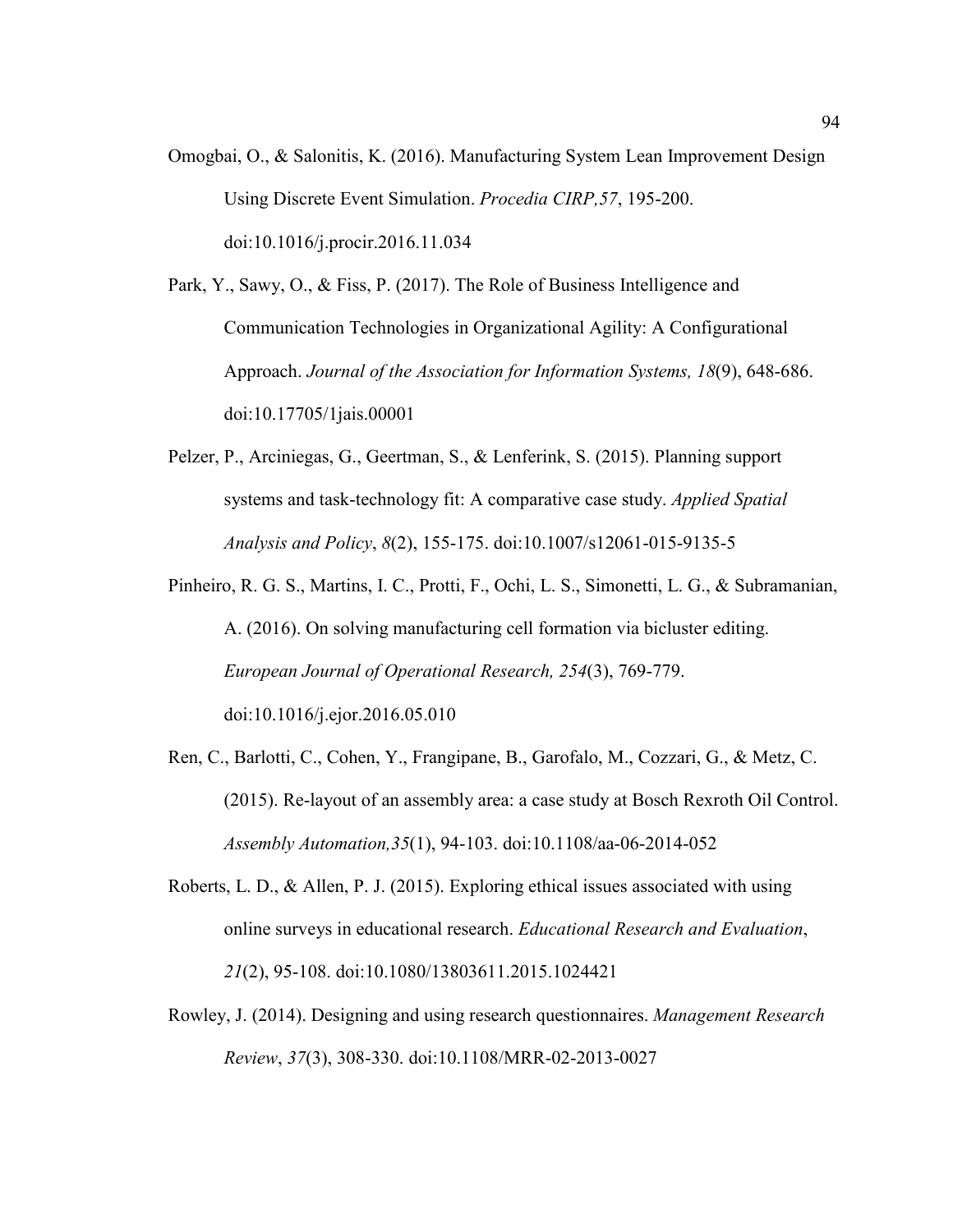Omogbai, O., & Salonitis, K. (2016). Manufacturing System Lean Improvement Design Using Discrete Event Simulation. *Procedia CIRP,57*, 195-200. doi:10.1016/j.procir.2016.11.034

Park, Y., Sawy, O., & Fiss, P. (2017). The Role of Business Intelligence and Communication Technologies in Organizational Agility: A Configurational Approach. *Journal of the Association for Information Systems, 18*(9), 648-686. doi:10.17705/1jais.00001

Pelzer, P., Arciniegas, G., Geertman, S., & Lenferink, S. (2015). Planning support systems and task-technology fit: A comparative case study. *Applied Spatial Analysis and Policy*, *8*(2), 155-175. doi:10.1007/s12061-015-9135-5

Pinheiro, R. G. S., Martins, I. C., Protti, F., Ochi, L. S., Simonetti, L. G., & Subramanian, A. (2016). On solving manufacturing cell formation via bicluster editing. *European Journal of Operational Research, 254*(3), 769-779. doi:10.1016/j.ejor.2016.05.010

Ren, C., Barlotti, C., Cohen, Y., Frangipane, B., Garofalo, M., Cozzari, G., & Metz, C. (2015). Re-layout of an assembly area: a case study at Bosch Rexroth Oil Control. *Assembly Automation,35*(1), 94-103. doi:10.1108/aa-06-2014-052

Roberts, L. D., & Allen, P. J. (2015). Exploring ethical issues associated with using online surveys in educational research. *Educational Research and Evaluation*, *21*(2), 95-108. doi:10.1080/13803611.2015.1024421

Rowley, J. (2014). Designing and using research questionnaires. *Management Research Review*, *37*(3), 308-330. doi:10.1108/MRR-02-2013-0027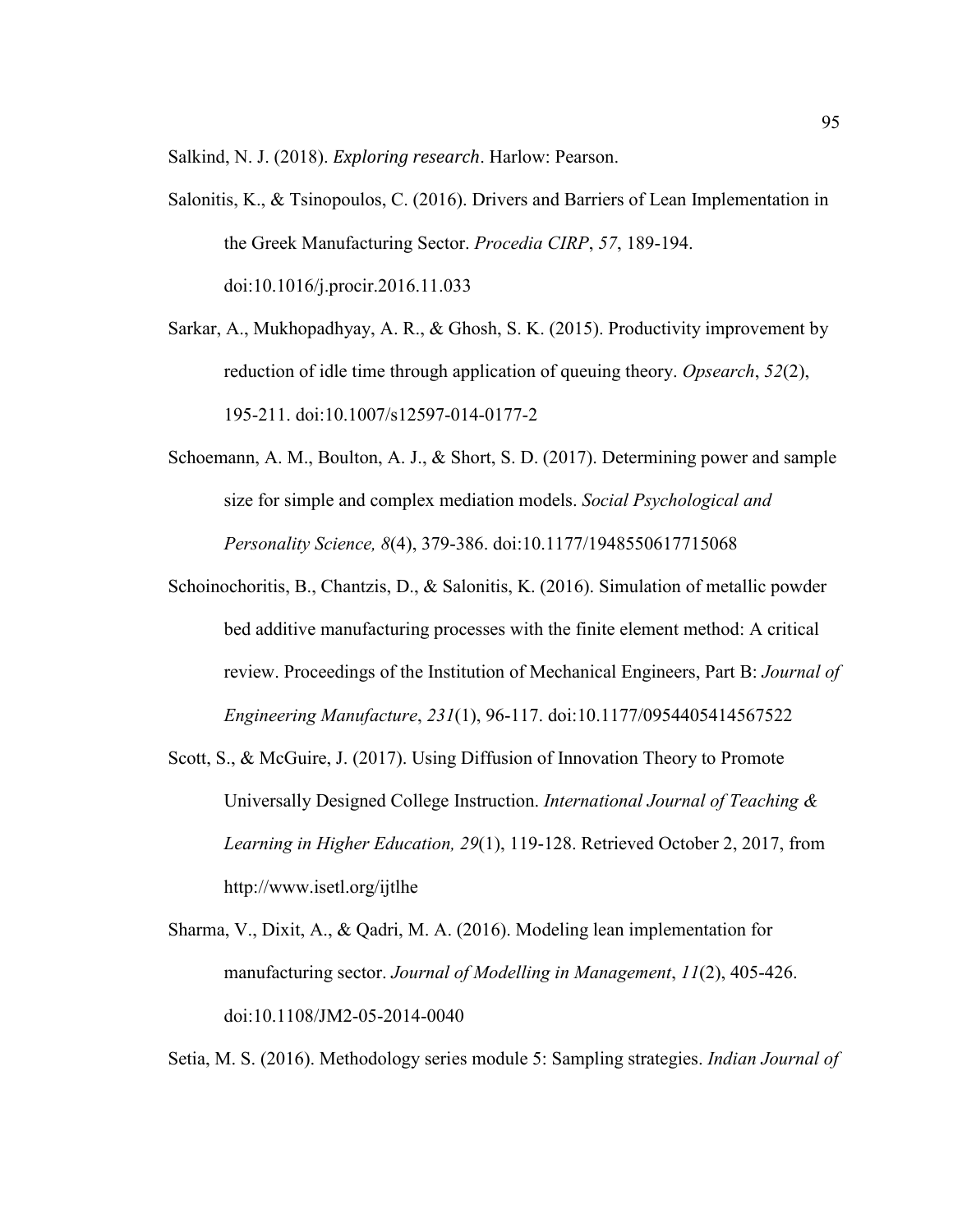Salkind, N. J. (2018). *Exploring research*. Harlow: Pearson.

Salonitis, K., & Tsinopoulos, C. (2016). Drivers and Barriers of Lean Implementation in the Greek Manufacturing Sector. *Procedia CIRP*, *57*, 189-194. doi:10.1016/j.procir.2016.11.033

Sarkar, A., Mukhopadhyay, A. R., & Ghosh, S. K. (2015). Productivity improvement by reduction of idle time through application of queuing theory. *Opsearch*, *52*(2), 195-211. doi:10.1007/s12597-014-0177-2

Schoemann, A. M., Boulton, A. J., & Short, S. D. (2017). Determining power and sample size for simple and complex mediation models. *Social Psychological and Personality Science, 8*(4), 379-386. doi:10.1177/1948550617715068

Schoinochoritis, B., Chantzis, D., & Salonitis, K. (2016). Simulation of metallic powder bed additive manufacturing processes with the finite element method: A critical review. Proceedings of the Institution of Mechanical Engineers, Part B: *Journal of Engineering Manufacture*, *231*(1), 96-117. doi:10.1177/0954405414567522

Scott, S., & McGuire, J. (2017). Using Diffusion of Innovation Theory to Promote Universally Designed College Instruction. *International Journal of Teaching & Learning in Higher Education, 29*(1), 119-128. Retrieved October 2, 2017, from http://www.isetl.org/ijtlhe

Sharma, V., Dixit, A., & Qadri, M. A. (2016). Modeling lean implementation for manufacturing sector. *Journal of Modelling in Management*, *11*(2), 405-426. doi:10.1108/JM2-05-2014-0040

Setia, M. S. (2016). Methodology series module 5: Sampling strategies. *Indian Journal of*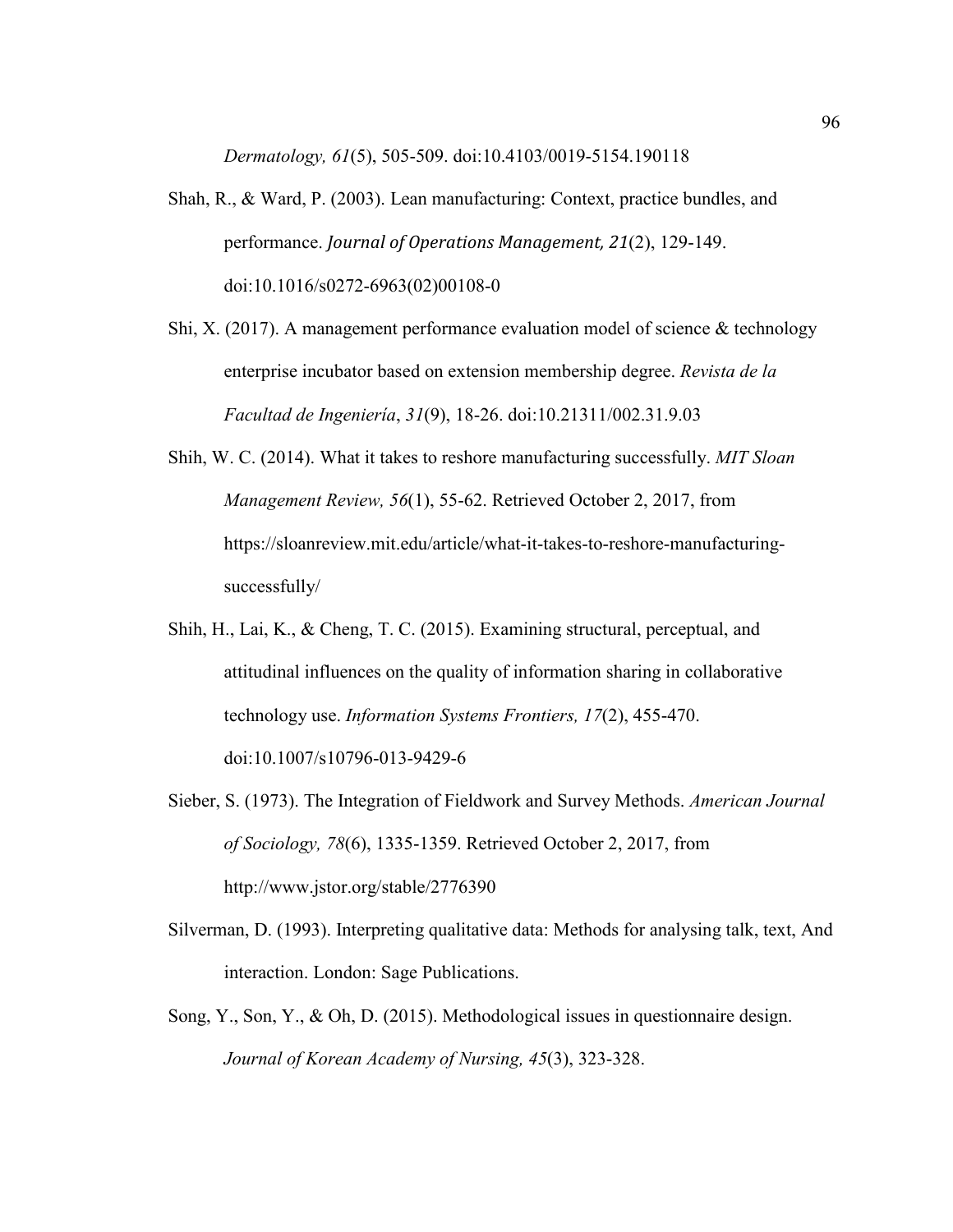*Dermatology, 61*(5), 505-509. doi:10.4103/0019-5154.190118

Shah, R., & Ward, P. (2003). Lean manufacturing: Context, practice bundles, and performance. *Journal of Operations Management, 21*(2), 129-149. doi:10.1016/s0272-6963(02)00108-0

Shi, X. (2017). A management performance evaluation model of science & technology enterprise incubator based on extension membership degree. *Revista de la Facultad de Ingeniería*, *31*(9), 18-26. doi:10.21311/002.31.9.03

Shih, W. C. (2014). What it takes to reshore manufacturing successfully. *MIT Sloan Management Review, 56*(1), 55-62. Retrieved October 2, 2017, from https://sloanreview.mit.edu/article/what-it-takes-to-reshore-manufacturing-successfully/

Shih, H., Lai, K., & Cheng, T. C. (2015). Examining structural, perceptual, and attitudinal influences on the quality of information sharing in collaborative technology use. *Information Systems Frontiers, 17*(2), 455-470. doi:10.1007/s10796-013-9429-6

Sieber, S. (1973). The Integration of Fieldwork and Survey Methods. *American Journal of Sociology, 78*(6), 1335-1359. Retrieved October 2, 2017, from http://www.jstor.org/stable/2776390

Silverman, D. (1993). Interpreting qualitative data: Methods for analysing talk, text, And interaction. London: Sage Publications.

Song, Y., Son, Y., & Oh, D. (2015). Methodological issues in questionnaire design. *Journal of Korean Academy of Nursing, 45*(3), 323-328.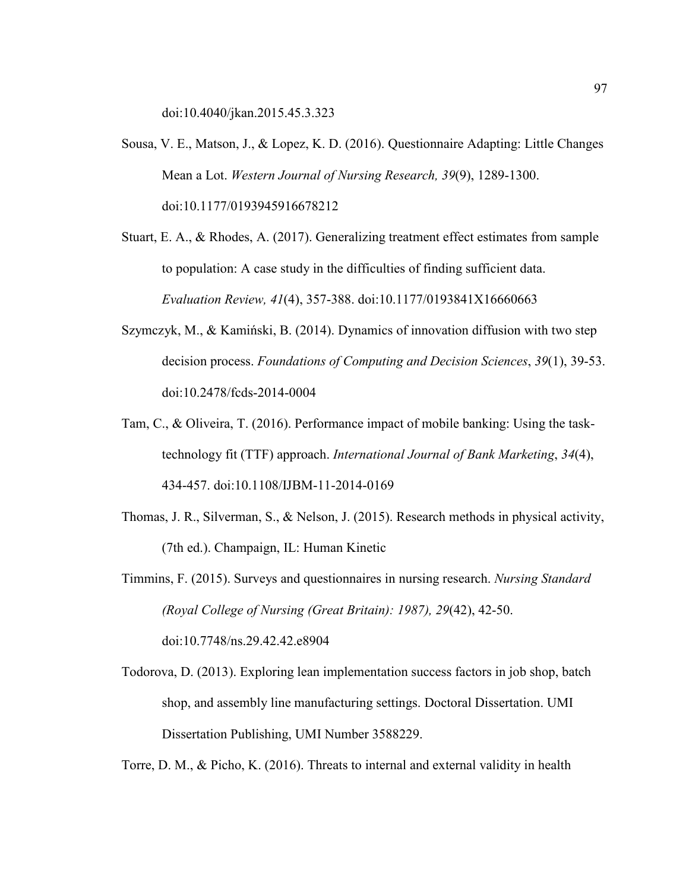doi:10.4040/jkan.2015.45.3.323

Sousa, V. E., Matson, J., & Lopez, K. D. (2016). Questionnaire Adapting: Little Changes Mean a Lot. *Western Journal of Nursing Research, 39*(9), 1289-1300. doi:10.1177/0193945916678212

Stuart, E. A., & Rhodes, A. (2017). Generalizing treatment effect estimates from sample to population: A case study in the difficulties of finding sufficient data. *Evaluation Review, 41*(4), 357-388. doi:10.1177/0193841X16660663

Szymczyk, M., & Kamiński, B. (2014). Dynamics of innovation diffusion with two step decision process. *Foundations of Computing and Decision Sciences*, *39*(1), 39-53. doi:10.2478/fcds-2014-0004

Tam, C., & Oliveira, T. (2016). Performance impact of mobile banking: Using the task-technology fit (TTF) approach. *International Journal of Bank Marketing*, *34*(4), 434-457. doi:10.1108/IJBM-11-2014-0169

Thomas, J. R., Silverman, S., & Nelson, J. (2015). Research methods in physical activity, (7th ed.). Champaign, IL: Human Kinetic

Timmins, F. (2015). Surveys and questionnaires in nursing research. *Nursing Standard (Royal College of Nursing (Great Britain): 1987), 29*(42), 42-50. doi:10.7748/ns.29.42.42.e8904

Todorova, D. (2013). Exploring lean implementation success factors in job shop, batch shop, and assembly line manufacturing settings. Doctoral Dissertation. UMI Dissertation Publishing, UMI Number 3588229.

Torre, D. M., & Picho, K. (2016). Threats to internal and external validity in health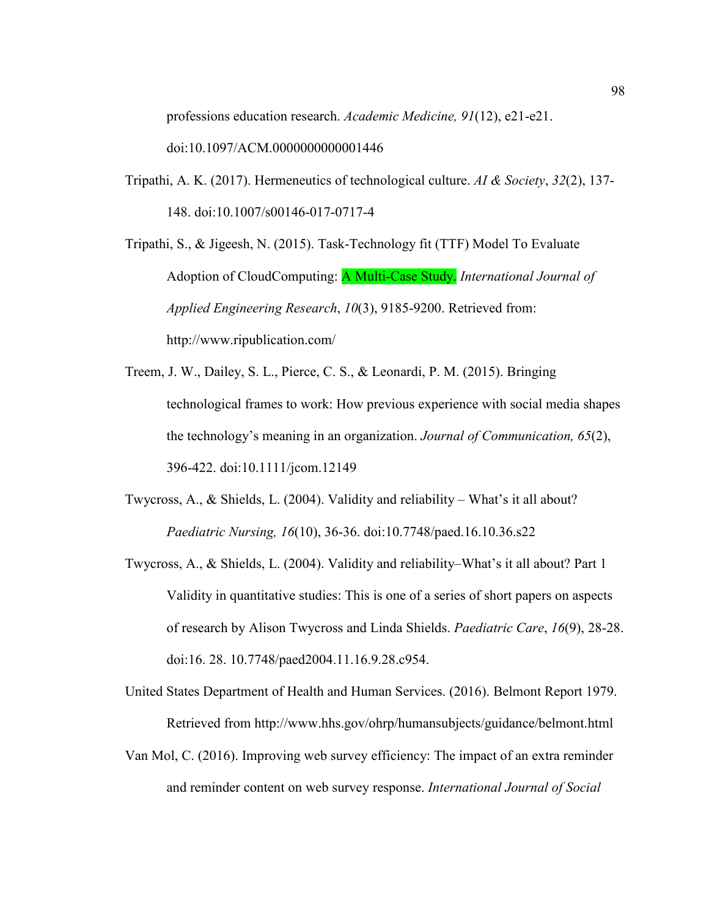professions education research. *Academic Medicine, 91*(12), e21-e21. doi:10.1097/ACM.0000000000001446

Tripathi, A. K. (2017). Hermeneutics of technological culture. *AI & Society*, *32*(2), 137-148. doi:10.1007/s00146-017-0717-4

Tripathi, S., & Jigeesh, N. (2015). Task-Technology fit (TTF) Model To Evaluate Adoption of CloudComputing: A Multi-Case Study. *International Journal of Applied Engineering Research*, *10*(3), 9185-9200. Retrieved from: http://www.ripublication.com/

Treem, J. W., Dailey, S. L., Pierce, C. S., & Leonardi, P. M. (2015). Bringing technological frames to work: How previous experience with social media shapes the technology's meaning in an organization. *Journal of Communication, 65*(2), 396-422. doi:10.1111/jcom.12149

Twycross, A., & Shields, L. (2004). Validity and reliability – What's it all about? *Paediatric Nursing, 16*(10), 36-36. doi:10.7748/paed.16.10.36.s22

Twycross, A., & Shields, L. (2004). Validity and reliability–What's it all about? Part 1 Validity in quantitative studies: This is one of a series of short papers on aspects of research by Alison Twycross and Linda Shields. *Paediatric Care*, *16*(9), 28-28. doi:16. 28. 10.7748/paed2004.11.16.9.28.c954.

United States Department of Health and Human Services. (2016). Belmont Report 1979. Retrieved from http://www.hhs.gov/ohrp/humansubjects/guidance/belmont.html

Van Mol, C. (2016). Improving web survey efficiency: The impact of an extra reminder and reminder content on web survey response. *International Journal of Social*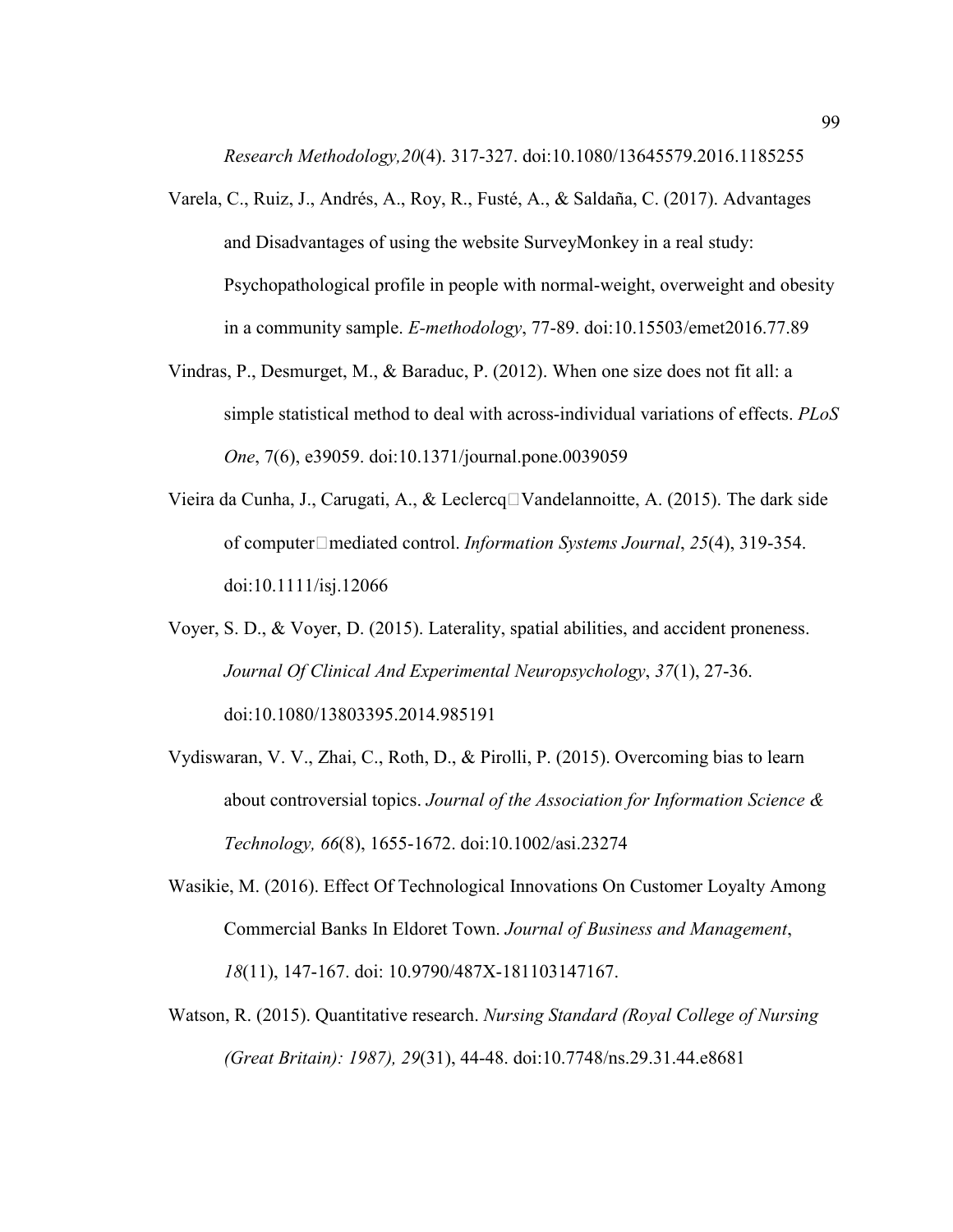*Research Methodology,20*(4). 317-327. doi:10.1080/13645579.2016.1185255

Varela, C., Ruiz, J., Andrés, A., Roy, R., Fusté, A., & Saldaña, C. (2017). Advantages and Disadvantages of using the website SurveyMonkey in a real study: Psychopathological profile in people with normal-weight, overweight and obesity in a community sample. *E-methodology*, 77-89. doi:10.15503/emet2016.77.89

Vindras, P., Desmurget, M., & Baraduc, P. (2012). When one size does not fit all: a simple statistical method to deal with across-individual variations of effects. *PLoS One*, 7(6), e39059. doi:10.1371/journal.pone.0039059

Vieira da Cunha, J., Carugati, A., & Leclercq□Vandelannoitte, A. (2015). The dark side of computer□mediated control. *Information Systems Journal*, *25*(4), 319-354. doi:10.1111/isj.12066

Voyer, S. D., & Voyer, D. (2015). Laterality, spatial abilities, and accident proneness. *Journal Of Clinical And Experimental Neuropsychology*, *37*(1), 27-36. doi:10.1080/13803395.2014.985191

Vydiswaran, V. V., Zhai, C., Roth, D., & Pirolli, P. (2015). Overcoming bias to learn about controversial topics. *Journal of the Association for Information Science & Technology, 66*(8), 1655-1672. doi:10.1002/asi.23274

Wasikie, M. (2016). Effect Of Technological Innovations On Customer Loyalty Among Commercial Banks In Eldoret Town. *Journal of Business and Management*, *18*(11), 147-167. doi: 10.9790/487X-181103147167.

Watson, R. (2015). Quantitative research. *Nursing Standard (Royal College of Nursing (Great Britain): 1987), 29*(31), 44-48. doi:10.7748/ns.29.31.44.e8681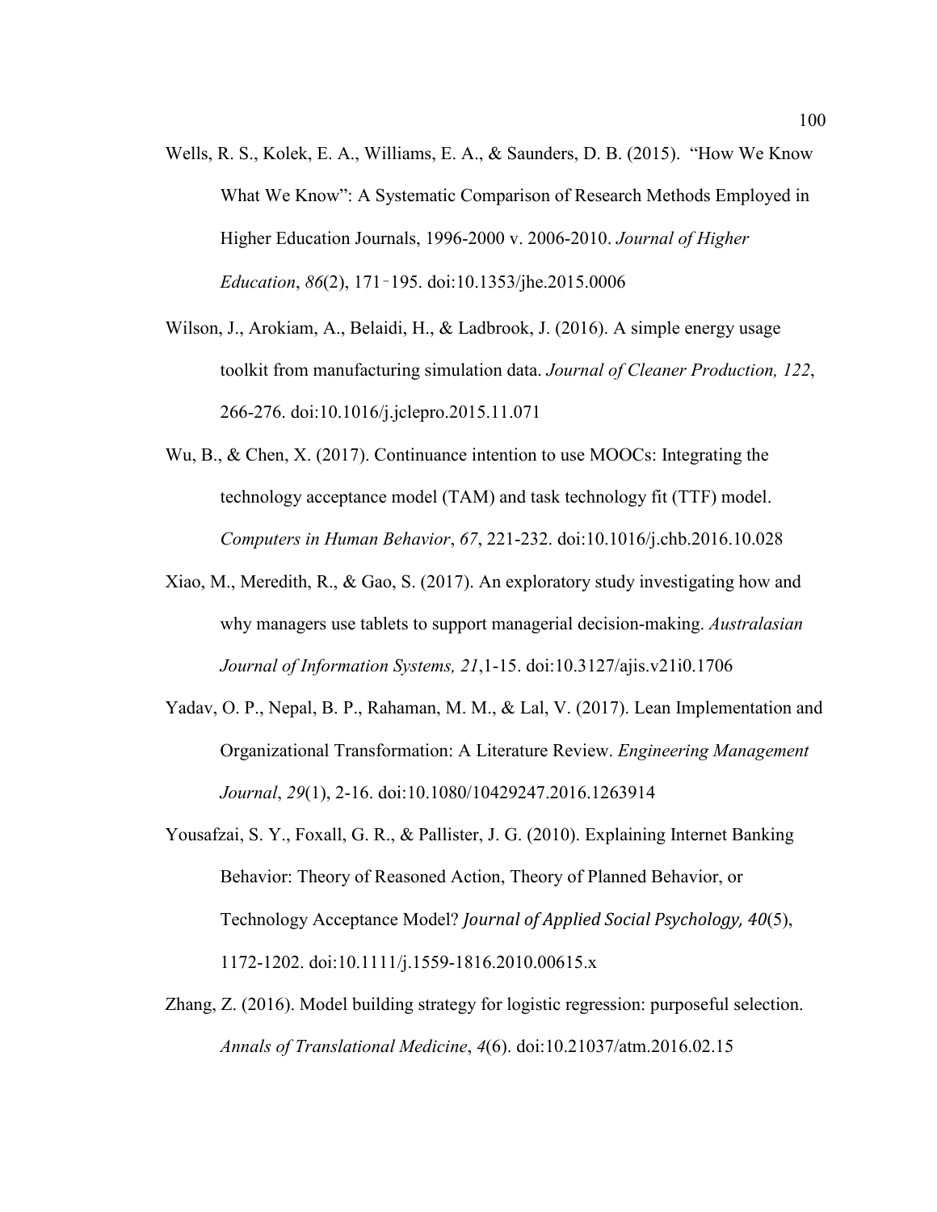Wells, R. S., Kolek, E. A., Williams, E. A., & Saunders, D. B. (2015). "How We Know What We Know": A Systematic Comparison of Research Methods Employed in Higher Education Journals, 1996-2000 v. 2006-2010. *Journal of Higher Education*, *86*(2), 171–195. doi:10.1353/jhe.2015.0006

Wilson, J., Arokiam, A., Belaidi, H., & Ladbrook, J. (2016). A simple energy usage toolkit from manufacturing simulation data. *Journal of Cleaner Production, 122*, 266-276. doi:10.1016/j.jclepro.2015.11.071

Wu, B., & Chen, X. (2017). Continuance intention to use MOOCs: Integrating the technology acceptance model (TAM) and task technology fit (TTF) model. *Computers in Human Behavior*, *67*, 221-232. doi:10.1016/j.chb.2016.10.028

Xiao, M., Meredith, R., & Gao, S. (2017). An exploratory study investigating how and why managers use tablets to support managerial decision-making. *Australasian Journal of Information Systems, 21*,1-15. doi:10.3127/ajis.v21i0.1706

Yadav, O. P., Nepal, B. P., Rahaman, M. M., & Lal, V. (2017). Lean Implementation and Organizational Transformation: A Literature Review. *Engineering Management Journal*, *29*(1), 2-16. doi:10.1080/10429247.2016.1263914

Yousafzai, S. Y., Foxall, G. R., & Pallister, J. G. (2010). Explaining Internet Banking Behavior: Theory of Reasoned Action, Theory of Planned Behavior, or Technology Acceptance Model? *Journal of Applied Social Psychology, 40*(5), 1172-1202. doi:10.1111/j.1559-1816.2010.00615.x

Zhang, Z. (2016). Model building strategy for logistic regression: purposeful selection. *Annals of Translational Medicine*, *4*(6). doi:10.21037/atm.2016.02.15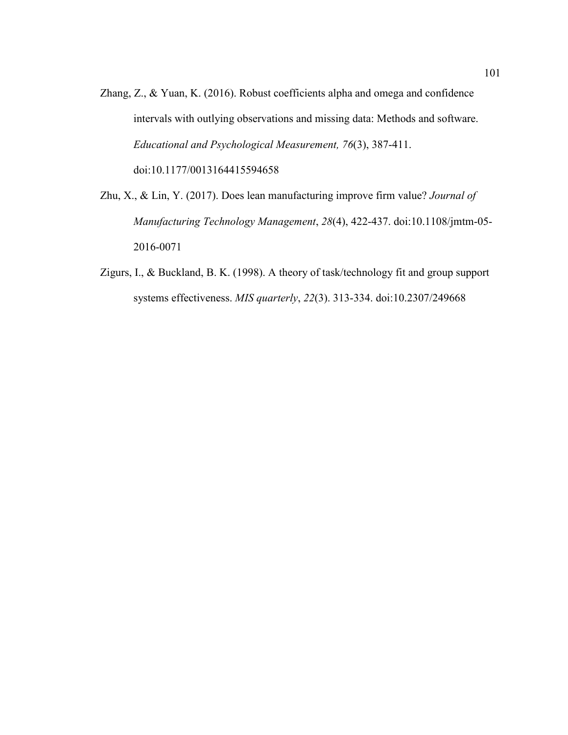Zhang, Z., & Yuan, K. (2016). Robust coefficients alpha and omega and confidence intervals with outlying observations and missing data: Methods and software. *Educational and Psychological Measurement, 76*(3), 387-411. doi:10.1177/0013164415594658

Zhu, X., & Lin, Y. (2017). Does lean manufacturing improve firm value? *Journal of Manufacturing Technology Management*, *28*(4), 422-437. doi:10.1108/jmtm-05-2016-0071

Zigurs, I., & Buckland, B. K. (1998). A theory of task/technology fit and group support systems effectiveness. *MIS quarterly*, *22*(3). 313-334. doi:10.2307/249668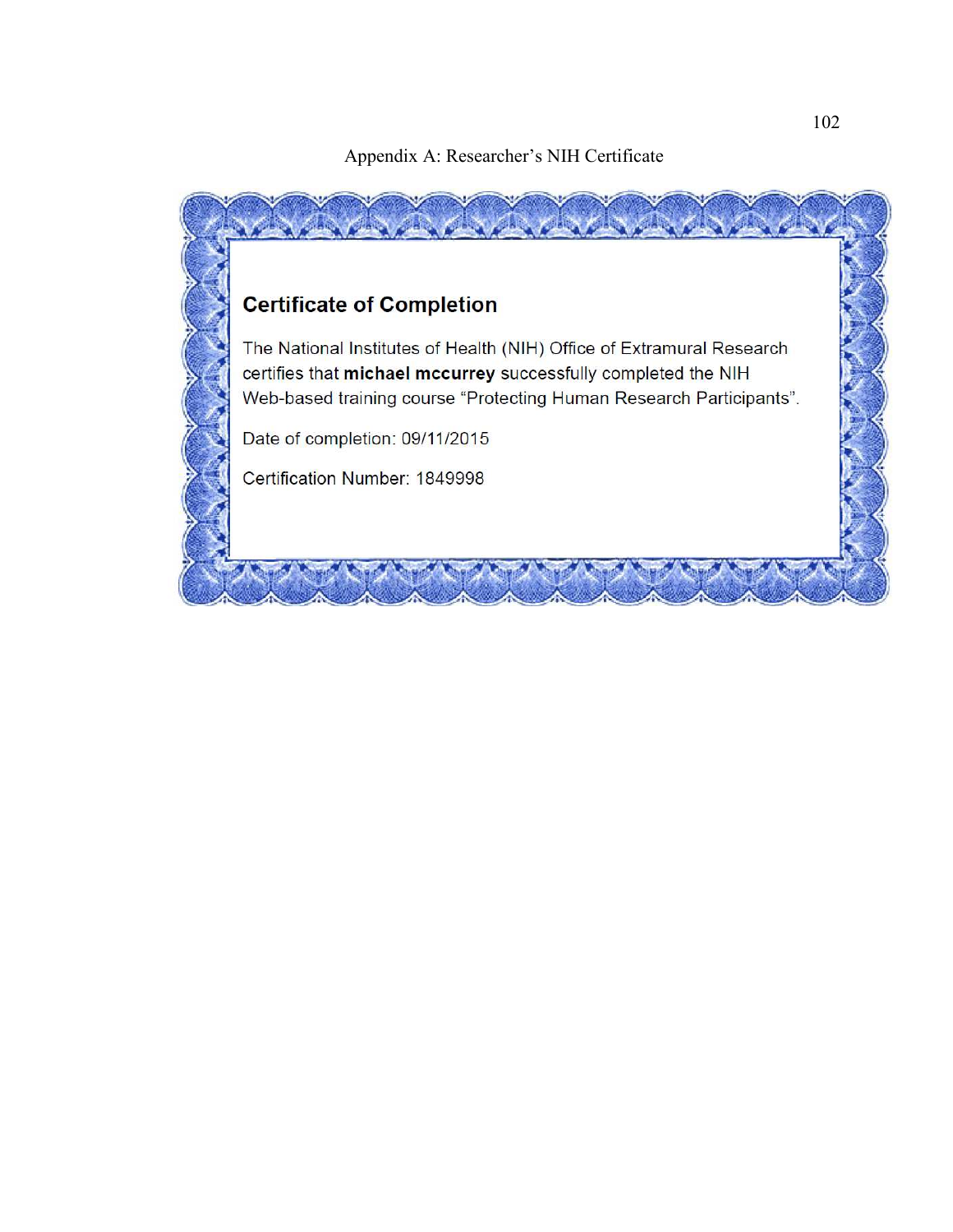Appendix A: Researcher's NIH Certificate

## Certificate of Completion

The National Institutes of Health (NIH) Office of Extramural Research certifies that **michael mccurrey** successfully completed the NIH Web-based training course "Protecting Human Research Participants".

Date of completion: 09/11/2015

Certification Number: 1849998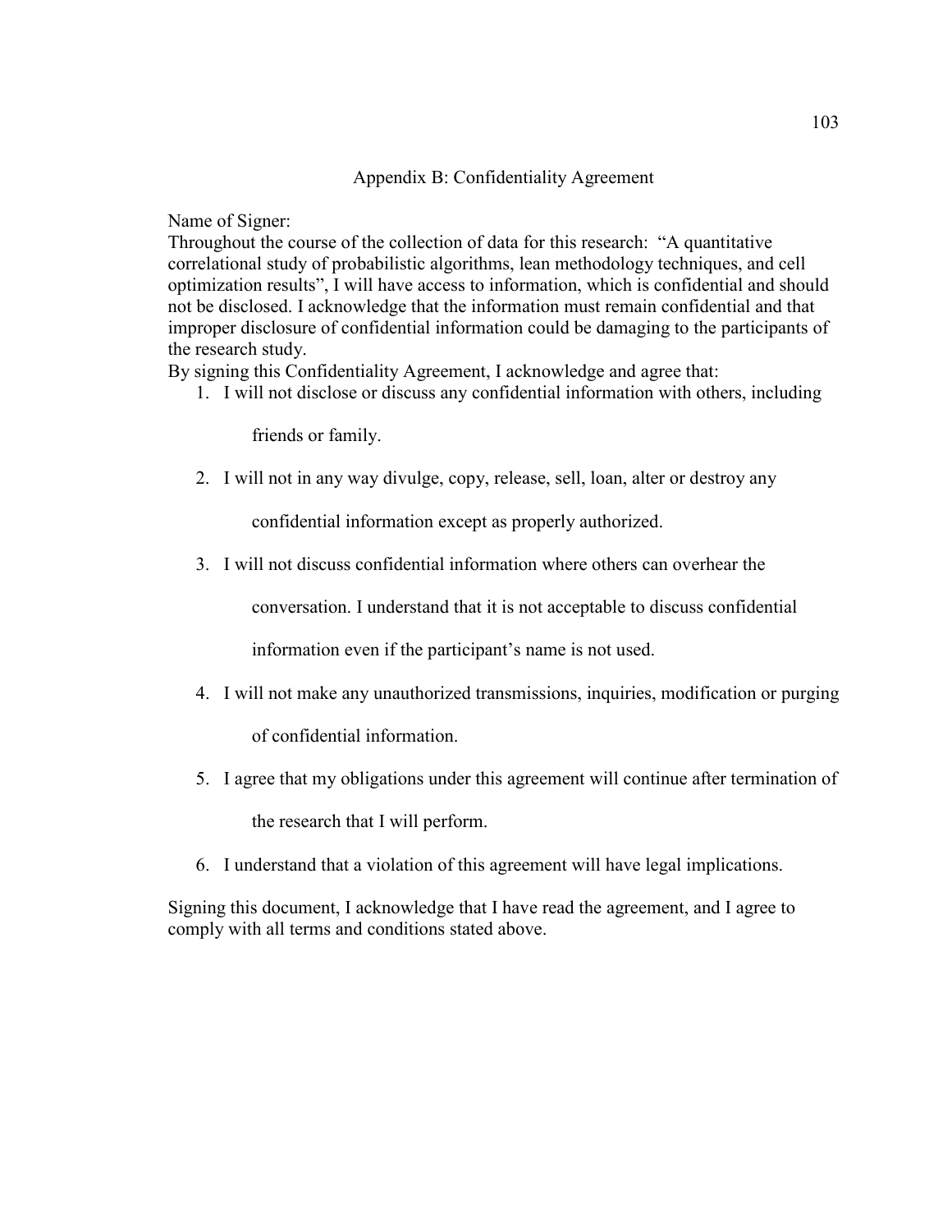# Appendix B: Confidentiality Agreement

Name of Signer:

Throughout the course of the collection of data for this research: "A quantitative correlational study of probabilistic algorithms, lean methodology techniques, and cell optimization results", I will have access to information, which is confidential and should not be disclosed. I acknowledge that the information must remain confidential and that improper disclosure of confidential information could be damaging to the participants of the research study.

By signing this Confidentiality Agreement, I acknowledge and agree that:

1. I will not disclose or discuss any confidential information with others, including friends or family.
2. I will not in any way divulge, copy, release, sell, loan, alter or destroy any confidential information except as properly authorized.
3. I will not discuss confidential information where others can overhear the conversation. I understand that it is not acceptable to discuss confidential information even if the participant's name is not used.
4. I will not make any unauthorized transmissions, inquiries, modification or purging of confidential information.
5. I agree that my obligations under this agreement will continue after termination of the research that I will perform.
6. I understand that a violation of this agreement will have legal implications.

Signing this document, I acknowledge that I have read the agreement, and I agree to comply with all terms and conditions stated above.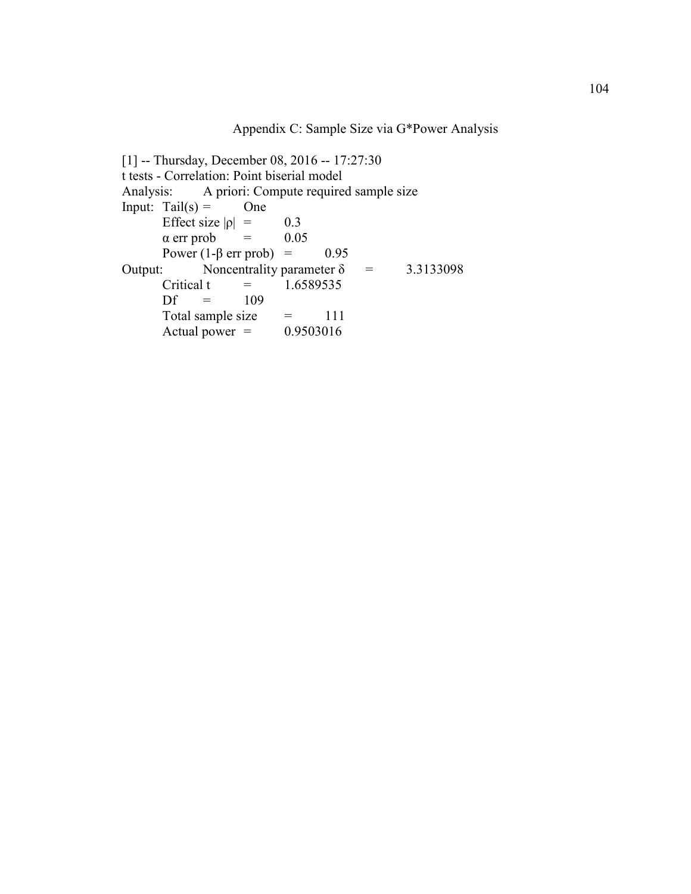# Appendix C: Sample Size via G*Power Analysis

[1] -- Thursday, December 08, 2016 -- 17:27:30
t tests - Correlation: Point biserial model
Analysis: A priori: Compute required sample size
Input: Tail(s) = One
Effect size $|\rho|$ = 0.3
$\alpha$ err prob = 0.05
Power ($1-\beta$ err prob) = 0.95
Output: Noncentrality parameter $\delta$ = 3.3133098
Critical t = 1.6589535
Df = 109
Total sample size = 111
Actual power = 0.9503016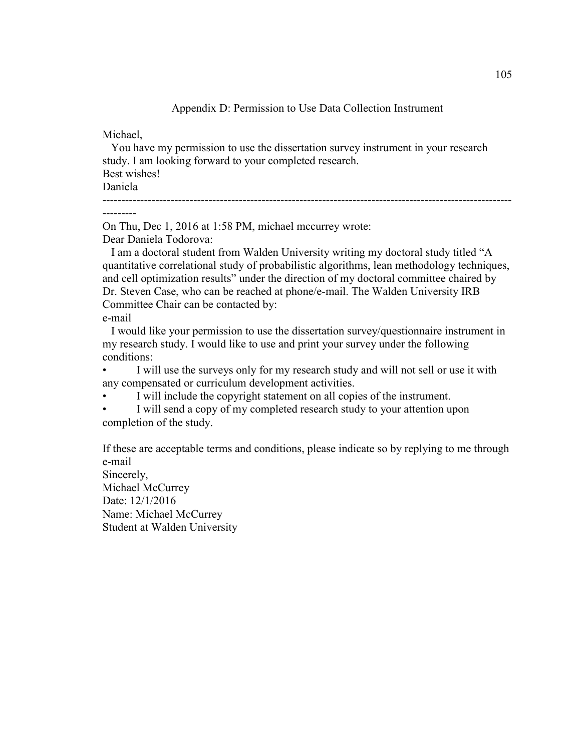# Appendix D: Permission to Use Data Collection Instrument

Michael,

You have my permission to use the dissertation survey instrument in your research study. I am looking forward to your completed research.

Best wishes!

Daniela

---

On Thu, Dec 1, 2016 at 1:58 PM, michael mccurrey wrote:

Dear Daniela Todorova:

I am a doctoral student from Walden University writing my doctoral study titled "A quantitative correlational study of probabilistic algorithms, lean methodology techniques, and cell optimization results" under the direction of my doctoral committee chaired by Dr. Steven Case, who can be reached at phone/e-mail. The Walden University IRB Committee Chair can be contacted by:

e-mail

I would like your permission to use the dissertation survey/questionnaire instrument in my research study. I would like to use and print your survey under the following conditions:

- I will use the surveys only for my research study and will not sell or use it with any compensated or curriculum development activities.
- I will include the copyright statement on all copies of the instrument.
- I will send a copy of my completed research study to your attention upon completion of the study.

If these are acceptable terms and conditions, please indicate so by replying to me through e-mail

Sincerely,

Michael McCurrey

Date: 12/1/2016

Name: Michael McCurrey

Student at Walden University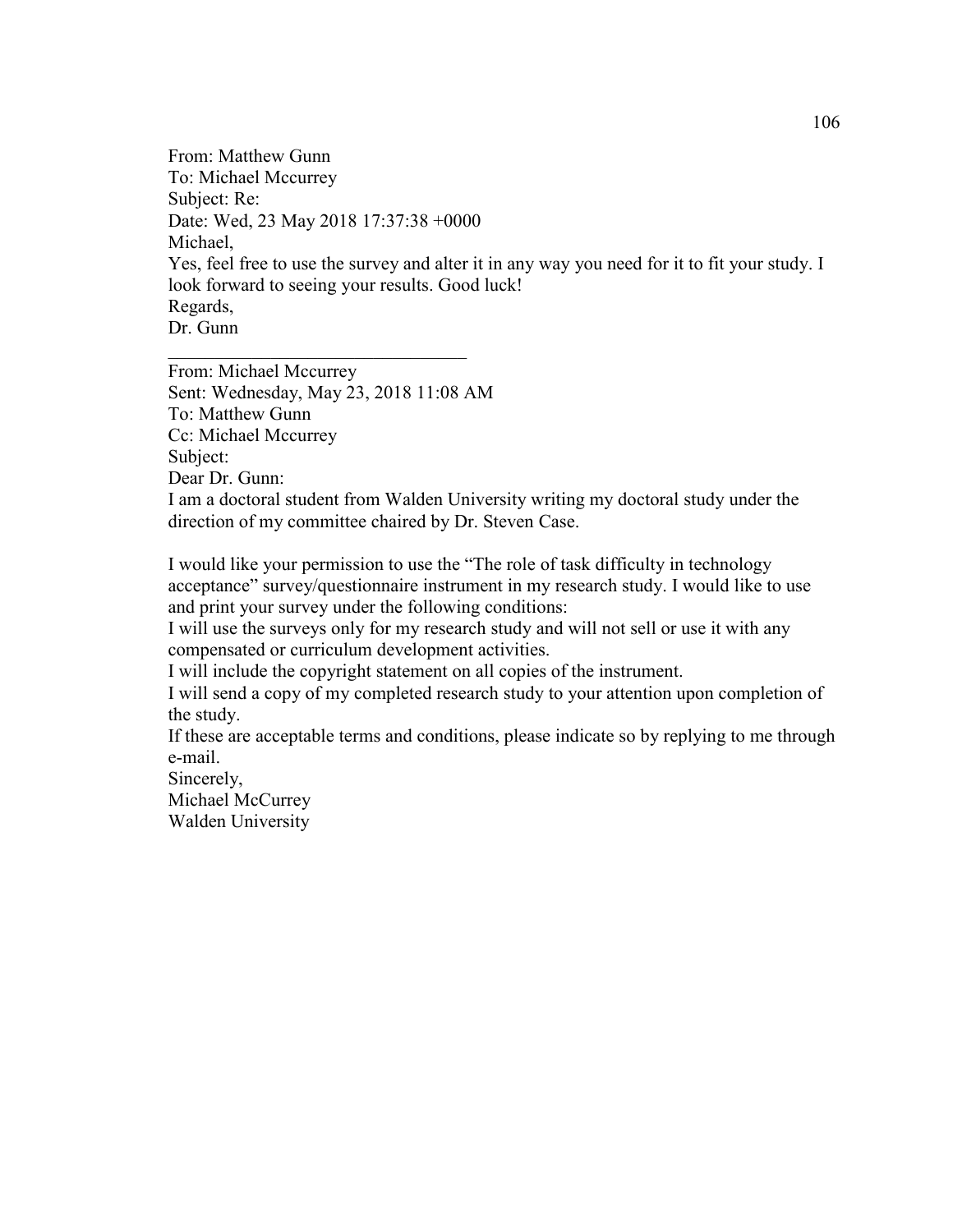From: Matthew Gunn  
To: Michael Mccurrey  
Subject: Re:  
Date: Wed, 23 May 2018 17:37:38 +0000  
Michael,  
Yes, feel free to use the survey and alter it in any way you need for it to fit your study. I look forward to seeing your results. Good luck!  
Regards,  
Dr. Gunn

---

From: Michael Mccurrey  
Sent: Wednesday, May 23, 2018 11:08 AM  
To: Matthew Gunn  
Cc: Michael Mccurrey  
Subject:  
Dear Dr. Gunn:  
I am a doctoral student from Walden University writing my doctoral study under the direction of my committee chaired by Dr. Steven Case.

I would like your permission to use the "The role of task difficulty in technology acceptance" survey/questionnaire instrument in my research study. I would like to use and print your survey under the following conditions:  
I will use the surveys only for my research study and will not sell or use it with any compensated or curriculum development activities.  
I will include the copyright statement on all copies of the instrument.  
I will send a copy of my completed research study to your attention upon completion of the study.  
If these are acceptable terms and conditions, please indicate so by replying to me through e-mail.  
Sincerely,  
Michael McCurrey  
Walden University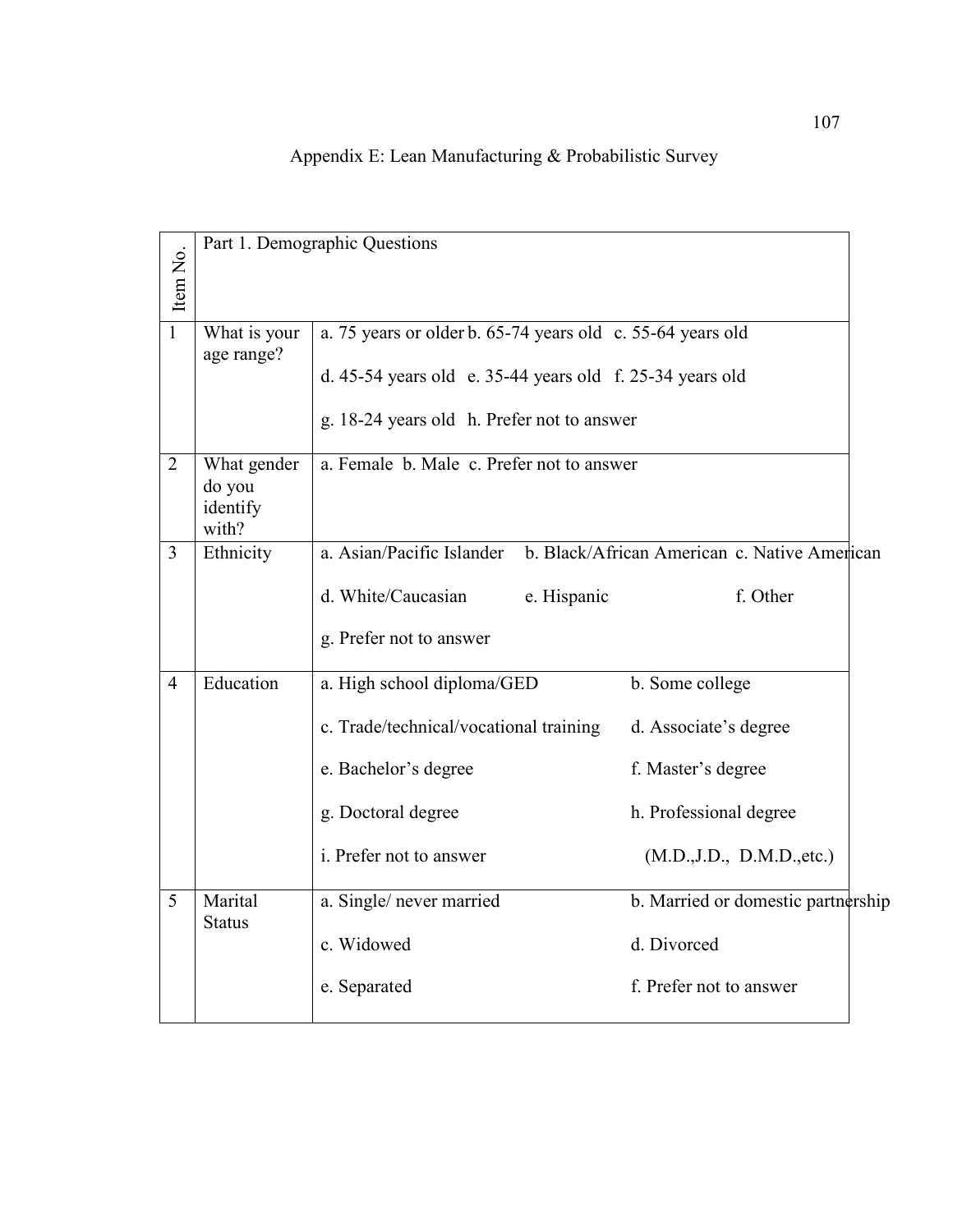# Appendix E: Lean Manufacturing & Probabilistic Survey

| Item No. | Part 1. Demographic Questions | |
|---|---|---|
| 1 | What is your age range? | a. 75 years or older b. 65-74 years old c. 55-64 years old<br>d. 45-54 years old e. 35-44 years old f. 25-34 years old<br>g. 18-24 years old h. Prefer not to answer |
| 2 | What gender do you identify with? | a. Female b. Male c. Prefer not to answer |
| 3 | Ethnicity | a. Asian/Pacific Islander b. Black/African American c. Native American<br>d. White/Caucasian e. Hispanic f. Other<br>g. Prefer not to answer |
| 4 | Education | a. High school diploma/GED b. Some college<br>c. Trade/technical/vocational training d. Associate's degree<br>e. Bachelor's degree f. Master's degree<br>g. Doctoral degree h. Professional degree (M.D.,J.D., D.M.D.,etc.)<br>i. Prefer not to answer |
| 5 | Marital Status | a. Single/ never married b. Married or domestic partnership<br>c. Widowed d. Divorced<br>e. Separated f. Prefer not to answer |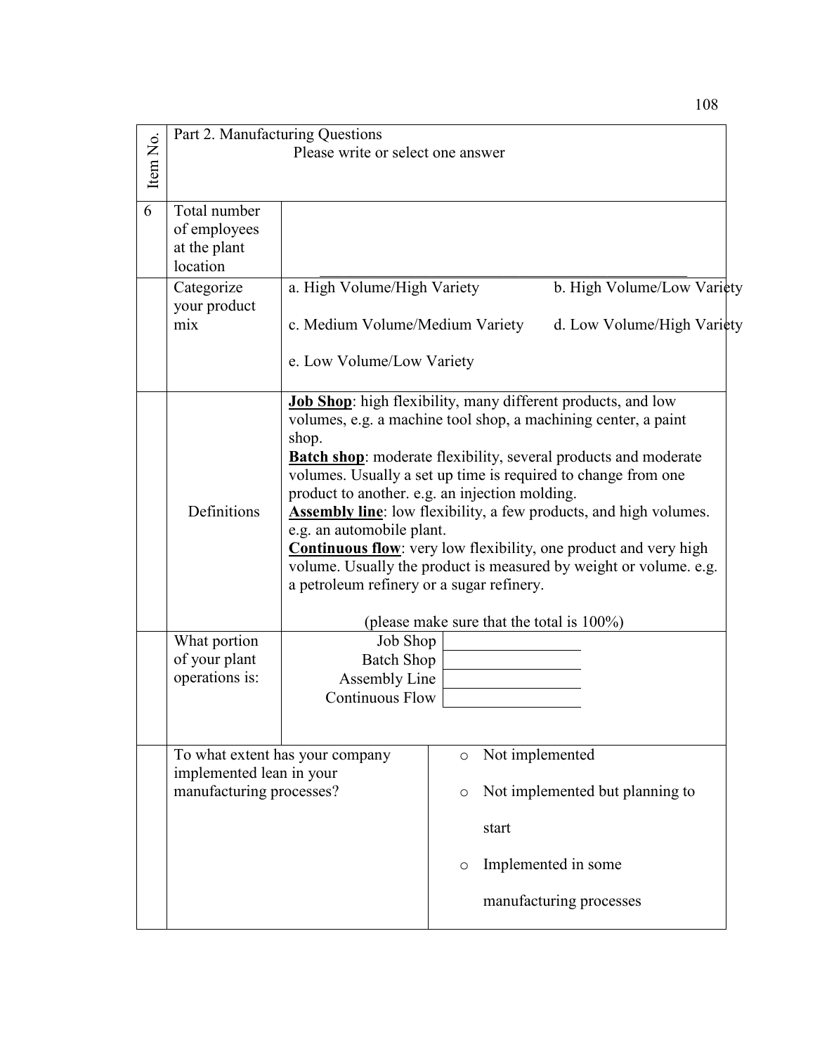| Item No. | Part 2. Manufacturing Questions<br>Please write or select one answer | |
| --- | --- | --- |
| 6 | Total number of employees at the plant location | ______________________________________________ |
| | Categorize your product mix | a. High Volume/High Variety &nbsp;&nbsp;&nbsp; b. High Volume/Low Variety<br><br>c. Medium Volume/Medium Variety &nbsp;&nbsp;&nbsp; d. Low Volume/High Variety<br><br>e. Low Volume/Low Variety |
| | Definitions | **<u>Job Shop</u>**: high flexibility, many different products, and low volumes, e.g. a machine tool shop, a machining center, a paint shop.<br>**<u>Batch shop</u>**: moderate flexibility, several products and moderate volumes. Usually a set up time is required to change from one product to another. e.g. an injection molding.<br>**<u>Assembly line</u>**: low flexibility, a few products, and high volumes. e.g. an automobile plant.<br>**<u>Continuous flow</u>**: very low flexibility, one product and very high volume. Usually the product is measured by weight or volume. e.g. a petroleum refinery or a sugar refinery.<br><br>(please make sure that the total is 100%) |
| | What portion of your plant operations is: | Job Shop ________<br>Batch Shop ________<br>Assembly Line ________<br>Continuous Flow ________ |
| | To what extent has your company implemented lean in your manufacturing processes? | ○ Not implemented<br><br>○ Not implemented but planning to start<br><br>○ Implemented in some manufacturing processes |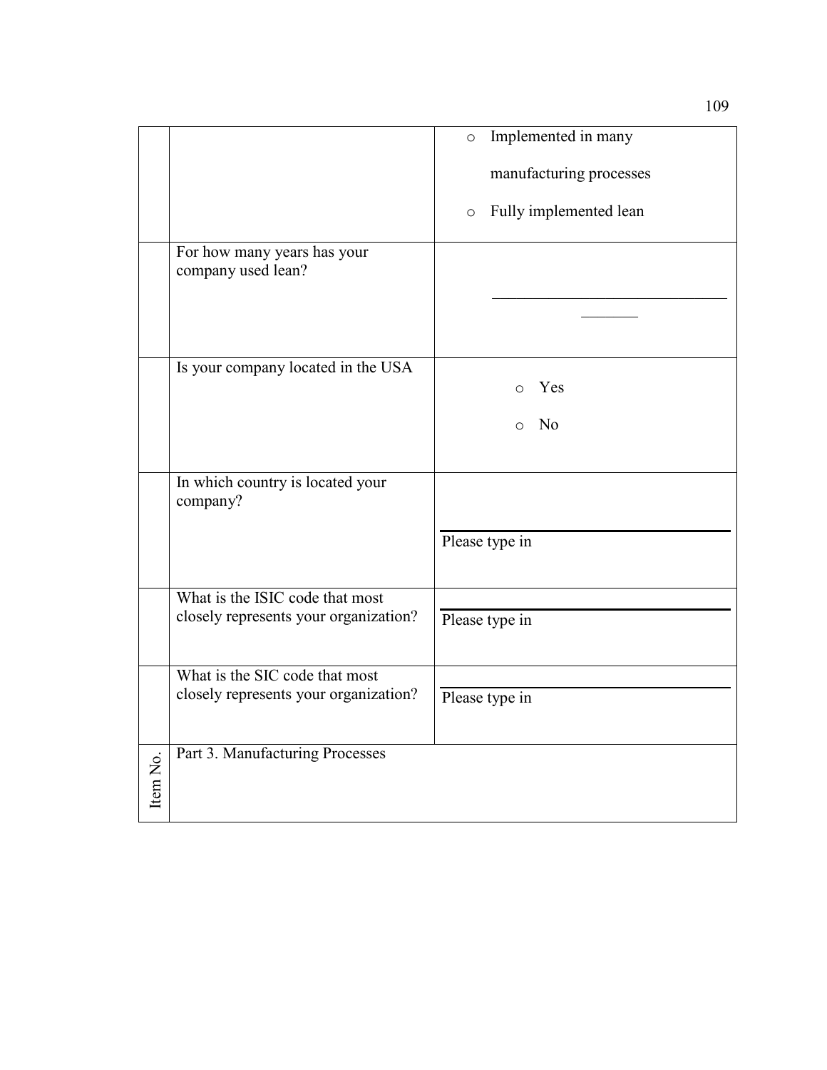| | | |
|---|---|---|
| | | ○ Implemented in many manufacturing processes<br>○ Fully implemented lean |
| | For how many years has your company used lean? | ______________________________<br>_______ |
| | Is your company located in the USA | ○ Yes<br>○ No |
| | In which country is located your company? | Please type in |
| | What is the ISIC code that most closely represents your organization? | Please type in |
| | What is the SIC code that most closely represents your organization? | Please type in |
| Item No. | Part 3. Manufacturing Processes | |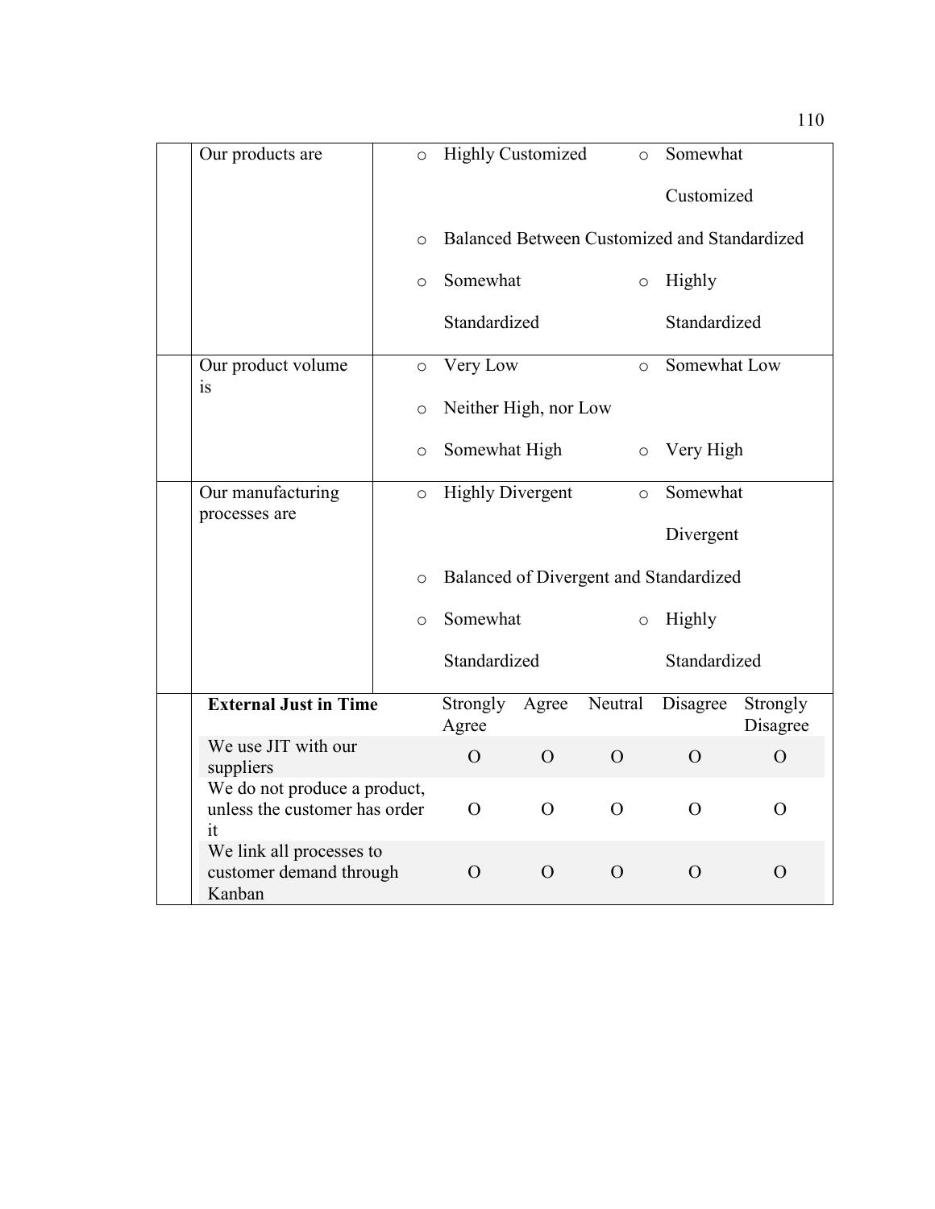| | | |
|---|---|---|
| | Our products are | ○ Highly Customized ○ Somewhat Customized<br>○ Balanced Between Customized and Standardized<br>○ Somewhat Standardized ○ Highly Standardized |
| | Our product volume is | ○ Very Low ○ Somewhat Low<br>○ Neither High, nor Low<br>○ Somewhat High ○ Very High |
| | Our manufacturing processes are | ○ Highly Divergent ○ Somewhat Divergent<br>○ Balanced of Divergent and Standardized<br>○ Somewhat Standardized ○ Highly Standardized |

| **External Just in Time** | Strongly Agree | Agree | Neutral | Disagree | Strongly Disagree |
|---|---|---|---|---|---|
| We use JIT with our suppliers | O | O | O | O | O |
| We do not produce a product, unless the customer has order it | O | O | O | O | O |
| We link all processes to customer demand through Kanban | O | O | O | O | O |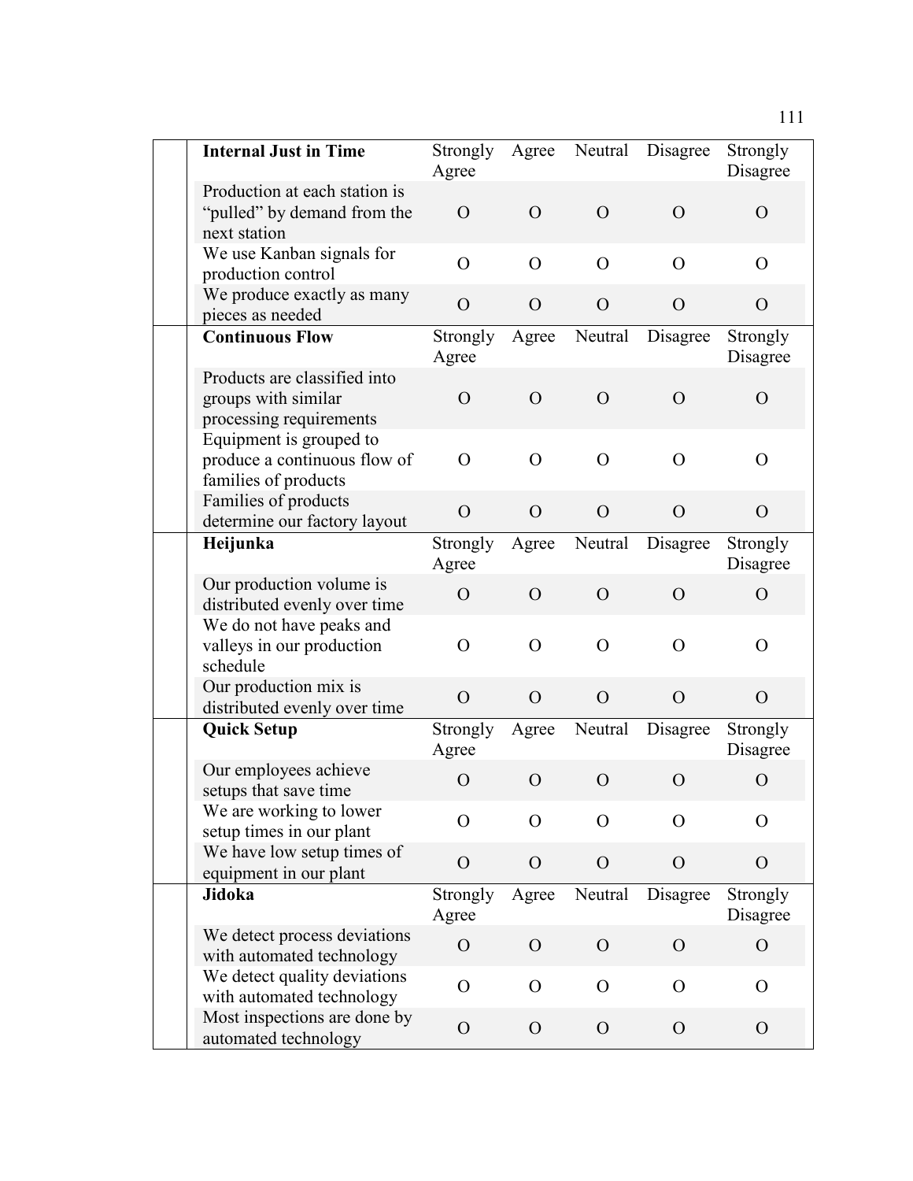| | Internal Just in Time | Strongly Agree | Agree | Neutral | Disagree | Strongly Disagree |
|---|---|---|---|---|---|---|
| | Production at each station is "pulled" by demand from the next station | O | O | O | O | O |
| | We use Kanban signals for production control | O | O | O | O | O |
| | We produce exactly as many pieces as needed | O | O | O | O | O |
| | **Continuous Flow** | Strongly Agree | Agree | Neutral | Disagree | Strongly Disagree |
| | Products are classified into groups with similar processing requirements | O | O | O | O | O |
| | Equipment is grouped to produce a continuous flow of families of products | O | O | O | O | O |
| | Families of products determine our factory layout | O | O | O | O | O |
| | **Heijunka** | Strongly Agree | Agree | Neutral | Disagree | Strongly Disagree |
| | Our production volume is distributed evenly over time | O | O | O | O | O |
| | We do not have peaks and valleys in our production schedule | O | O | O | O | O |
| | Our production mix is distributed evenly over time | O | O | O | O | O |
| | **Quick Setup** | Strongly Agree | Agree | Neutral | Disagree | Strongly Disagree |
| | Our employees achieve setups that save time | O | O | O | O | O |
| | We are working to lower setup times in our plant | O | O | O | O | O |
| | We have low setup times of equipment in our plant | O | O | O | O | O |
| | **Jidoka** | Strongly Agree | Agree | Neutral | Disagree | Strongly Disagree |
| | We detect process deviations with automated technology | O | O | O | O | O |
| | We detect quality deviations with automated technology | O | O | O | O | O |
| | Most inspections are done by automated technology | O | O | O | O | O |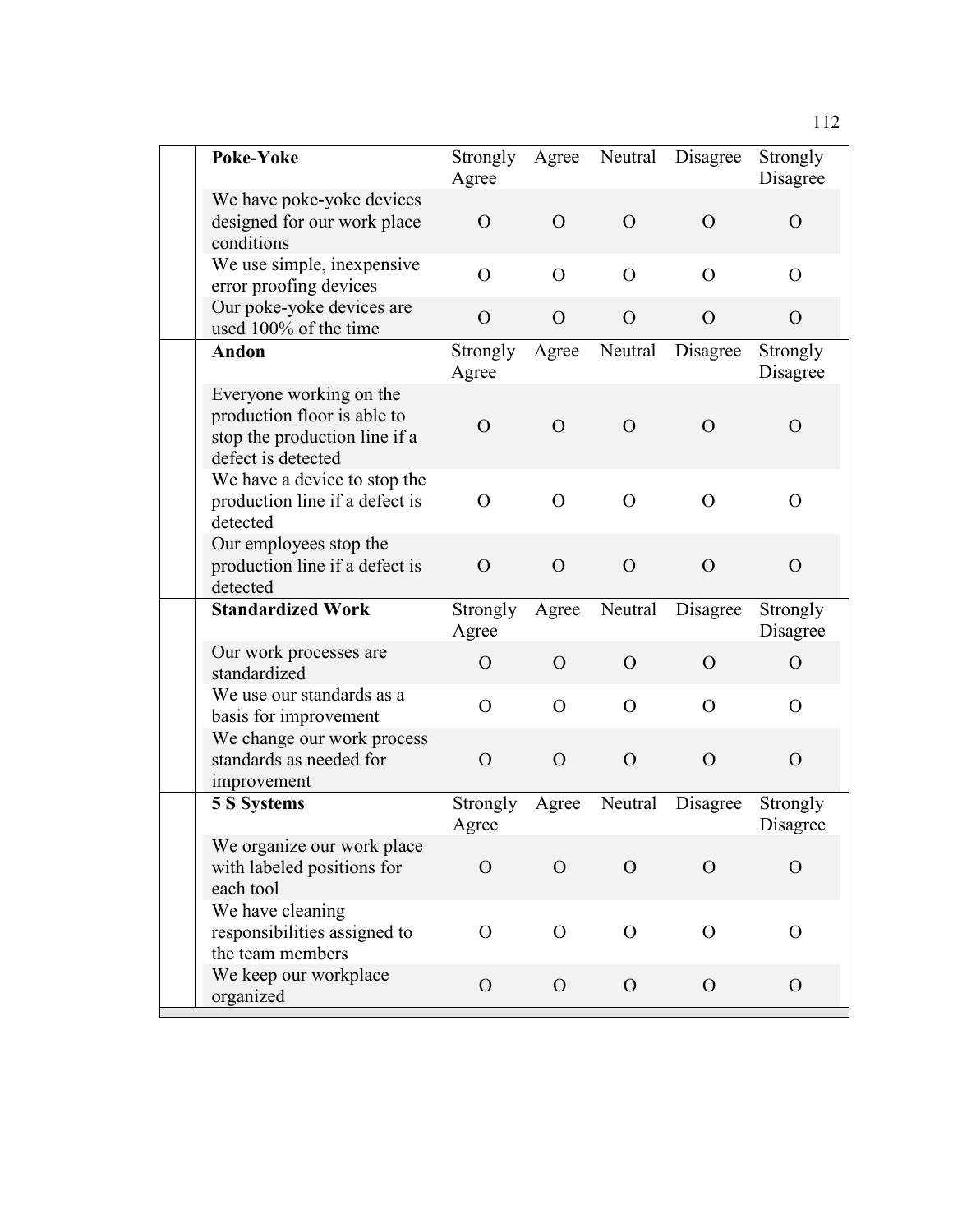| Poke-Yoke | Strongly Agree | Agree | Neutral | Disagree | Strongly Disagree |
|---|---|---|---|---|---|
| We have poke-yoke devices designed for our work place conditions | O | O | O | O | O |
| We use simple, inexpensive error proofing devices | O | O | O | O | O |
| Our poke-yoke devices are used 100% of the time | O | O | O | O | O |
| **Andon** | Strongly Agree | Agree | Neutral | Disagree | Strongly Disagree |
| Everyone working on the production floor is able to stop the production line if a defect is detected | O | O | O | O | O |
| We have a device to stop the production line if a defect is detected | O | O | O | O | O |
| Our employees stop the production line if a defect is detected | O | O | O | O | O |
| **Standardized Work** | Strongly Agree | Agree | Neutral | Disagree | Strongly Disagree |
| Our work processes are standardized | O | O | O | O | O |
| We use our standards as a basis for improvement | O | O | O | O | O |
| We change our work process standards as needed for improvement | O | O | O | O | O |
| **5 S Systems** | Strongly Agree | Agree | Neutral | Disagree | Strongly Disagree |
| We organize our work place with labeled positions for each tool | O | O | O | O | O |
| We have cleaning responsibilities assigned to the team members | O | O | O | O | O |
| We keep our workplace organized | O | O | O | O | O |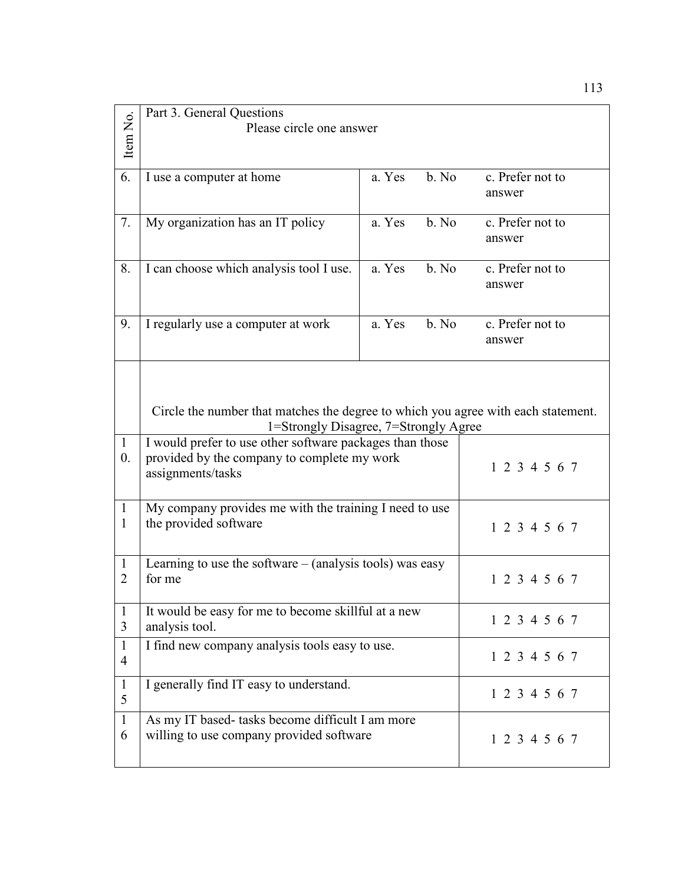| Item No. | Part 3. General Questions<br>Please circle one answer | | | |
|---|---|---|---|---|
| 6. | I use a computer at home | a. Yes | b. No | c. Prefer not to answer |
| 7. | My organization has an IT policy | a. Yes | b. No | c. Prefer not to answer |
| 8. | I can choose which analysis tool I use. | a. Yes | b. No | c. Prefer not to answer |
| 9. | I regularly use a computer at work | a. Yes | b. No | c. Prefer not to answer |

| | Circle the number that matches the degree to which you agree with each statement.<br>1=Strongly Disagree, 7=Strongly Agree | |
|---|---|---|
| 10. | I would prefer to use other software packages than those provided by the company to complete my work assignments/tasks | 1 2 3 4 5 6 7 |
| 11 | My company provides me with the training I need to use the provided software | 1 2 3 4 5 6 7 |
| 12 | Learning to use the software – (analysis tools) was easy for me | 1 2 3 4 5 6 7 |
| 13 | It would be easy for me to become skillful at a new analysis tool. | 1 2 3 4 5 6 7 |
| 14 | I find new company analysis tools easy to use. | 1 2 3 4 5 6 7 |
| 15 | I generally find IT easy to understand. | 1 2 3 4 5 6 7 |
| 16 | As my IT based- tasks become difficult I am more willing to use company provided software | 1 2 3 4 5 6 7 |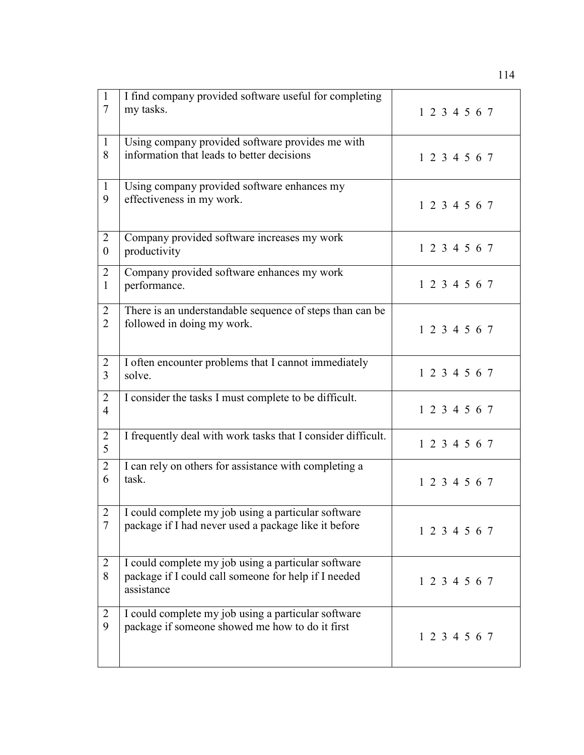| | | |
|---|---|---|
| 17 | I find company provided software useful for completing my tasks. | 1 2 3 4 5 6 7 |
| 18 | Using company provided software provides me with information that leads to better decisions | 1 2 3 4 5 6 7 |
| 19 | Using company provided software enhances my effectiveness in my work. | 1 2 3 4 5 6 7 |
| 20 | Company provided software increases my work productivity | 1 2 3 4 5 6 7 |
| 21 | Company provided software enhances my work performance. | 1 2 3 4 5 6 7 |
| 22 | There is an understandable sequence of steps than can be followed in doing my work. | 1 2 3 4 5 6 7 |
| 23 | I often encounter problems that I cannot immediately solve. | 1 2 3 4 5 6 7 |
| 24 | I consider the tasks I must complete to be difficult. | 1 2 3 4 5 6 7 |
| 25 | I frequently deal with work tasks that I consider difficult. | 1 2 3 4 5 6 7 |
| 26 | I can rely on others for assistance with completing a task. | 1 2 3 4 5 6 7 |
| 27 | I could complete my job using a particular software package if I had never used a package like it before | 1 2 3 4 5 6 7 |
| 28 | I could complete my job using a particular software package if I could call someone for help if I needed assistance | 1 2 3 4 5 6 7 |
| 29 | I could complete my job using a particular software package if someone showed me how to do it first | 1 2 3 4 5 6 7 |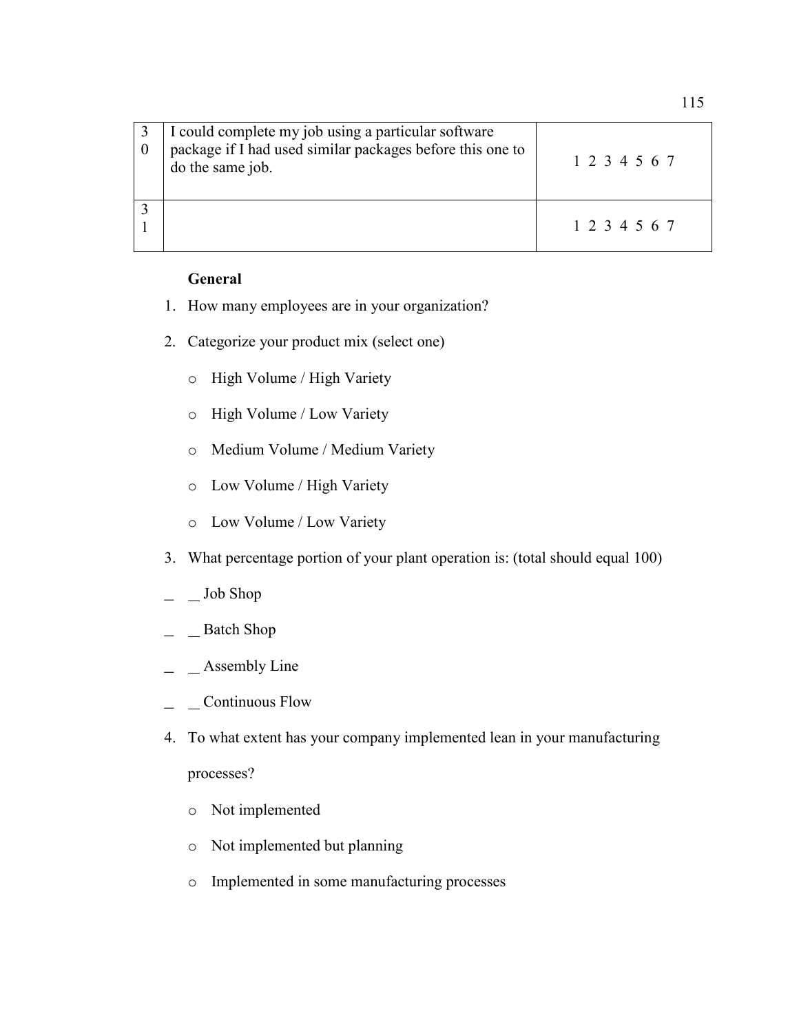| | | |
|---|---|---|
| 30 | I could complete my job using a particular software package if I had used similar packages before this one to do the same job. | 1 2 3 4 5 6 7 |
| 31 | | 1 2 3 4 5 6 7 |

**General**

1. How many employees are in your organization?
2. Categorize your product mix (select one)
   - High Volume / High Variety
   - High Volume / Low Variety
   - Medium Volume / Medium Variety
   - Low Volume / High Variety
   - Low Volume / Low Variety
3. What percentage portion of your plant operation is: (total should equal 100)

_ _ Job Shop

_ _ Batch Shop

_ _ Assembly Line

_ _ Continuous Flow

4. To what extent has your company implemented lean in your manufacturing processes?
   - Not implemented
   - Not implemented but planning
   - Implemented in some manufacturing processes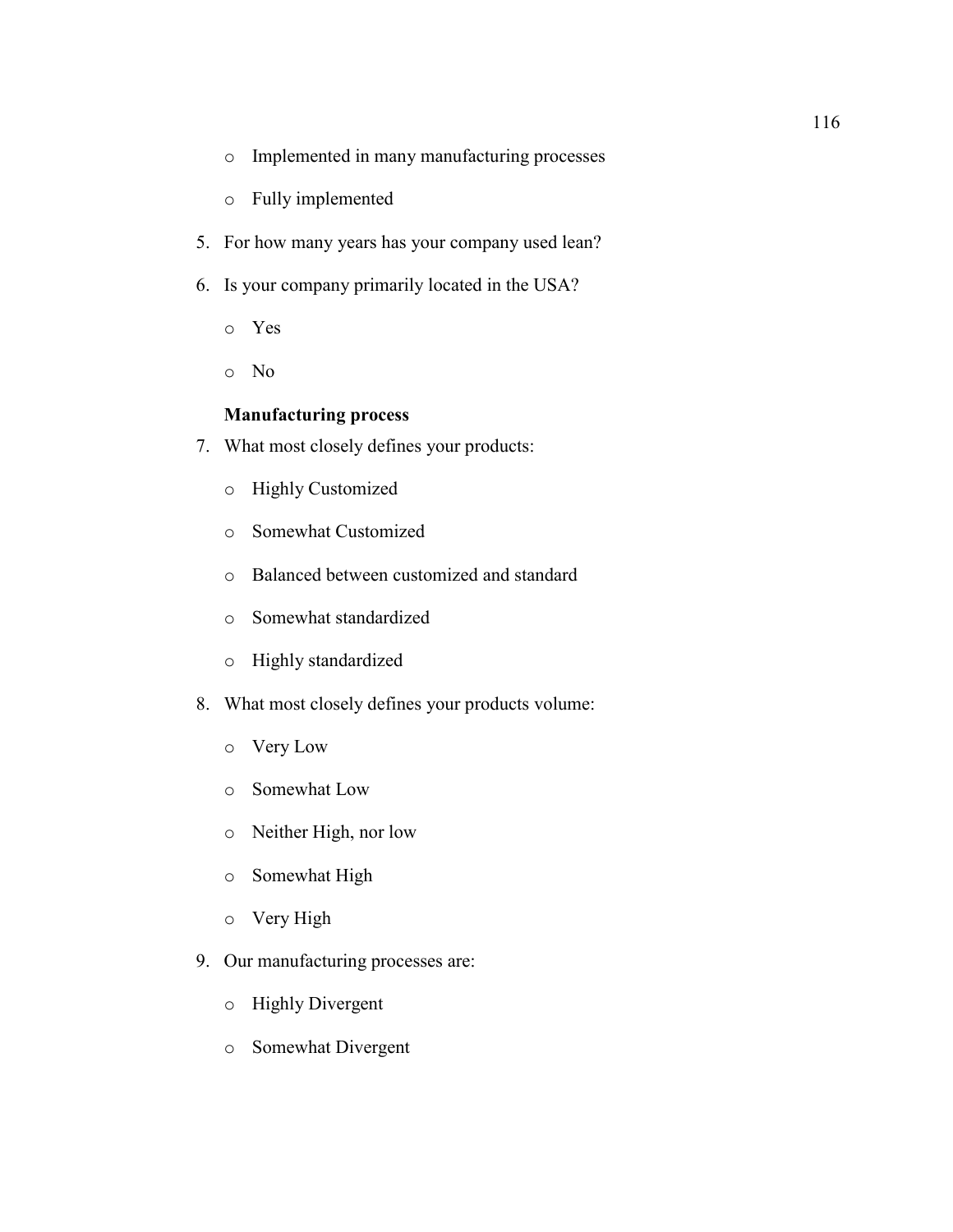- Implemented in many manufacturing processes
- Fully implemented

5. For how many years has your company used lean?

6. Is your company primarily located in the USA?
   - Yes
   - No

**Manufacturing process**

7. What most closely defines your products:
   - Highly Customized
   - Somewhat Customized
   - Balanced between customized and standard
   - Somewhat standardized
   - Highly standardized

8. What most closely defines your products volume:
   - Very Low
   - Somewhat Low
   - Neither High, nor low
   - Somewhat High
   - Very High

9. Our manufacturing processes are:
   - Highly Divergent
   - Somewhat Divergent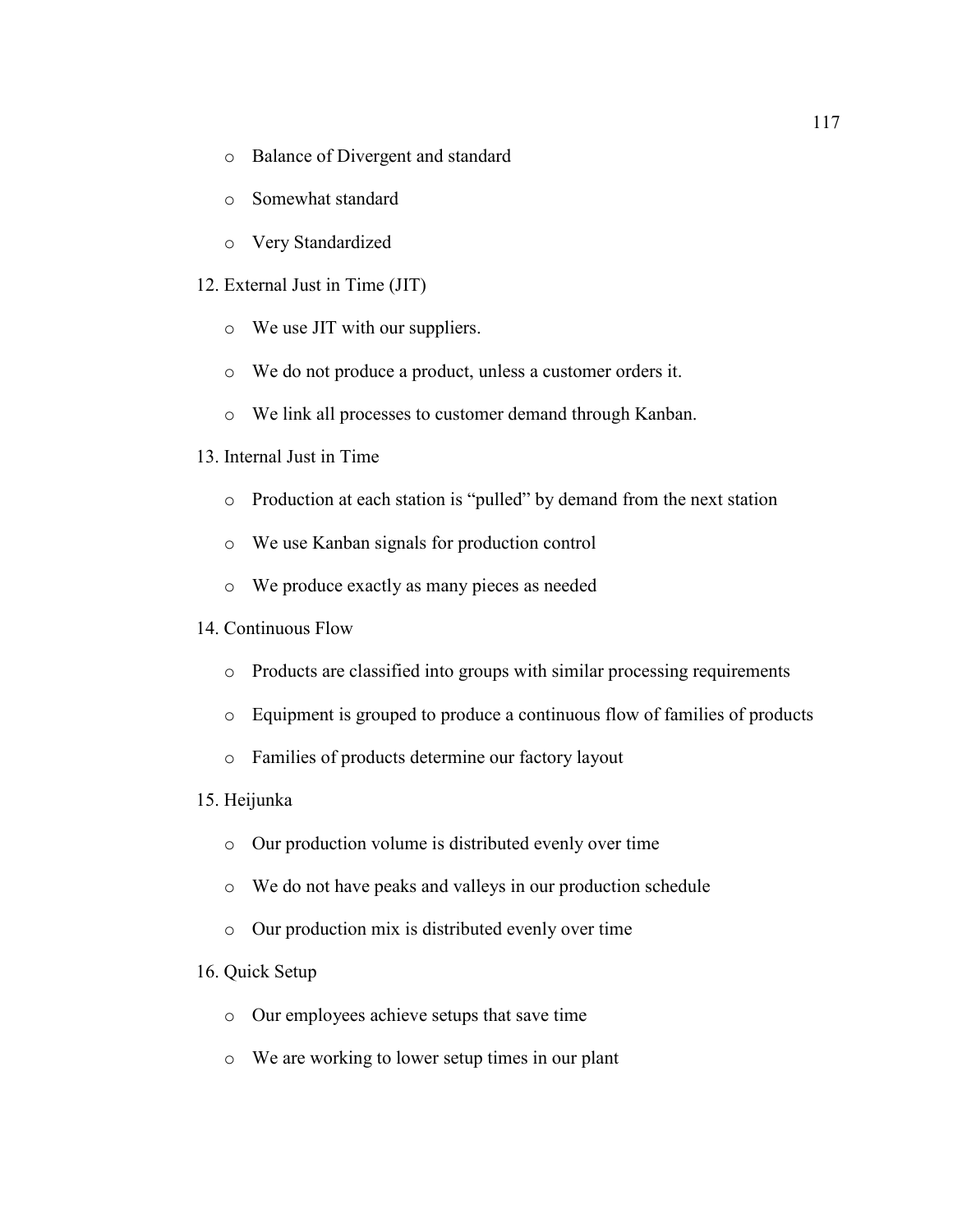- Balance of Divergent and standard
- Somewhat standard
- Very Standardized

12. External Just in Time (JIT)
    - We use JIT with our suppliers.
    - We do not produce a product, unless a customer orders it.
    - We link all processes to customer demand through Kanban.

13. Internal Just in Time
    - Production at each station is "pulled" by demand from the next station
    - We use Kanban signals for production control
    - We produce exactly as many pieces as needed

14. Continuous Flow
    - Products are classified into groups with similar processing requirements
    - Equipment is grouped to produce a continuous flow of families of products
    - Families of products determine our factory layout

15. Heijunka
    - Our production volume is distributed evenly over time
    - We do not have peaks and valleys in our production schedule
    - Our production mix is distributed evenly over time

16. Quick Setup
    - Our employees achieve setups that save time
    - We are working to lower setup times in our plant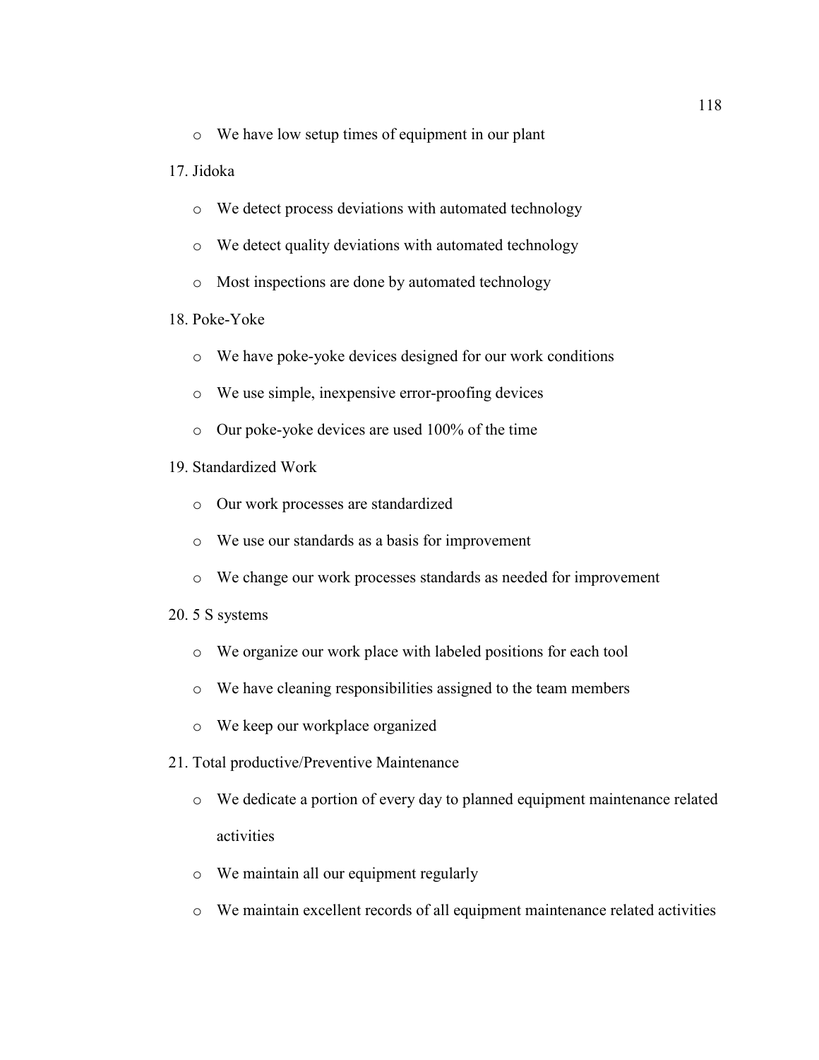- We have low setup times of equipment in our plant

17. Jidoka

    - We detect process deviations with automated technology
    - We detect quality deviations with automated technology
    - Most inspections are done by automated technology

18. Poke-Yoke

    - We have poke-yoke devices designed for our work conditions
    - We use simple, inexpensive error-proofing devices
    - Our poke-yoke devices are used 100% of the time

19. Standardized Work

    - Our work processes are standardized
    - We use our standards as a basis for improvement
    - We change our work processes standards as needed for improvement

20. 5 S systems

    - We organize our work place with labeled positions for each tool
    - We have cleaning responsibilities assigned to the team members
    - We keep our workplace organized

21. Total productive/Preventive Maintenance

    - We dedicate a portion of every day to planned equipment maintenance related activities
    - We maintain all our equipment regularly
    - We maintain excellent records of all equipment maintenance related activities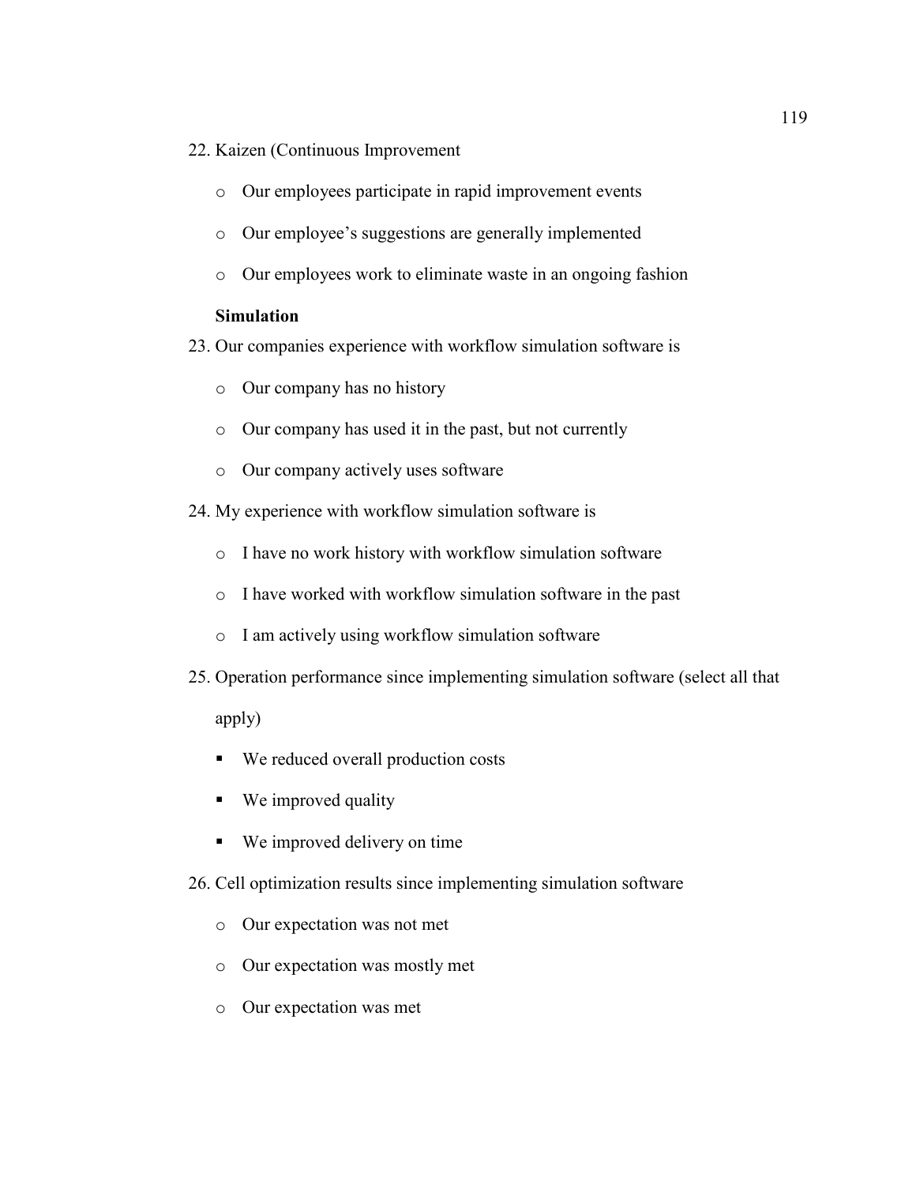22. Kaizen (Continuous Improvement

    - Our employees participate in rapid improvement events
    - Our employee's suggestions are generally implemented
    - Our employees work to eliminate waste in an ongoing fashion

**Simulation**

23. Our companies experience with workflow simulation software is

    - Our company has no history
    - Our company has used it in the past, but not currently
    - Our company actively uses software

24. My experience with workflow simulation software is

    - I have no work history with workflow simulation software
    - I have worked with workflow simulation software in the past
    - I am actively using workflow simulation software

25. Operation performance since implementing simulation software (select all that apply)

    - We reduced overall production costs
    - We improved quality
    - We improved delivery on time

26. Cell optimization results since implementing simulation software

    - Our expectation was not met
    - Our expectation was mostly met
    - Our expectation was met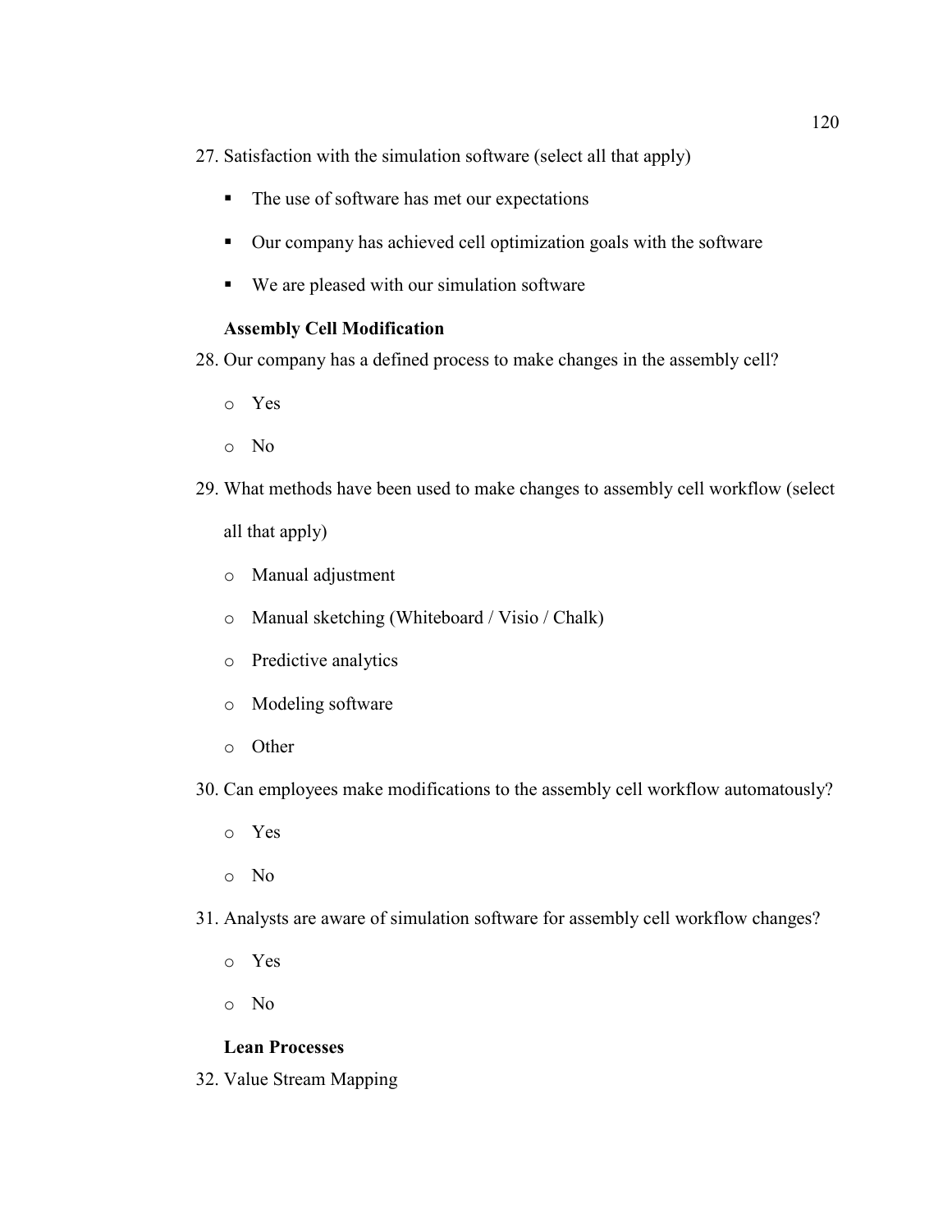27. Satisfaction with the simulation software (select all that apply)

    - The use of software has met our expectations
    - Our company has achieved cell optimization goals with the software
    - We are pleased with our simulation software

**Assembly Cell Modification**

28. Our company has a defined process to make changes in the assembly cell?

    - Yes
    - No

29. What methods have been used to make changes to assembly cell workflow (select all that apply)

    - Manual adjustment
    - Manual sketching (Whiteboard / Visio / Chalk)
    - Predictive analytics
    - Modeling software
    - Other

30. Can employees make modifications to the assembly cell workflow automatously?

    - Yes
    - No

31. Analysts are aware of simulation software for assembly cell workflow changes?

    - Yes
    - No

**Lean Processes**

32. Value Stream Mapping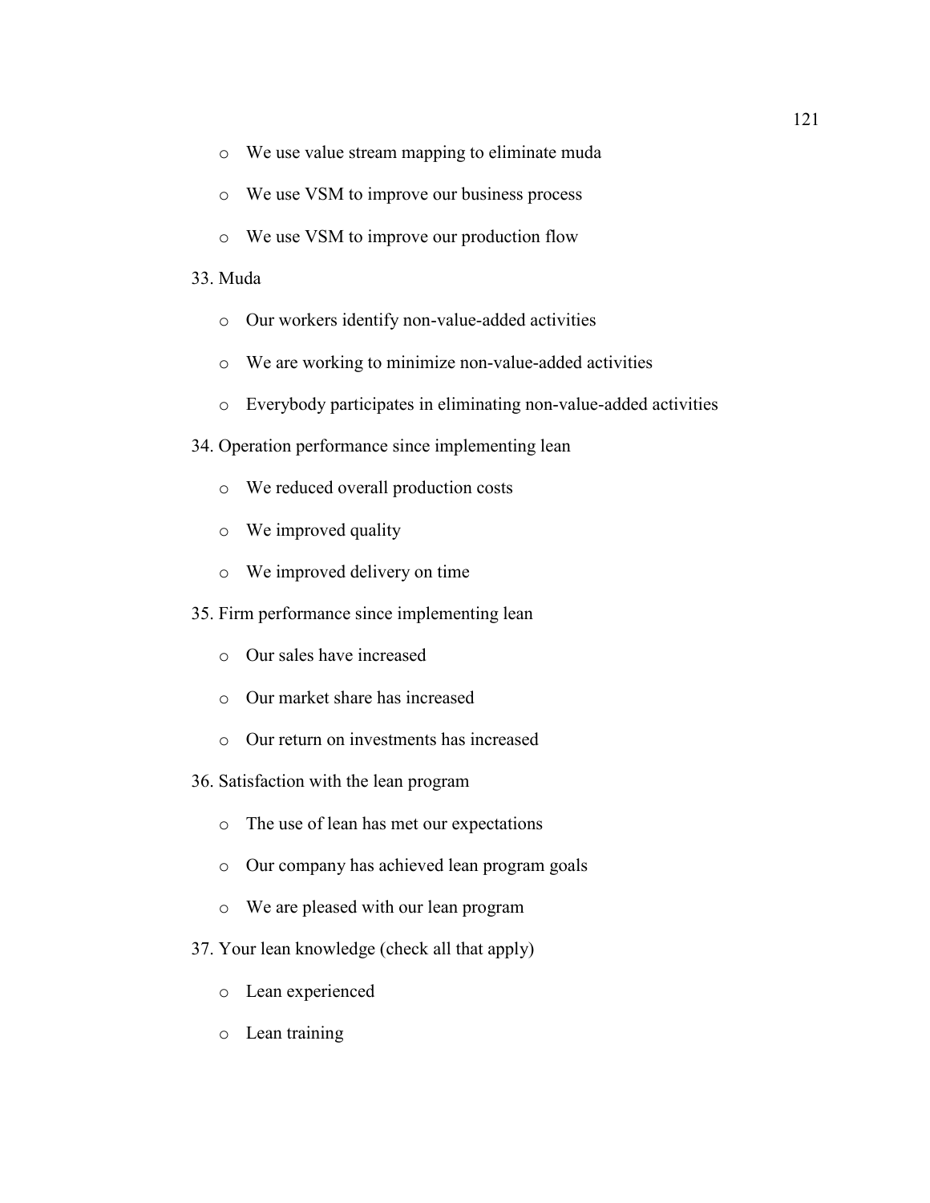- We use value stream mapping to eliminate muda
- We use VSM to improve our business process
- We use VSM to improve our production flow

33. Muda
    - Our workers identify non-value-added activities
    - We are working to minimize non-value-added activities
    - Everybody participates in eliminating non-value-added activities

34. Operation performance since implementing lean
    - We reduced overall production costs
    - We improved quality
    - We improved delivery on time

35. Firm performance since implementing lean
    - Our sales have increased
    - Our market share has increased
    - Our return on investments has increased

36. Satisfaction with the lean program
    - The use of lean has met our expectations
    - Our company has achieved lean program goals
    - We are pleased with our lean program

37. Your lean knowledge (check all that apply)
    - Lean experienced
    - Lean training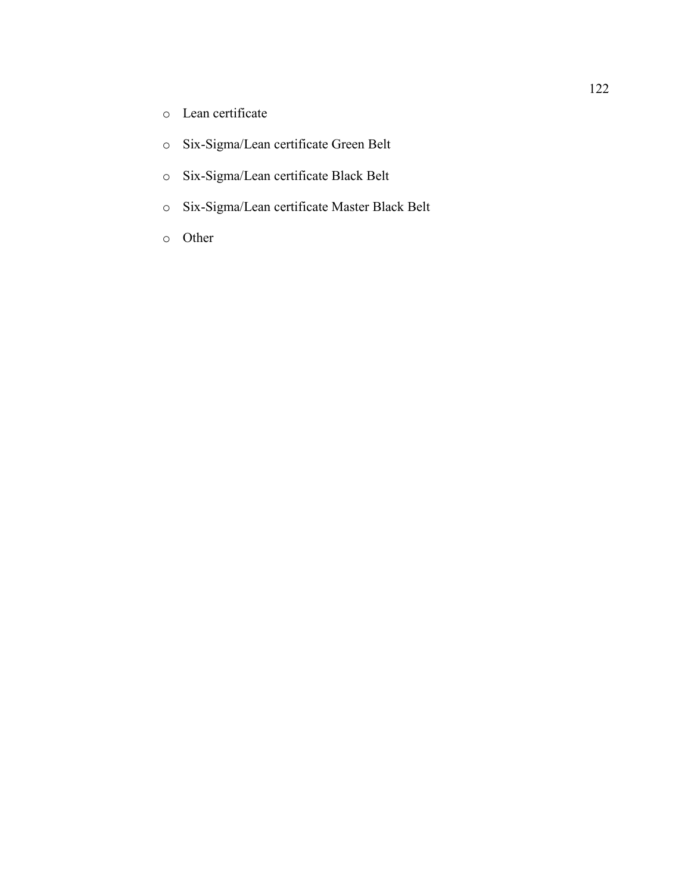- Lean certificate
- Six-Sigma/Lean certificate Green Belt
- Six-Sigma/Lean certificate Black Belt
- Six-Sigma/Lean certificate Master Black Belt
- Other